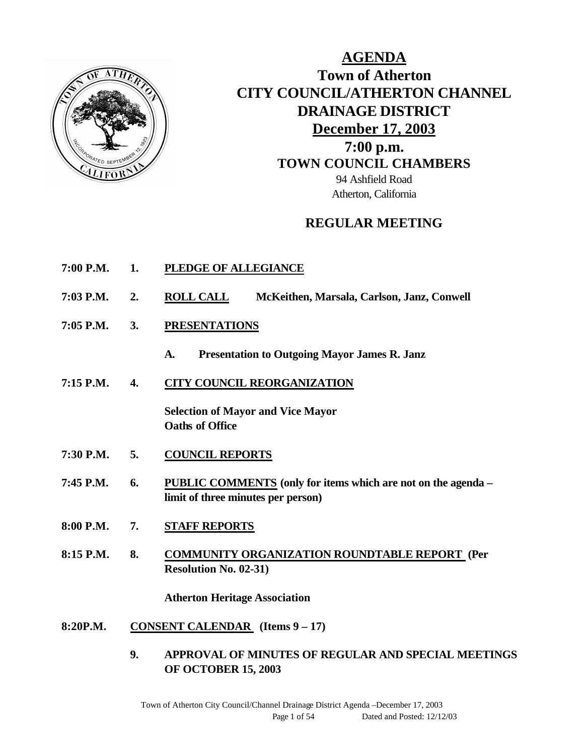# AGENDA

## Town of Atherton
## CITY COUNCIL/ATHERTON CHANNEL DRAINAGE DISTRICT
## December 17, 2003
## 7:00 p.m.
## TOWN COUNCIL CHAMBERS

94 Ashfield Road
Atherton, California

## REGULAR MEETING

**7:00 P.M. 1. PLEDGE OF ALLEGIANCE**

**7:03 P.M. 2. ROLL CALL** **McKeithen, Marsala, Carlson, Janz, Conwell**

**7:05 P.M. 3. PRESENTATIONS**

**A. Presentation to Outgoing Mayor James R. Janz**

**7:15 P.M. 4. CITY COUNCIL REORGANIZATION**

**Selection of Mayor and Vice Mayor**
**Oaths of Office**

**7:30 P.M. 5. COUNCIL REPORTS**

**7:45 P.M. 6. PUBLIC COMMENTS (only for items which are not on the agenda – limit of three minutes per person)**

**8:00 P.M. 7. STAFF REPORTS**

**8:15 P.M. 8. COMMUNITY ORGANIZATION ROUNDTABLE REPORT (Per Resolution No. 02-31)**

**Atherton Heritage Association**

**8:20P.M. CONSENT CALENDAR (Items 9 – 17)**

**9. APPROVAL OF MINUTES OF REGULAR AND SPECIAL MEETINGS OF OCTOBER 15, 2003**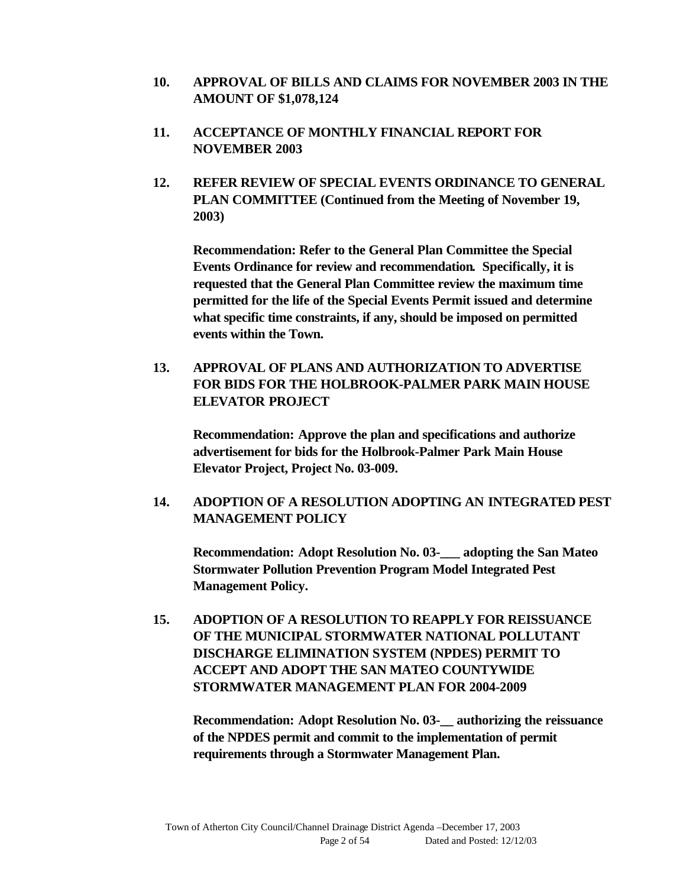**10. APPROVAL OF BILLS AND CLAIMS FOR NOVEMBER 2003 IN THE AMOUNT OF $1,078,124**

**11. ACCEPTANCE OF MONTHLY FINANCIAL REPORT FOR NOVEMBER 2003**

**12. REFER REVIEW OF SPECIAL EVENTS ORDINANCE TO GENERAL PLAN COMMITTEE (Continued from the Meeting of November 19, 2003)**

**Recommendation: Refer to the General Plan Committee the Special Events Ordinance for review and recommendation. Specifically, it is requested that the General Plan Committee review the maximum time permitted for the life of the Special Events Permit issued and determine what specific time constraints, if any, should be imposed on permitted events within the Town.**

**13. APPROVAL OF PLANS AND AUTHORIZATION TO ADVERTISE FOR BIDS FOR THE HOLBROOK-PALMER PARK MAIN HOUSE ELEVATOR PROJECT**

**Recommendation: Approve the plan and specifications and authorize advertisement for bids for the Holbrook-Palmer Park Main House Elevator Project, Project No. 03-009.**

**14. ADOPTION OF A RESOLUTION ADOPTING AN INTEGRATED PEST MANAGEMENT POLICY**

**Recommendation: Adopt Resolution No. 03-___ adopting the San Mateo Stormwater Pollution Prevention Program Model Integrated Pest Management Policy.**

**15. ADOPTION OF A RESOLUTION TO REAPPLY FOR REISSUANCE OF THE MUNICIPAL STORMWATER NATIONAL POLLUTANT DISCHARGE ELIMINATION SYSTEM (NPDES) PERMIT TO ACCEPT AND ADOPT THE SAN MATEO COUNTYWIDE STORMWATER MANAGEMENT PLAN FOR 2004-2009**

**Recommendation: Adopt Resolution No. 03-__ authorizing the reissuance of the NPDES permit and commit to the implementation of permit requirements through a Stormwater Management Plan.**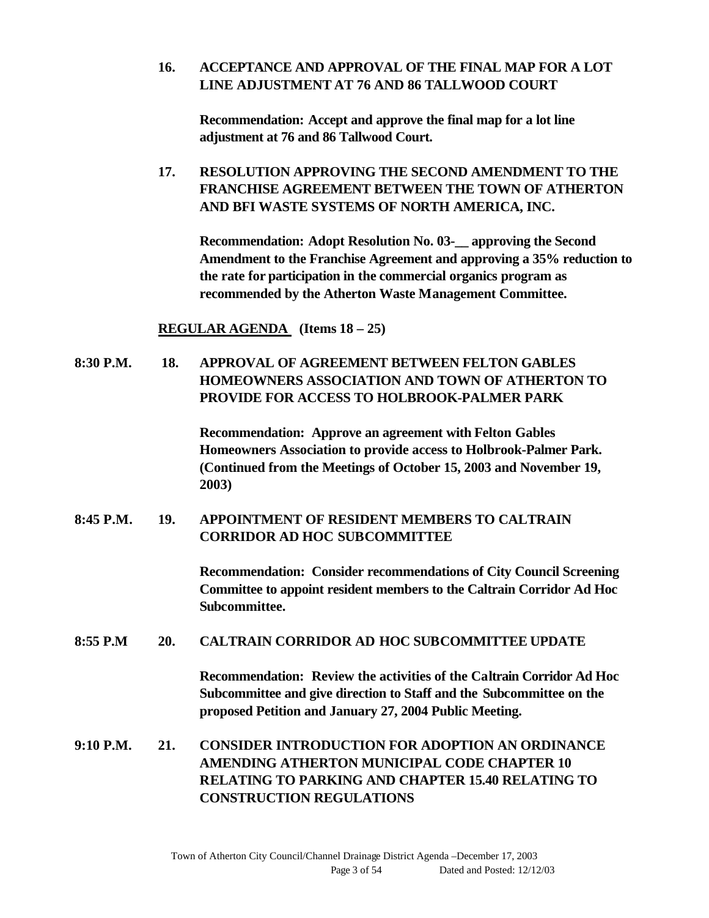**16. ACCEPTANCE AND APPROVAL OF THE FINAL MAP FOR A LOT LINE ADJUSTMENT AT 76 AND 86 TALLWOOD COURT**

**Recommendation: Accept and approve the final map for a lot line adjustment at 76 and 86 Tallwood Court.**

**17. RESOLUTION APPROVING THE SECOND AMENDMENT TO THE FRANCHISE AGREEMENT BETWEEN THE TOWN OF ATHERTON AND BFI WASTE SYSTEMS OF NORTH AMERICA, INC.**

**Recommendation: Adopt Resolution No. 03-__ approving the Second Amendment to the Franchise Agreement and approving a 35% reduction to the rate for participation in the commercial organics program as recommended by the Atherton Waste Management Committee.**

**REGULAR AGENDA (Items 18 – 25)**

**8:30 P.M. 18. APPROVAL OF AGREEMENT BETWEEN FELTON GABLES HOMEOWNERS ASSOCIATION AND TOWN OF ATHERTON TO PROVIDE FOR ACCESS TO HOLBROOK-PALMER PARK**

**Recommendation: Approve an agreement with Felton Gables Homeowners Association to provide access to Holbrook-Palmer Park. (Continued from the Meetings of October 15, 2003 and November 19, 2003)**

**8:45 P.M. 19. APPOINTMENT OF RESIDENT MEMBERS TO CALTRAIN CORRIDOR AD HOC SUBCOMMITTEE**

**Recommendation: Consider recommendations of City Council Screening Committee to appoint resident members to the Caltrain Corridor Ad Hoc Subcommittee.**

**8:55 P.M 20. CALTRAIN CORRIDOR AD HOC SUBCOMMITTEE UPDATE**

**Recommendation: Review the activities of the Caltrain Corridor Ad Hoc Subcommittee and give direction to Staff and the Subcommittee on the proposed Petition and January 27, 2004 Public Meeting.**

**9:10 P.M. 21. CONSIDER INTRODUCTION FOR ADOPTION AN ORDINANCE AMENDING ATHERTON MUNICIPAL CODE CHAPTER 10 RELATING TO PARKING AND CHAPTER 15.40 RELATING TO CONSTRUCTION REGULATIONS**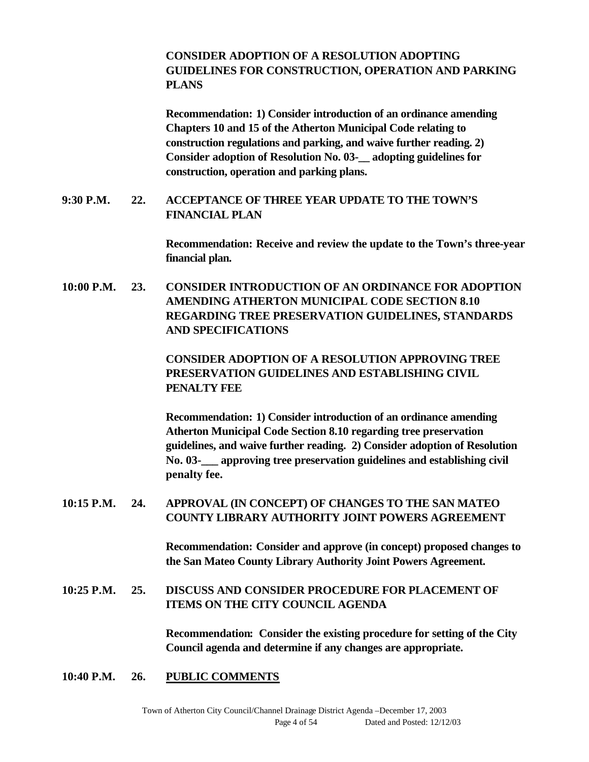**CONSIDER ADOPTION OF A RESOLUTION ADOPTING GUIDELINES FOR CONSTRUCTION, OPERATION AND PARKING PLANS**

**Recommendation: 1) Consider introduction of an ordinance amending Chapters 10 and 15 of the Atherton Municipal Code relating to construction regulations and parking, and waive further reading. 2) Consider adoption of Resolution No. 03-__ adopting guidelines for construction, operation and parking plans.**

**9:30 P.M. 22. ACCEPTANCE OF THREE YEAR UPDATE TO THE TOWN'S FINANCIAL PLAN**

**Recommendation: Receive and review the update to the Town's three-year financial plan.**

**10:00 P.M. 23. CONSIDER INTRODUCTION OF AN ORDINANCE FOR ADOPTION AMENDING ATHERTON MUNICIPAL CODE SECTION 8.10 REGARDING TREE PRESERVATION GUIDELINES, STANDARDS AND SPECIFICATIONS**

**CONSIDER ADOPTION OF A RESOLUTION APPROVING TREE PRESERVATION GUIDELINES AND ESTABLISHING CIVIL PENALTY FEE**

**Recommendation: 1) Consider introduction of an ordinance amending Atherton Municipal Code Section 8.10 regarding tree preservation guidelines, and waive further reading. 2) Consider adoption of Resolution No. 03-___ approving tree preservation guidelines and establishing civil penalty fee.**

**10:15 P.M. 24. APPROVAL (IN CONCEPT) OF CHANGES TO THE SAN MATEO COUNTY LIBRARY AUTHORITY JOINT POWERS AGREEMENT**

**Recommendation: Consider and approve (in concept) proposed changes to the San Mateo County Library Authority Joint Powers Agreement.**

**10:25 P.M. 25. DISCUSS AND CONSIDER PROCEDURE FOR PLACEMENT OF ITEMS ON THE CITY COUNCIL AGENDA**

**Recommendation: Consider the existing procedure for setting of the City Council agenda and determine if any changes are appropriate.**

**10:40 P.M. 26. <u>PUBLIC COMMENTS</u>**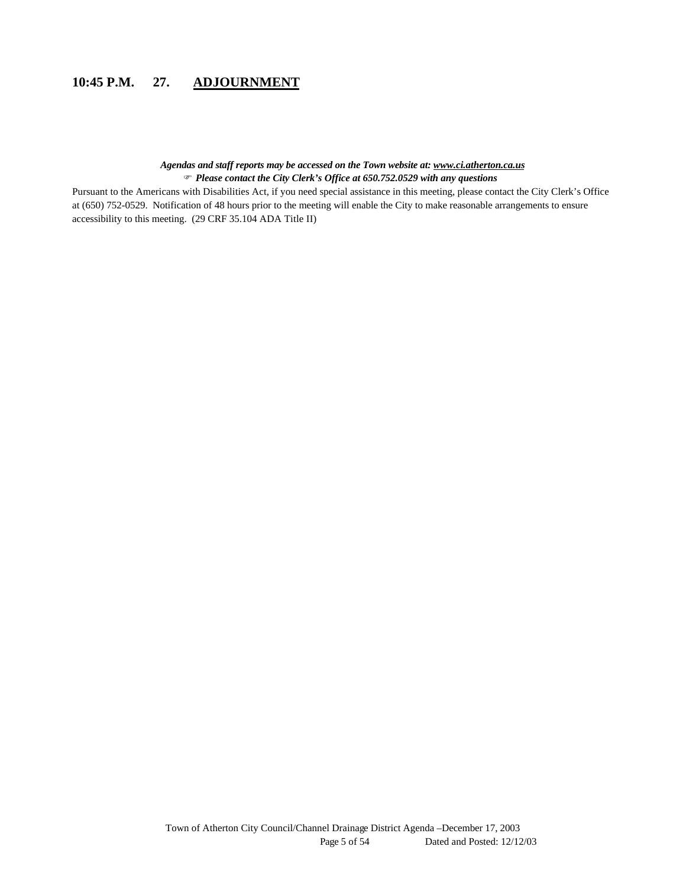**10:45 P.M. 27. <u>ADJOURNMENT</u>**

***Agendas and staff reports may be accessed on the Town website at: <u>www.ci.atherton.ca.us</u>***
☞ ***Please contact the City Clerk's Office at 650.752.0529 with any questions***

Pursuant to the Americans with Disabilities Act, if you need special assistance in this meeting, please contact the City Clerk's Office at (650) 752-0529. Notification of 48 hours prior to the meeting will enable the City to make reasonable arrangements to ensure accessibility to this meeting. (29 CRF 35.104 ADA Title II)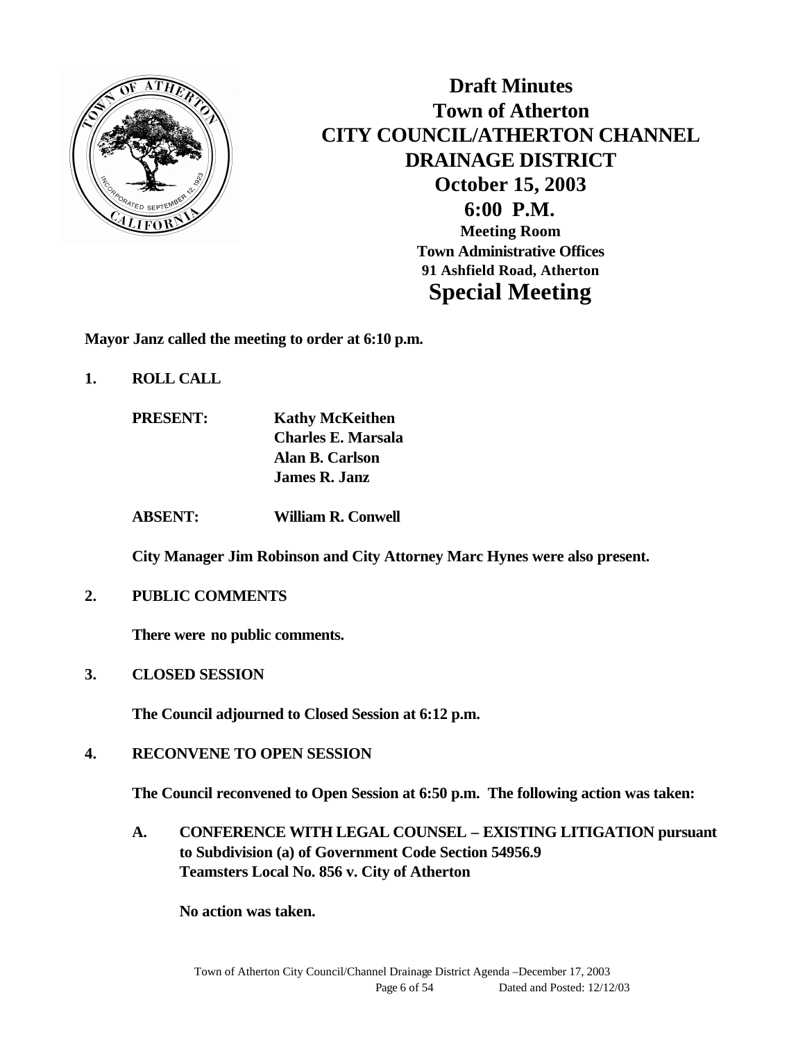# Draft Minutes
# Town of Atherton
# CITY COUNCIL/ATHERTON CHANNEL DRAINAGE DISTRICT
## October 15, 2003
## 6:00 P.M.

**Meeting Room**
**Town Administrative Offices**
**91 Ashfield Road, Atherton**

# Special Meeting

**Mayor Janz called the meeting to order at 6:10 p.m.**

**1. ROLL CALL**

**PRESENT:** **Kathy McKeithen**
**Charles E. Marsala**
**Alan B. Carlson**
**James R. Janz**

**ABSENT:** **William R. Conwell**

**City Manager Jim Robinson and City Attorney Marc Hynes were also present.**

**2. PUBLIC COMMENTS**

**There were no public comments.**

**3. CLOSED SESSION**

**The Council adjourned to Closed Session at 6:12 p.m.**

**4. RECONVENE TO OPEN SESSION**

**The Council reconvened to Open Session at 6:50 p.m. The following action was taken:**

**A. CONFERENCE WITH LEGAL COUNSEL – EXISTING LITIGATION pursuant to Subdivision (a) of Government Code Section 54956.9**
**Teamsters Local No. 856 v. City of Atherton**

**No action was taken.**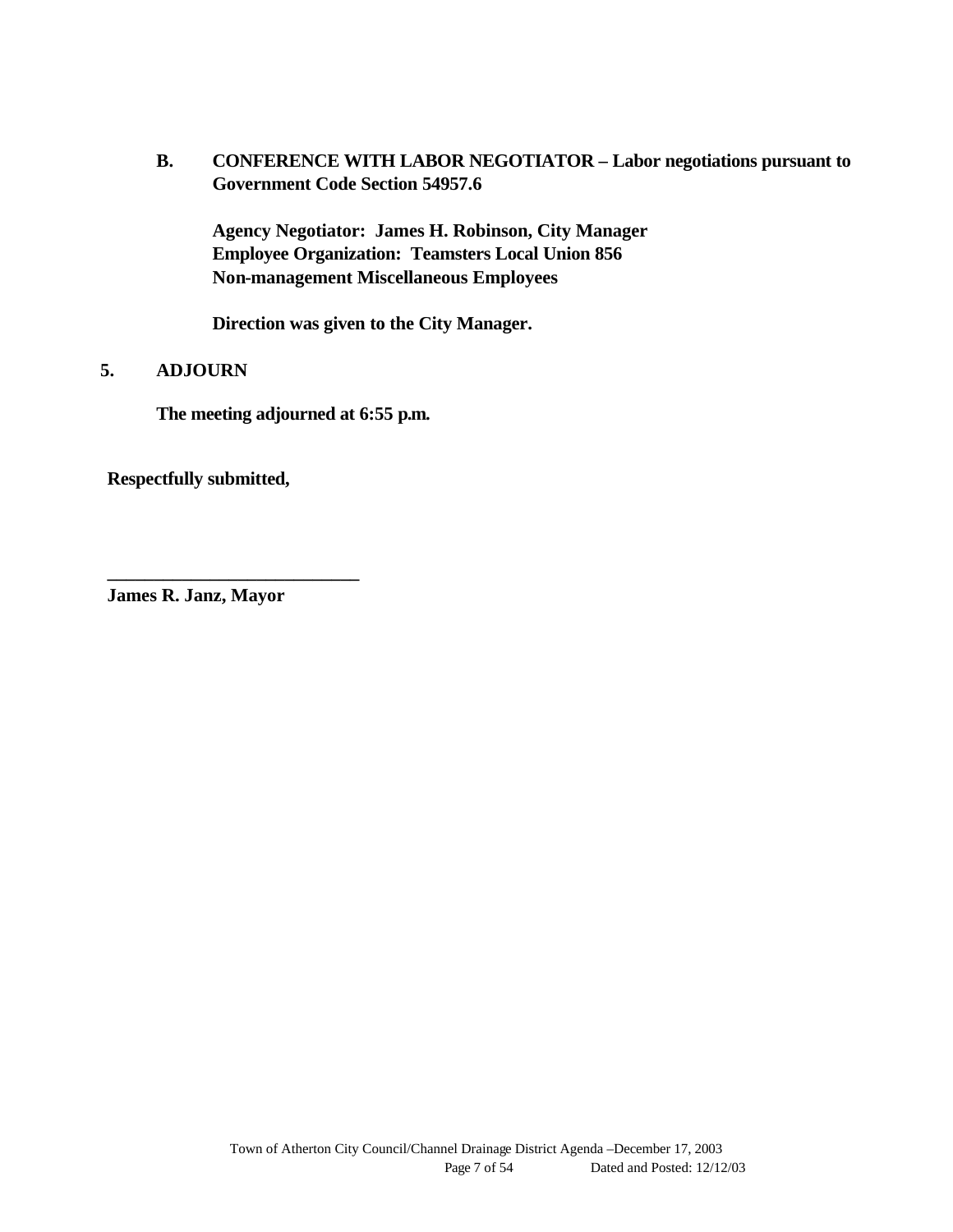**B. CONFERENCE WITH LABOR NEGOTIATOR – Labor negotiations pursuant to Government Code Section 54957.6**

**Agency Negotiator: James H. Robinson, City Manager**
**Employee Organization: Teamsters Local Union 856**
**Non-management Miscellaneous Employees**

**Direction was given to the City Manager.**

**5. ADJOURN**

**The meeting adjourned at 6:55 p.m.**

**Respectfully submitted,**

**___________________________**
**James R. Janz, Mayor**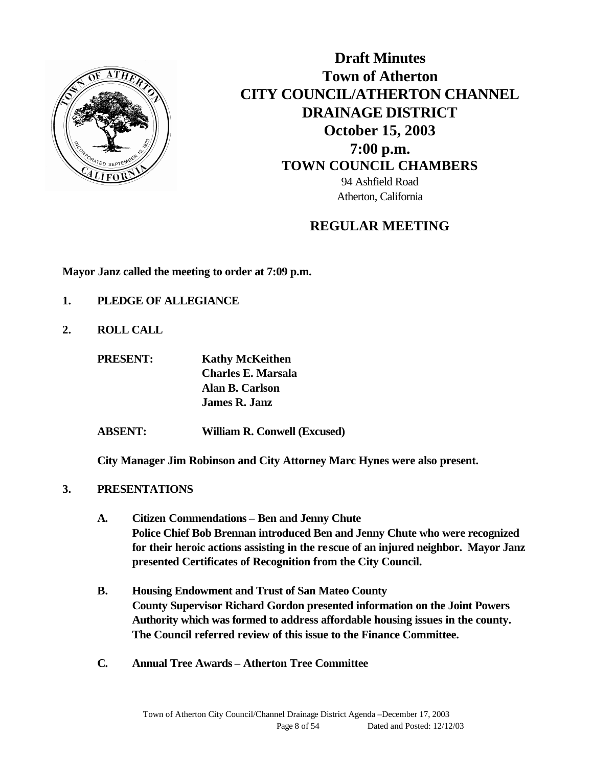# Draft Minutes
# Town of Atherton
# CITY COUNCIL/ATHERTON CHANNEL DRAINAGE DISTRICT
## October 15, 2003
## 7:00 p.m.
## TOWN COUNCIL CHAMBERS

94 Ashfield Road
Atherton, California

## REGULAR MEETING

**Mayor Janz called the meeting to order at 7:09 p.m.**

**1. PLEDGE OF ALLEGIANCE**

**2. ROLL CALL**

**PRESENT:** **Kathy McKeithen**
**Charles E. Marsala**
**Alan B. Carlson**
**James R. Janz**

**ABSENT:** **William R. Conwell (Excused)**

**City Manager Jim Robinson and City Attorney Marc Hynes were also present.**

**3. PRESENTATIONS**

**A. Citizen Commendations – Ben and Jenny Chute**
**Police Chief Bob Brennan introduced Ben and Jenny Chute who were recognized for their heroic actions assisting in the rescue of an injured neighbor. Mayor Janz presented Certificates of Recognition from the City Council.**

**B. Housing Endowment and Trust of San Mateo County**
**County Supervisor Richard Gordon presented information on the Joint Powers Authority which was formed to address affordable housing issues in the county. The Council referred review of this issue to the Finance Committee.**

**C. Annual Tree Awards – Atherton Tree Committee**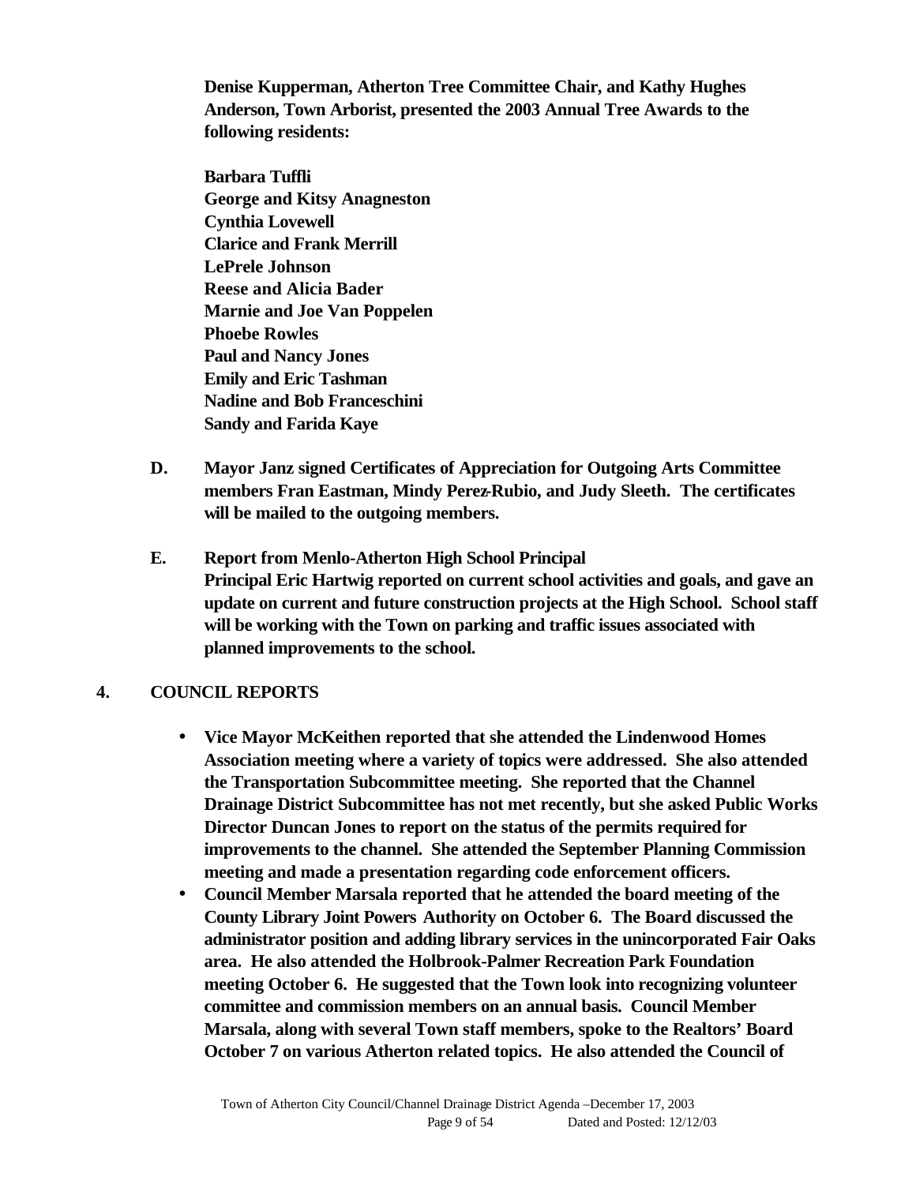**Denise Kupperman, Atherton Tree Committee Chair, and Kathy Hughes Anderson, Town Arborist, presented the 2003 Annual Tree Awards to the following residents:**

**Barbara Tuffli**
**George and Kitsy Anagneston**
**Cynthia Lovewell**
**Clarice and Frank Merrill**
**LePrele Johnson**
**Reese and Alicia Bader**
**Marnie and Joe Van Poppelen**
**Phoebe Rowles**
**Paul and Nancy Jones**
**Emily and Eric Tashman**
**Nadine and Bob Franceschini**
**Sandy and Farida Kaye**

**D. Mayor Janz signed Certificates of Appreciation for Outgoing Arts Committee members Fran Eastman, Mindy Perez-Rubio, and Judy Sleeth. The certificates will be mailed to the outgoing members.**

**E. Report from Menlo-Atherton High School Principal**
**Principal Eric Hartwig reported on current school activities and goals, and gave an update on current and future construction projects at the High School. School staff will be working with the Town on parking and traffic issues associated with planned improvements to the school.**

## 4. COUNCIL REPORTS

- **Vice Mayor McKeithen reported that she attended the Lindenwood Homes Association meeting where a variety of topics were addressed. She also attended the Transportation Subcommittee meeting. She reported that the Channel Drainage District Subcommittee has not met recently, but she asked Public Works Director Duncan Jones to report on the status of the permits required for improvements to the channel. She attended the September Planning Commission meeting and made a presentation regarding code enforcement officers.**
- **Council Member Marsala reported that he attended the board meeting of the County Library Joint Powers Authority on October 6. The Board discussed the administrator position and adding library services in the unincorporated Fair Oaks area. He also attended the Holbrook-Palmer Recreation Park Foundation meeting October 6. He suggested that the Town look into recognizing volunteer committee and commission members on an annual basis. Council Member Marsala, along with several Town staff members, spoke to the Realtors' Board October 7 on various Atherton related topics. He also attended the Council of**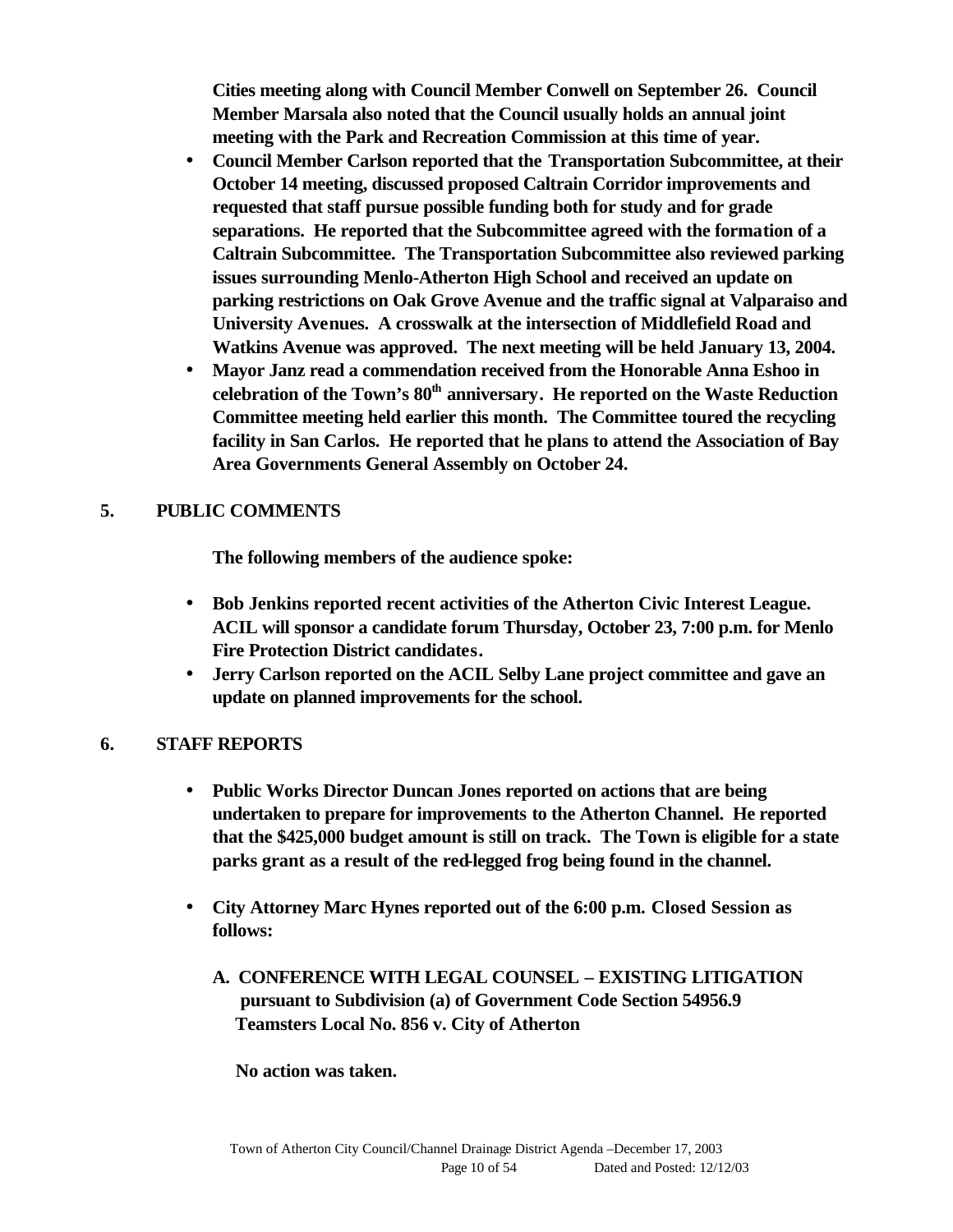**Cities meeting along with Council Member Conwell on September 26. Council Member Marsala also noted that the Council usually holds an annual joint meeting with the Park and Recreation Commission at this time of year.**

- **Council Member Carlson reported that the Transportation Subcommittee, at their October 14 meeting, discussed proposed Caltrain Corridor improvements and requested that staff pursue possible funding both for study and for grade separations. He reported that the Subcommittee agreed with the formation of a Caltrain Subcommittee. The Transportation Subcommittee also reviewed parking issues surrounding Menlo-Atherton High School and received an update on parking restrictions on Oak Grove Avenue and the traffic signal at Valparaiso and University Avenues. A crosswalk at the intersection of Middlefield Road and Watkins Avenue was approved. The next meeting will be held January 13, 2004.**
- **Mayor Janz read a commendation received from the Honorable Anna Eshoo in celebration of the Town's 80th anniversary. He reported on the Waste Reduction Committee meeting held earlier this month. The Committee toured the recycling facility in San Carlos. He reported that he plans to attend the Association of Bay Area Governments General Assembly on October 24.**

## 5. PUBLIC COMMENTS

**The following members of the audience spoke:**

- **Bob Jenkins reported recent activities of the Atherton Civic Interest League. ACIL will sponsor a candidate forum Thursday, October 23, 7:00 p.m. for Menlo Fire Protection District candidates.**
- **Jerry Carlson reported on the ACIL Selby Lane project committee and gave an update on planned improvements for the school.**

## 6. STAFF REPORTS

- **Public Works Director Duncan Jones reported on actions that are being undertaken to prepare for improvements to the Atherton Channel. He reported that the $425,000 budget amount is still on track. The Town is eligible for a state parks grant as a result of the red-legged frog being found in the channel.**

- **City Attorney Marc Hynes reported out of the 6:00 p.m. Closed Session as follows:**

  **A. CONFERENCE WITH LEGAL COUNSEL – EXISTING LITIGATION pursuant to Subdivision (a) of Government Code Section 54956.9 Teamsters Local No. 856 v. City of Atherton**

  **No action was taken.**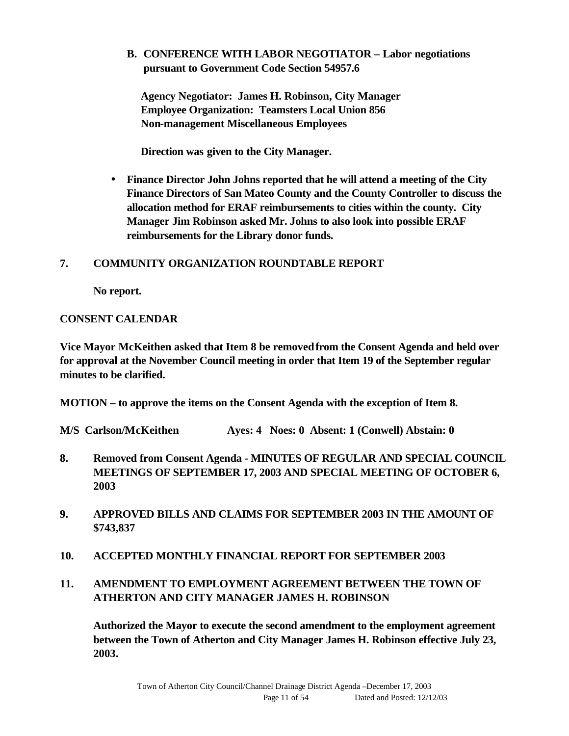**B. CONFERENCE WITH LABOR NEGOTIATOR – Labor negotiations pursuant to Government Code Section 54957.6**

**Agency Negotiator: James H. Robinson, City Manager**
**Employee Organization: Teamsters Local Union 856**
**Non-management Miscellaneous Employees**

**Direction was given to the City Manager.**

- **Finance Director John Johns reported that he will attend a meeting of the City Finance Directors of San Mateo County and the County Controller to discuss the allocation method for ERAF reimbursements to cities within the county. City Manager Jim Robinson asked Mr. Johns to also look into possible ERAF reimbursements for the Library donor funds.**

**7. COMMUNITY ORGANIZATION ROUNDTABLE REPORT**

**No report.**

**CONSENT CALENDAR**

**Vice Mayor McKeithen asked that Item 8 be removed from the Consent Agenda and held over for approval at the November Council meeting in order that Item 19 of the September regular minutes to be clarified.**

**MOTION – to approve the items on the Consent Agenda with the exception of Item 8.**

**M/S Carlson/McKeithen Ayes: 4 Noes: 0 Absent: 1 (Conwell) Abstain: 0**

**8. Removed from Consent Agenda - MINUTES OF REGULAR AND SPECIAL COUNCIL MEETINGS OF SEPTEMBER 17, 2003 AND SPECIAL MEETING OF OCTOBER 6, 2003**

**9. APPROVED BILLS AND CLAIMS FOR SEPTEMBER 2003 IN THE AMOUNT OF $743,837**

**10. ACCEPTED MONTHLY FINANCIAL REPORT FOR SEPTEMBER 2003**

**11. AMENDMENT TO EMPLOYMENT AGREEMENT BETWEEN THE TOWN OF ATHERTON AND CITY MANAGER JAMES H. ROBINSON**

**Authorized the Mayor to execute the second amendment to the employment agreement between the Town of Atherton and City Manager James H. Robinson effective July 23, 2003.**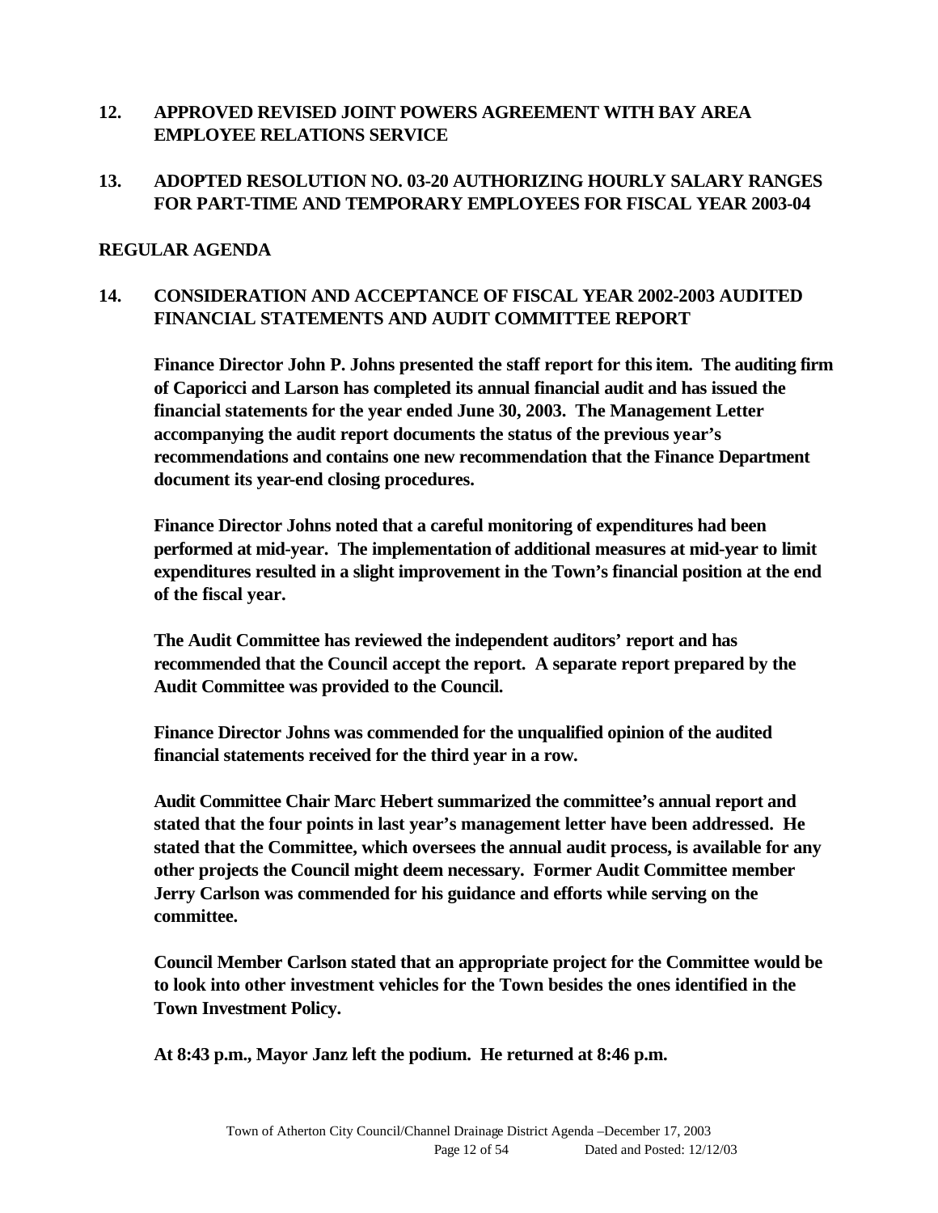## 12. APPROVED REVISED JOINT POWERS AGREEMENT WITH BAY AREA EMPLOYEE RELATIONS SERVICE

## 13. ADOPTED RESOLUTION NO. 03-20 AUTHORIZING HOURLY SALARY RANGES FOR PART-TIME AND TEMPORARY EMPLOYEES FOR FISCAL YEAR 2003-04

## REGULAR AGENDA

## 14. CONSIDERATION AND ACCEPTANCE OF FISCAL YEAR 2002-2003 AUDITED FINANCIAL STATEMENTS AND AUDIT COMMITTEE REPORT

**Finance Director John P. Johns presented the staff report for this item. The auditing firm of Caporicci and Larson has completed its annual financial audit and has issued the financial statements for the year ended June 30, 2003. The Management Letter accompanying the audit report documents the status of the previous year's recommendations and contains one new recommendation that the Finance Department document its year-end closing procedures.**

**Finance Director Johns noted that a careful monitoring of expenditures had been performed at mid-year. The implementation of additional measures at mid-year to limit expenditures resulted in a slight improvement in the Town's financial position at the end of the fiscal year.**

**The Audit Committee has reviewed the independent auditors' report and has recommended that the Council accept the report. A separate report prepared by the Audit Committee was provided to the Council.**

**Finance Director Johns was commended for the unqualified opinion of the audited financial statements received for the third year in a row.**

**Audit Committee Chair Marc Hebert summarized the committee's annual report and stated that the four points in last year's management letter have been addressed. He stated that the Committee, which oversees the annual audit process, is available for any other projects the Council might deem necessary. Former Audit Committee member Jerry Carlson was commended for his guidance and efforts while serving on the committee.**

**Council Member Carlson stated that an appropriate project for the Committee would be to look into other investment vehicles for the Town besides the ones identified in the Town Investment Policy.**

**At 8:43 p.m., Mayor Janz left the podium. He returned at 8:46 p.m.**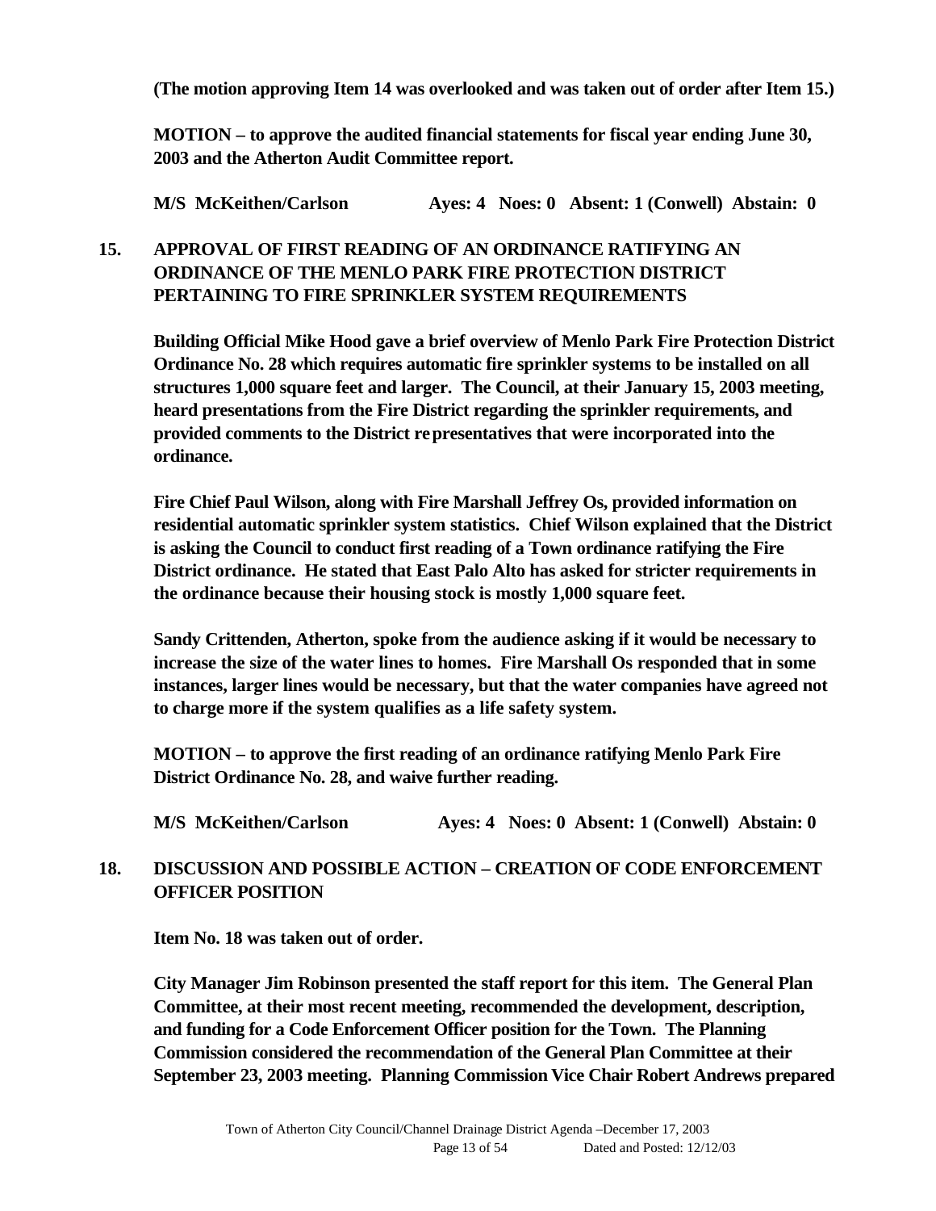**(The motion approving Item 14 was overlooked and was taken out of order after Item 15.)**

**MOTION – to approve the audited financial statements for fiscal year ending June 30, 2003 and the Atherton Audit Committee report.**

**M/S McKeithen/Carlson Ayes: 4 Noes: 0 Absent: 1 (Conwell) Abstain: 0**

## 15. APPROVAL OF FIRST READING OF AN ORDINANCE RATIFYING AN ORDINANCE OF THE MENLO PARK FIRE PROTECTION DISTRICT PERTAINING TO FIRE SPRINKLER SYSTEM REQUIREMENTS

**Building Official Mike Hood gave a brief overview of Menlo Park Fire Protection District Ordinance No. 28 which requires automatic fire sprinkler systems to be installed on all structures 1,000 square feet and larger. The Council, at their January 15, 2003 meeting, heard presentations from the Fire District regarding the sprinkler requirements, and provided comments to the District representatives that were incorporated into the ordinance.**

**Fire Chief Paul Wilson, along with Fire Marshall Jeffrey Os, provided information on residential automatic sprinkler system statistics. Chief Wilson explained that the District is asking the Council to conduct first reading of a Town ordinance ratifying the Fire District ordinance. He stated that East Palo Alto has asked for stricter requirements in the ordinance because their housing stock is mostly 1,000 square feet.**

**Sandy Crittenden, Atherton, spoke from the audience asking if it would be necessary to increase the size of the water lines to homes. Fire Marshall Os responded that in some instances, larger lines would be necessary, but that the water companies have agreed not to charge more if the system qualifies as a life safety system.**

**MOTION – to approve the first reading of an ordinance ratifying Menlo Park Fire District Ordinance No. 28, and waive further reading.**

**M/S McKeithen/Carlson Ayes: 4 Noes: 0 Absent: 1 (Conwell) Abstain: 0**

## 18. DISCUSSION AND POSSIBLE ACTION – CREATION OF CODE ENFORCEMENT OFFICER POSITION

**Item No. 18 was taken out of order.**

**City Manager Jim Robinson presented the staff report for this item. The General Plan Committee, at their most recent meeting, recommended the development, description, and funding for a Code Enforcement Officer position for the Town. The Planning Commission considered the recommendation of the General Plan Committee at their September 23, 2003 meeting. Planning Commission Vice Chair Robert Andrews prepared**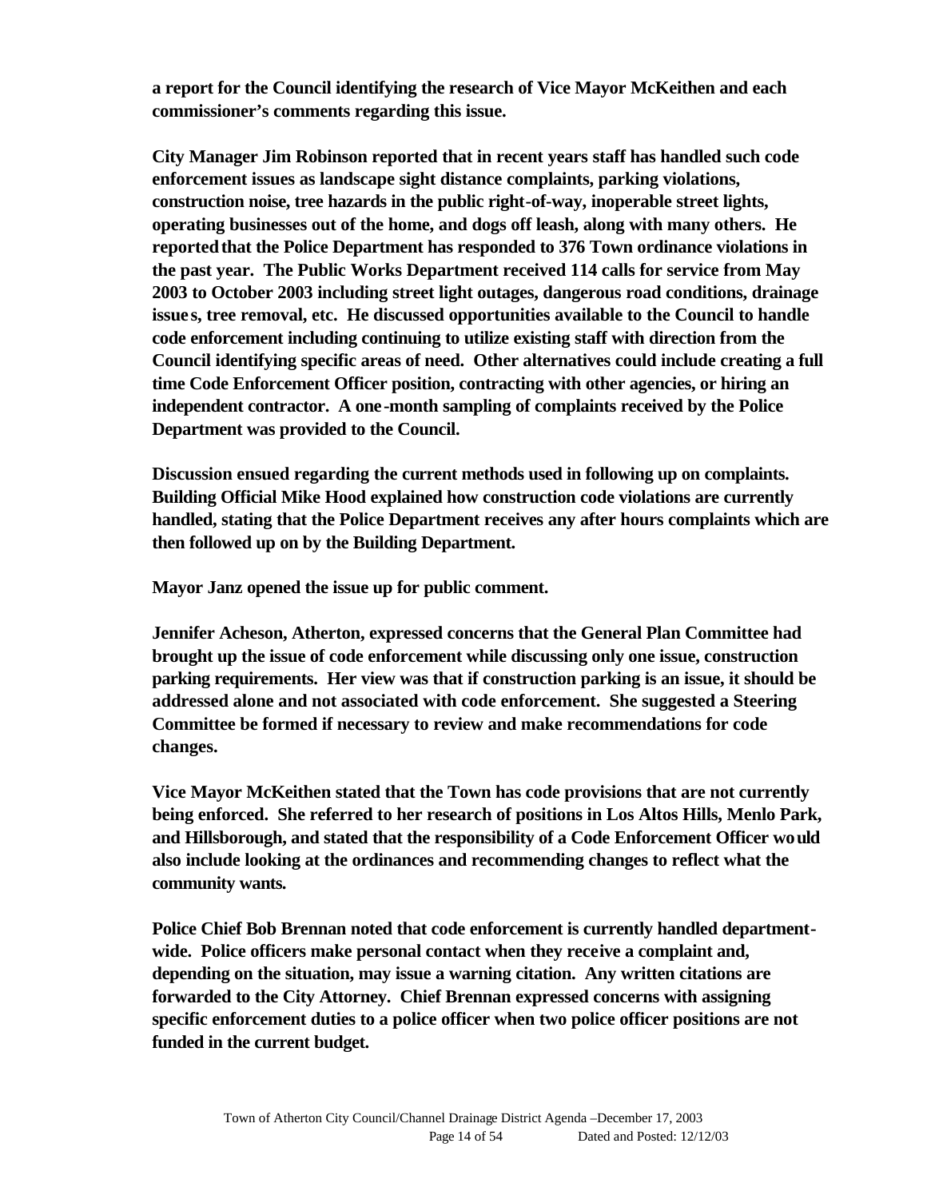**a report for the Council identifying the research of Vice Mayor McKeithen and each commissioner's comments regarding this issue.**

**City Manager Jim Robinson reported that in recent years staff has handled such code enforcement issues as landscape sight distance complaints, parking violations, construction noise, tree hazards in the public right-of-way, inoperable street lights, operating businesses out of the home, and dogs off leash, along with many others. He reported that the Police Department has responded to 376 Town ordinance violations in the past year. The Public Works Department received 114 calls for service from May 2003 to October 2003 including street light outages, dangerous road conditions, drainage issues, tree removal, etc. He discussed opportunities available to the Council to handle code enforcement including continuing to utilize existing staff with direction from the Council identifying specific areas of need. Other alternatives could include creating a full time Code Enforcement Officer position, contracting with other agencies, or hiring an independent contractor. A one-month sampling of complaints received by the Police Department was provided to the Council.**

**Discussion ensued regarding the current methods used in following up on complaints. Building Official Mike Hood explained how construction code violations are currently handled, stating that the Police Department receives any after hours complaints which are then followed up on by the Building Department.**

**Mayor Janz opened the issue up for public comment.**

**Jennifer Acheson, Atherton, expressed concerns that the General Plan Committee had brought up the issue of code enforcement while discussing only one issue, construction parking requirements. Her view was that if construction parking is an issue, it should be addressed alone and not associated with code enforcement. She suggested a Steering Committee be formed if necessary to review and make recommendations for code changes.**

**Vice Mayor McKeithen stated that the Town has code provisions that are not currently being enforced. She referred to her research of positions in Los Altos Hills, Menlo Park, and Hillsborough, and stated that the responsibility of a Code Enforcement Officer would also include looking at the ordinances and recommending changes to reflect what the community wants.**

**Police Chief Bob Brennan noted that code enforcement is currently handled department-wide. Police officers make personal contact when they receive a complaint and, depending on the situation, may issue a warning citation. Any written citations are forwarded to the City Attorney. Chief Brennan expressed concerns with assigning specific enforcement duties to a police officer when two police officer positions are not funded in the current budget.**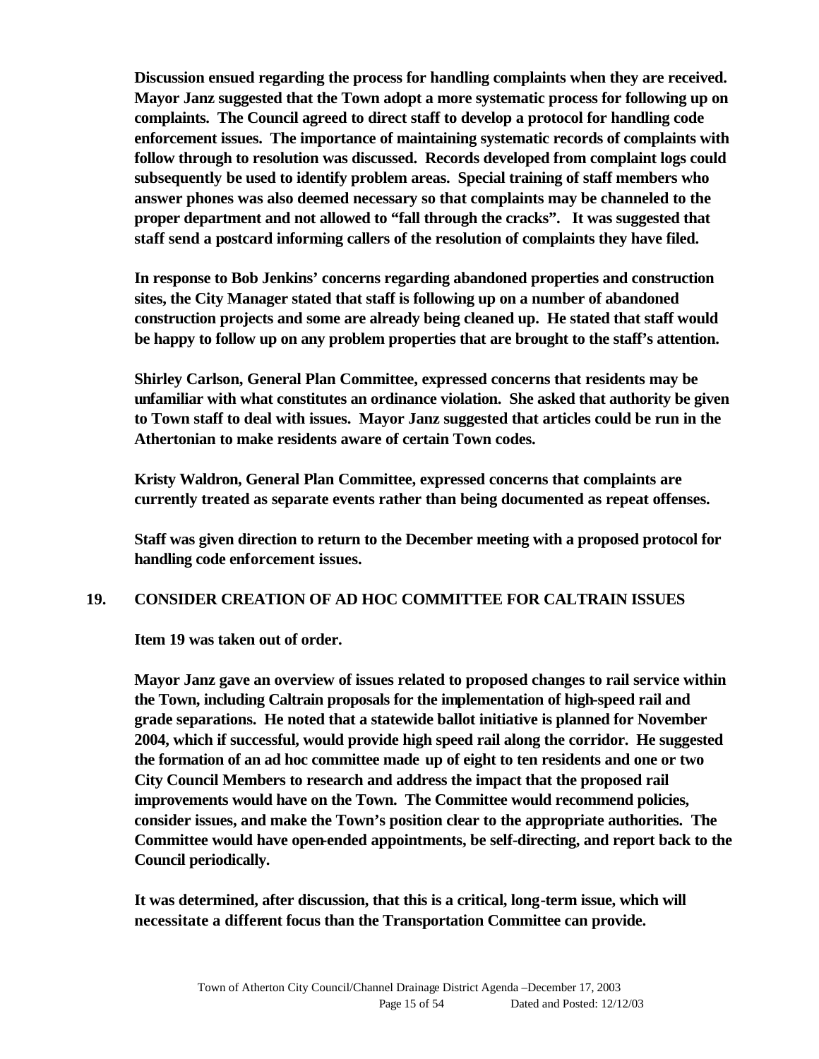**Discussion ensued regarding the process for handling complaints when they are received. Mayor Janz suggested that the Town adopt a more systematic process for following up on complaints. The Council agreed to direct staff to develop a protocol for handling code enforcement issues. The importance of maintaining systematic records of complaints with follow through to resolution was discussed. Records developed from complaint logs could subsequently be used to identify problem areas. Special training of staff members who answer phones was also deemed necessary so that complaints may be channeled to the proper department and not allowed to "fall through the cracks". It was suggested that staff send a postcard informing callers of the resolution of complaints they have filed.**

**In response to Bob Jenkins' concerns regarding abandoned properties and construction sites, the City Manager stated that staff is following up on a number of abandoned construction projects and some are already being cleaned up. He stated that staff would be happy to follow up on any problem properties that are brought to the staff's attention.**

**Shirley Carlson, General Plan Committee, expressed concerns that residents may be unfamiliar with what constitutes an ordinance violation. She asked that authority be given to Town staff to deal with issues. Mayor Janz suggested that articles could be run in the Athertonian to make residents aware of certain Town codes.**

**Kristy Waldron, General Plan Committee, expressed concerns that complaints are currently treated as separate events rather than being documented as repeat offenses.**

**Staff was given direction to return to the December meeting with a proposed protocol for handling code enforcement issues.**

## 19. CONSIDER CREATION OF AD HOC COMMITTEE FOR CALTRAIN ISSUES

**Item 19 was taken out of order.**

**Mayor Janz gave an overview of issues related to proposed changes to rail service within the Town, including Caltrain proposals for the implementation of high-speed rail and grade separations. He noted that a statewide ballot initiative is planned for November 2004, which if successful, would provide high speed rail along the corridor. He suggested the formation of an ad hoc committee made up of eight to ten residents and one or two City Council Members to research and address the impact that the proposed rail improvements would have on the Town. The Committee would recommend policies, consider issues, and make the Town's position clear to the appropriate authorities. The Committee would have open-ended appointments, be self-directing, and report back to the Council periodically.**

**It was determined, after discussion, that this is a critical, long-term issue, which will necessitate a different focus than the Transportation Committee can provide.**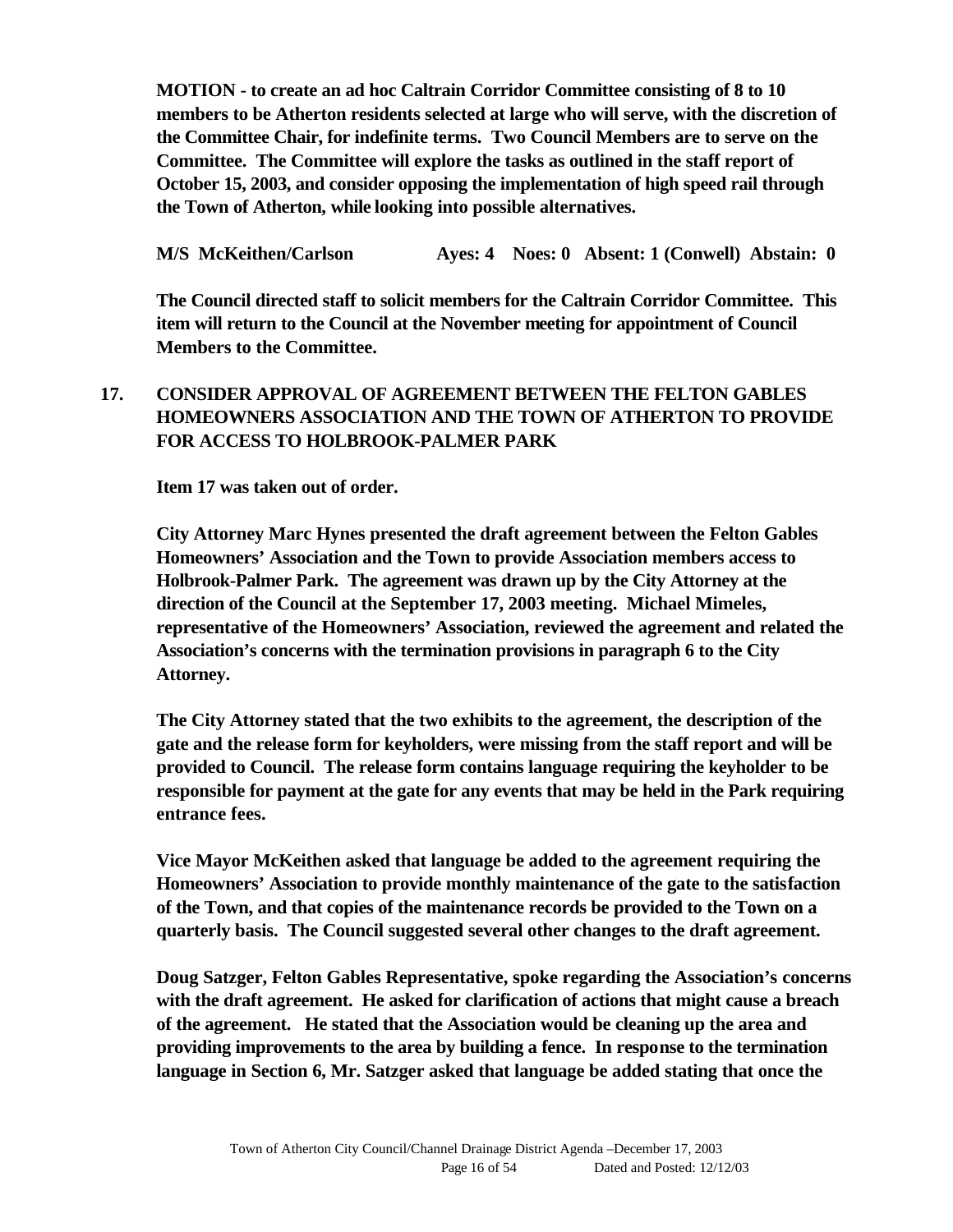**MOTION - to create an ad hoc Caltrain Corridor Committee consisting of 8 to 10 members to be Atherton residents selected at large who will serve, with the discretion of the Committee Chair, for indefinite terms. Two Council Members are to serve on the Committee. The Committee will explore the tasks as outlined in the staff report of October 15, 2003, and consider opposing the implementation of high speed rail through the Town of Atherton, while looking into possible alternatives.**

**M/S McKeithen/Carlson Ayes: 4 Noes: 0 Absent: 1 (Conwell) Abstain: 0**

**The Council directed staff to solicit members for the Caltrain Corridor Committee. This item will return to the Council at the November meeting for appointment of Council Members to the Committee.**

## 17. CONSIDER APPROVAL OF AGREEMENT BETWEEN THE FELTON GABLES HOMEOWNERS ASSOCIATION AND THE TOWN OF ATHERTON TO PROVIDE FOR ACCESS TO HOLBROOK-PALMER PARK

**Item 17 was taken out of order.**

**City Attorney Marc Hynes presented the draft agreement between the Felton Gables Homeowners' Association and the Town to provide Association members access to Holbrook-Palmer Park. The agreement was drawn up by the City Attorney at the direction of the Council at the September 17, 2003 meeting. Michael Mimeles, representative of the Homeowners' Association, reviewed the agreement and related the Association's concerns with the termination provisions in paragraph 6 to the City Attorney.**

**The City Attorney stated that the two exhibits to the agreement, the description of the gate and the release form for keyholders, were missing from the staff report and will be provided to Council. The release form contains language requiring the keyholder to be responsible for payment at the gate for any events that may be held in the Park requiring entrance fees.**

**Vice Mayor McKeithen asked that language be added to the agreement requiring the Homeowners' Association to provide monthly maintenance of the gate to the satisfaction of the Town, and that copies of the maintenance records be provided to the Town on a quarterly basis. The Council suggested several other changes to the draft agreement.**

**Doug Satzger, Felton Gables Representative, spoke regarding the Association's concerns with the draft agreement. He asked for clarification of actions that might cause a breach of the agreement. He stated that the Association would be cleaning up the area and providing improvements to the area by building a fence. In response to the termination language in Section 6, Mr. Satzger asked that language be added stating that once the**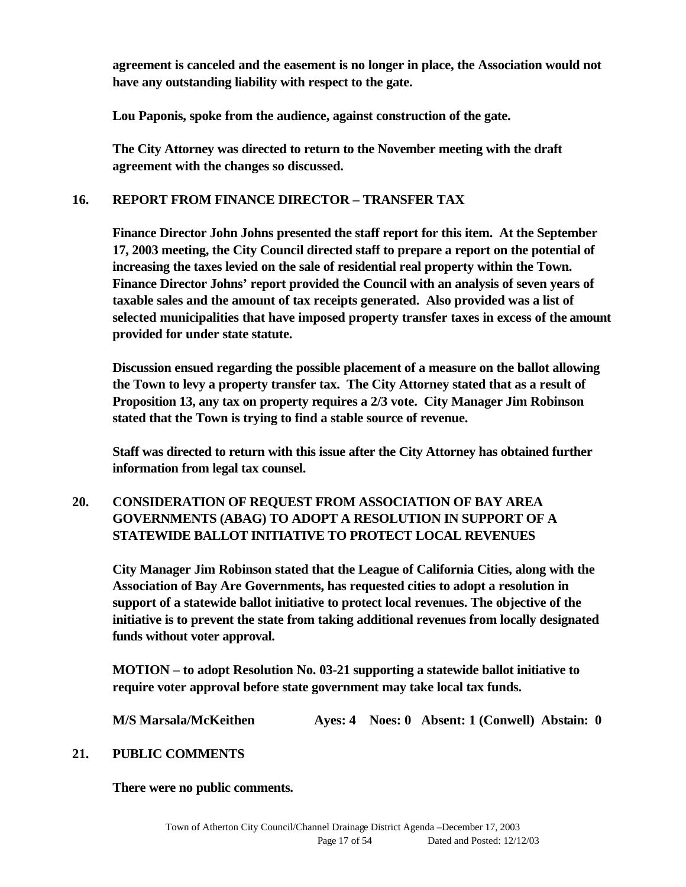**agreement is canceled and the easement is no longer in place, the Association would not have any outstanding liability with respect to the gate.**

**Lou Paponis, spoke from the audience, against construction of the gate.**

**The City Attorney was directed to return to the November meeting with the draft agreement with the changes so discussed.**

## 16. REPORT FROM FINANCE DIRECTOR – TRANSFER TAX

**Finance Director John Johns presented the staff report for this item. At the September 17, 2003 meeting, the City Council directed staff to prepare a report on the potential of increasing the taxes levied on the sale of residential real property within the Town. Finance Director Johns' report provided the Council with an analysis of seven years of taxable sales and the amount of tax receipts generated. Also provided was a list of selected municipalities that have imposed property transfer taxes in excess of the amount provided for under state statute.**

**Discussion ensued regarding the possible placement of a measure on the ballot allowing the Town to levy a property transfer tax. The City Attorney stated that as a result of Proposition 13, any tax on property requires a 2/3 vote. City Manager Jim Robinson stated that the Town is trying to find a stable source of revenue.**

**Staff was directed to return with this issue after the City Attorney has obtained further information from legal tax counsel.**

## 20. CONSIDERATION OF REQUEST FROM ASSOCIATION OF BAY AREA GOVERNMENTS (ABAG) TO ADOPT A RESOLUTION IN SUPPORT OF A STATEWIDE BALLOT INITIATIVE TO PROTECT LOCAL REVENUES

**City Manager Jim Robinson stated that the League of California Cities, along with the Association of Bay Are Governments, has requested cities to adopt a resolution in support of a statewide ballot initiative to protect local revenues. The objective of the initiative is to prevent the state from taking additional revenues from locally designated funds without voter approval.**

**MOTION – to adopt Resolution No. 03-21 supporting a statewide ballot initiative to require voter approval before state government may take local tax funds.**

**M/S Marsala/McKeithen Ayes: 4 Noes: 0 Absent: 1 (Conwell) Abstain: 0**

## 21. PUBLIC COMMENTS

**There were no public comments.**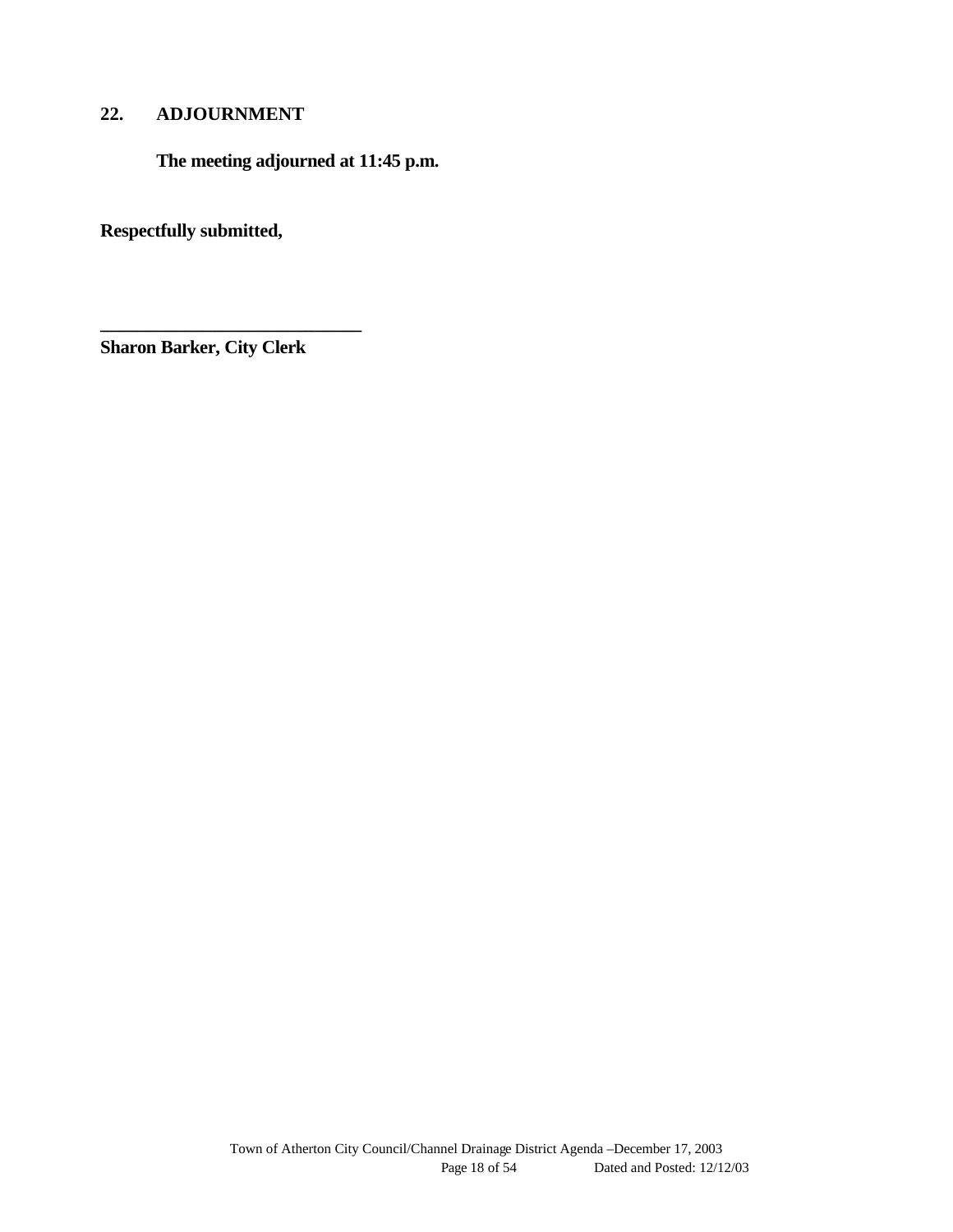## 22. ADJOURNMENT

**The meeting adjourned at 11:45 p.m.**

**Respectfully submitted,**

**______________________________**
**Sharon Barker, City Clerk**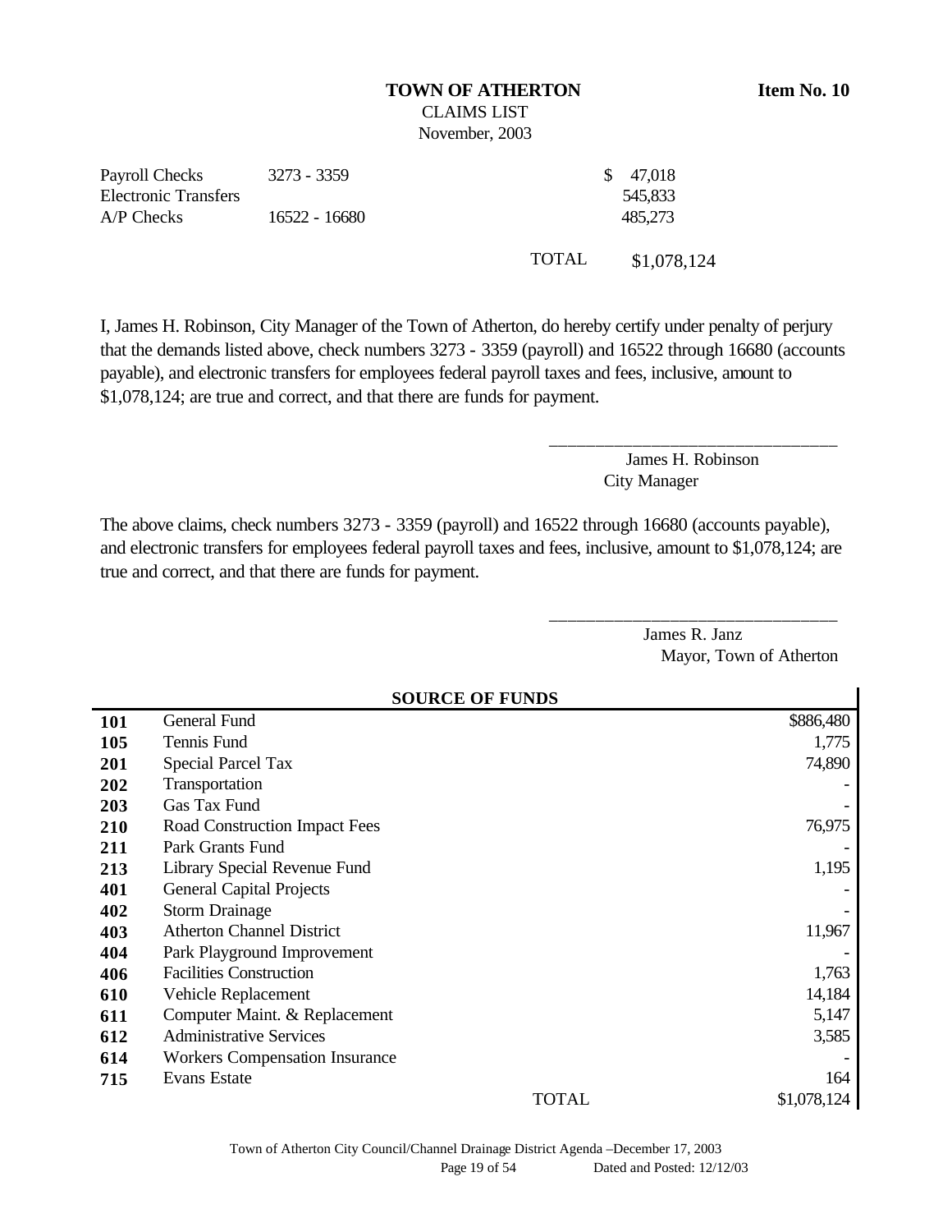**Item No. 10**

# TOWN OF ATHERTON

CLAIMS LIST

November, 2003

| | | | |
|---|---|---|---|
| Payroll Checks | 3273 - 3359 | | $ 47,018 |
| Electronic Transfers | | | 545,833 |
| A/P Checks | 16522 - 16680 | | 485,273 |
| | | TOTAL | $1,078,124 |

I, James H. Robinson, City Manager of the Town of Atherton, do hereby certify under penalty of perjury that the demands listed above, check numbers 3273 - 3359 (payroll) and 16522 through 16680 (accounts payable), and electronic transfers for employees federal payroll taxes and fees, inclusive, amount to $1,078,124; are true and correct, and that there are funds for payment.

\_\_\_\_\_\_\_\_\_\_\_\_\_\_\_\_\_\_\_\_\_\_\_\_\_\_\_\_\_\_\_\_

James H. Robinson
City Manager

The above claims, check numbers 3273 - 3359 (payroll) and 16522 through 16680 (accounts payable), and electronic transfers for employees federal payroll taxes and fees, inclusive, amount to $1,078,124; are true and correct, and that there are funds for payment.

\_\_\_\_\_\_\_\_\_\_\_\_\_\_\_\_\_\_\_\_\_\_\_\_\_\_\_\_\_\_\_\_

James R. Janz
Mayor, Town of Atherton

**SOURCE OF FUNDS**

| | | |
|---|---|---|
| **101** | General Fund | $886,480 |
| **105** | Tennis Fund | 1,775 |
| **201** | Special Parcel Tax | 74,890 |
| **202** | Transportation | - |
| **203** | Gas Tax Fund | - |
| **210** | Road Construction Impact Fees | 76,975 |
| **211** | Park Grants Fund | - |
| **213** | Library Special Revenue Fund | 1,195 |
| **401** | General Capital Projects | - |
| **402** | Storm Drainage | - |
| **403** | Atherton Channel District | 11,967 |
| **404** | Park Playground Improvement | - |
| **406** | Facilities Construction | 1,763 |
| **610** | Vehicle Replacement | 14,184 |
| **611** | Computer Maint. & Replacement | 5,147 |
| **612** | Administrative Services | 3,585 |
| **614** | Workers Compensation Insurance | - |
| **715** | Evans Estate | 164 |
| | TOTAL | $1,078,124 |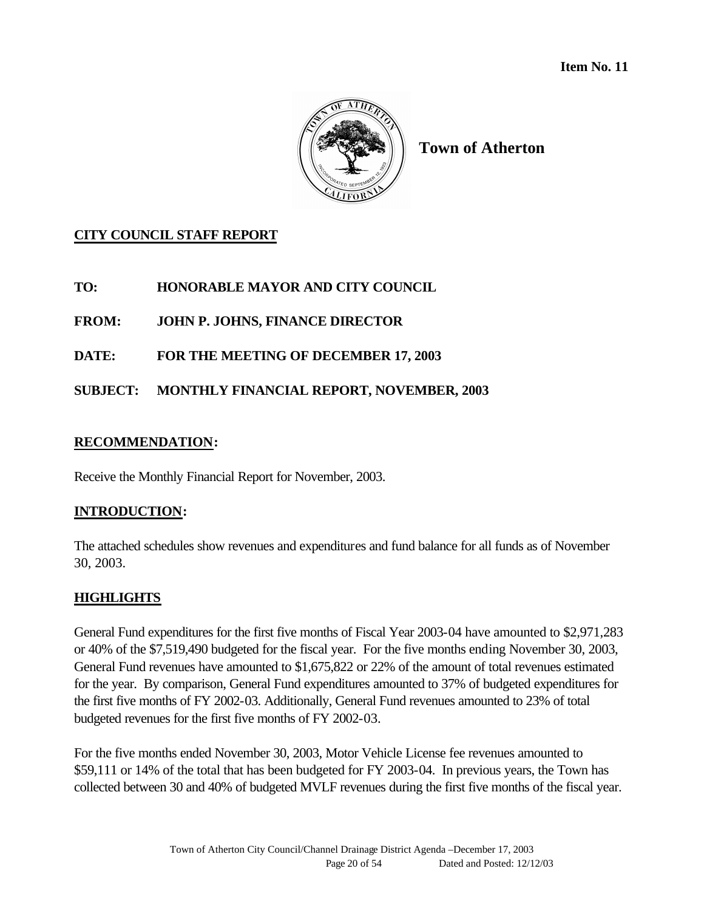**Item No. 11**

**Town of Atherton**

## CITY COUNCIL STAFF REPORT

**TO:** HONORABLE MAYOR AND CITY COUNCIL

**FROM:** JOHN P. JOHNS, FINANCE DIRECTOR

**DATE:** FOR THE MEETING OF DECEMBER 17, 2003

**SUBJECT:** MONTHLY FINANCIAL REPORT, NOVEMBER, 2003

## RECOMMENDATION:

Receive the Monthly Financial Report for November, 2003.

## INTRODUCTION:

The attached schedules show revenues and expenditures and fund balance for all funds as of November 30, 2003.

## HIGHLIGHTS

General Fund expenditures for the first five months of Fiscal Year 2003-04 have amounted to $2,971,283 or 40% of the $7,519,490 budgeted for the fiscal year. For the five months ending November 30, 2003, General Fund revenues have amounted to $1,675,822 or 22% of the amount of total revenues estimated for the year. By comparison, General Fund expenditures amounted to 37% of budgeted expenditures for the first five months of FY 2002-03. Additionally, General Fund revenues amounted to 23% of total budgeted revenues for the first five months of FY 2002-03.

For the five months ended November 30, 2003, Motor Vehicle License fee revenues amounted to $59,111 or 14% of the total that has been budgeted for FY 2003-04. In previous years, the Town has collected between 30 and 40% of budgeted MVLF revenues during the first five months of the fiscal year.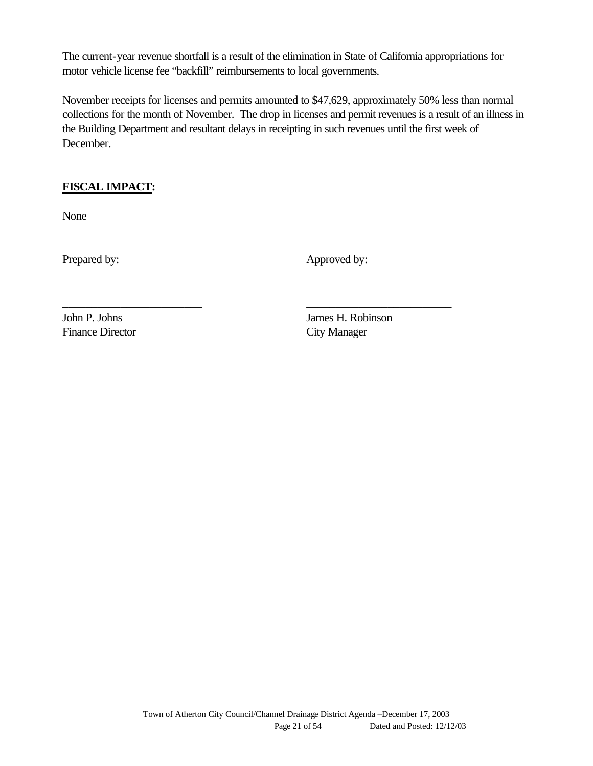The current-year revenue shortfall is a result of the elimination in State of California appropriations for motor vehicle license fee "backfill" reimbursements to local governments.

November receipts for licenses and permits amounted to $47,629, approximately 50% less than normal collections for the month of November. The drop in licenses and permit revenues is a result of an illness in the Building Department and resultant delays in receipting in such revenues until the first week of December.

**FISCAL IMPACT:**

None

| Prepared by: | Approved by: |
|---|---|
| \_\_\_\_\_\_\_\_\_\_\_\_\_\_\_\_\_\_\_\_\_\_\_\_\_ | \_\_\_\_\_\_\_\_\_\_\_\_\_\_\_\_\_\_\_\_\_\_\_\_\_\_ |
| John P. Johns | James H. Robinson |
| Finance Director | City Manager |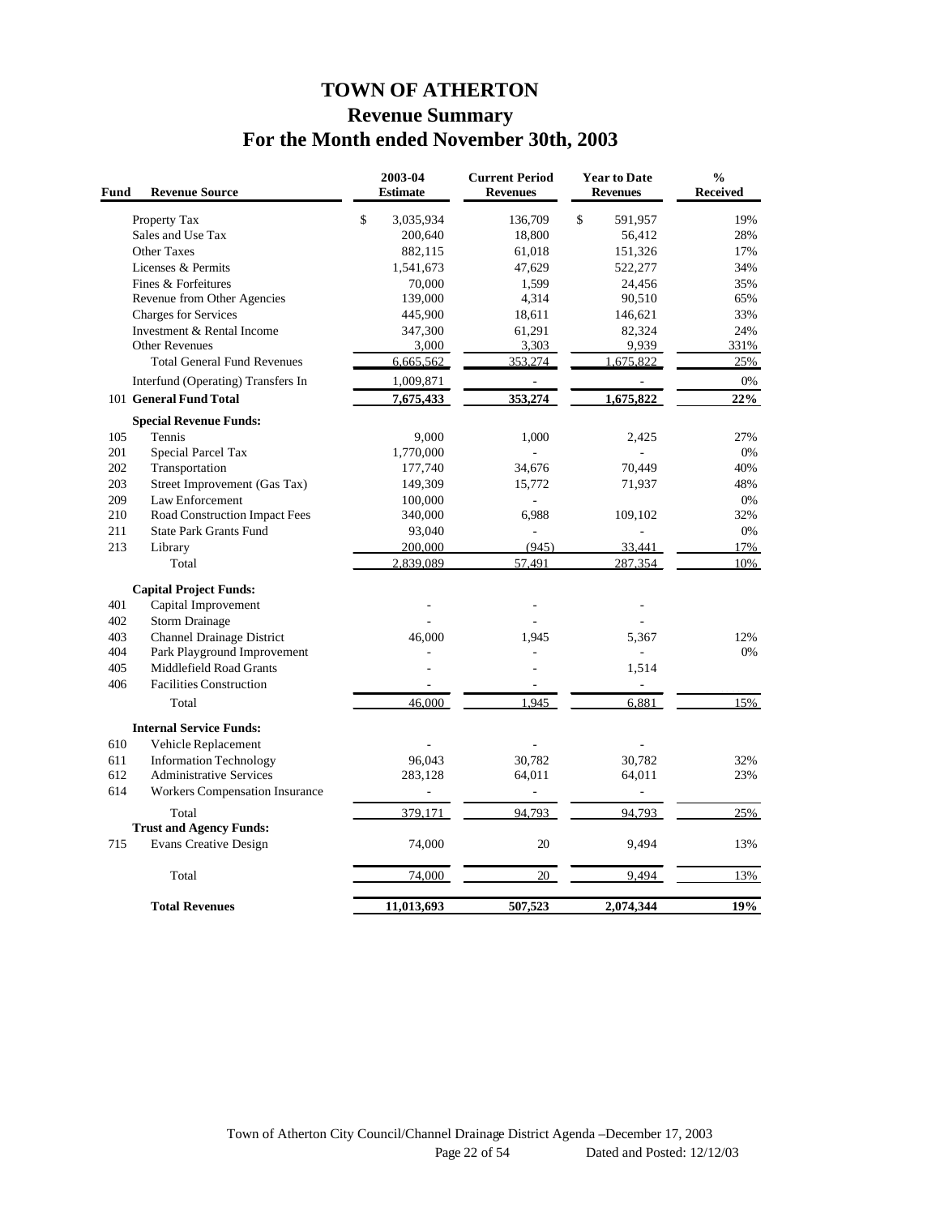# TOWN OF ATHERTON
## Revenue Summary
## For the Month ended November 30th, 2003

| Fund | Revenue Source | 2003-04 Estimate | Current Period Revenues | Year to Date Revenues | % Received |
|---|---|---|---|---|---|
| | Property Tax | $ 3,035,934 | 136,709 | $ 591,957 | 19% |
| | Sales and Use Tax | 200,640 | 18,800 | 56,412 | 28% |
| | Other Taxes | 882,115 | 61,018 | 151,326 | 17% |
| | Licenses & Permits | 1,541,673 | 47,629 | 522,277 | 34% |
| | Fines & Forfeitures | 70,000 | 1,599 | 24,456 | 35% |
| | Revenue from Other Agencies | 139,000 | 4,314 | 90,510 | 65% |
| | Charges for Services | 445,900 | 18,611 | 146,621 | 33% |
| | Investment & Rental Income | 347,300 | 61,291 | 82,324 | 24% |
| | Other Revenues | 3,000 | 3,303 | 9,939 | 331% |
| | Total General Fund Revenues | 6,665,562 | 353,274 | 1,675,822 | 25% |
| | Interfund (Operating) Transfers In | 1,009,871 | - | - | 0% |
| 101 | **General Fund Total** | **7,675,433** | **353,274** | **1,675,822** | **22%** |
| | **Special Revenue Funds:** | | | | |
| 105 | Tennis | 9,000 | 1,000 | 2,425 | 27% |
| 201 | Special Parcel Tax | 1,770,000 | - | - | 0% |
| 202 | Transportation | 177,740 | 34,676 | 70,449 | 40% |
| 203 | Street Improvement (Gas Tax) | 149,309 | 15,772 | 71,937 | 48% |
| 209 | Law Enforcement | 100,000 | - | | 0% |
| 210 | Road Construction Impact Fees | 340,000 | 6,988 | 109,102 | 32% |
| 211 | State Park Grants Fund | 93,040 | - | - | 0% |
| 213 | Library | 200,000 | (945) | 33,441 | 17% |
| | Total | 2,839,089 | 57,491 | 287,354 | 10% |
| | **Capital Project Funds:** | | | | |
| 401 | Capital Improvement | - | - | - | |
| 402 | Storm Drainage | - | - | - | |
| 403 | Channel Drainage District | 46,000 | 1,945 | 5,367 | 12% |
| 404 | Park Playground Improvement | - | - | - | 0% |
| 405 | Middlefield Road Grants | - | - | 1,514 | |
| 406 | Facilities Construction | - | - | - | |
| | Total | 46,000 | 1,945 | 6,881 | 15% |
| | **Internal Service Funds:** | | | | |
| 610 | Vehicle Replacement | - | - | - | |
| 611 | Information Technology | 96,043 | 30,782 | 30,782 | 32% |
| 612 | Administrative Services | 283,128 | 64,011 | 64,011 | 23% |
| 614 | Workers Compensation Insurance | - | - | - | |
| | Total | 379,171 | 94,793 | 94,793 | 25% |
| | **Trust and Agency Funds:** | | | | |
| 715 | Evans Creative Design | 74,000 | 20 | 9,494 | 13% |
| | Total | 74,000 | 20 | 9,494 | 13% |
| | **Total Revenues** | **11,013,693** | **507,523** | **2,074,344** | **19%** |

Town of Atherton City Council/Channel Drainage District Agenda –December 17, 2003
Page 22 of 54 Dated and Posted: 12/12/03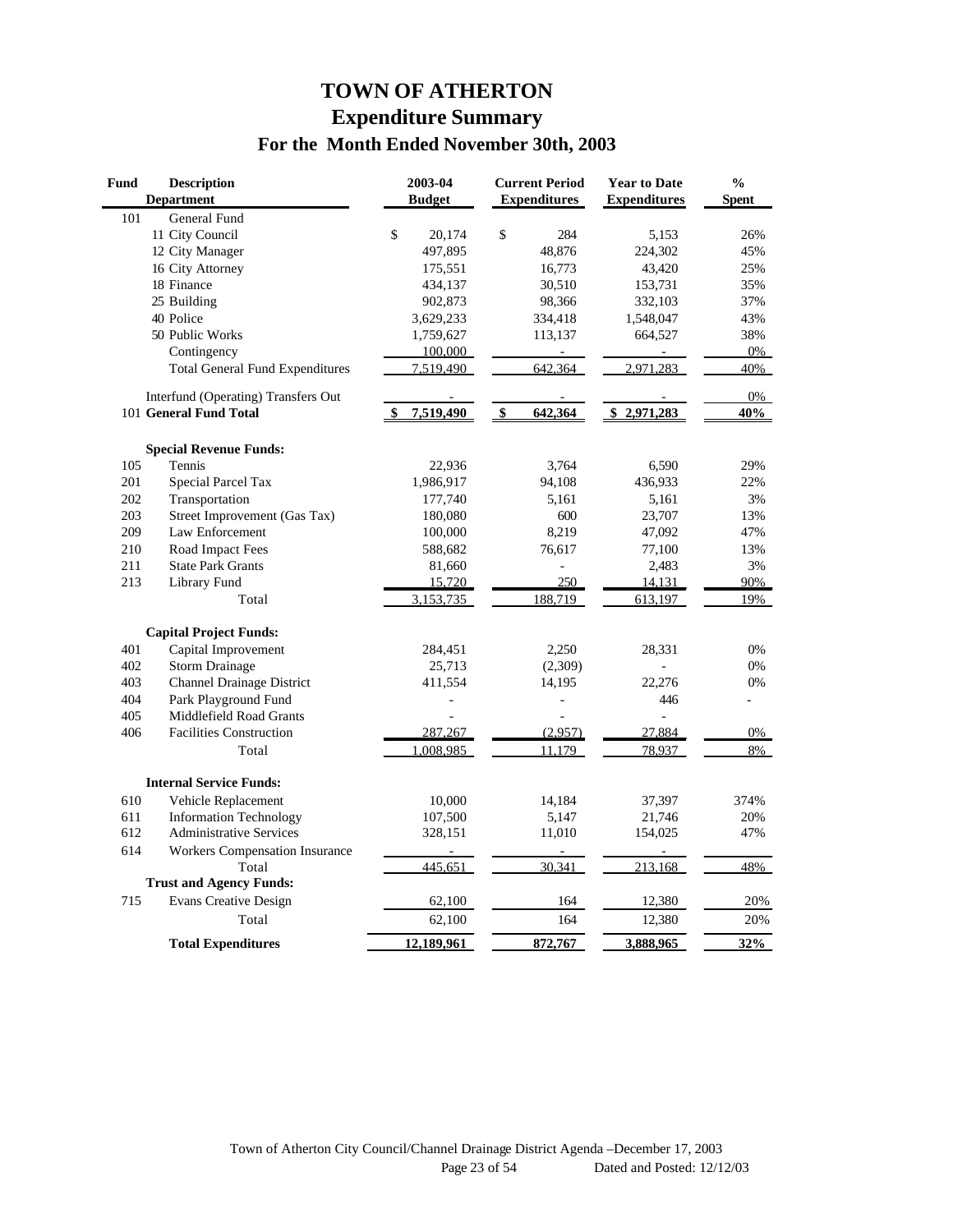# TOWN OF ATHERTON

## Expenditure Summary

### For the Month Ended November 30th, 2003

| Fund | Description / Department | 2003-04 Budget | Current Period Expenditures | Year to Date Expenditures | % Spent |
|---|---|---|---|---|---|
| 101 | General Fund | | | | |
| | 11 City Council | $ 20,174 | $ 284 | 5,153 | 26% |
| | 12 City Manager | 497,895 | 48,876 | 224,302 | 45% |
| | 16 City Attorney | 175,551 | 16,773 | 43,420 | 25% |
| | 18 Finance | 434,137 | 30,510 | 153,731 | 35% |
| | 25 Building | 902,873 | 98,366 | 332,103 | 37% |
| | 40 Police | 3,629,233 | 334,418 | 1,548,047 | 43% |
| | 50 Public Works | 1,759,627 | 113,137 | 664,527 | 38% |
| | Contingency | 100,000 | - | - | 0% |
| | Total General Fund Expenditures | 7,519,490 | 642,364 | 2,971,283 | 40% |
| | Interfund (Operating) Transfers Out | - | - | - | 0% |
| 101 | **General Fund Total** | **$ 7,519,490** | **$ 642,364** | **$ 2,971,283** | **40%** |
| | **Special Revenue Funds:** | | | | |
| 105 | Tennis | 22,936 | 3,764 | 6,590 | 29% |
| 201 | Special Parcel Tax | 1,986,917 | 94,108 | 436,933 | 22% |
| 202 | Transportation | 177,740 | 5,161 | 5,161 | 3% |
| 203 | Street Improvement (Gas Tax) | 180,080 | 600 | 23,707 | 13% |
| 209 | Law Enforcement | 100,000 | 8,219 | 47,092 | 47% |
| 210 | Road Impact Fees | 588,682 | 76,617 | 77,100 | 13% |
| 211 | State Park Grants | 81,660 | - | 2,483 | 3% |
| 213 | Library Fund | 15,720 | 250 | 14,131 | 90% |
| | Total | 3,153,735 | 188,719 | 613,197 | 19% |
| | **Capital Project Funds:** | | | | |
| 401 | Capital Improvement | 284,451 | 2,250 | 28,331 | 0% |
| 402 | Storm Drainage | 25,713 | (2,309) | - | 0% |
| 403 | Channel Drainage District | 411,554 | 14,195 | 22,276 | 0% |
| 404 | Park Playground Fund | - | - | 446 | - |
| 405 | Middlefield Road Grants | - | - | - | |
| 406 | Facilities Construction | 287,267 | (2,957) | 27,884 | 0% |
| | Total | 1,008,985 | 11,179 | 78,937 | 8% |
| | **Internal Service Funds:** | | | | |
| 610 | Vehicle Replacement | 10,000 | 14,184 | 37,397 | 374% |
| 611 | Information Technology | 107,500 | 5,147 | 21,746 | 20% |
| 612 | Administrative Services | 328,151 | 11,010 | 154,025 | 47% |
| 614 | Workers Compensation Insurance | - | - | - | |
| | Total | 445,651 | 30,341 | 213,168 | 48% |
| | **Trust and Agency Funds:** | | | | |
| 715 | Evans Creative Design | 62,100 | 164 | 12,380 | 20% |
| | Total | 62,100 | 164 | 12,380 | 20% |
| | **Total Expenditures** | **12,189,961** | **872,767** | **3,888,965** | **32%** |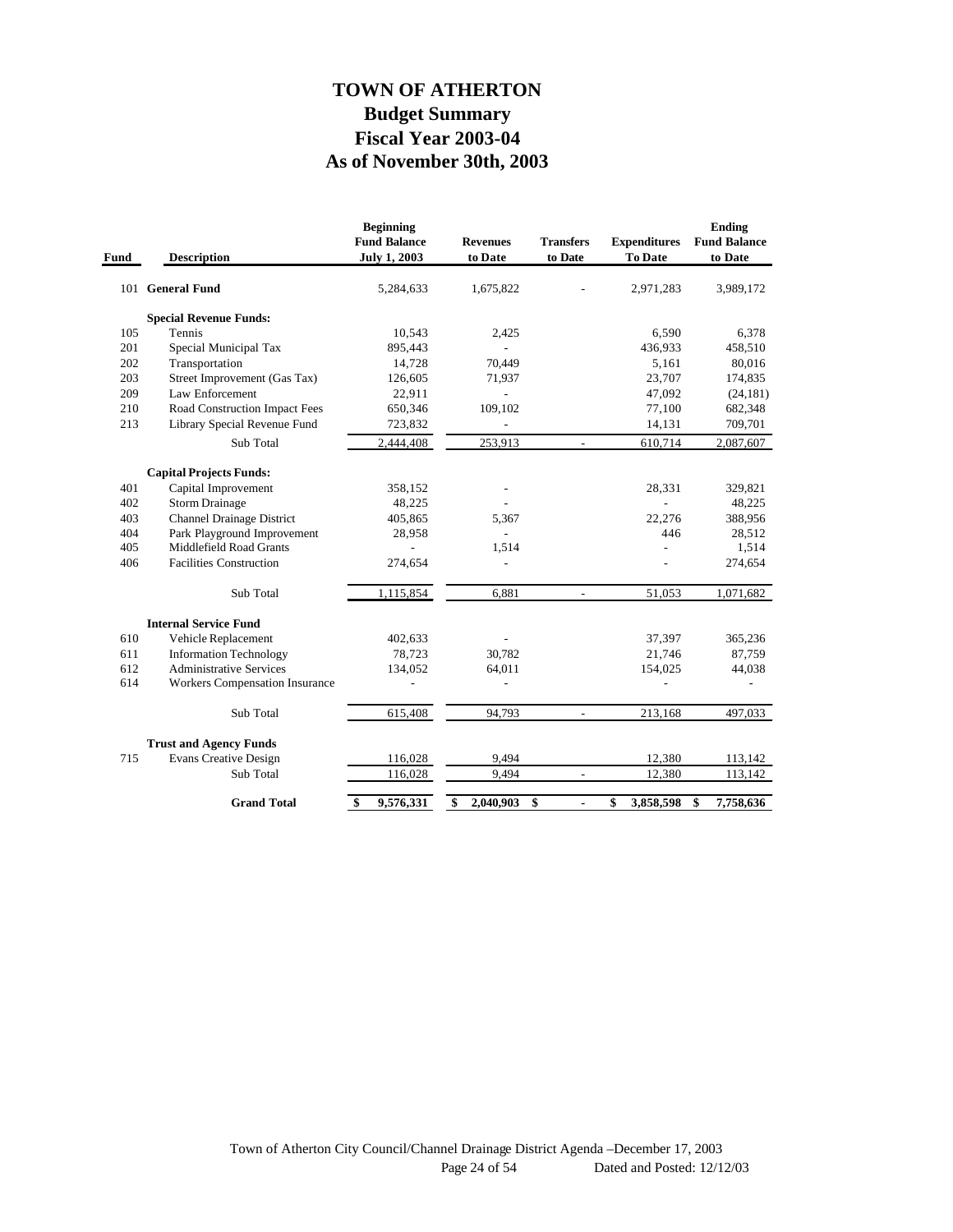# TOWN OF ATHERTON
## Budget Summary
## Fiscal Year 2003-04
## As of November 30th, 2003

| Fund | Description | Beginning Fund Balance July 1, 2003 | Revenues to Date | Transfers to Date | Expenditures To Date | Ending Fund Balance to Date |
|---|---|---|---|---|---|---|
| 101 | **General Fund** | 5,284,633 | 1,675,822 | - | 2,971,283 | 3,989,172 |
| | **Special Revenue Funds:** | | | | | |
| 105 | Tennis | 10,543 | 2,425 | | 6,590 | 6,378 |
| 201 | Special Municipal Tax | 895,443 | - | | 436,933 | 458,510 |
| 202 | Transportation | 14,728 | 70,449 | | 5,161 | 80,016 |
| 203 | Street Improvement (Gas Tax) | 126,605 | 71,937 | | 23,707 | 174,835 |
| 209 | Law Enforcement | 22,911 | - | | 47,092 | (24,181) |
| 210 | Road Construction Impact Fees | 650,346 | 109,102 | | 77,100 | 682,348 |
| 213 | Library Special Revenue Fund | 723,832 | - | | 14,131 | 709,701 |
| | Sub Total | 2,444,408 | 253,913 | - | 610,714 | 2,087,607 |
| | **Capital Projects Funds:** | | | | | |
| 401 | Capital Improvement | 358,152 | - | | 28,331 | 329,821 |
| 402 | Storm Drainage | 48,225 | - | | - | 48,225 |
| 403 | Channel Drainage District | 405,865 | 5,367 | | 22,276 | 388,956 |
| 404 | Park Playground Improvement | 28,958 | - | | 446 | 28,512 |
| 405 | Middlefield Road Grants | - | 1,514 | | - | 1,514 |
| 406 | Facilities Construction | 274,654 | - | | - | 274,654 |
| | Sub Total | 1,115,854 | 6,881 | - | 51,053 | 1,071,682 |
| | **Internal Service Fund** | | | | | |
| 610 | Vehicle Replacement | 402,633 | - | | 37,397 | 365,236 |
| 611 | Information Technology | 78,723 | 30,782 | | 21,746 | 87,759 |
| 612 | Administrative Services | 134,052 | 64,011 | | 154,025 | 44,038 |
| 614 | Workers Compensation Insurance | - | - | | - | - |
| | Sub Total | 615,408 | 94,793 | - | 213,168 | 497,033 |
| | **Trust and Agency Funds** | | | | | |
| 715 | Evans Creative Design | 116,028 | 9,494 | | 12,380 | 113,142 |
| | Sub Total | 116,028 | 9,494 | - | 12,380 | 113,142 |
| | **Grand Total** | **$ 9,576,331** | **$ 2,040,903** | **$ -** | **$ 3,858,598** | **$ 7,758,636** |

Town of Atherton City Council/Channel Drainage District Agenda –December 17, 2003
Dated and Posted: 12/12/03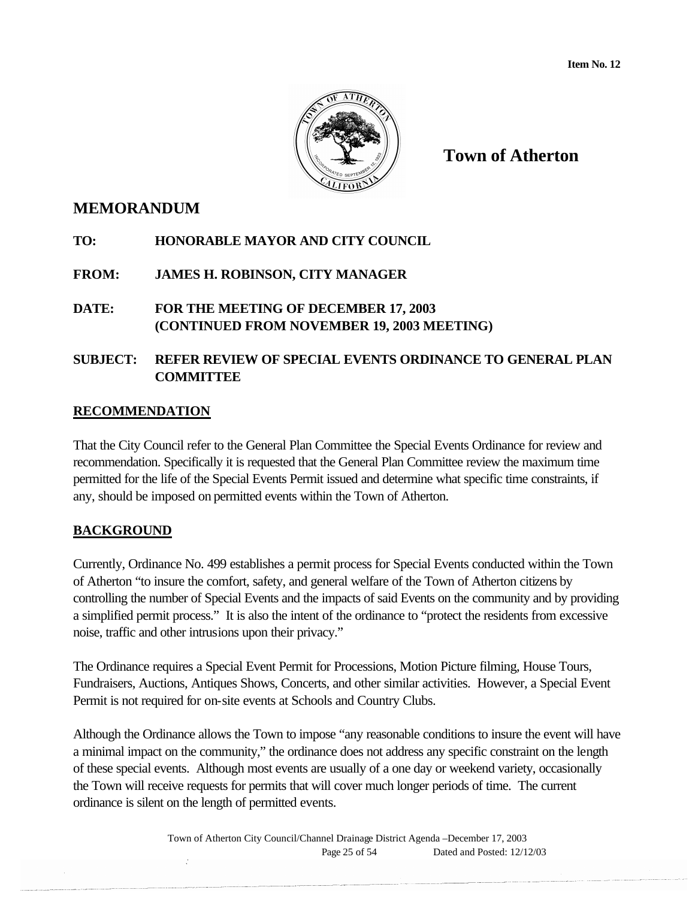**Item No. 12**

**Town of Atherton**

## MEMORANDUM

**TO:** HONORABLE MAYOR AND CITY COUNCIL

**FROM:** JAMES H. ROBINSON, CITY MANAGER

**DATE:** FOR THE MEETING OF DECEMBER 17, 2003
(CONTINUED FROM NOVEMBER 19, 2003 MEETING)

**SUBJECT:** REFER REVIEW OF SPECIAL EVENTS ORDINANCE TO GENERAL PLAN COMMITTEE

### RECOMMENDATION

That the City Council refer to the General Plan Committee the Special Events Ordinance for review and recommendation. Specifically it is requested that the General Plan Committee review the maximum time permitted for the life of the Special Events Permit issued and determine what specific time constraints, if any, should be imposed on permitted events within the Town of Atherton.

### BACKGROUND

Currently, Ordinance No. 499 establishes a permit process for Special Events conducted within the Town of Atherton "to insure the comfort, safety, and general welfare of the Town of Atherton citizens by controlling the number of Special Events and the impacts of said Events on the community and by providing a simplified permit process." It is also the intent of the ordinance to "protect the residents from excessive noise, traffic and other intrusions upon their privacy."

The Ordinance requires a Special Event Permit for Processions, Motion Picture filming, House Tours, Fundraisers, Auctions, Antiques Shows, Concerts, and other similar activities. However, a Special Event Permit is not required for on-site events at Schools and Country Clubs.

Although the Ordinance allows the Town to impose "any reasonable conditions to insure the event will have a minimal impact on the community," the ordinance does not address any specific constraint on the length of these special events. Although most events are usually of a one day or weekend variety, occasionally the Town will receive requests for permits that will cover much longer periods of time. The current ordinance is silent on the length of permitted events.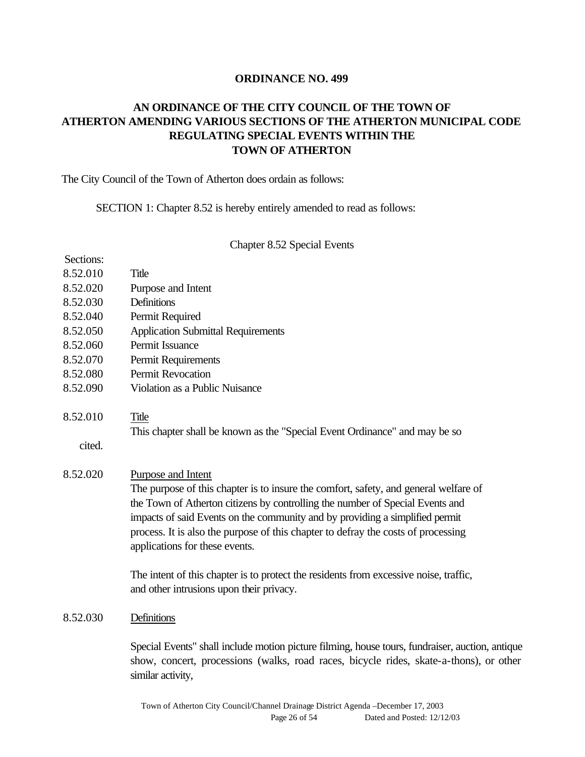**ORDINANCE NO. 499**

**AN ORDINANCE OF THE CITY COUNCIL OF THE TOWN OF ATHERTON AMENDING VARIOUS SECTIONS OF THE ATHERTON MUNICIPAL CODE REGULATING SPECIAL EVENTS WITHIN THE TOWN OF ATHERTON**

The City Council of the Town of Atherton does ordain as follows:

SECTION 1: Chapter 8.52 is hereby entirely amended to read as follows:

Chapter 8.52 Special Events

Sections:

8.52.010 Title
8.52.020 Purpose and Intent
8.52.030 Definitions
8.52.040 Permit Required
8.52.050 Application Submittal Requirements
8.52.060 Permit Issuance
8.52.070 Permit Requirements
8.52.080 Permit Revocation
8.52.090 Violation as a Public Nuisance

8.52.010 Title

This chapter shall be known as the "Special Event Ordinance" and may be so cited.

8.52.020 Purpose and Intent

The purpose of this chapter is to insure the comfort, safety, and general welfare of the Town of Atherton citizens by controlling the number of Special Events and impacts of said Events on the community and by providing a simplified permit process. It is also the purpose of this chapter to defray the costs of processing applications for these events.

The intent of this chapter is to protect the residents from excessive noise, traffic, and other intrusions upon their privacy.

8.52.030 Definitions

Special Events" shall include motion picture filming, house tours, fundraiser, auction, antique show, concert, processions (walks, road races, bicycle rides, skate-a-thons), or other similar activity,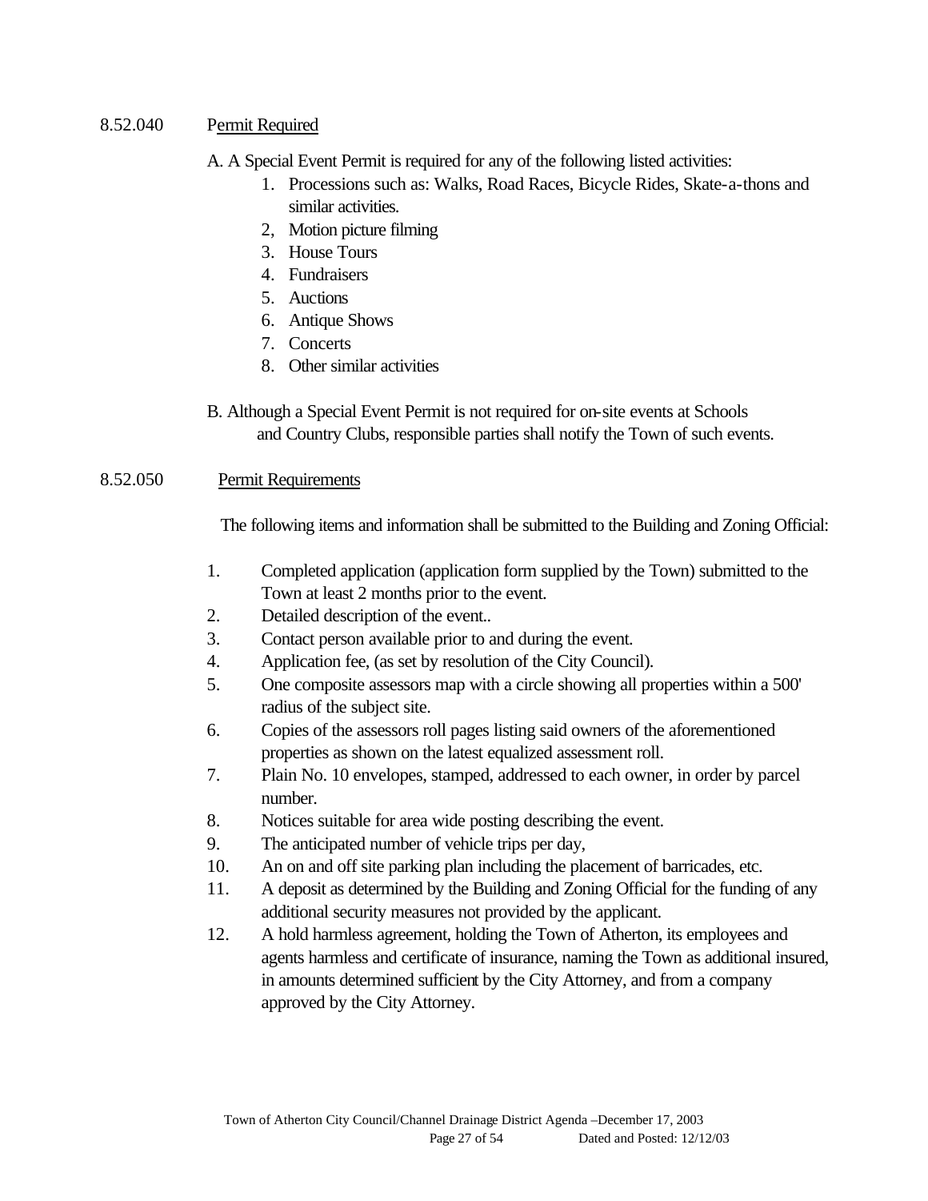8.52.040 Permit Required

A. A Special Event Permit is required for any of the following listed activities:

1. Processions such as: Walks, Road Races, Bicycle Rides, Skate-a-thons and similar activities.
2, Motion picture filming
3. House Tours
4. Fundraisers
5. Auctions
6. Antique Shows
7. Concerts
8. Other similar activities

B. Although a Special Event Permit is not required for on-site events at Schools and Country Clubs, responsible parties shall notify the Town of such events.

8.52.050 Permit Requirements

The following items and information shall be submitted to the Building and Zoning Official:

1. Completed application (application form supplied by the Town) submitted to the Town at least 2 months prior to the event.
2. Detailed description of the event..
3. Contact person available prior to and during the event.
4. Application fee, (as set by resolution of the City Council).
5. One composite assessors map with a circle showing all properties within a 500' radius of the subject site.
6. Copies of the assessors roll pages listing said owners of the aforementioned properties as shown on the latest equalized assessment roll.
7. Plain No. 10 envelopes, stamped, addressed to each owner, in order by parcel number.
8. Notices suitable for area wide posting describing the event.
9. The anticipated number of vehicle trips per day,
10. An on and off site parking plan including the placement of barricades, etc.
11. A deposit as determined by the Building and Zoning Official for the funding of any additional security measures not provided by the applicant.
12. A hold harmless agreement, holding the Town of Atherton, its employees and agents harmless and certificate of insurance, naming the Town as additional insured, in amounts determined sufficient by the City Attorney, and from a company approved by the City Attorney.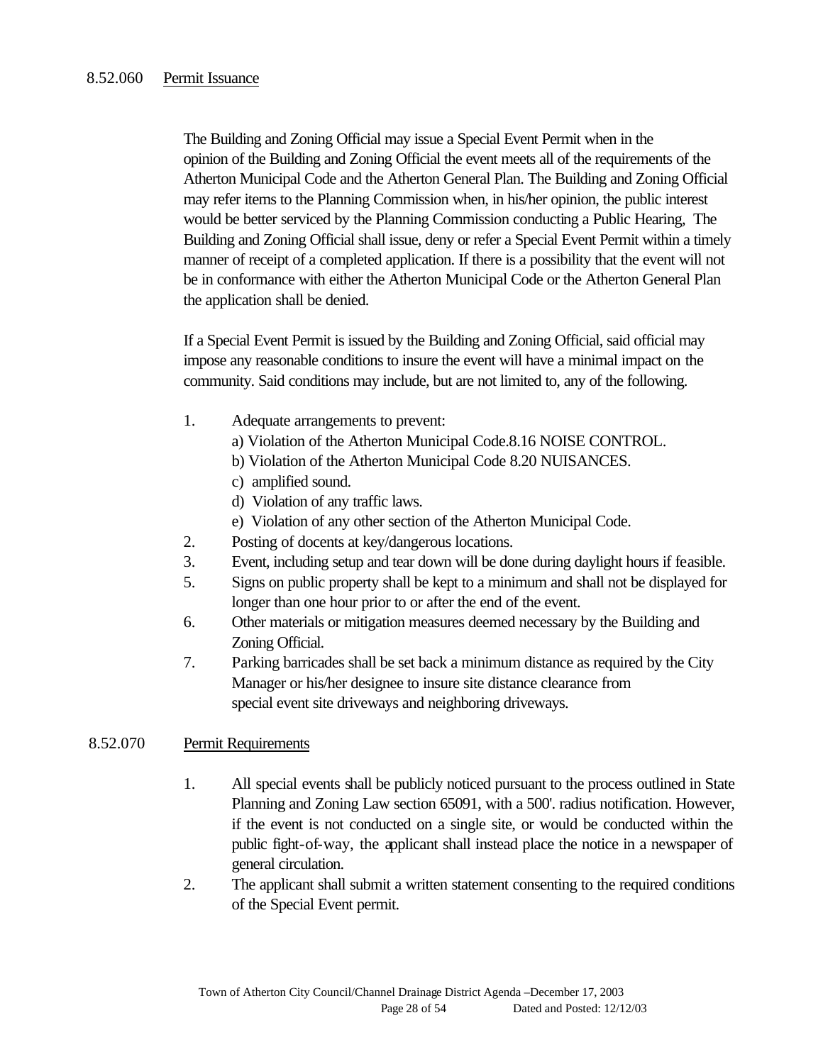8.52.060 Permit Issuance

The Building and Zoning Official may issue a Special Event Permit when in the opinion of the Building and Zoning Official the event meets all of the requirements of the Atherton Municipal Code and the Atherton General Plan. The Building and Zoning Official may refer items to the Planning Commission when, in his/her opinion, the public interest would be better serviced by the Planning Commission conducting a Public Hearing, The Building and Zoning Official shall issue, deny or refer a Special Event Permit within a timely manner of receipt of a completed application. If there is a possibility that the event will not be in conformance with either the Atherton Municipal Code or the Atherton General Plan the application shall be denied.

If a Special Event Permit is issued by the Building and Zoning Official, said official may impose any reasonable conditions to insure the event will have a minimal impact on the community. Said conditions may include, but are not limited to, any of the following.

1. Adequate arrangements to prevent:
   a) Violation of the Atherton Municipal Code.8.16 NOISE CONTROL.
   b) Violation of the Atherton Municipal Code 8.20 NUISANCES.
   c) amplified sound.
   d) Violation of any traffic laws.
   e) Violation of any other section of the Atherton Municipal Code.
2. Posting of docents at key/dangerous locations.
3. Event, including setup and tear down will be done during daylight hours if feasible.
5. Signs on public property shall be kept to a minimum and shall not be displayed for longer than one hour prior to or after the end of the event.
6. Other materials or mitigation measures deemed necessary by the Building and Zoning Official.
7. Parking barricades shall be set back a minimum distance as required by the City Manager or his/her designee to insure site distance clearance from special event site driveways and neighboring driveways.

8.52.070 Permit Requirements

1. All special events shall be publicly noticed pursuant to the process outlined in State Planning and Zoning Law section 65091, with a 500'. radius notification. However, if the event is not conducted on a single site, or would be conducted within the public fight-of-way, the applicant shall instead place the notice in a newspaper of general circulation.
2. The applicant shall submit a written statement consenting to the required conditions of the Special Event permit.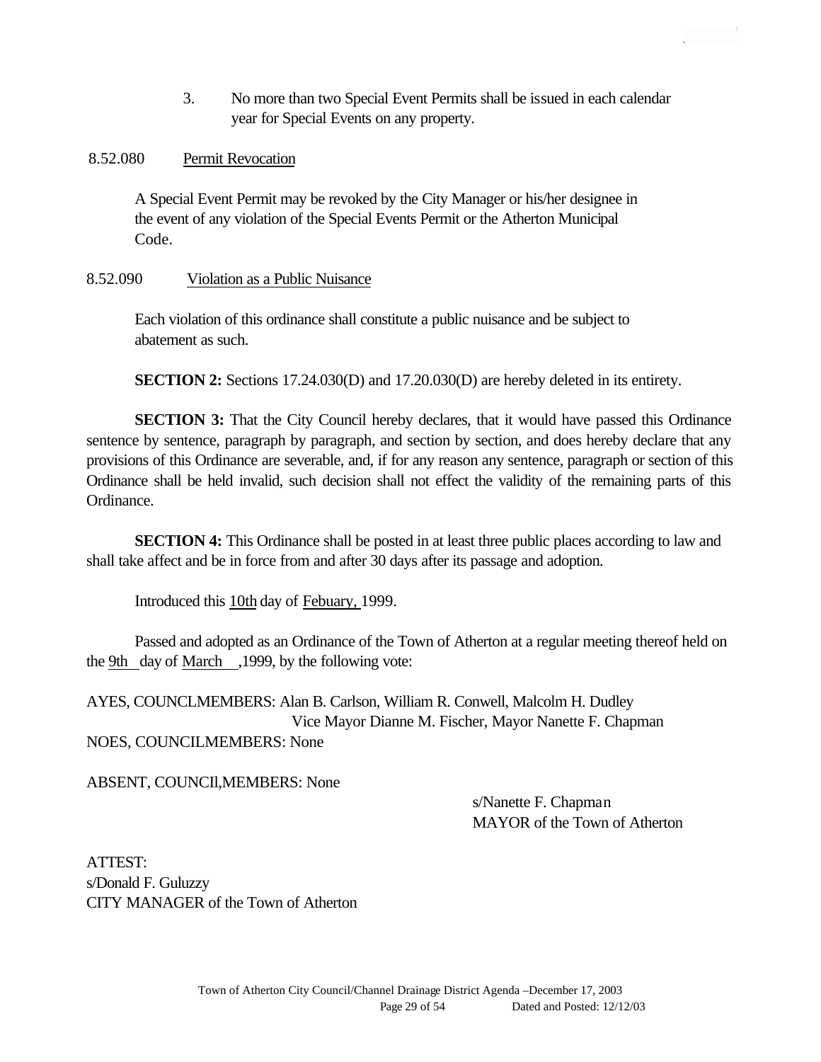3. No more than two Special Event Permits shall be issued in each calendar year for Special Events on any property.

8.52.080 Permit Revocation

A Special Event Permit may be revoked by the City Manager or his/her designee in the event of any violation of the Special Events Permit or the Atherton Municipal Code.

8.52.090 Violation as a Public Nuisance

Each violation of this ordinance shall constitute a public nuisance and be subject to abatement as such.

**SECTION 2:** Sections 17.24.030(D) and 17.20.030(D) are hereby deleted in its entirety.

**SECTION 3:** That the City Council hereby declares, that it would have passed this Ordinance sentence by sentence, paragraph by paragraph, and section by section, and does hereby declare that any provisions of this Ordinance are severable, and, if for any reason any sentence, paragraph or section of this Ordinance shall be held invalid, such decision shall not effect the validity of the remaining parts of this Ordinance.

**SECTION 4:** This Ordinance shall be posted in at least three public places according to law and shall take affect and be in force from and after 30 days after its passage and adoption.

Introduced this 10th day of Febuary, 1999.

Passed and adopted as an Ordinance of the Town of Atherton at a regular meeting thereof held on the 9th day of March ,1999, by the following vote:

AYES, COUNCLMEMBERS: Alan B. Carlson, William R. Conwell, Malcolm H. Dudley
Vice Mayor Dianne M. Fischer, Mayor Nanette F. Chapman
NOES, COUNCILMEMBERS: None

ABSENT, COUNCIl,MEMBERS: None

s/Nanette F. Chapman
MAYOR of the Town of Atherton

ATTEST:
s/Donald F. Guluzzy
CITY MANAGER of the Town of Atherton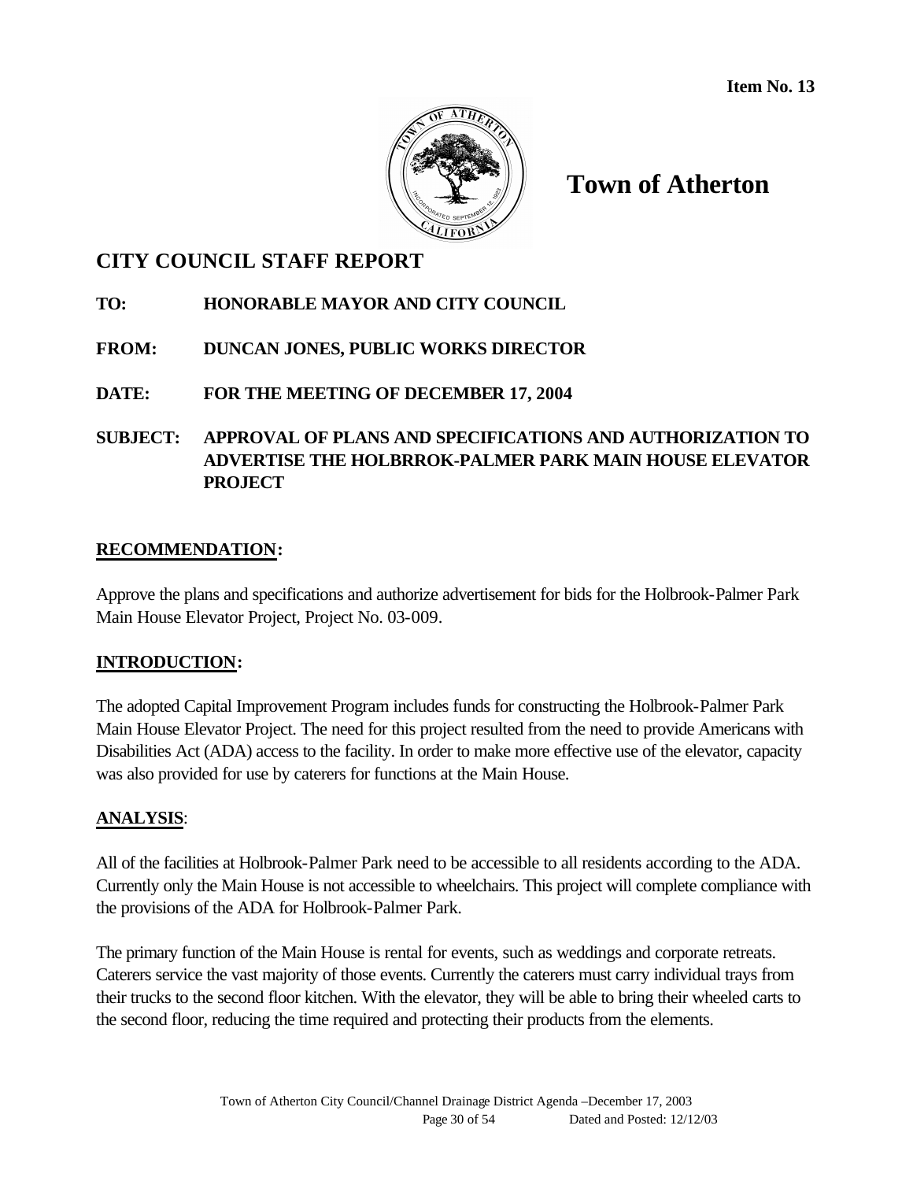Item No. 13

# Town of Atherton

## CITY COUNCIL STAFF REPORT

**TO:** HONORABLE MAYOR AND CITY COUNCIL

**FROM:** DUNCAN JONES, PUBLIC WORKS DIRECTOR

**DATE:** FOR THE MEETING OF DECEMBER 17, 2004

**SUBJECT:** APPROVAL OF PLANS AND SPECIFICATIONS AND AUTHORIZATION TO ADVERTISE THE HOLBRROK-PALMER PARK MAIN HOUSE ELEVATOR PROJECT

### RECOMMENDATION:

Approve the plans and specifications and authorize advertisement for bids for the Holbrook-Palmer Park Main House Elevator Project, Project No. 03-009.

### INTRODUCTION:

The adopted Capital Improvement Program includes funds for constructing the Holbrook-Palmer Park Main House Elevator Project. The need for this project resulted from the need to provide Americans with Disabilities Act (ADA) access to the facility. In order to make more effective use of the elevator, capacity was also provided for use by caterers for functions at the Main House.

### ANALYSIS:

All of the facilities at Holbrook-Palmer Park need to be accessible to all residents according to the ADA. Currently only the Main House is not accessible to wheelchairs. This project will complete compliance with the provisions of the ADA for Holbrook-Palmer Park.

The primary function of the Main House is rental for events, such as weddings and corporate retreats. Caterers service the vast majority of those events. Currently the caterers must carry individual trays from their trucks to the second floor kitchen. With the elevator, they will be able to bring their wheeled carts to the second floor, reducing the time required and protecting their products from the elements.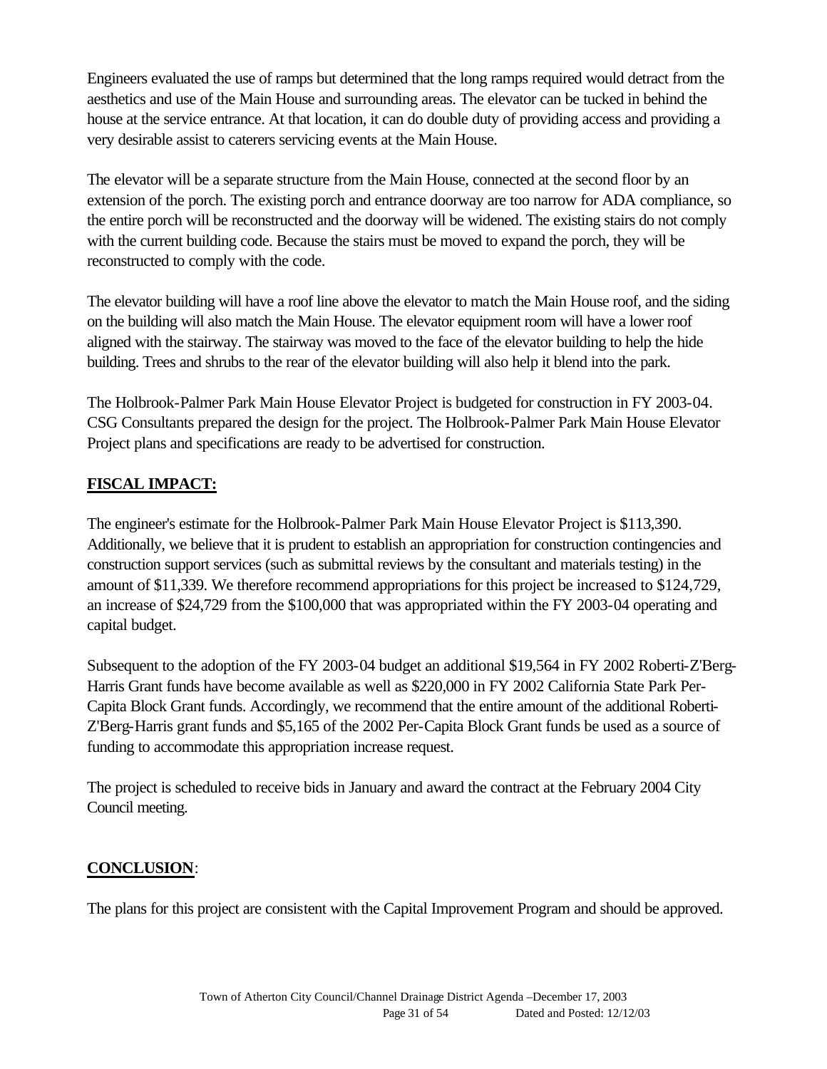Engineers evaluated the use of ramps but determined that the long ramps required would detract from the aesthetics and use of the Main House and surrounding areas. The elevator can be tucked in behind the house at the service entrance. At that location, it can do double duty of providing access and providing a very desirable assist to caterers servicing events at the Main House.

The elevator will be a separate structure from the Main House, connected at the second floor by an extension of the porch. The existing porch and entrance doorway are too narrow for ADA compliance, so the entire porch will be reconstructed and the doorway will be widened. The existing stairs do not comply with the current building code. Because the stairs must be moved to expand the porch, they will be reconstructed to comply with the code.

The elevator building will have a roof line above the elevator to match the Main House roof, and the siding on the building will also match the Main House. The elevator equipment room will have a lower roof aligned with the stairway. The stairway was moved to the face of the elevator building to help the hide building. Trees and shrubs to the rear of the elevator building will also help it blend into the park.

The Holbrook-Palmer Park Main House Elevator Project is budgeted for construction in FY 2003-04. CSG Consultants prepared the design for the project. The Holbrook-Palmer Park Main House Elevator Project plans and specifications are ready to be advertised for construction.

**FISCAL IMPACT:**

The engineer's estimate for the Holbrook-Palmer Park Main House Elevator Project is $113,390. Additionally, we believe that it is prudent to establish an appropriation for construction contingencies and construction support services (such as submittal reviews by the consultant and materials testing) in the amount of $11,339. We therefore recommend appropriations for this project be increased to $124,729, an increase of $24,729 from the $100,000 that was appropriated within the FY 2003-04 operating and capital budget.

Subsequent to the adoption of the FY 2003-04 budget an additional $19,564 in FY 2002 Roberti-Z'Berg-Harris Grant funds have become available as well as $220,000 in FY 2002 California State Park Per-Capita Block Grant funds. Accordingly, we recommend that the entire amount of the additional Roberti-Z'Berg-Harris grant funds and $5,165 of the 2002 Per-Capita Block Grant funds be used as a source of funding to accommodate this appropriation increase request.

The project is scheduled to receive bids in January and award the contract at the February 2004 City Council meeting.

**CONCLUSION**:

The plans for this project are consistent with the Capital Improvement Program and should be approved.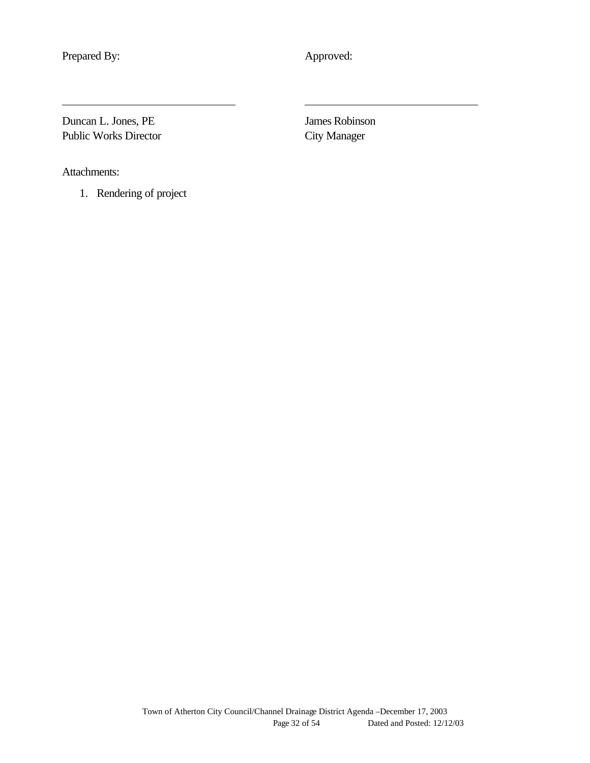Prepared By:

Duncan L. Jones, PE
Public Works Director

Approved:

James Robinson
City Manager

Attachments:

1. Rendering of project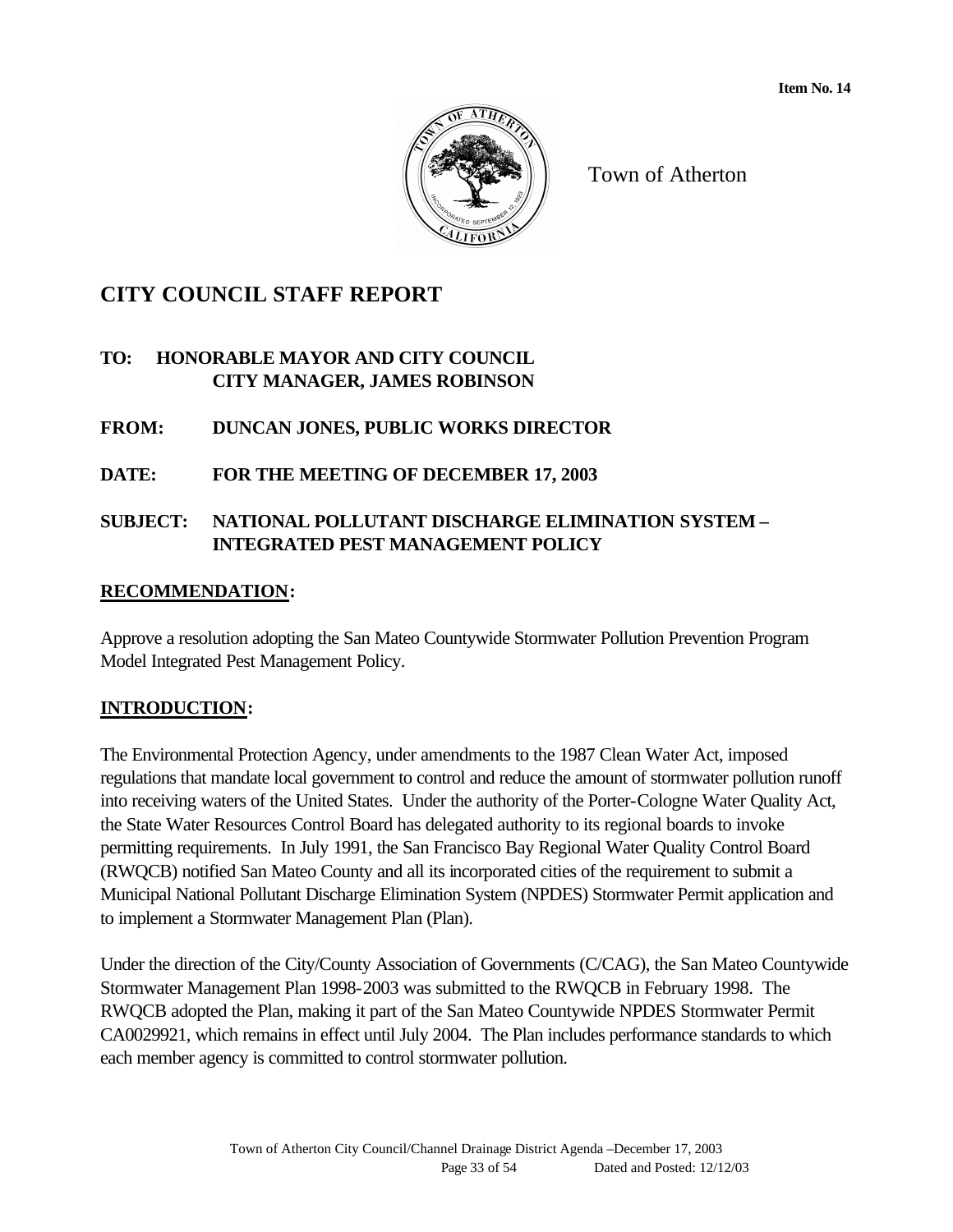**Item No. 14**

Town of Atherton

# CITY COUNCIL STAFF REPORT

**TO: HONORABLE MAYOR AND CITY COUNCIL**
**CITY MANAGER, JAMES ROBINSON**

**FROM: DUNCAN JONES, PUBLIC WORKS DIRECTOR**

**DATE: FOR THE MEETING OF DECEMBER 17, 2003**

**SUBJECT: NATIONAL POLLUTANT DISCHARGE ELIMINATION SYSTEM – INTEGRATED PEST MANAGEMENT POLICY**

## RECOMMENDATION:

Approve a resolution adopting the San Mateo Countywide Stormwater Pollution Prevention Program Model Integrated Pest Management Policy.

## INTRODUCTION:

The Environmental Protection Agency, under amendments to the 1987 Clean Water Act, imposed regulations that mandate local government to control and reduce the amount of stormwater pollution runoff into receiving waters of the United States. Under the authority of the Porter-Cologne Water Quality Act, the State Water Resources Control Board has delegated authority to its regional boards to invoke permitting requirements. In July 1991, the San Francisco Bay Regional Water Quality Control Board (RWQCB) notified San Mateo County and all its incorporated cities of the requirement to submit a Municipal National Pollutant Discharge Elimination System (NPDES) Stormwater Permit application and to implement a Stormwater Management Plan (Plan).

Under the direction of the City/County Association of Governments (C/CAG), the San Mateo Countywide Stormwater Management Plan 1998-2003 was submitted to the RWQCB in February 1998. The RWQCB adopted the Plan, making it part of the San Mateo Countywide NPDES Stormwater Permit CA0029921, which remains in effect until July 2004. The Plan includes performance standards to which each member agency is committed to control stormwater pollution.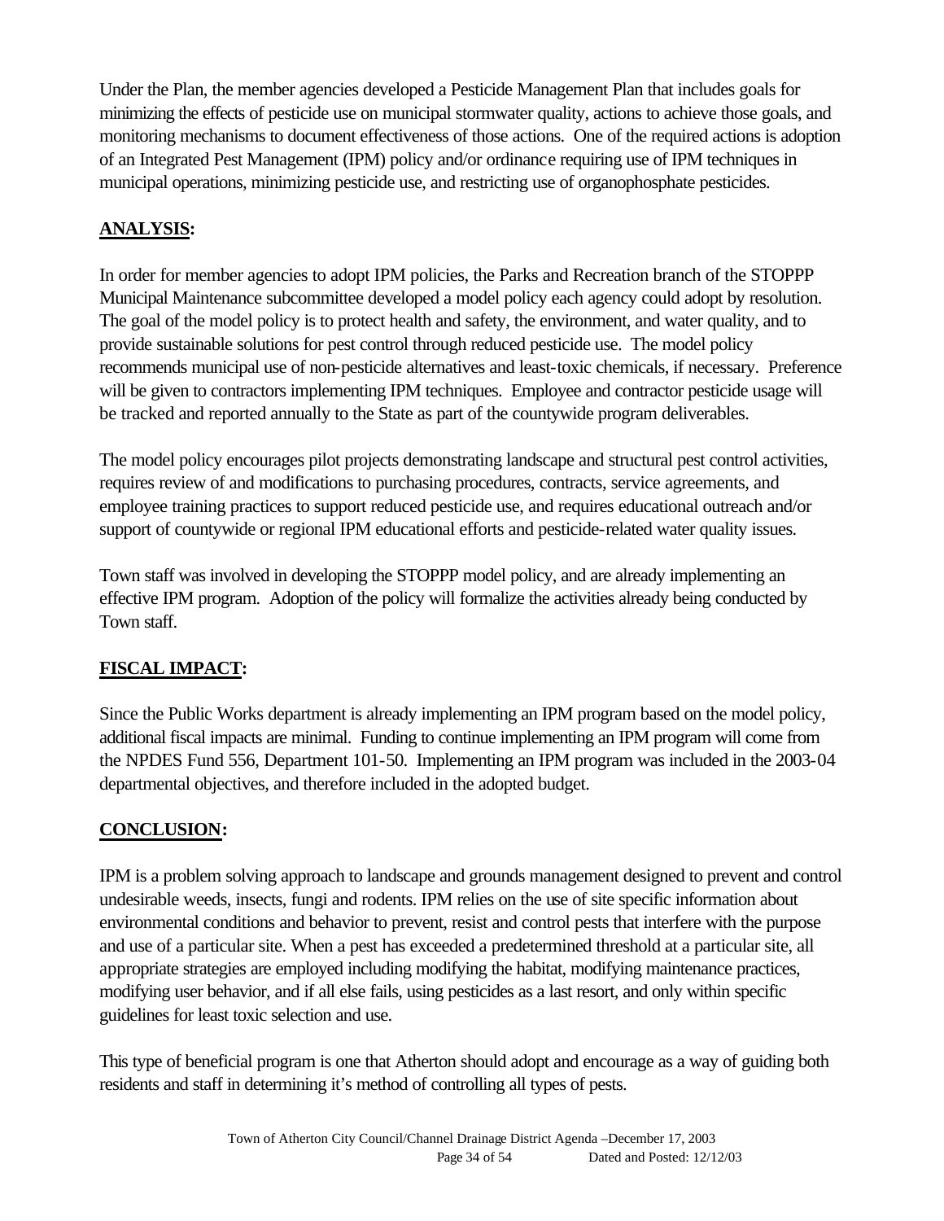Under the Plan, the member agencies developed a Pesticide Management Plan that includes goals for minimizing the effects of pesticide use on municipal stormwater quality, actions to achieve those goals, and monitoring mechanisms to document effectiveness of those actions. One of the required actions is adoption of an Integrated Pest Management (IPM) policy and/or ordinance requiring use of IPM techniques in municipal operations, minimizing pesticide use, and restricting use of organophosphate pesticides.

**ANALYSIS:**

In order for member agencies to adopt IPM policies, the Parks and Recreation branch of the STOPPP Municipal Maintenance subcommittee developed a model policy each agency could adopt by resolution. The goal of the model policy is to protect health and safety, the environment, and water quality, and to provide sustainable solutions for pest control through reduced pesticide use. The model policy recommends municipal use of non-pesticide alternatives and least-toxic chemicals, if necessary. Preference will be given to contractors implementing IPM techniques. Employee and contractor pesticide usage will be tracked and reported annually to the State as part of the countywide program deliverables.

The model policy encourages pilot projects demonstrating landscape and structural pest control activities, requires review of and modifications to purchasing procedures, contracts, service agreements, and employee training practices to support reduced pesticide use, and requires educational outreach and/or support of countywide or regional IPM educational efforts and pesticide-related water quality issues.

Town staff was involved in developing the STOPPP model policy, and are already implementing an effective IPM program. Adoption of the policy will formalize the activities already being conducted by Town staff.

**FISCAL IMPACT:**

Since the Public Works department is already implementing an IPM program based on the model policy, additional fiscal impacts are minimal. Funding to continue implementing an IPM program will come from the NPDES Fund 556, Department 101-50. Implementing an IPM program was included in the 2003-04 departmental objectives, and therefore included in the adopted budget.

**CONCLUSION:**

IPM is a problem solving approach to landscape and grounds management designed to prevent and control undesirable weeds, insects, fungi and rodents. IPM relies on the use of site specific information about environmental conditions and behavior to prevent, resist and control pests that interfere with the purpose and use of a particular site. When a pest has exceeded a predetermined threshold at a particular site, all appropriate strategies are employed including modifying the habitat, modifying maintenance practices, modifying user behavior, and if all else fails, using pesticides as a last resort, and only within specific guidelines for least toxic selection and use.

This type of beneficial program is one that Atherton should adopt and encourage as a way of guiding both residents and staff in determining it's method of controlling all types of pests.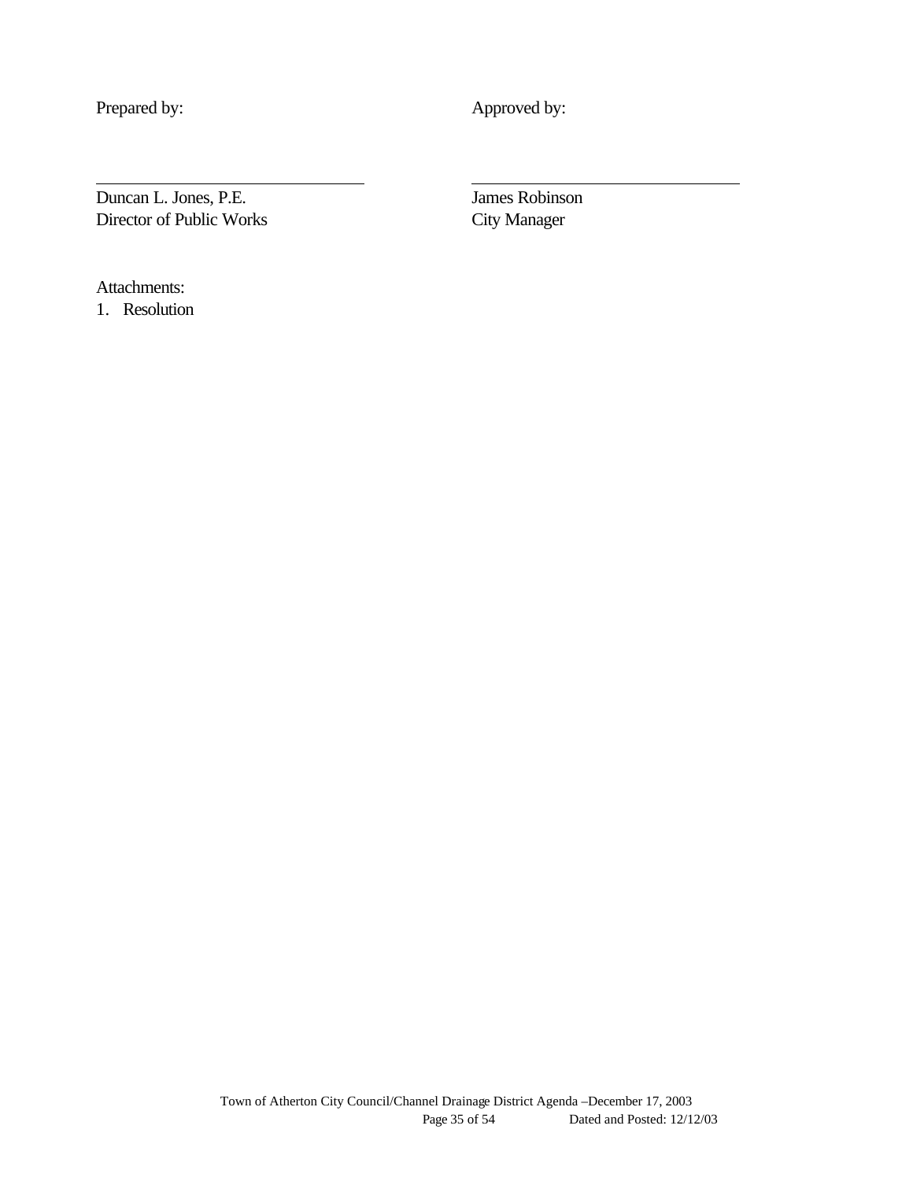Prepared by: Approved by:

\_\_\_\_\_\_\_\_\_\_\_\_\_\_\_\_\_\_\_\_\_\_\_\_\_\_\_\_ \_\_\_\_\_\_\_\_\_\_\_\_\_\_\_\_\_\_\_\_\_\_\_\_\_\_\_\_

Duncan L. Jones, P.E.
Director of Public Works

James Robinson
City Manager

Attachments:

1. Resolution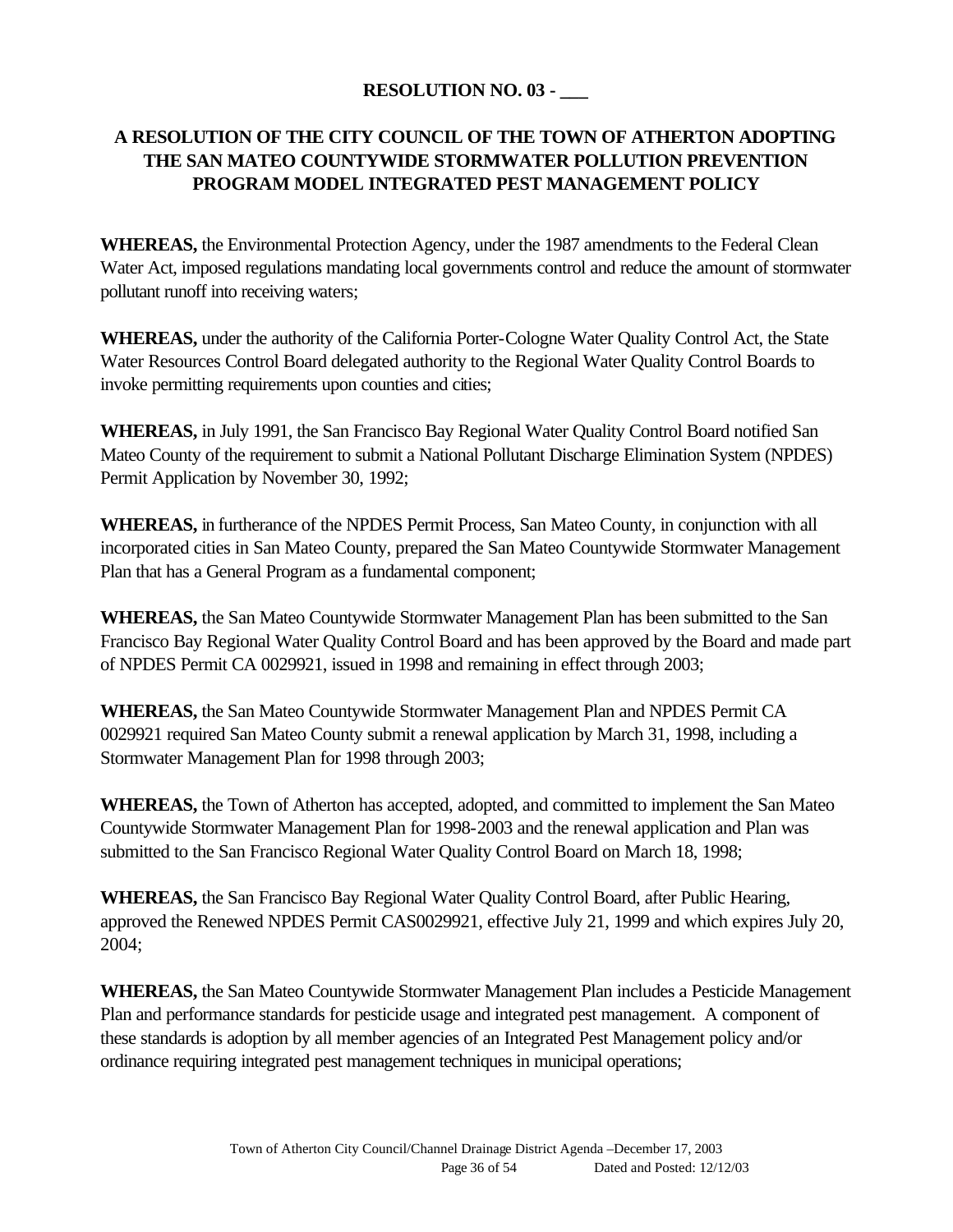**RESOLUTION NO. 03 - \_\_\_**

**A RESOLUTION OF THE CITY COUNCIL OF THE TOWN OF ATHERTON ADOPTING THE SAN MATEO COUNTYWIDE STORMWATER POLLUTION PREVENTION PROGRAM MODEL INTEGRATED PEST MANAGEMENT POLICY**

**WHEREAS,** the Environmental Protection Agency, under the 1987 amendments to the Federal Clean Water Act, imposed regulations mandating local governments control and reduce the amount of stormwater pollutant runoff into receiving waters;

**WHEREAS,** under the authority of the California Porter-Cologne Water Quality Control Act, the State Water Resources Control Board delegated authority to the Regional Water Quality Control Boards to invoke permitting requirements upon counties and cities;

**WHEREAS,** in July 1991, the San Francisco Bay Regional Water Quality Control Board notified San Mateo County of the requirement to submit a National Pollutant Discharge Elimination System (NPDES) Permit Application by November 30, 1992;

**WHEREAS,** in furtherance of the NPDES Permit Process, San Mateo County, in conjunction with all incorporated cities in San Mateo County, prepared the San Mateo Countywide Stormwater Management Plan that has a General Program as a fundamental component;

**WHEREAS,** the San Mateo Countywide Stormwater Management Plan has been submitted to the San Francisco Bay Regional Water Quality Control Board and has been approved by the Board and made part of NPDES Permit CA 0029921, issued in 1998 and remaining in effect through 2003;

**WHEREAS,** the San Mateo Countywide Stormwater Management Plan and NPDES Permit CA 0029921 required San Mateo County submit a renewal application by March 31, 1998, including a Stormwater Management Plan for 1998 through 2003;

**WHEREAS,** the Town of Atherton has accepted, adopted, and committed to implement the San Mateo Countywide Stormwater Management Plan for 1998-2003 and the renewal application and Plan was submitted to the San Francisco Regional Water Quality Control Board on March 18, 1998;

**WHEREAS,** the San Francisco Bay Regional Water Quality Control Board, after Public Hearing, approved the Renewed NPDES Permit CAS0029921, effective July 21, 1999 and which expires July 20, 2004;

**WHEREAS,** the San Mateo Countywide Stormwater Management Plan includes a Pesticide Management Plan and performance standards for pesticide usage and integrated pest management. A component of these standards is adoption by all member agencies of an Integrated Pest Management policy and/or ordinance requiring integrated pest management techniques in municipal operations;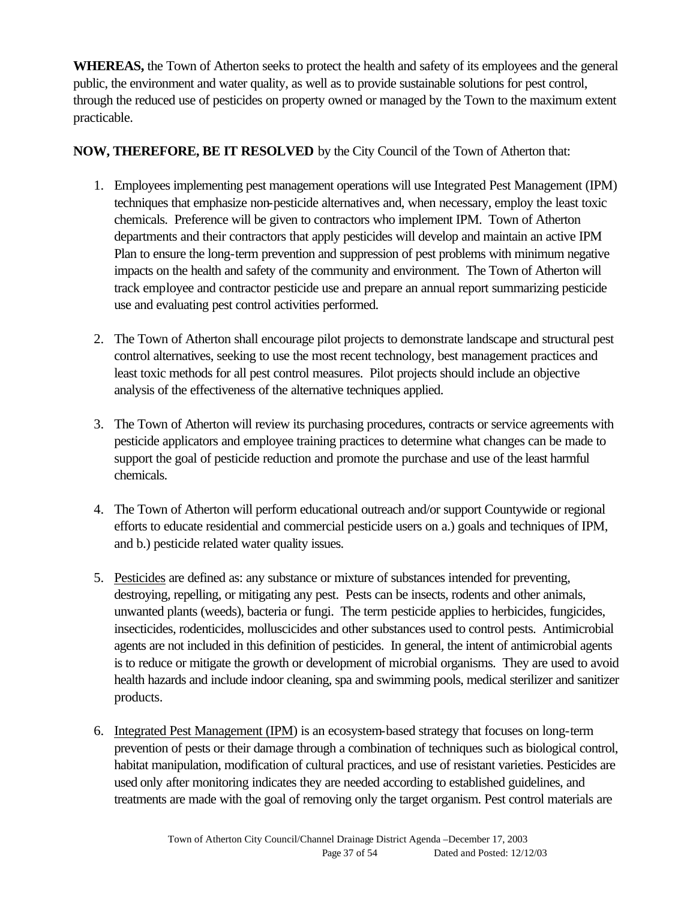**WHEREAS,** the Town of Atherton seeks to protect the health and safety of its employees and the general public, the environment and water quality, as well as to provide sustainable solutions for pest control, through the reduced use of pesticides on property owned or managed by the Town to the maximum extent practicable.

**NOW, THEREFORE, BE IT RESOLVED** by the City Council of the Town of Atherton that:

1. Employees implementing pest management operations will use Integrated Pest Management (IPM) techniques that emphasize non-pesticide alternatives and, when necessary, employ the least toxic chemicals. Preference will be given to contractors who implement IPM. Town of Atherton departments and their contractors that apply pesticides will develop and maintain an active IPM Plan to ensure the long-term prevention and suppression of pest problems with minimum negative impacts on the health and safety of the community and environment. The Town of Atherton will track employee and contractor pesticide use and prepare an annual report summarizing pesticide use and evaluating pest control activities performed.

2. The Town of Atherton shall encourage pilot projects to demonstrate landscape and structural pest control alternatives, seeking to use the most recent technology, best management practices and least toxic methods for all pest control measures. Pilot projects should include an objective analysis of the effectiveness of the alternative techniques applied.

3. The Town of Atherton will review its purchasing procedures, contracts or service agreements with pesticide applicators and employee training practices to determine what changes can be made to support the goal of pesticide reduction and promote the purchase and use of the least harmful chemicals.

4. The Town of Atherton will perform educational outreach and/or support Countywide or regional efforts to educate residential and commercial pesticide users on a.) goals and techniques of IPM, and b.) pesticide related water quality issues.

5. Pesticides are defined as: any substance or mixture of substances intended for preventing, destroying, repelling, or mitigating any pest. Pests can be insects, rodents and other animals, unwanted plants (weeds), bacteria or fungi. The term pesticide applies to herbicides, fungicides, insecticides, rodenticides, molluscicides and other substances used to control pests. Antimicrobial agents are not included in this definition of pesticides. In general, the intent of antimicrobial agents is to reduce or mitigate the growth or development of microbial organisms. They are used to avoid health hazards and include indoor cleaning, spa and swimming pools, medical sterilizer and sanitizer products.

6. Integrated Pest Management (IPM) is an ecosystem-based strategy that focuses on long-term prevention of pests or their damage through a combination of techniques such as biological control, habitat manipulation, modification of cultural practices, and use of resistant varieties. Pesticides are used only after monitoring indicates they are needed according to established guidelines, and treatments are made with the goal of removing only the target organism. Pest control materials are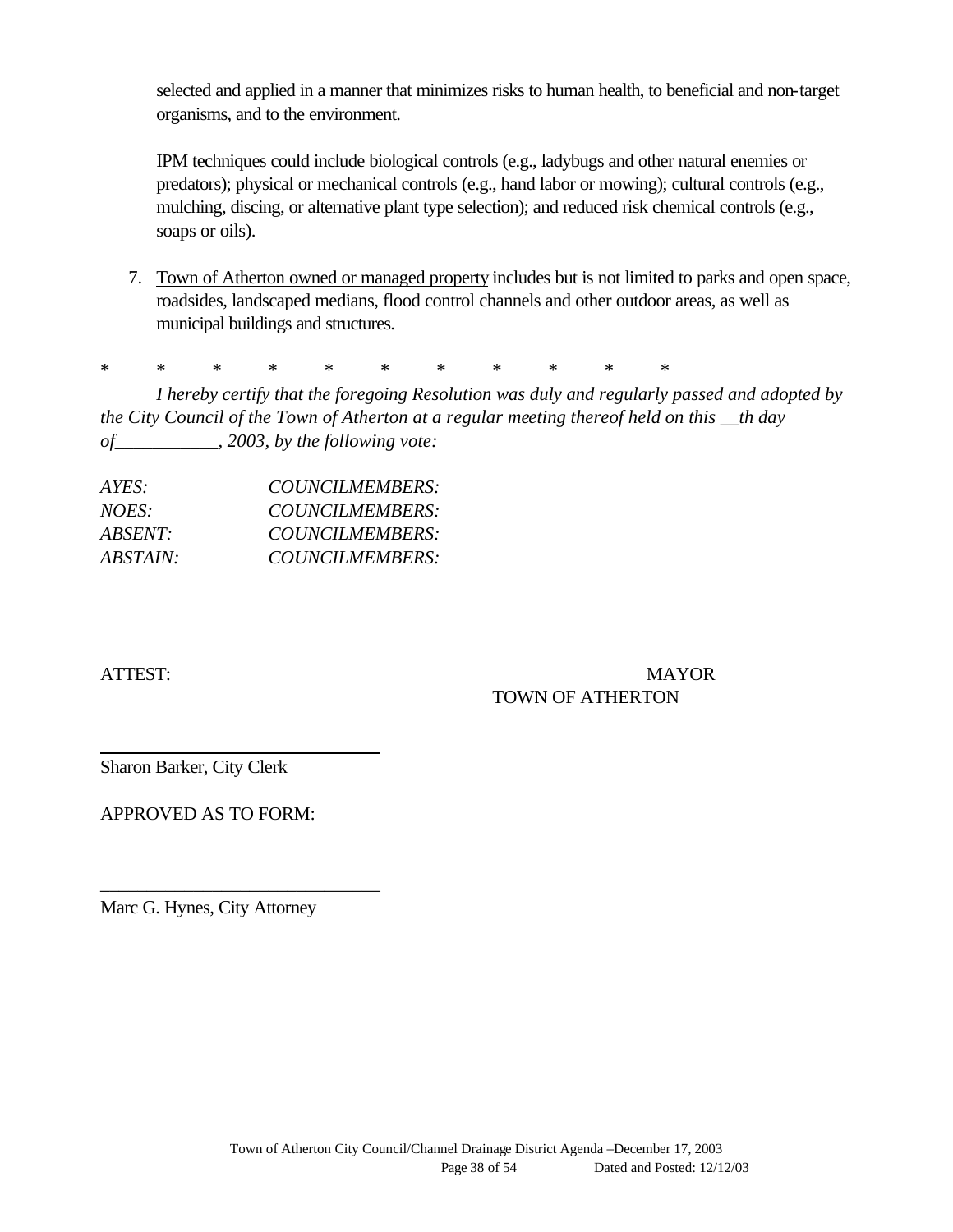selected and applied in a manner that minimizes risks to human health, to beneficial and non-target organisms, and to the environment.

IPM techniques could include biological controls (e.g., ladybugs and other natural enemies or predators); physical or mechanical controls (e.g., hand labor or mowing); cultural controls (e.g., mulching, discing, or alternative plant type selection); and reduced risk chemical controls (e.g., soaps or oils).

7. Town of Atherton owned or managed property includes but is not limited to parks and open space, roadsides, landscaped medians, flood control channels and other outdoor areas, as well as municipal buildings and structures.

\* \* \* \* \* \* \* \* \* \* \*

*I hereby certify that the foregoing Resolution was duly and regularly passed and adopted by the City Council of the Town of Atherton at a regular meeting thereof held on this __th day of___________, 2003, by the following vote:*

*AYES: COUNCILMEMBERS:*
*NOES: COUNCILMEMBERS:*
*ABSENT: COUNCILMEMBERS:*
*ABSTAIN: COUNCILMEMBERS:*

ATTEST:

______________________________
MAYOR
TOWN OF ATHERTON

______________________________
Sharon Barker, City Clerk

APPROVED AS TO FORM:

______________________________
Marc G. Hynes, City Attorney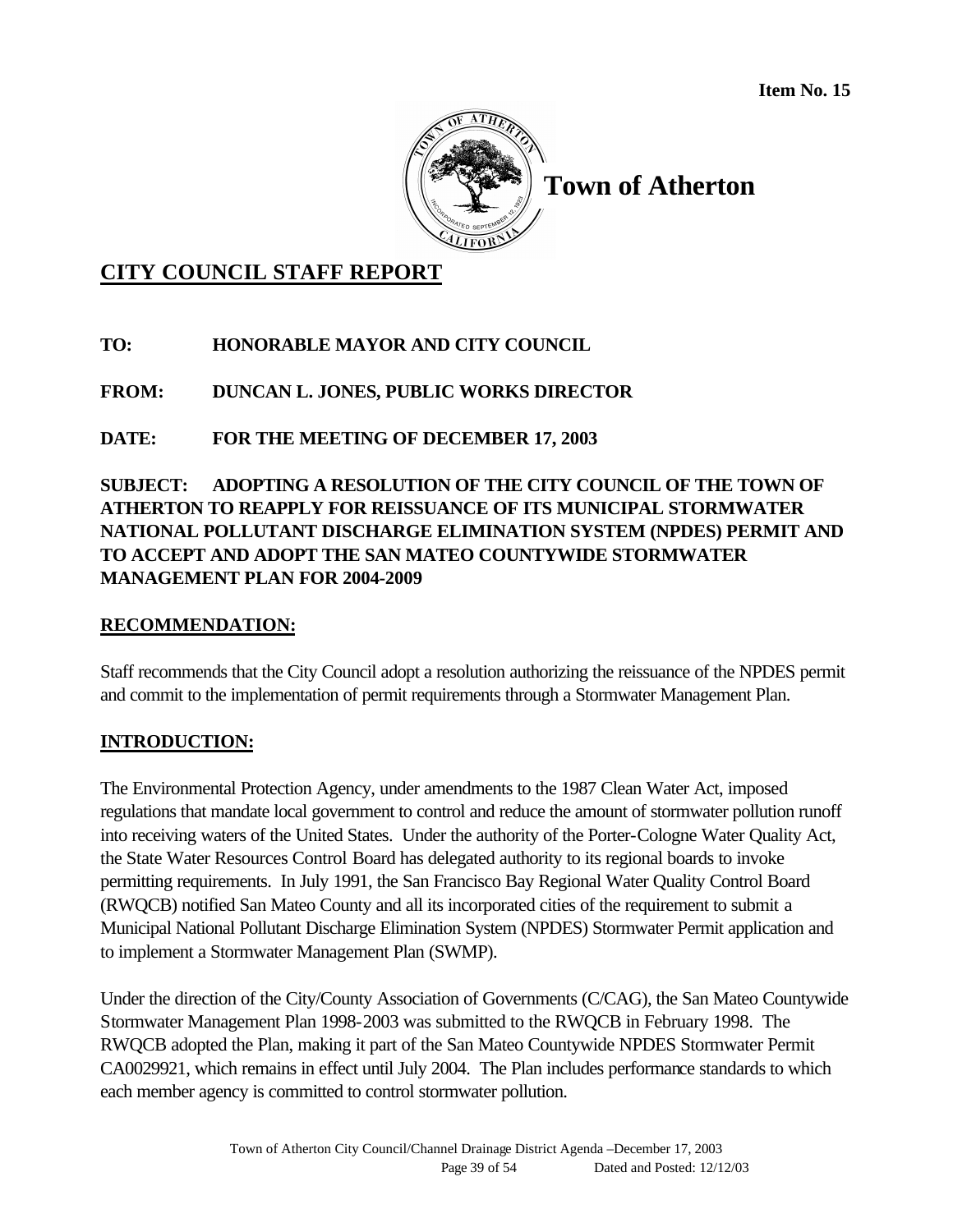**Item No. 15**

**Town of Atherton**

## CITY COUNCIL STAFF REPORT

**TO: HONORABLE MAYOR AND CITY COUNCIL**

**FROM: DUNCAN L. JONES, PUBLIC WORKS DIRECTOR**

**DATE: FOR THE MEETING OF DECEMBER 17, 2003**

**SUBJECT: ADOPTING A RESOLUTION OF THE CITY COUNCIL OF THE TOWN OF ATHERTON TO REAPPLY FOR REISSUANCE OF ITS MUNICIPAL STORMWATER NATIONAL POLLUTANT DISCHARGE ELIMINATION SYSTEM (NPDES) PERMIT AND TO ACCEPT AND ADOPT THE SAN MATEO COUNTYWIDE STORMWATER MANAGEMENT PLAN FOR 2004-2009**

### RECOMMENDATION:

Staff recommends that the City Council adopt a resolution authorizing the reissuance of the NPDES permit and commit to the implementation of permit requirements through a Stormwater Management Plan.

### INTRODUCTION:

The Environmental Protection Agency, under amendments to the 1987 Clean Water Act, imposed regulations that mandate local government to control and reduce the amount of stormwater pollution runoff into receiving waters of the United States. Under the authority of the Porter-Cologne Water Quality Act, the State Water Resources Control Board has delegated authority to its regional boards to invoke permitting requirements. In July 1991, the San Francisco Bay Regional Water Quality Control Board (RWQCB) notified San Mateo County and all its incorporated cities of the requirement to submit a Municipal National Pollutant Discharge Elimination System (NPDES) Stormwater Permit application and to implement a Stormwater Management Plan (SWMP).

Under the direction of the City/County Association of Governments (C/CAG), the San Mateo Countywide Stormwater Management Plan 1998-2003 was submitted to the RWQCB in February 1998. The RWQCB adopted the Plan, making it part of the San Mateo Countywide NPDES Stormwater Permit CA0029921, which remains in effect until July 2004. The Plan includes performance standards to which each member agency is committed to control stormwater pollution.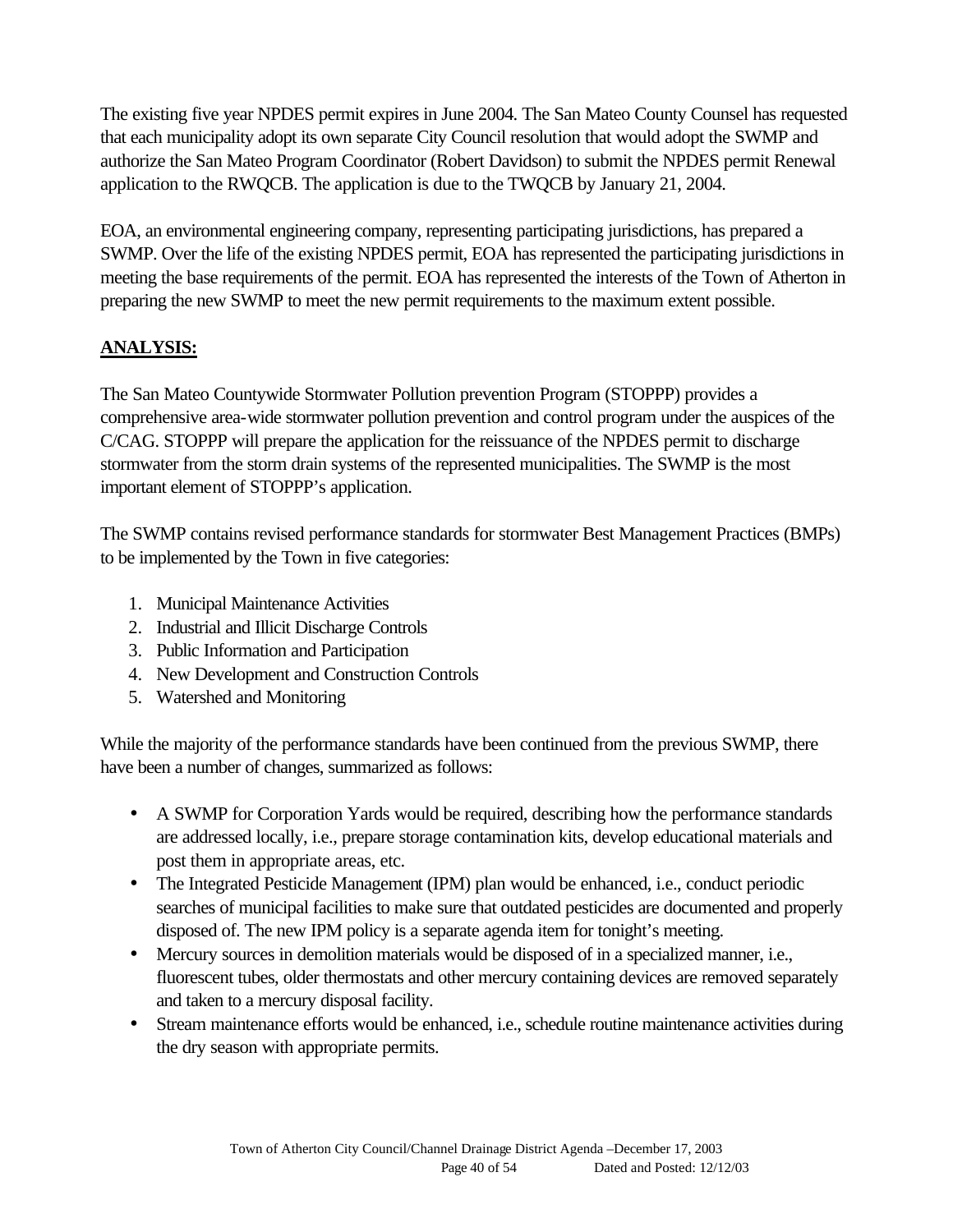The existing five year NPDES permit expires in June 2004. The San Mateo County Counsel has requested that each municipality adopt its own separate City Council resolution that would adopt the SWMP and authorize the San Mateo Program Coordinator (Robert Davidson) to submit the NPDES permit Renewal application to the RWQCB. The application is due to the TWQCB by January 21, 2004.

EOA, an environmental engineering company, representing participating jurisdictions, has prepared a SWMP. Over the life of the existing NPDES permit, EOA has represented the participating jurisdictions in meeting the base requirements of the permit. EOA has represented the interests of the Town of Atherton in preparing the new SWMP to meet the new permit requirements to the maximum extent possible.

## ANALYSIS:

The San Mateo Countywide Stormwater Pollution prevention Program (STOPPP) provides a comprehensive area-wide stormwater pollution prevention and control program under the auspices of the C/CAG. STOPPP will prepare the application for the reissuance of the NPDES permit to discharge stormwater from the storm drain systems of the represented municipalities. The SWMP is the most important element of STOPPP's application.

The SWMP contains revised performance standards for stormwater Best Management Practices (BMPs) to be implemented by the Town in five categories:

1. Municipal Maintenance Activities
2. Industrial and Illicit Discharge Controls
3. Public Information and Participation
4. New Development and Construction Controls
5. Watershed and Monitoring

While the majority of the performance standards have been continued from the previous SWMP, there have been a number of changes, summarized as follows:

- A SWMP for Corporation Yards would be required, describing how the performance standards are addressed locally, i.e., prepare storage contamination kits, develop educational materials and post them in appropriate areas, etc.
- The Integrated Pesticide Management (IPM) plan would be enhanced, i.e., conduct periodic searches of municipal facilities to make sure that outdated pesticides are documented and properly disposed of. The new IPM policy is a separate agenda item for tonight's meeting.
- Mercury sources in demolition materials would be disposed of in a specialized manner, i.e., fluorescent tubes, older thermostats and other mercury containing devices are removed separately and taken to a mercury disposal facility.
- Stream maintenance efforts would be enhanced, i.e., schedule routine maintenance activities during the dry season with appropriate permits.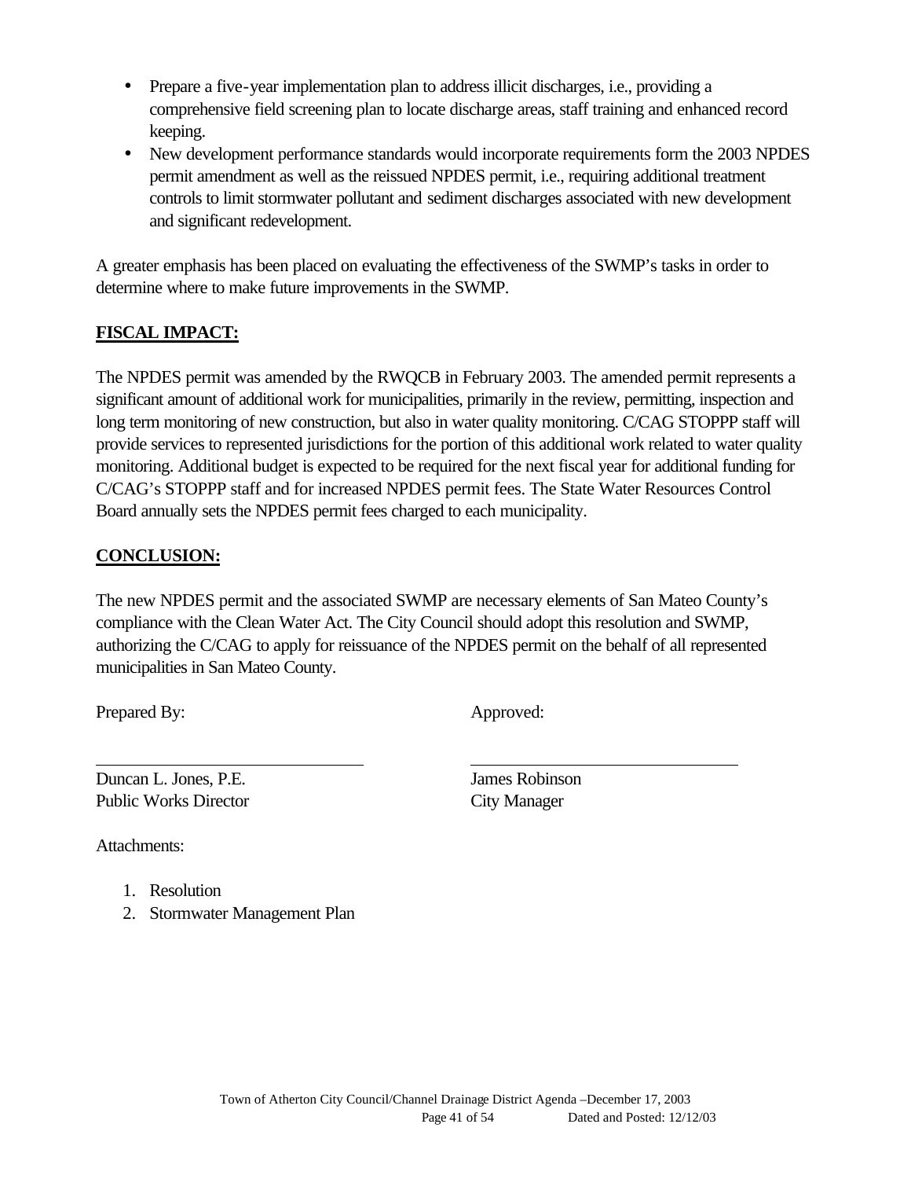- Prepare a five-year implementation plan to address illicit discharges, i.e., providing a comprehensive field screening plan to locate discharge areas, staff training and enhanced record keeping.
- New development performance standards would incorporate requirements form the 2003 NPDES permit amendment as well as the reissued NPDES permit, i.e., requiring additional treatment controls to limit stormwater pollutant and sediment discharges associated with new development and significant redevelopment.

A greater emphasis has been placed on evaluating the effectiveness of the SWMP's tasks in order to determine where to make future improvements in the SWMP.

**FISCAL IMPACT:**

The NPDES permit was amended by the RWQCB in February 2003. The amended permit represents a significant amount of additional work for municipalities, primarily in the review, permitting, inspection and long term monitoring of new construction, but also in water quality monitoring. C/CAG STOPPP staff will provide services to represented jurisdictions for the portion of this additional work related to water quality monitoring. Additional budget is expected to be required for the next fiscal year for additional funding for C/CAG's STOPPP staff and for increased NPDES permit fees. The State Water Resources Control Board annually sets the NPDES permit fees charged to each municipality.

**CONCLUSION:**

The new NPDES permit and the associated SWMP are necessary elements of San Mateo County's compliance with the Clean Water Act. The City Council should adopt this resolution and SWMP, authorizing the C/CAG to apply for reissuance of the NPDES permit on the behalf of all represented municipalities in San Mateo County.

Prepared By: Approved:

Duncan L. Jones, P.E.
Public Works Director

James Robinson
City Manager

Attachments:

1. Resolution
2. Stormwater Management Plan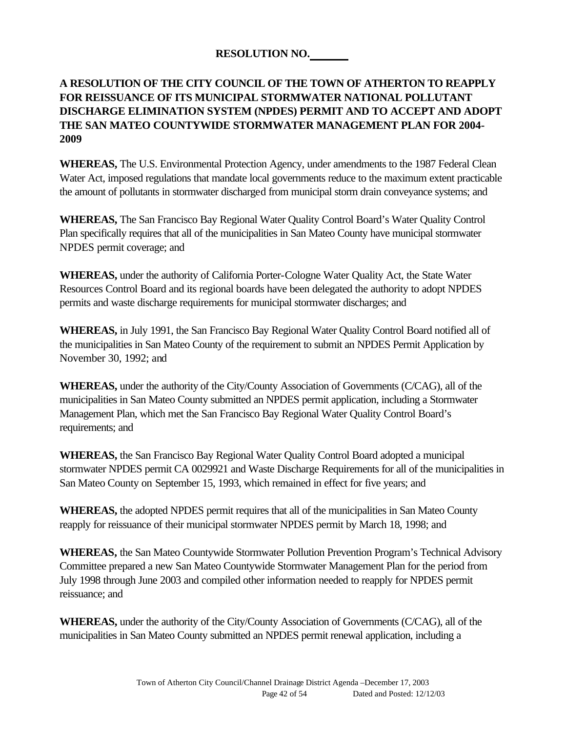**RESOLUTION NO.\_\_\_\_\_\_\_**

**A RESOLUTION OF THE CITY COUNCIL OF THE TOWN OF ATHERTON TO REAPPLY FOR REISSUANCE OF ITS MUNICIPAL STORMWATER NATIONAL POLLUTANT DISCHARGE ELIMINATION SYSTEM (NPDES) PERMIT AND TO ACCEPT AND ADOPT THE SAN MATEO COUNTYWIDE STORMWATER MANAGEMENT PLAN FOR 2004-2009**

**WHEREAS,** The U.S. Environmental Protection Agency, under amendments to the 1987 Federal Clean Water Act, imposed regulations that mandate local governments reduce to the maximum extent practicable the amount of pollutants in stormwater discharged from municipal storm drain conveyance systems; and

**WHEREAS,** The San Francisco Bay Regional Water Quality Control Board's Water Quality Control Plan specifically requires that all of the municipalities in San Mateo County have municipal stormwater NPDES permit coverage; and

**WHEREAS,** under the authority of California Porter-Cologne Water Quality Act, the State Water Resources Control Board and its regional boards have been delegated the authority to adopt NPDES permits and waste discharge requirements for municipal stormwater discharges; and

**WHEREAS,** in July 1991, the San Francisco Bay Regional Water Quality Control Board notified all of the municipalities in San Mateo County of the requirement to submit an NPDES Permit Application by November 30, 1992; and

**WHEREAS,** under the authority of the City/County Association of Governments (C/CAG), all of the municipalities in San Mateo County submitted an NPDES permit application, including a Stormwater Management Plan, which met the San Francisco Bay Regional Water Quality Control Board's requirements; and

**WHEREAS,** the San Francisco Bay Regional Water Quality Control Board adopted a municipal stormwater NPDES permit CA 0029921 and Waste Discharge Requirements for all of the municipalities in San Mateo County on September 15, 1993, which remained in effect for five years; and

**WHEREAS,** the adopted NPDES permit requires that all of the municipalities in San Mateo County reapply for reissuance of their municipal stormwater NPDES permit by March 18, 1998; and

**WHEREAS,** the San Mateo Countywide Stormwater Pollution Prevention Program's Technical Advisory Committee prepared a new San Mateo Countywide Stormwater Management Plan for the period from July 1998 through June 2003 and compiled other information needed to reapply for NPDES permit reissuance; and

**WHEREAS,** under the authority of the City/County Association of Governments (C/CAG), all of the municipalities in San Mateo County submitted an NPDES permit renewal application, including a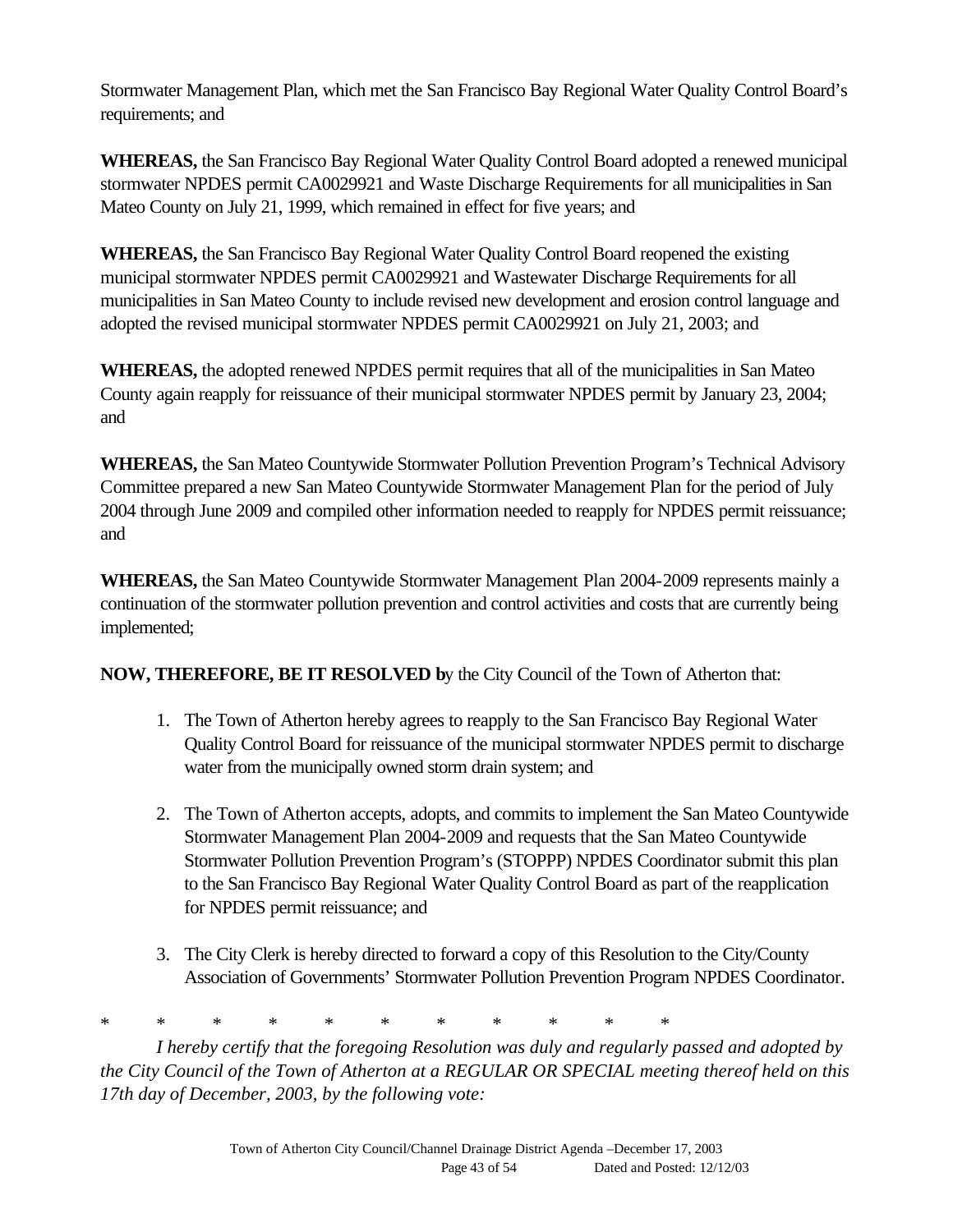Stormwater Management Plan, which met the San Francisco Bay Regional Water Quality Control Board's requirements; and

**WHEREAS,** the San Francisco Bay Regional Water Quality Control Board adopted a renewed municipal stormwater NPDES permit CA0029921 and Waste Discharge Requirements for all municipalities in San Mateo County on July 21, 1999, which remained in effect for five years; and

**WHEREAS,** the San Francisco Bay Regional Water Quality Control Board reopened the existing municipal stormwater NPDES permit CA0029921 and Wastewater Discharge Requirements for all municipalities in San Mateo County to include revised new development and erosion control language and adopted the revised municipal stormwater NPDES permit CA0029921 on July 21, 2003; and

**WHEREAS,** the adopted renewed NPDES permit requires that all of the municipalities in San Mateo County again reapply for reissuance of their municipal stormwater NPDES permit by January 23, 2004; and

**WHEREAS,** the San Mateo Countywide Stormwater Pollution Prevention Program's Technical Advisory Committee prepared a new San Mateo Countywide Stormwater Management Plan for the period of July 2004 through June 2009 and compiled other information needed to reapply for NPDES permit reissuance; and

**WHEREAS,** the San Mateo Countywide Stormwater Management Plan 2004-2009 represents mainly a continuation of the stormwater pollution prevention and control activities and costs that are currently being implemented;

**NOW, THEREFORE, BE IT RESOLVED b**y the City Council of the Town of Atherton that:

1. The Town of Atherton hereby agrees to reapply to the San Francisco Bay Regional Water Quality Control Board for reissuance of the municipal stormwater NPDES permit to discharge water from the municipally owned storm drain system; and

2. The Town of Atherton accepts, adopts, and commits to implement the San Mateo Countywide Stormwater Management Plan 2004-2009 and requests that the San Mateo Countywide Stormwater Pollution Prevention Program's (STOPPP) NPDES Coordinator submit this plan to the San Francisco Bay Regional Water Quality Control Board as part of the reapplication for NPDES permit reissuance; and

3. The City Clerk is hereby directed to forward a copy of this Resolution to the City/County Association of Governments' Stormwater Pollution Prevention Program NPDES Coordinator.

\* \* \* \* \* \* \* \* \* \* \*

*I hereby certify that the foregoing Resolution was duly and regularly passed and adopted by the City Council of the Town of Atherton at a REGULAR OR SPECIAL meeting thereof held on this 17th day of December, 2003, by the following vote:*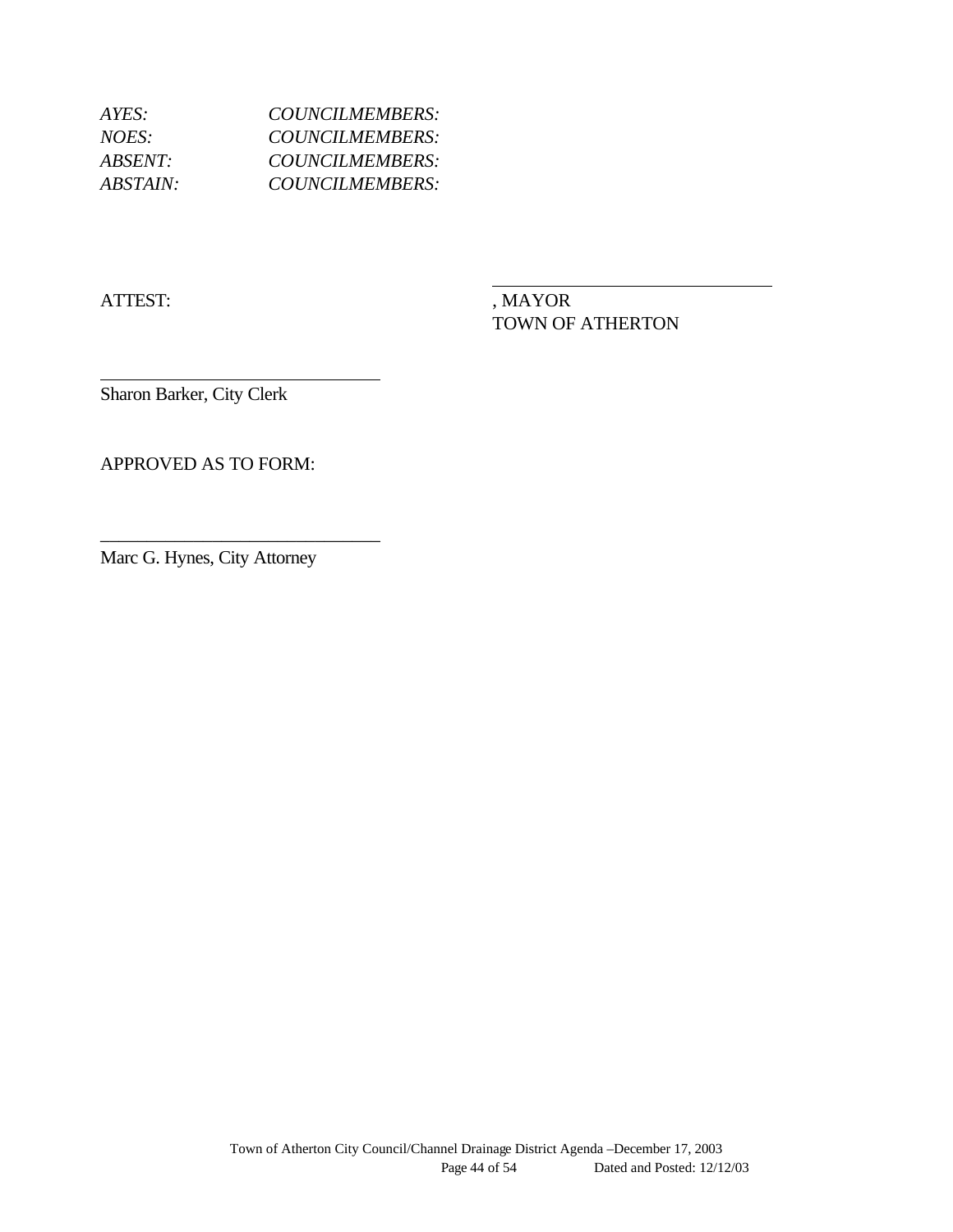*AYES:* *COUNCILMEMBERS:*
*NOES:* *COUNCILMEMBERS:*
*ABSENT:* *COUNCILMEMBERS:*
*ABSTAIN:* *COUNCILMEMBERS:*

ATTEST:

______________________________
, MAYOR
TOWN OF ATHERTON

______________________________
Sharon Barker, City Clerk

APPROVED AS TO FORM:

______________________________
Marc G. Hynes, City Attorney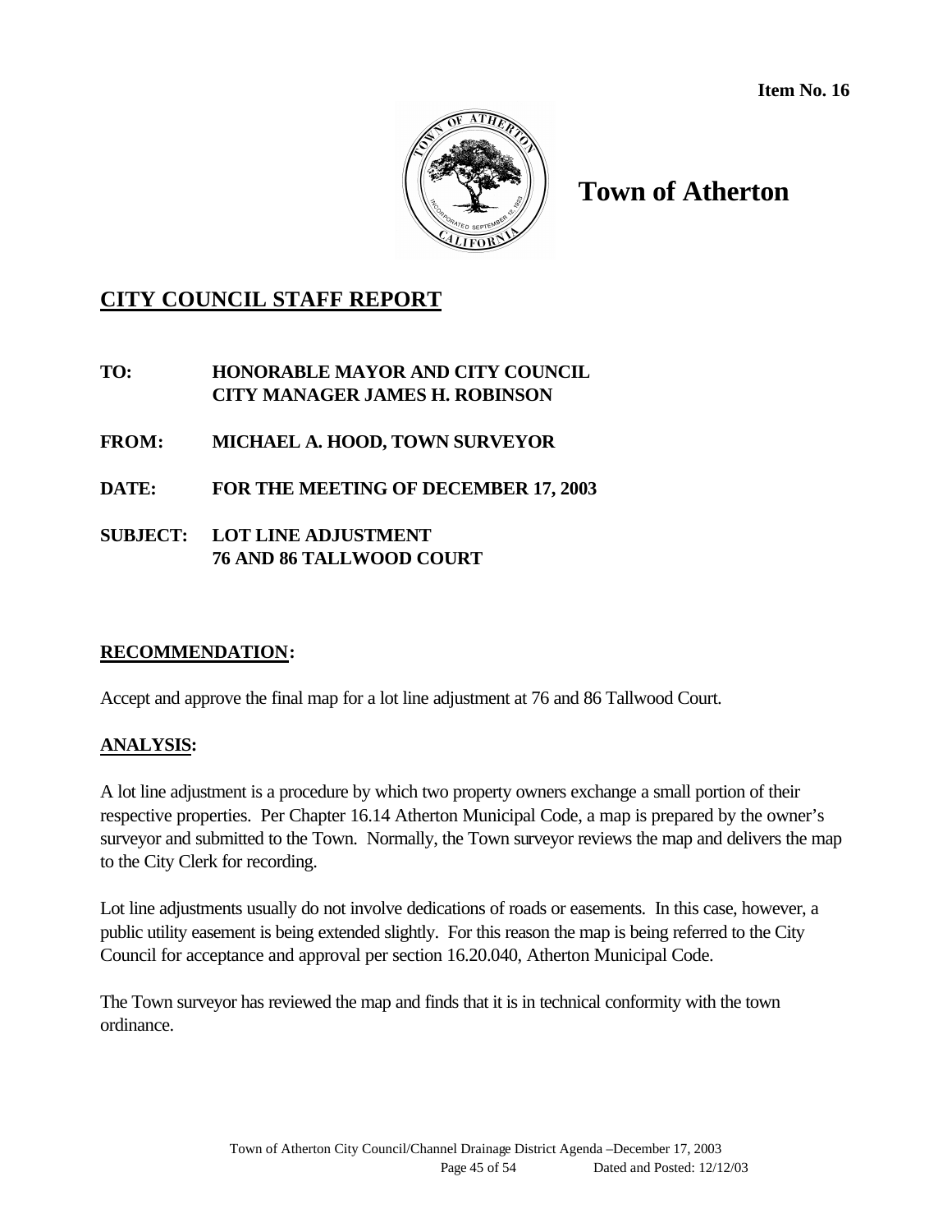**Item No. 16**

# Town of Atherton

## CITY COUNCIL STAFF REPORT

**TO:** HONORABLE MAYOR AND CITY COUNCIL
CITY MANAGER JAMES H. ROBINSON

**FROM:** MICHAEL A. HOOD, TOWN SURVEYOR

**DATE:** FOR THE MEETING OF DECEMBER 17, 2003

**SUBJECT:** LOT LINE ADJUSTMENT
76 AND 86 TALLWOOD COURT

### RECOMMENDATION:

Accept and approve the final map for a lot line adjustment at 76 and 86 Tallwood Court.

### ANALYSIS:

A lot line adjustment is a procedure by which two property owners exchange a small portion of their respective properties. Per Chapter 16.14 Atherton Municipal Code, a map is prepared by the owner's surveyor and submitted to the Town. Normally, the Town surveyor reviews the map and delivers the map to the City Clerk for recording.

Lot line adjustments usually do not involve dedications of roads or easements. In this case, however, a public utility easement is being extended slightly. For this reason the map is being referred to the City Council for acceptance and approval per section 16.20.040, Atherton Municipal Code.

The Town surveyor has reviewed the map and finds that it is in technical conformity with the town ordinance.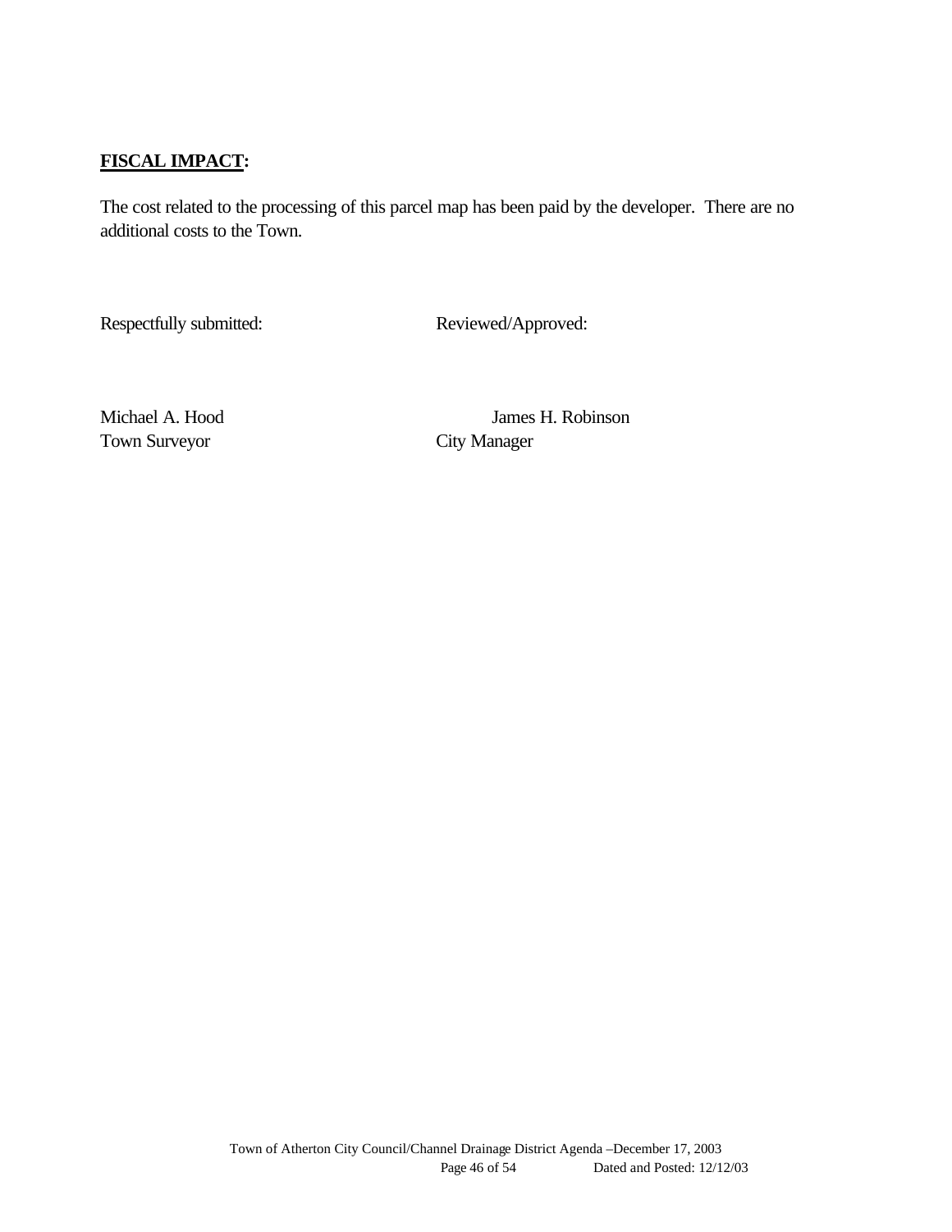**FISCAL IMPACT:**

The cost related to the processing of this parcel map has been paid by the developer. There are no additional costs to the Town.

Respectfully submitted: Reviewed/Approved:

Michael A. Hood
Town Surveyor

James H. Robinson
City Manager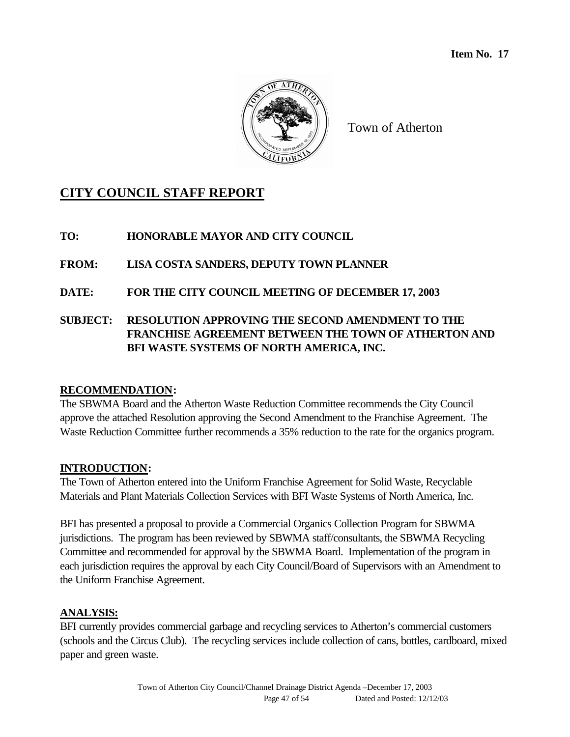**Item No. 17**

Town of Atherton

# CITY COUNCIL STAFF REPORT

**TO:** **HONORABLE MAYOR AND CITY COUNCIL**

**FROM:** **LISA COSTA SANDERS, DEPUTY TOWN PLANNER**

**DATE:** **FOR THE CITY COUNCIL MEETING OF DECEMBER 17, 2003**

**SUBJECT:** **RESOLUTION APPROVING THE SECOND AMENDMENT TO THE FRANCHISE AGREEMENT BETWEEN THE TOWN OF ATHERTON AND BFI WASTE SYSTEMS OF NORTH AMERICA, INC.**

## RECOMMENDATION:

The SBWMA Board and the Atherton Waste Reduction Committee recommends the City Council approve the attached Resolution approving the Second Amendment to the Franchise Agreement. The Waste Reduction Committee further recommends a 35% reduction to the rate for the organics program.

## INTRODUCTION:

The Town of Atherton entered into the Uniform Franchise Agreement for Solid Waste, Recyclable Materials and Plant Materials Collection Services with BFI Waste Systems of North America, Inc.

BFI has presented a proposal to provide a Commercial Organics Collection Program for SBWMA jurisdictions. The program has been reviewed by SBWMA staff/consultants, the SBWMA Recycling Committee and recommended for approval by the SBWMA Board. Implementation of the program in each jurisdiction requires the approval by each City Council/Board of Supervisors with an Amendment to the Uniform Franchise Agreement.

## ANALYSIS:

BFI currently provides commercial garbage and recycling services to Atherton's commercial customers (schools and the Circus Club). The recycling services include collection of cans, bottles, cardboard, mixed paper and green waste.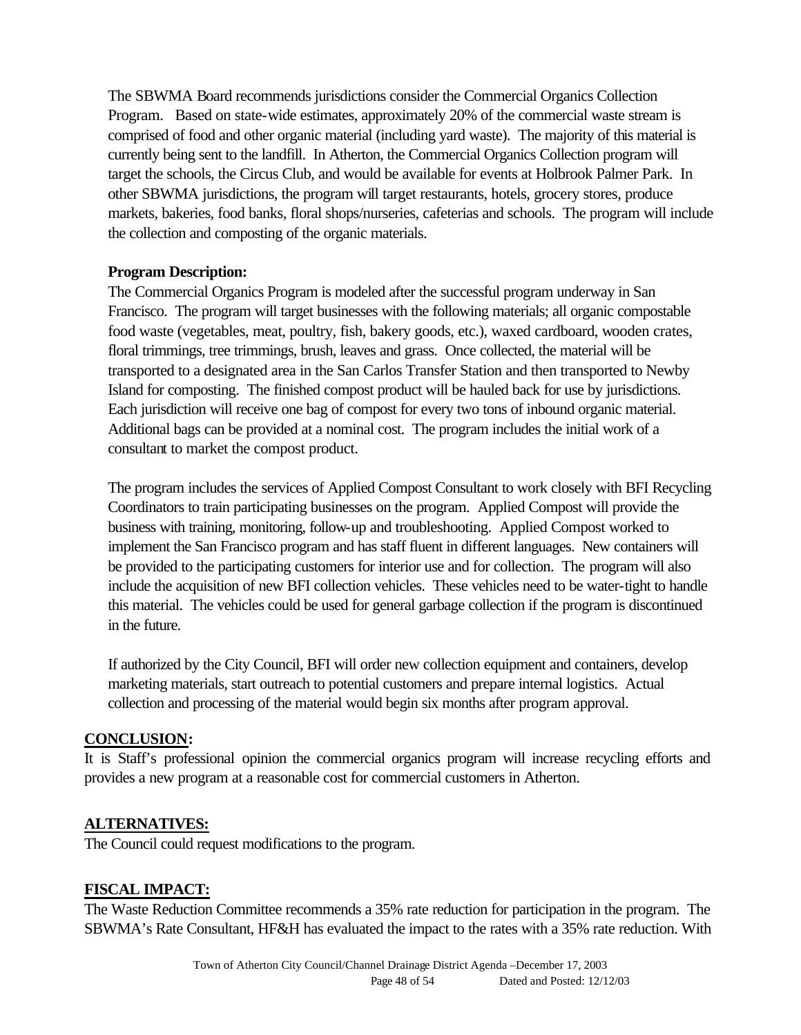The SBWMA Board recommends jurisdictions consider the Commercial Organics Collection Program. Based on state-wide estimates, approximately 20% of the commercial waste stream is comprised of food and other organic material (including yard waste). The majority of this material is currently being sent to the landfill. In Atherton, the Commercial Organics Collection program will target the schools, the Circus Club, and would be available for events at Holbrook Palmer Park. In other SBWMA jurisdictions, the program will target restaurants, hotels, grocery stores, produce markets, bakeries, food banks, floral shops/nurseries, cafeterias and schools. The program will include the collection and composting of the organic materials.

**Program Description:**
The Commercial Organics Program is modeled after the successful program underway in San Francisco. The program will target businesses with the following materials; all organic compostable food waste (vegetables, meat, poultry, fish, bakery goods, etc.), waxed cardboard, wooden crates, floral trimmings, tree trimmings, brush, leaves and grass. Once collected, the material will be transported to a designated area in the San Carlos Transfer Station and then transported to Newby Island for composting. The finished compost product will be hauled back for use by jurisdictions. Each jurisdiction will receive one bag of compost for every two tons of inbound organic material. Additional bags can be provided at a nominal cost. The program includes the initial work of a consultant to market the compost product.

The program includes the services of Applied Compost Consultant to work closely with BFI Recycling Coordinators to train participating businesses on the program. Applied Compost will provide the business with training, monitoring, follow-up and troubleshooting. Applied Compost worked to implement the San Francisco program and has staff fluent in different languages. New containers will be provided to the participating customers for interior use and for collection. The program will also include the acquisition of new BFI collection vehicles. These vehicles need to be water-tight to handle this material. The vehicles could be used for general garbage collection if the program is discontinued in the future.

If authorized by the City Council, BFI will order new collection equipment and containers, develop marketing materials, start outreach to potential customers and prepare internal logistics. Actual collection and processing of the material would begin six months after program approval.

## CONCLUSION:

It is Staff's professional opinion the commercial organics program will increase recycling efforts and provides a new program at a reasonable cost for commercial customers in Atherton.

## ALTERNATIVES:

The Council could request modifications to the program.

## FISCAL IMPACT:

The Waste Reduction Committee recommends a 35% rate reduction for participation in the program. The SBWMA's Rate Consultant, HF&H has evaluated the impact to the rates with a 35% rate reduction. With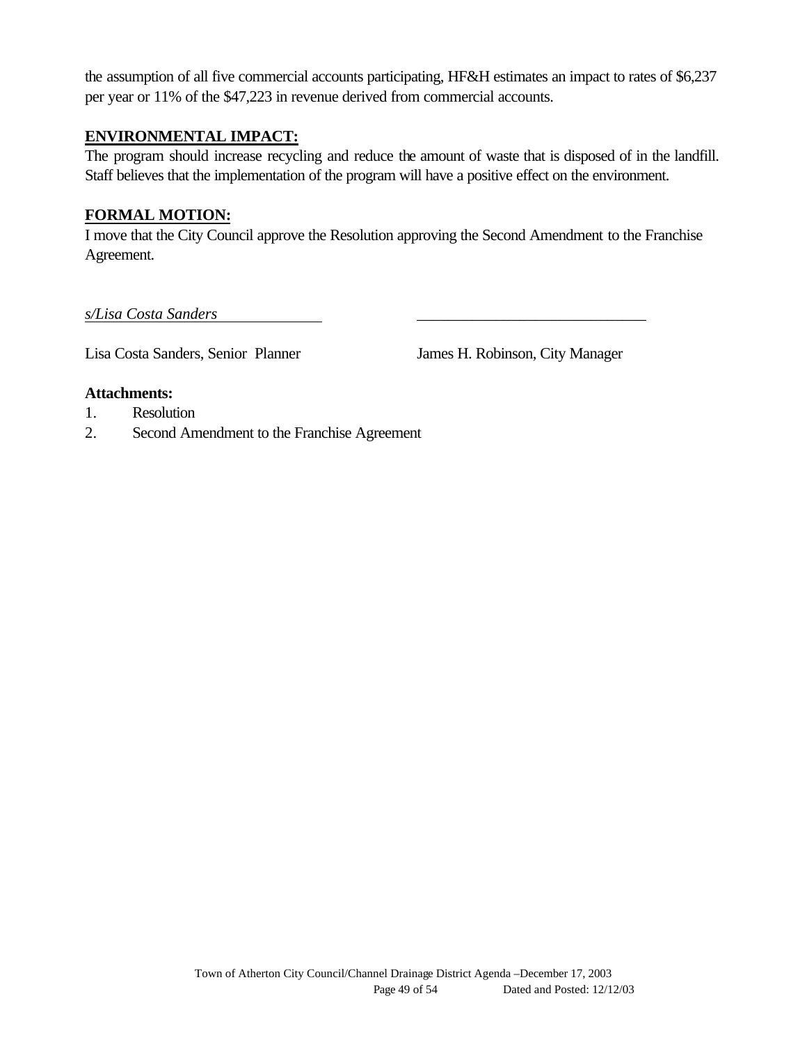the assumption of all five commercial accounts participating, HF&H estimates an impact to rates of $6,237 per year or 11% of the $47,223 in revenue derived from commercial accounts.

## ENVIRONMENTAL IMPACT:

The program should increase recycling and reduce the amount of waste that is disposed of in the landfill. Staff believes that the implementation of the program will have a positive effect on the environment.

## FORMAL MOTION:

I move that the City Council approve the Resolution approving the Second Amendment to the Franchise Agreement.

*s/Lisa Costa Sanders* \_\_\_\_\_\_\_\_\_\_\_\_\_\_\_\_\_\_\_\_\_\_\_\_\_\_\_\_\_\_

Lisa Costa Sanders, Senior Planner James H. Robinson, City Manager

**Attachments:**

1. Resolution
2. Second Amendment to the Franchise Agreement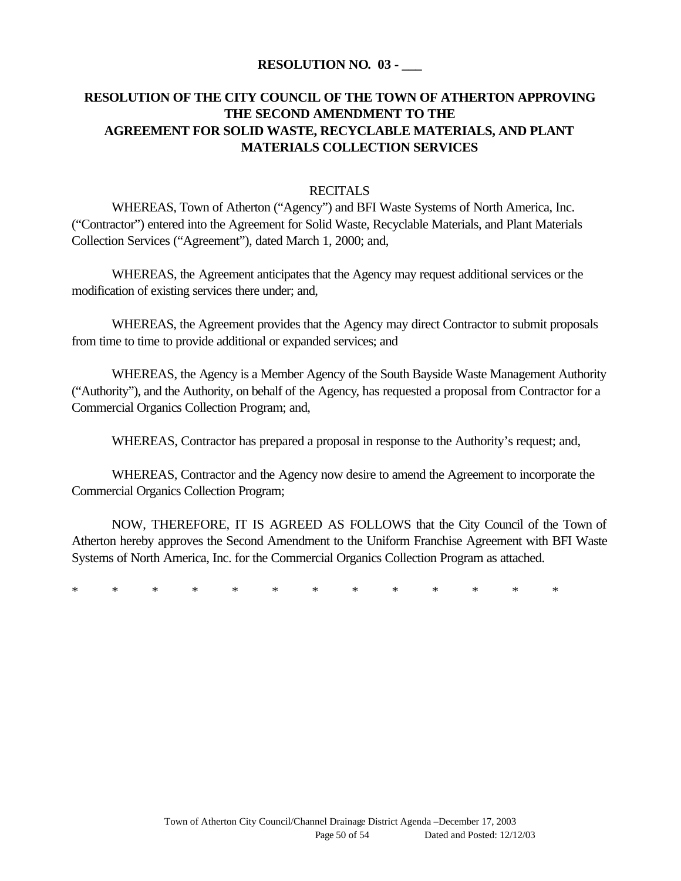**RESOLUTION NO. 03 - ___**

**RESOLUTION OF THE CITY COUNCIL OF THE TOWN OF ATHERTON APPROVING THE SECOND AMENDMENT TO THE AGREEMENT FOR SOLID WASTE, RECYCLABLE MATERIALS, AND PLANT MATERIALS COLLECTION SERVICES**

RECITALS

WHEREAS, Town of Atherton ("Agency") and BFI Waste Systems of North America, Inc. ("Contractor") entered into the Agreement for Solid Waste, Recyclable Materials, and Plant Materials Collection Services ("Agreement"), dated March 1, 2000; and,

WHEREAS, the Agreement anticipates that the Agency may request additional services or the modification of existing services there under; and,

WHEREAS, the Agreement provides that the Agency may direct Contractor to submit proposals from time to time to provide additional or expanded services; and

WHEREAS, the Agency is a Member Agency of the South Bayside Waste Management Authority ("Authority"), and the Authority, on behalf of the Agency, has requested a proposal from Contractor for a Commercial Organics Collection Program; and,

WHEREAS, Contractor has prepared a proposal in response to the Authority's request; and,

WHEREAS, Contractor and the Agency now desire to amend the Agreement to incorporate the Commercial Organics Collection Program;

NOW, THEREFORE, IT IS AGREED AS FOLLOWS that the City Council of the Town of Atherton hereby approves the Second Amendment to the Uniform Franchise Agreement with BFI Waste Systems of North America, Inc. for the Commercial Organics Collection Program as attached.

\* \* \* \* \* \* \* \* \* \* \* \* \*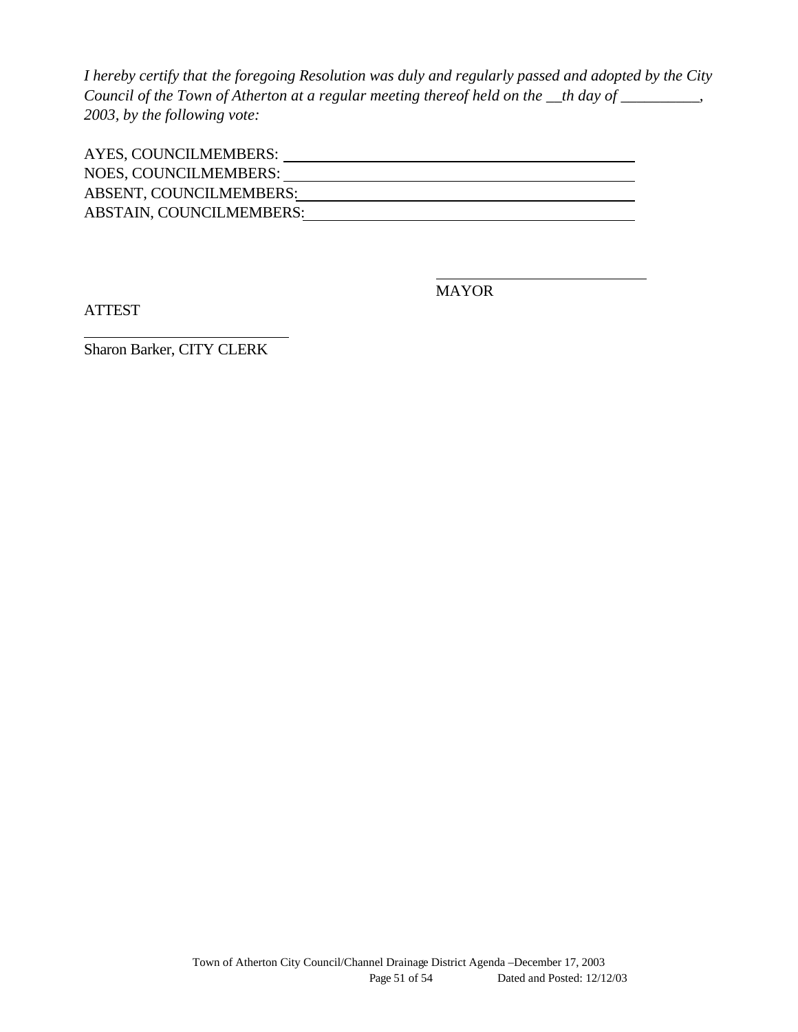*I hereby certify that the foregoing Resolution was duly and regularly passed and adopted by the City Council of the Town of Atherton at a regular meeting thereof held on the __th day of __________, 2003, by the following vote:*

AYES, COUNCILMEMBERS: ______________________________________________

NOES, COUNCILMEMBERS: ______________________________________________

ABSENT, COUNCILMEMBERS: ____________________________________________

ABSTAIN, COUNCILMEMBERS: ___________________________________________

______________________________

MAYOR

ATTEST

______________________________

Sharon Barker, CITY CLERK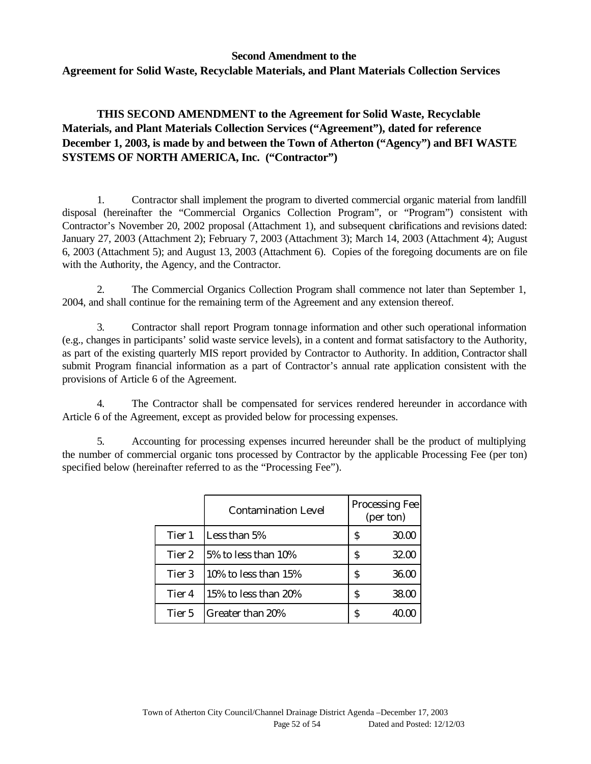## Second Amendment to the
## Agreement for Solid Waste, Recyclable Materials, and Plant Materials Collection Services

**THIS SECOND AMENDMENT to the Agreement for Solid Waste, Recyclable Materials, and Plant Materials Collection Services ("Agreement"), dated for reference December 1, 2003, is made by and between the Town of Atherton ("Agency") and BFI WASTE SYSTEMS OF NORTH AMERICA, Inc. ("Contractor")**

1. Contractor shall implement the program to diverted commercial organic material from landfill disposal (hereinafter the "Commercial Organics Collection Program", or "Program") consistent with Contractor's November 20, 2002 proposal (Attachment 1), and subsequent clarifications and revisions dated: January 27, 2003 (Attachment 2); February 7, 2003 (Attachment 3); March 14, 2003 (Attachment 4); August 6, 2003 (Attachment 5); and August 13, 2003 (Attachment 6). Copies of the foregoing documents are on file with the Authority, the Agency, and the Contractor.

2. The Commercial Organics Collection Program shall commence not later than September 1, 2004, and shall continue for the remaining term of the Agreement and any extension thereof.

3. Contractor shall report Program tonnage information and other such operational information (e.g., changes in participants' solid waste service levels), in a content and format satisfactory to the Authority, as part of the existing quarterly MIS report provided by Contractor to Authority. In addition, Contractor shall submit Program financial information as a part of Contractor's annual rate application consistent with the provisions of Article 6 of the Agreement.

4. The Contractor shall be compensated for services rendered hereunder in accordance with Article 6 of the Agreement, except as provided below for processing expenses.

5. Accounting for processing expenses incurred hereunder shall be the product of multiplying the number of commercial organic tons processed by Contractor by the applicable Processing Fee (per ton) specified below (hereinafter referred to as the "Processing Fee").

| | Contamination Level | Processing Fee (per ton) |
|---|---|---|
| Tier 1 | Less than 5% | $ 30.00 |
| Tier 2 | 5% to less than 10% | $ 32.00 |
| Tier 3 | 10% to less than 15% | $ 36.00 |
| Tier 4 | 15% to less than 20% | $ 38.00 |
| Tier 5 | Greater than 20% | $ 40.00 |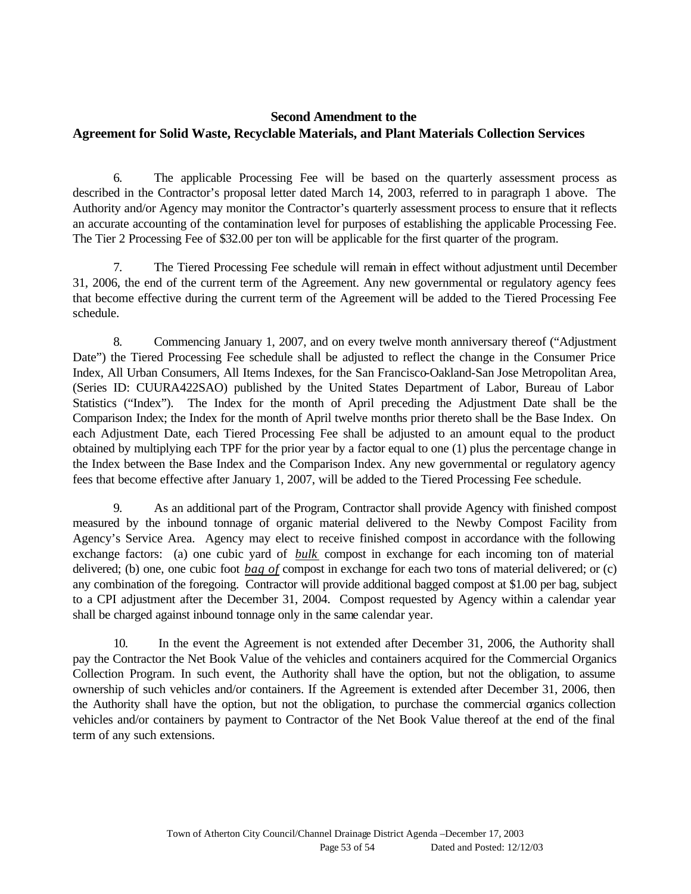## Second Amendment to the
## Agreement for Solid Waste, Recyclable Materials, and Plant Materials Collection Services

6. The applicable Processing Fee will be based on the quarterly assessment process as described in the Contractor's proposal letter dated March 14, 2003, referred to in paragraph 1 above. The Authority and/or Agency may monitor the Contractor's quarterly assessment process to ensure that it reflects an accurate accounting of the contamination level for purposes of establishing the applicable Processing Fee. The Tier 2 Processing Fee of $32.00 per ton will be applicable for the first quarter of the program.

7. The Tiered Processing Fee schedule will remain in effect without adjustment until December 31, 2006, the end of the current term of the Agreement. Any new governmental or regulatory agency fees that become effective during the current term of the Agreement will be added to the Tiered Processing Fee schedule.

8. Commencing January 1, 2007, and on every twelve month anniversary thereof ("Adjustment Date") the Tiered Processing Fee schedule shall be adjusted to reflect the change in the Consumer Price Index, All Urban Consumers, All Items Indexes, for the San Francisco-Oakland-San Jose Metropolitan Area, (Series ID: CUURA422SAO) published by the United States Department of Labor, Bureau of Labor Statistics ("Index"). The Index for the month of April preceding the Adjustment Date shall be the Comparison Index; the Index for the month of April twelve months prior thereto shall be the Base Index. On each Adjustment Date, each Tiered Processing Fee shall be adjusted to an amount equal to the product obtained by multiplying each TPF for the prior year by a factor equal to one (1) plus the percentage change in the Index between the Base Index and the Comparison Index. Any new governmental or regulatory agency fees that become effective after January 1, 2007, will be added to the Tiered Processing Fee schedule.

9. As an additional part of the Program, Contractor shall provide Agency with finished compost measured by the inbound tonnage of organic material delivered to the Newby Compost Facility from Agency's Service Area. Agency may elect to receive finished compost in accordance with the following exchange factors: (a) one cubic yard of <u>*bulk*</u> compost in exchange for each incoming ton of material delivered; (b) one, one cubic foot <u>*bag of*</u> compost in exchange for each two tons of material delivered; or (c) any combination of the foregoing. Contractor will provide additional bagged compost at $1.00 per bag, subject to a CPI adjustment after the December 31, 2004. Compost requested by Agency within a calendar year shall be charged against inbound tonnage only in the same calendar year.

10. In the event the Agreement is not extended after December 31, 2006, the Authority shall pay the Contractor the Net Book Value of the vehicles and containers acquired for the Commercial Organics Collection Program. In such event, the Authority shall have the option, but not the obligation, to assume ownership of such vehicles and/or containers. If the Agreement is extended after December 31, 2006, then the Authority shall have the option, but not the obligation, to purchase the commercial organics collection vehicles and/or containers by payment to Contractor of the Net Book Value thereof at the end of the final term of any such extensions.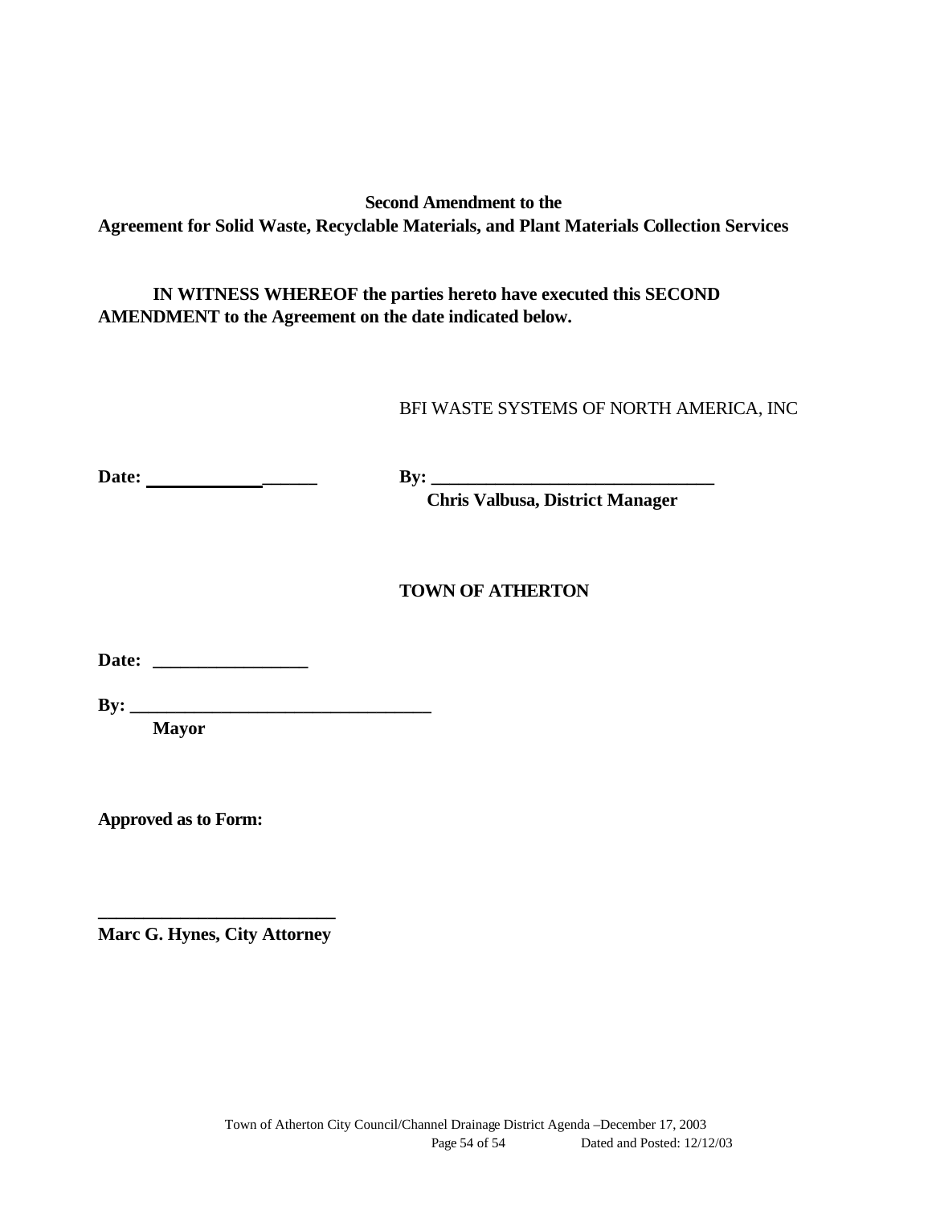**Second Amendment to the**
**Agreement for Solid Waste, Recyclable Materials, and Plant Materials Collection Services**

**IN WITNESS WHEREOF the parties hereto have executed this SECOND AMENDMENT to the Agreement on the date indicated below.**

BFI WASTE SYSTEMS OF NORTH AMERICA, INC

**Date: ___________________** **By: ________________________________**
**Chris Valbusa, District Manager**

**TOWN OF ATHERTON**

**Date: _________________**

**By: __________________________________**
**Mayor**

**Approved as to Form:**

**__________________________**
**Marc G. Hynes, City Attorney**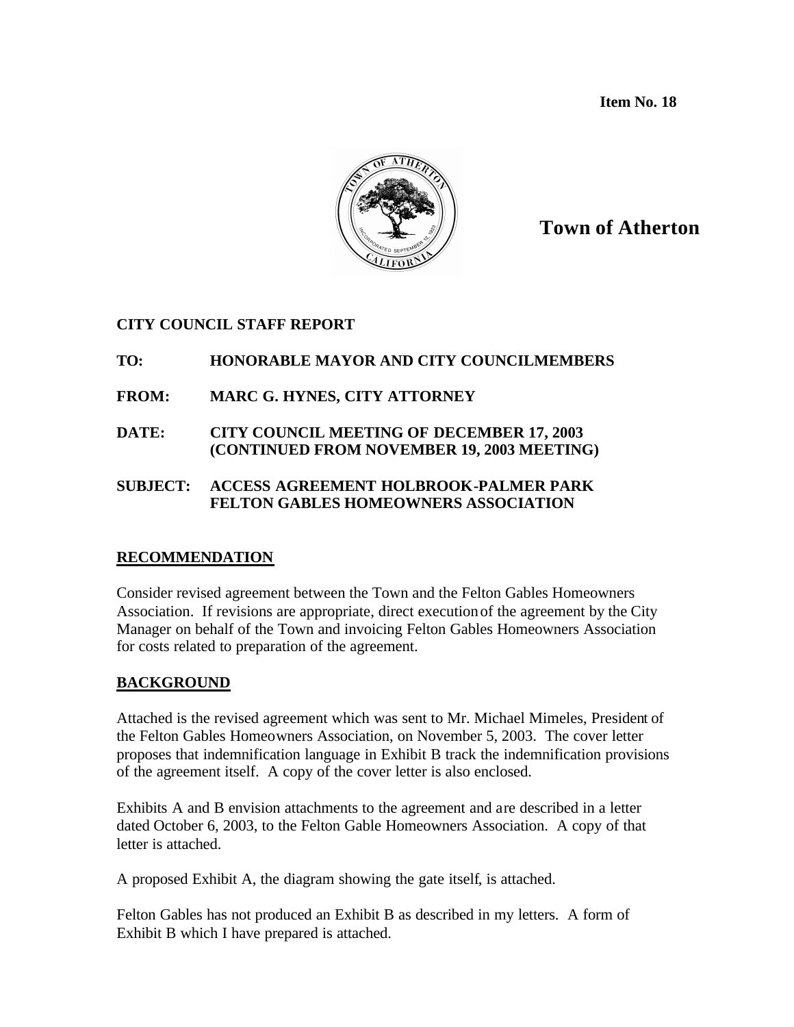**Item No. 18**

**Town of Atherton**

**CITY COUNCIL STAFF REPORT**

**TO:** **HONORABLE MAYOR AND CITY COUNCILMEMBERS**

**FROM:** **MARC G. HYNES, CITY ATTORNEY**

**DATE:** **CITY COUNCIL MEETING OF DECEMBER 17, 2003 (CONTINUED FROM NOVEMBER 19, 2003 MEETING)**

**SUBJECT:** **ACCESS AGREEMENT HOLBROOK-PALMER PARK FELTON GABLES HOMEOWNERS ASSOCIATION**

## RECOMMENDATION

Consider revised agreement between the Town and the Felton Gables Homeowners Association. If revisions are appropriate, direct execution of the agreement by the City Manager on behalf of the Town and invoicing Felton Gables Homeowners Association for costs related to preparation of the agreement.

## BACKGROUND

Attached is the revised agreement which was sent to Mr. Michael Mimeles, President of the Felton Gables Homeowners Association, on November 5, 2003. The cover letter proposes that indemnification language in Exhibit B track the indemnification provisions of the agreement itself. A copy of the cover letter is also enclosed.

Exhibits A and B envision attachments to the agreement and are described in a letter dated October 6, 2003, to the Felton Gable Homeowners Association. A copy of that letter is attached.

A proposed Exhibit A, the diagram showing the gate itself, is attached.

Felton Gables has not produced an Exhibit B as described in my letters. A form of Exhibit B which I have prepared is attached.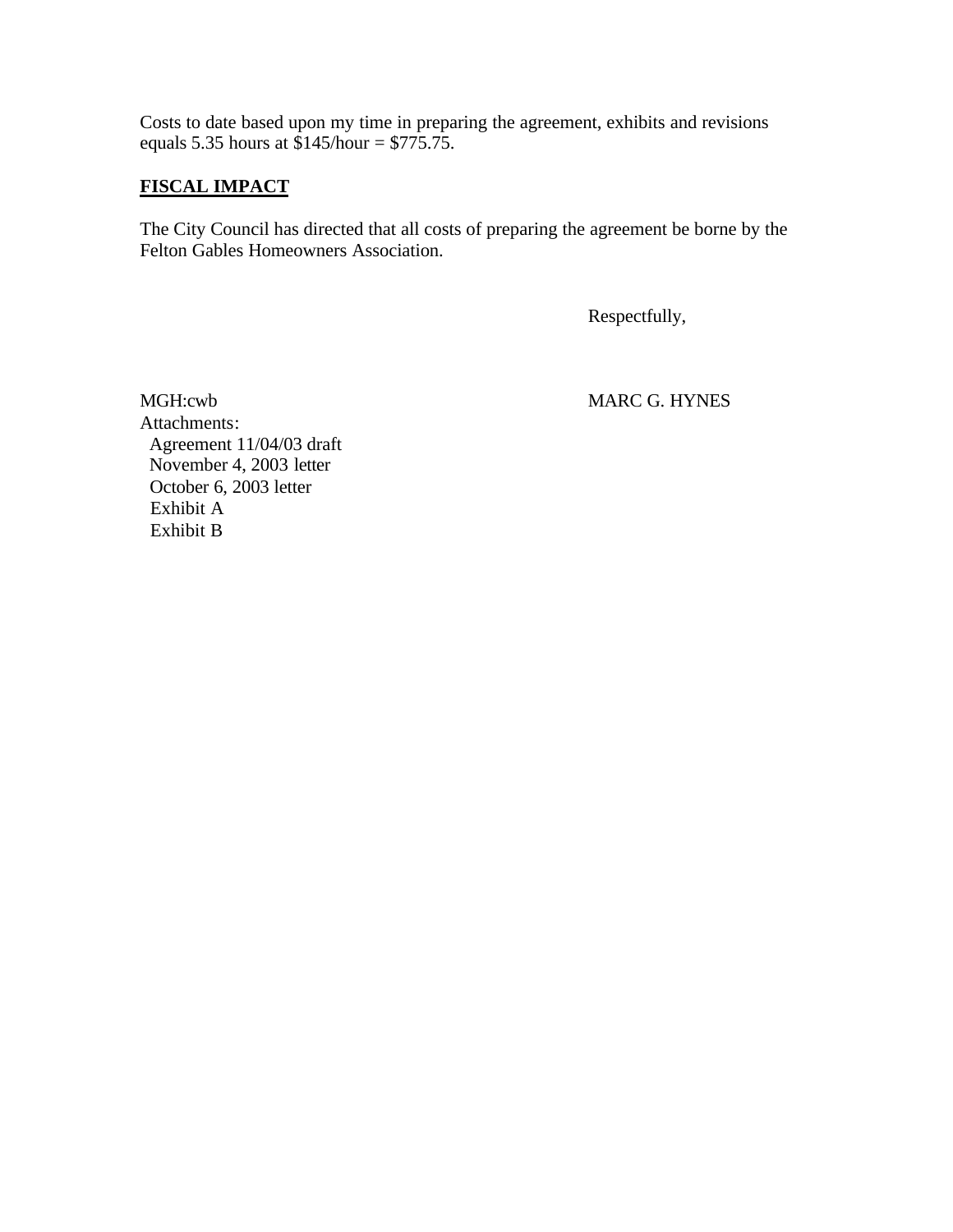Costs to date based upon my time in preparing the agreement, exhibits and revisions equals 5.35 hours at $145/hour = $775.75.

**FISCAL IMPACT**

The City Council has directed that all costs of preparing the agreement be borne by the Felton Gables Homeowners Association.

Respectfully,

MARC G. HYNES

MGH:cwb

Attachments:

- Agreement 11/04/03 draft
- November 4, 2003 letter
- October 6, 2003 letter
- Exhibit A
- Exhibit B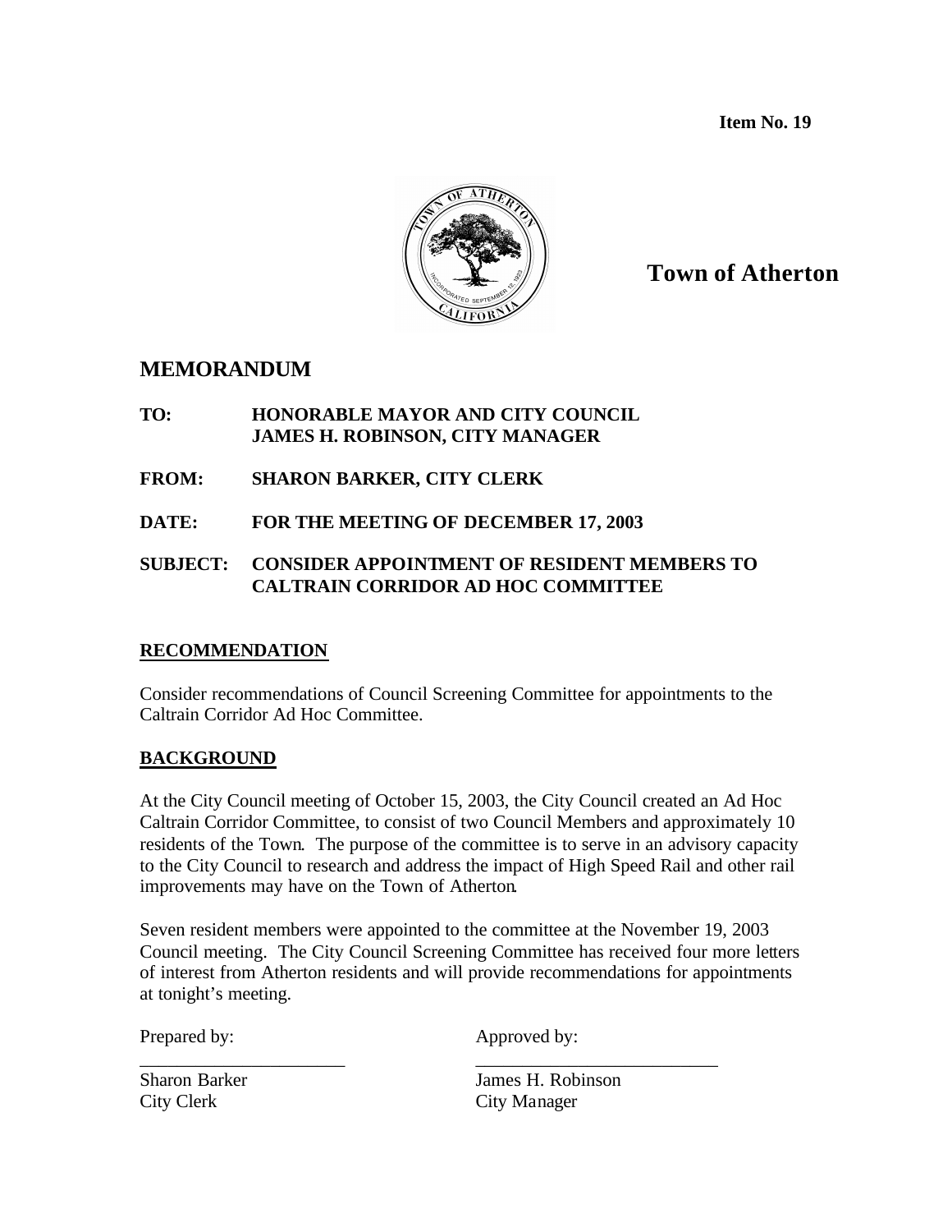**Item No. 19**

**Town of Atherton**

## MEMORANDUM

**TO:** **HONORABLE MAYOR AND CITY COUNCIL**
**JAMES H. ROBINSON, CITY MANAGER**

**FROM:** **SHARON BARKER, CITY CLERK**

**DATE:** **FOR THE MEETING OF DECEMBER 17, 2003**

**SUBJECT:** **CONSIDER APPOINTMENT OF RESIDENT MEMBERS TO CALTRAIN CORRIDOR AD HOC COMMITTEE**

**RECOMMENDATION**

Consider recommendations of Council Screening Committee for appointments to the Caltrain Corridor Ad Hoc Committee.

**BACKGROUND**

At the City Council meeting of October 15, 2003, the City Council created an Ad Hoc Caltrain Corridor Committee, to consist of two Council Members and approximately 10 residents of the Town. The purpose of the committee is to serve in an advisory capacity to the City Council to research and address the impact of High Speed Rail and other rail improvements may have on the Town of Atherton.

Seven resident members were appointed to the committee at the November 19, 2003 Council meeting. The City Council Screening Committee has received four more letters of interest from Atherton residents and will provide recommendations for appointments at tonight's meeting.

Prepared by:

\_\_\_\_\_\_\_\_\_\_\_\_\_\_\_\_\_\_\_\_\_\_
Sharon Barker
City Clerk

Approved by:

\_\_\_\_\_\_\_\_\_\_\_\_\_\_\_\_\_\_\_\_\_\_
James H. Robinson
City Manager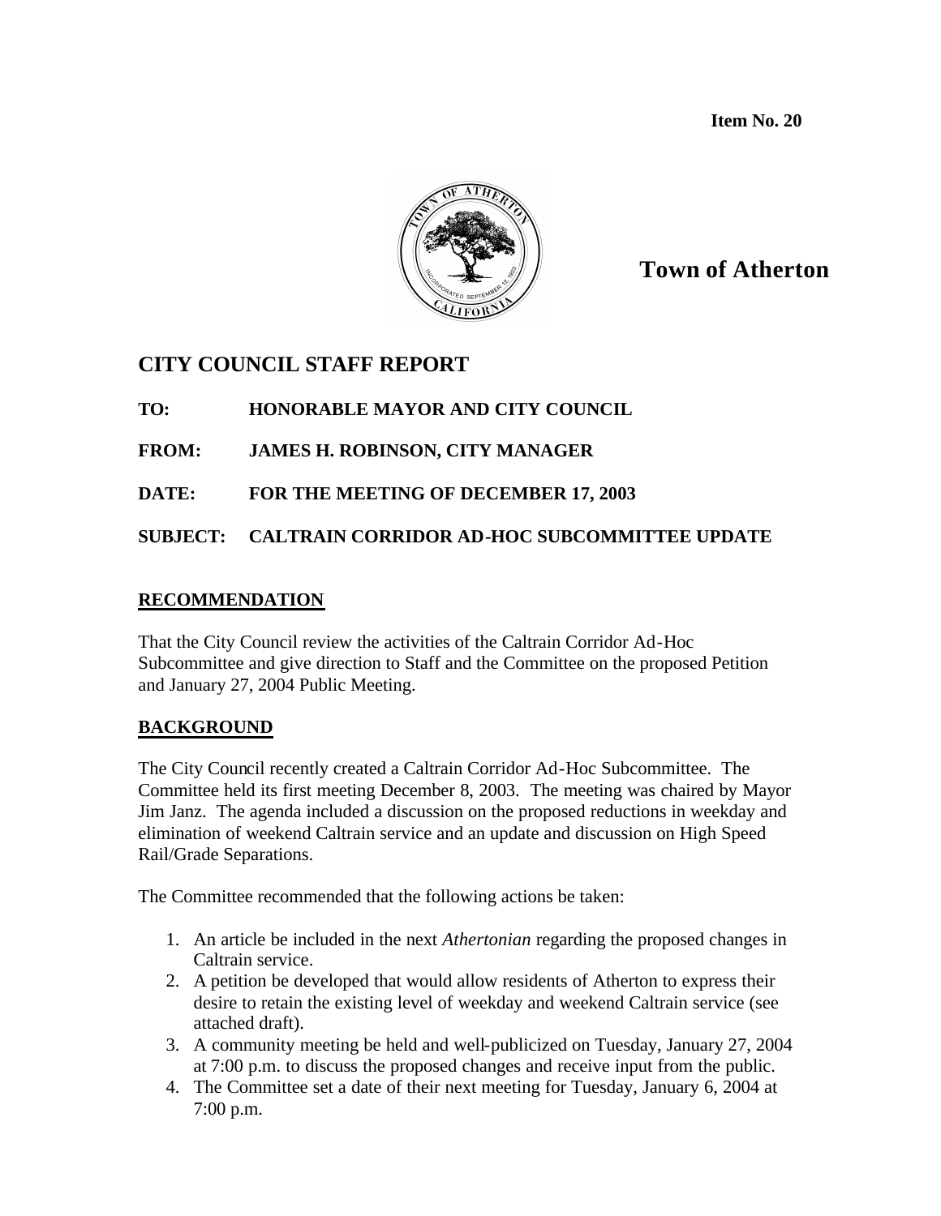**Item No. 20**

**Town of Atherton**

## CITY COUNCIL STAFF REPORT

**TO:** HONORABLE MAYOR AND CITY COUNCIL

**FROM:** JAMES H. ROBINSON, CITY MANAGER

**DATE:** FOR THE MEETING OF DECEMBER 17, 2003

**SUBJECT:** CALTRAIN CORRIDOR AD-HOC SUBCOMMITTEE UPDATE

### RECOMMENDATION

That the City Council review the activities of the Caltrain Corridor Ad-Hoc Subcommittee and give direction to Staff and the Committee on the proposed Petition and January 27, 2004 Public Meeting.

### BACKGROUND

The City Council recently created a Caltrain Corridor Ad-Hoc Subcommittee. The Committee held its first meeting December 8, 2003. The meeting was chaired by Mayor Jim Janz. The agenda included a discussion on the proposed reductions in weekday and elimination of weekend Caltrain service and an update and discussion on High Speed Rail/Grade Separations.

The Committee recommended that the following actions be taken:

1. An article be included in the next *Athertonian* regarding the proposed changes in Caltrain service.
2. A petition be developed that would allow residents of Atherton to express their desire to retain the existing level of weekday and weekend Caltrain service (see attached draft).
3. A community meeting be held and well-publicized on Tuesday, January 27, 2004 at 7:00 p.m. to discuss the proposed changes and receive input from the public.
4. The Committee set a date of their next meeting for Tuesday, January 6, 2004 at 7:00 p.m.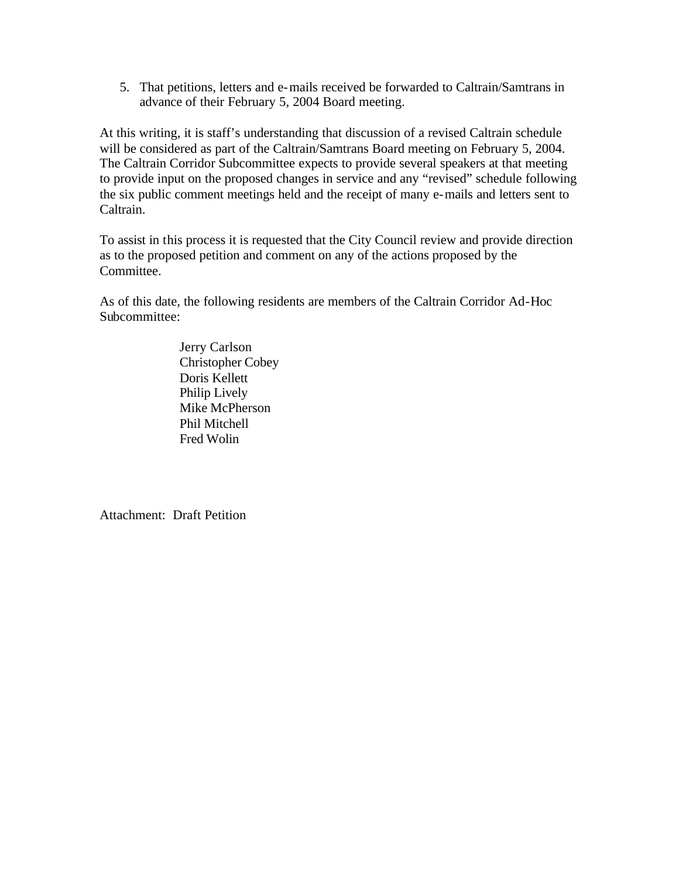5. That petitions, letters and e-mails received be forwarded to Caltrain/Samtrans in advance of their February 5, 2004 Board meeting.

At this writing, it is staff's understanding that discussion of a revised Caltrain schedule will be considered as part of the Caltrain/Samtrans Board meeting on February 5, 2004. The Caltrain Corridor Subcommittee expects to provide several speakers at that meeting to provide input on the proposed changes in service and any "revised" schedule following the six public comment meetings held and the receipt of many e-mails and letters sent to Caltrain.

To assist in this process it is requested that the City Council review and provide direction as to the proposed petition and comment on any of the actions proposed by the Committee.

As of this date, the following residents are members of the Caltrain Corridor Ad-Hoc Subcommittee:

Jerry Carlson
Christopher Cobey
Doris Kellett
Philip Lively
Mike McPherson
Phil Mitchell
Fred Wolin

Attachment: Draft Petition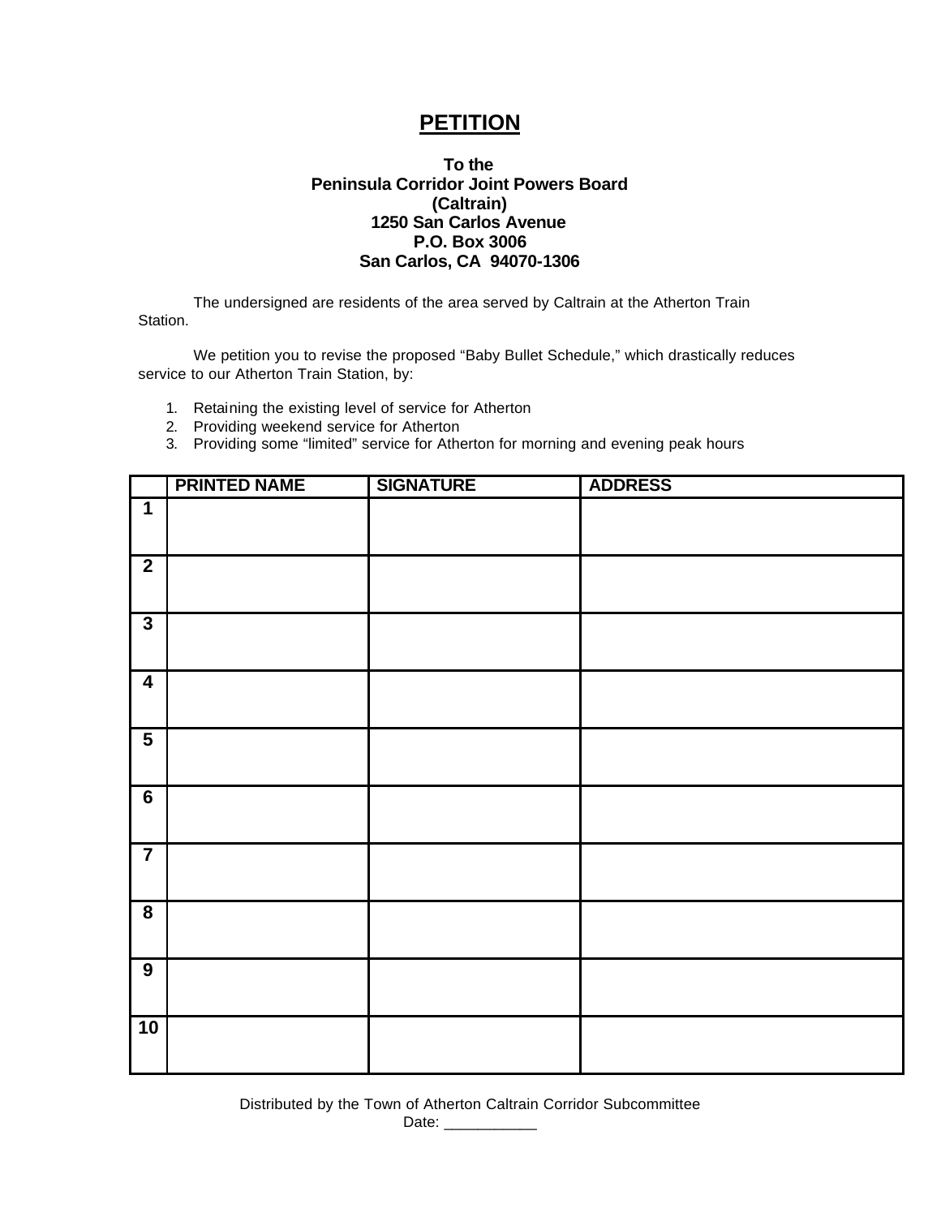# PETITION

**To the**
**Peninsula Corridor Joint Powers Board**
**(Caltrain)**
**1250 San Carlos Avenue**
**P.O. Box 3006**
**San Carlos, CA 94070-1306**

The undersigned are residents of the area served by Caltrain at the Atherton Train Station.

We petition you to revise the proposed "Baby Bullet Schedule," which drastically reduces service to our Atherton Train Station, by:

1. Retaining the existing level of service for Atherton
2. Providing weekend service for Atherton
3. Providing some "limited" service for Atherton for morning and evening peak hours

| | PRINTED NAME | SIGNATURE | ADDRESS |
|---|---|---|---|
| 1 | | | |
| 2 | | | |
| 3 | | | |
| 4 | | | |
| 5 | | | |
| 6 | | | |
| 7 | | | |
| 8 | | | |
| 9 | | | |
| 10 | | | |

Distributed by the Town of Atherton Caltrain Corridor Subcommittee
Date: ___________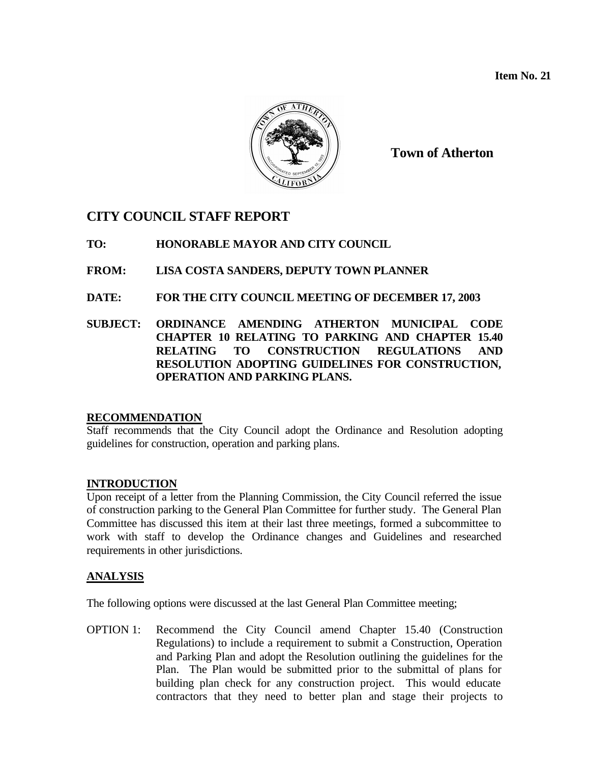**Item No. 21**

**Town of Atherton**

# CITY COUNCIL STAFF REPORT

**TO:** HONORABLE MAYOR AND CITY COUNCIL

**FROM:** LISA COSTA SANDERS, DEPUTY TOWN PLANNER

**DATE:** FOR THE CITY COUNCIL MEETING OF DECEMBER 17, 2003

**SUBJECT:** ORDINANCE AMENDING ATHERTON MUNICIPAL CODE CHAPTER 10 RELATING TO PARKING AND CHAPTER 15.40 RELATING TO CONSTRUCTION REGULATIONS AND RESOLUTION ADOPTING GUIDELINES FOR CONSTRUCTION, OPERATION AND PARKING PLANS.

## RECOMMENDATION

Staff recommends that the City Council adopt the Ordinance and Resolution adopting guidelines for construction, operation and parking plans.

## INTRODUCTION

Upon receipt of a letter from the Planning Commission, the City Council referred the issue of construction parking to the General Plan Committee for further study. The General Plan Committee has discussed this item at their last three meetings, formed a subcommittee to work with staff to develop the Ordinance changes and Guidelines and researched requirements in other jurisdictions.

## ANALYSIS

The following options were discussed at the last General Plan Committee meeting;

OPTION 1: Recommend the City Council amend Chapter 15.40 (Construction Regulations) to include a requirement to submit a Construction, Operation and Parking Plan and adopt the Resolution outlining the guidelines for the Plan. The Plan would be submitted prior to the submittal of plans for building plan check for any construction project. This would educate contractors that they need to better plan and stage their projects to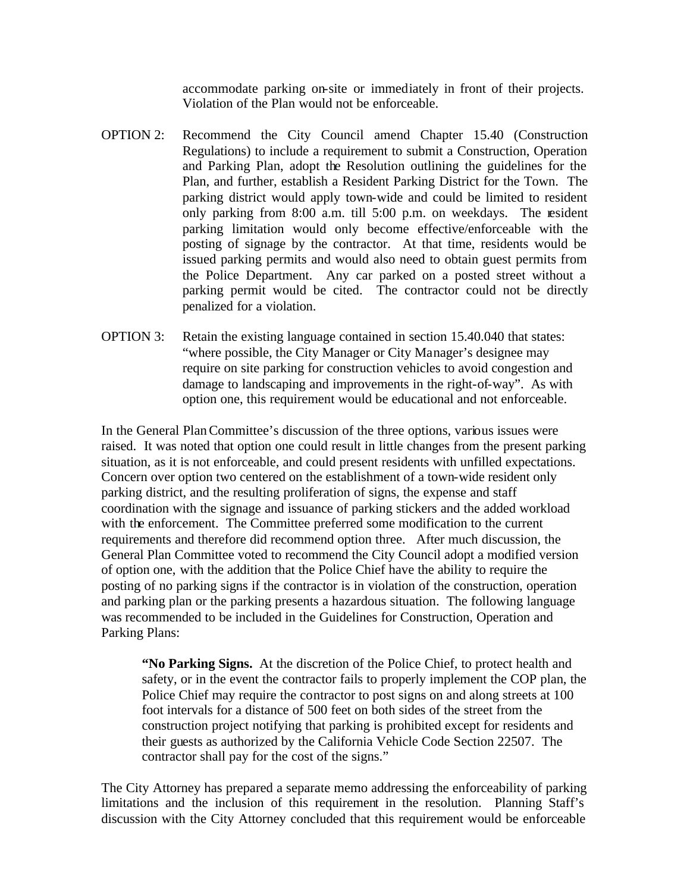accommodate parking on-site or immediately in front of their projects. Violation of the Plan would not be enforceable.

OPTION 2: Recommend the City Council amend Chapter 15.40 (Construction Regulations) to include a requirement to submit a Construction, Operation and Parking Plan, adopt the Resolution outlining the guidelines for the Plan, and further, establish a Resident Parking District for the Town. The parking district would apply town-wide and could be limited to resident only parking from 8:00 a.m. till 5:00 p.m. on weekdays. The resident parking limitation would only become effective/enforceable with the posting of signage by the contractor. At that time, residents would be issued parking permits and would also need to obtain guest permits from the Police Department. Any car parked on a posted street without a parking permit would be cited. The contractor could not be directly penalized for a violation.

OPTION 3: Retain the existing language contained in section 15.40.040 that states: "where possible, the City Manager or City Manager's designee may require on site parking for construction vehicles to avoid congestion and damage to landscaping and improvements in the right-of-way". As with option one, this requirement would be educational and not enforceable.

In the General Plan Committee's discussion of the three options, various issues were raised. It was noted that option one could result in little changes from the present parking situation, as it is not enforceable, and could present residents with unfilled expectations. Concern over option two centered on the establishment of a town-wide resident only parking district, and the resulting proliferation of signs, the expense and staff coordination with the signage and issuance of parking stickers and the added workload with the enforcement. The Committee preferred some modification to the current requirements and therefore did recommend option three. After much discussion, the General Plan Committee voted to recommend the City Council adopt a modified version of option one, with the addition that the Police Chief have the ability to require the posting of no parking signs if the contractor is in violation of the construction, operation and parking plan or the parking presents a hazardous situation. The following language was recommended to be included in the Guidelines for Construction, Operation and Parking Plans:

> **"No Parking Signs.** At the discretion of the Police Chief, to protect health and safety, or in the event the contractor fails to properly implement the COP plan, the Police Chief may require the contractor to post signs on and along streets at 100 foot intervals for a distance of 500 feet on both sides of the street from the construction project notifying that parking is prohibited except for residents and their guests as authorized by the California Vehicle Code Section 22507. The contractor shall pay for the cost of the signs."

The City Attorney has prepared a separate memo addressing the enforceability of parking limitations and the inclusion of this requirement in the resolution. Planning Staff's discussion with the City Attorney concluded that this requirement would be enforceable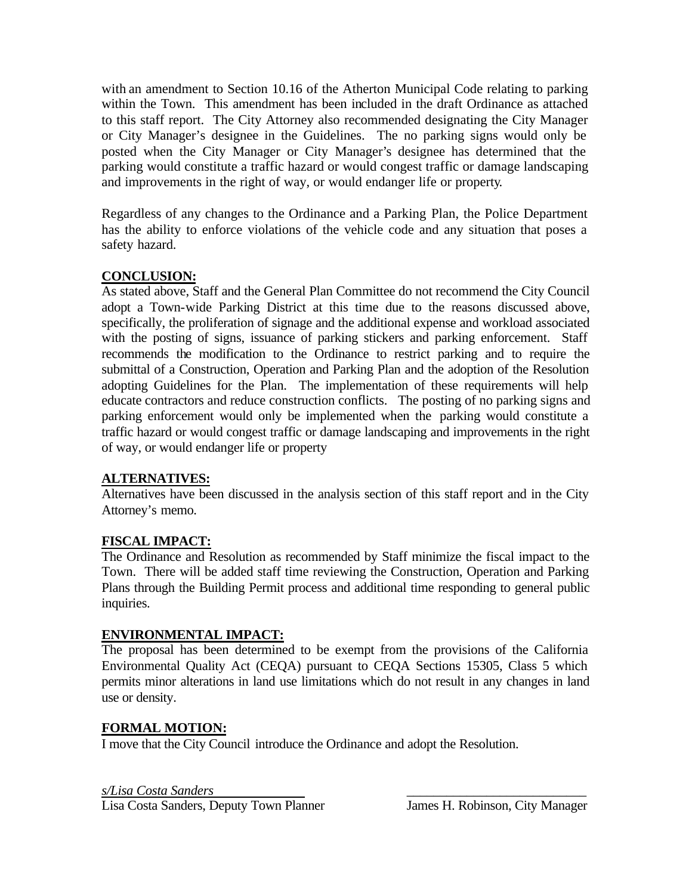with an amendment to Section 10.16 of the Atherton Municipal Code relating to parking within the Town. This amendment has been included in the draft Ordinance as attached to this staff report. The City Attorney also recommended designating the City Manager or City Manager's designee in the Guidelines. The no parking signs would only be posted when the City Manager or City Manager's designee has determined that the parking would constitute a traffic hazard or would congest traffic or damage landscaping and improvements in the right of way, or would endanger life or property.

Regardless of any changes to the Ordinance and a Parking Plan, the Police Department has the ability to enforce violations of the vehicle code and any situation that poses a safety hazard.

**CONCLUSION:**

As stated above, Staff and the General Plan Committee do not recommend the City Council adopt a Town-wide Parking District at this time due to the reasons discussed above, specifically, the proliferation of signage and the additional expense and workload associated with the posting of signs, issuance of parking stickers and parking enforcement. Staff recommends the modification to the Ordinance to restrict parking and to require the submittal of a Construction, Operation and Parking Plan and the adoption of the Resolution adopting Guidelines for the Plan. The implementation of these requirements will help educate contractors and reduce construction conflicts. The posting of no parking signs and parking enforcement would only be implemented when the parking would constitute a traffic hazard or would congest traffic or damage landscaping and improvements in the right of way, or would endanger life or property

**ALTERNATIVES:**

Alternatives have been discussed in the analysis section of this staff report and in the City Attorney's memo.

**FISCAL IMPACT:**

The Ordinance and Resolution as recommended by Staff minimize the fiscal impact to the Town. There will be added staff time reviewing the Construction, Operation and Parking Plans through the Building Permit process and additional time responding to general public inquiries.

**ENVIRONMENTAL IMPACT:**

The proposal has been determined to be exempt from the provisions of the California Environmental Quality Act (CEQA) pursuant to CEQA Sections 15305, Class 5 which permits minor alterations in land use limitations which do not result in any changes in land use or density.

**FORMAL MOTION:**

I move that the City Council introduce the Ordinance and adopt the Resolution.

*s/Lisa Costa Sanders*
Lisa Costa Sanders, Deputy Town Planner

\_\_\_\_\_\_\_\_\_\_\_\_\_\_\_\_\_\_\_\_\_\_\_\_\_\_\_\_
James H. Robinson, City Manager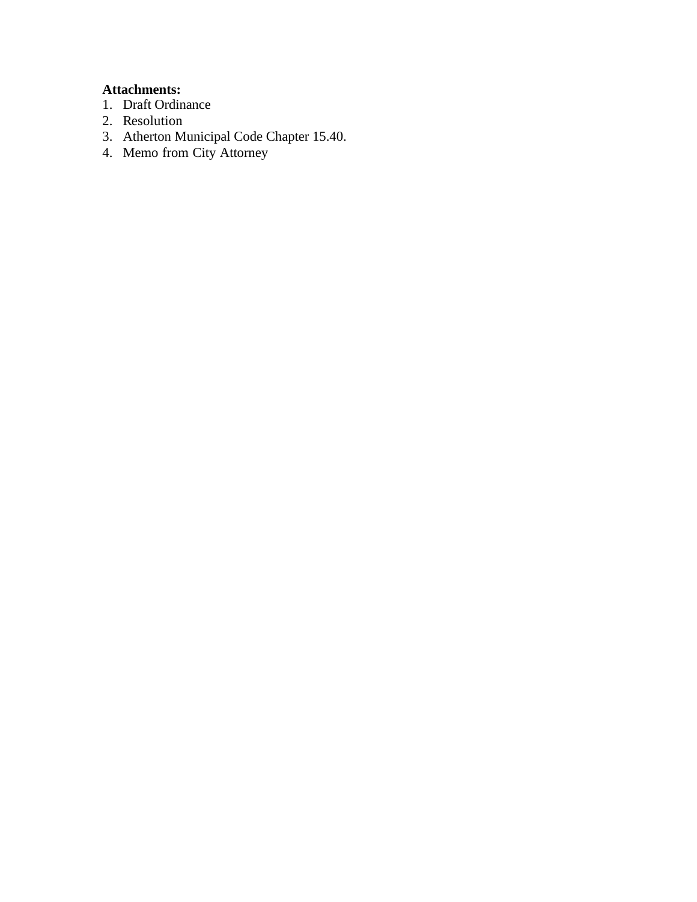**Attachments:**

1. Draft Ordinance
2. Resolution
3. Atherton Municipal Code Chapter 15.40.
4. Memo from City Attorney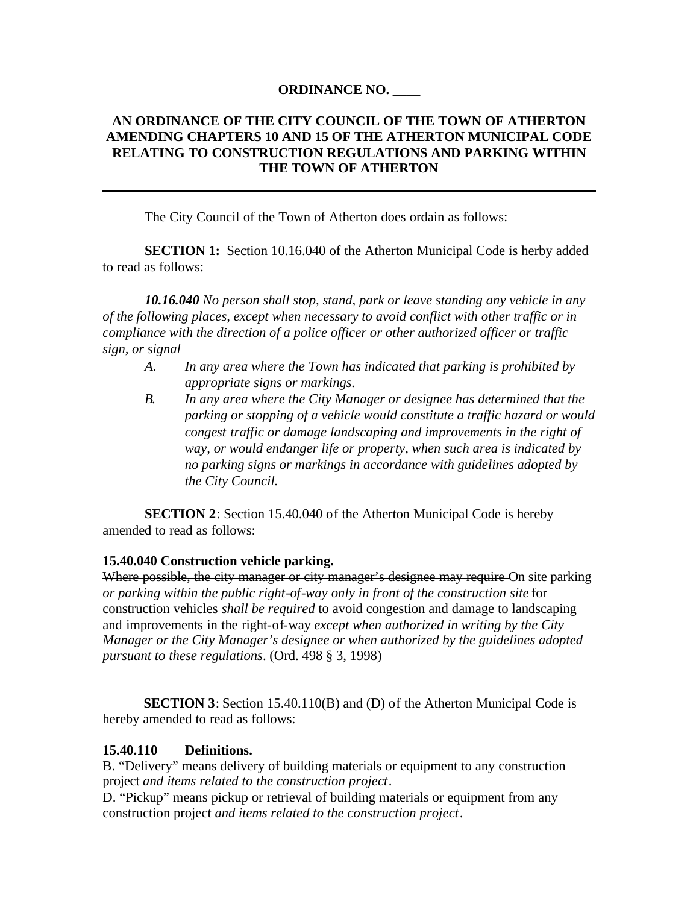**ORDINANCE NO. ____**

**AN ORDINANCE OF THE CITY COUNCIL OF THE TOWN OF ATHERTON AMENDING CHAPTERS 10 AND 15 OF THE ATHERTON MUNICIPAL CODE RELATING TO CONSTRUCTION REGULATIONS AND PARKING WITHIN THE TOWN OF ATHERTON**

---

The City Council of the Town of Atherton does ordain as follows:

**SECTION 1:** Section 10.16.040 of the Atherton Municipal Code is herby added to read as follows:

***10.16.040*** *No person shall stop, stand, park or leave standing any vehicle in any of the following places, except when necessary to avoid conflict with other traffic or in compliance with the direction of a police officer or other authorized officer or traffic sign, or signal*

- *A. In any area where the Town has indicated that parking is prohibited by appropriate signs or markings.*
- *B. In any area where the City Manager or designee has determined that the parking or stopping of a vehicle would constitute a traffic hazard or would congest traffic or damage landscaping and improvements in the right of way, or would endanger life or property, when such area is indicated by no parking signs or markings in accordance with guidelines adopted by the City Council.*

**SECTION 2**: Section 15.40.040 of the Atherton Municipal Code is hereby amended to read as follows:

**15.40.040 Construction vehicle parking.**

~~Where possible, the city manager or city manager's designee may require~~ On site parking *or parking within the public right-of-way only in front of the construction site* for construction vehicles *shall be required* to avoid congestion and damage to landscaping and improvements in the right-of-way *except when authorized in writing by the City Manager or the City Manager's designee or when authorized by the guidelines adopted pursuant to these regulations*. (Ord. 498 § 3, 1998)

**SECTION 3**: Section 15.40.110(B) and (D) of the Atherton Municipal Code is hereby amended to read as follows:

**15.40.110 Definitions.**

B. "Delivery" means delivery of building materials or equipment to any construction project *and items related to the construction project*.

D. "Pickup" means pickup or retrieval of building materials or equipment from any construction project *and items related to the construction project*.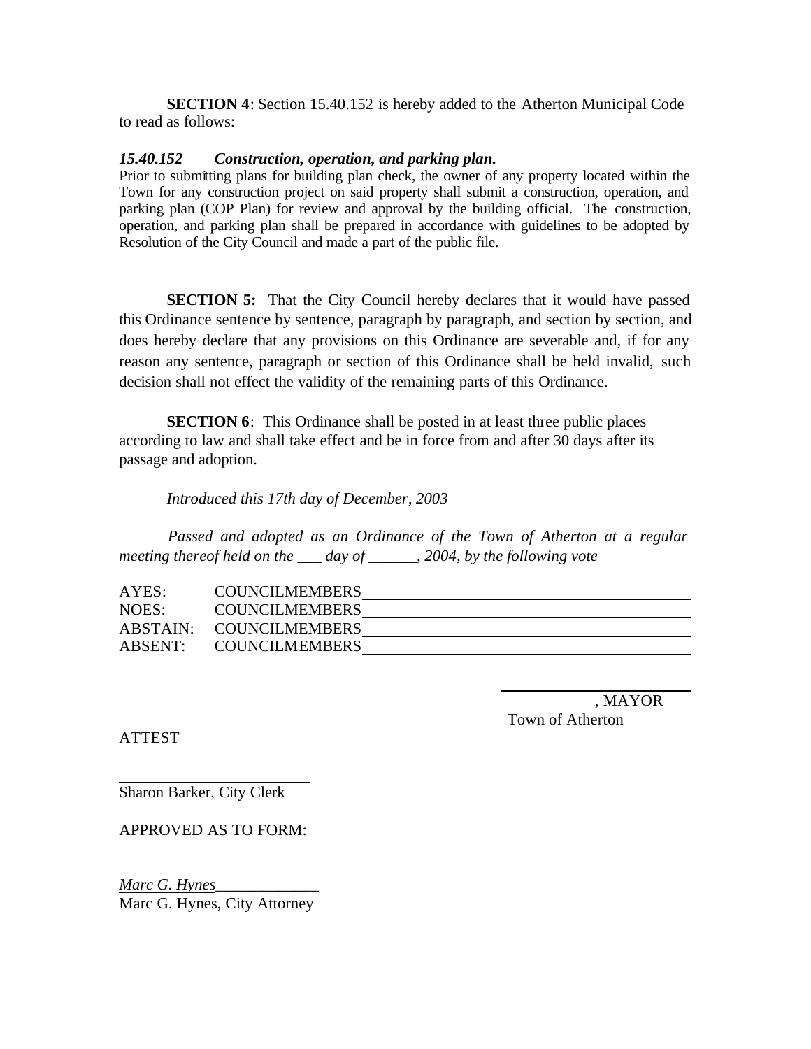**SECTION 4**: Section 15.40.152 is hereby added to the Atherton Municipal Code to read as follows:

***15.40.152 Construction, operation, and parking plan.***

Prior to submitting plans for building plan check, the owner of any property located within the Town for any construction project on said property shall submit a construction, operation, and parking plan (COP Plan) for review and approval by the building official. The construction, operation, and parking plan shall be prepared in accordance with guidelines to be adopted by Resolution of the City Council and made a part of the public file.

**SECTION 5:** That the City Council hereby declares that it would have passed this Ordinance sentence by sentence, paragraph by paragraph, and section by section, and does hereby declare that any provisions on this Ordinance are severable and, if for any reason any sentence, paragraph or section of this Ordinance shall be held invalid, such decision shall not effect the validity of the remaining parts of this Ordinance.

**SECTION 6**: This Ordinance shall be posted in at least three public places according to law and shall take effect and be in force from and after 30 days after its passage and adoption.

*Introduced this 17th day of December, 2003*

*Passed and adopted as an Ordinance of the Town of Atherton at a regular meeting thereof held on the ___ day of ______, 2004, by the following vote*

AYES: COUNCILMEMBERS ________________________

NOES: COUNCILMEMBERS ________________________

ABSTAIN: COUNCILMEMBERS ________________________

ABSENT: COUNCILMEMBERS ________________________

________________________, MAYOR
Town of Atherton

ATTEST

________________________
Sharon Barker, City Clerk

APPROVED AS TO FORM:

*Marc G. Hynes*
Marc G. Hynes, City Attorney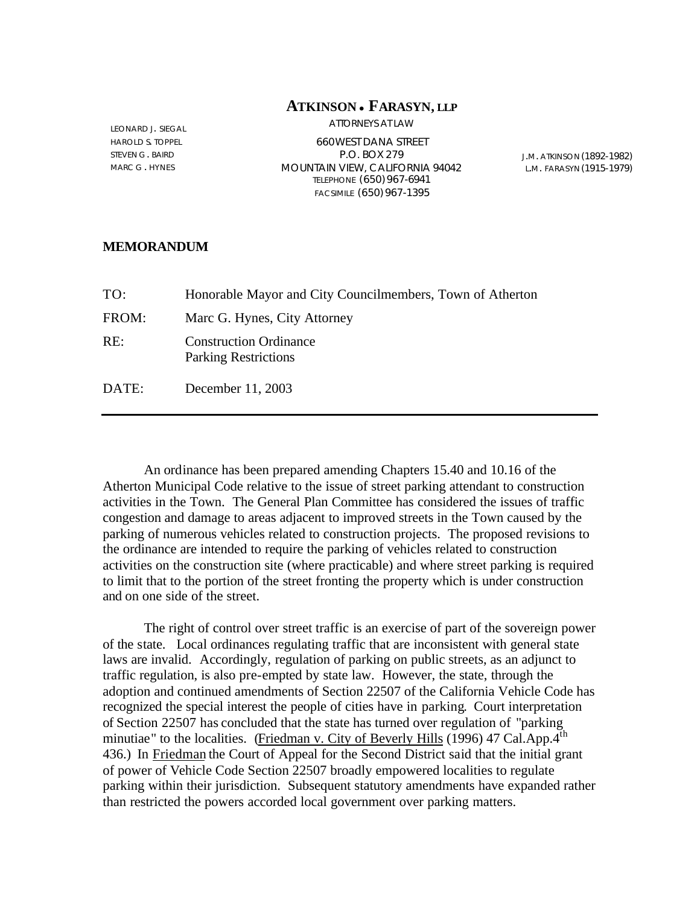# ATKINSON • FARASYN, LLP

ATTORNEYS AT LAW

LEONARD J. SIEGAL
HAROLD S. TOPPEL
STEVEN G. BAIRD
MARC G. HYNES

660 WEST DANA STREET
P.O. BOX 279
MOUNTAIN VIEW, CALIFORNIA 94042
TELEPHONE (650) 967-6941
FACSIMILE (650) 967-1395

J.M. ATKINSON (1892-1982)
L.M. FARASYN (1915-1979)

**MEMORANDUM**

TO: Honorable Mayor and City Councilmembers, Town of Atherton

FROM: Marc G. Hynes, City Attorney

RE: Construction Ordinance
Parking Restrictions

DATE: December 11, 2003

---

An ordinance has been prepared amending Chapters 15.40 and 10.16 of the Atherton Municipal Code relative to the issue of street parking attendant to construction activities in the Town. The General Plan Committee has considered the issues of traffic congestion and damage to areas adjacent to improved streets in the Town caused by the parking of numerous vehicles related to construction projects. The proposed revisions to the ordinance are intended to require the parking of vehicles related to construction activities on the construction site (where practicable) and where street parking is required to limit that to the portion of the street fronting the property which is under construction and on one side of the street.

The right of control over street traffic is an exercise of part of the sovereign power of the state. Local ordinances regulating traffic that are inconsistent with general state laws are invalid. Accordingly, regulation of parking on public streets, as an adjunct to traffic regulation, is also pre-empted by state law. However, the state, through the adoption and continued amendments of Section 22507 of the California Vehicle Code has recognized the special interest the people of cities have in parking. Court interpretation of Section 22507 has concluded that the state has turned over regulation of "parking minutiae" to the localities. (Friedman v. City of Beverly Hills (1996) 47 Cal.App.4th 436.) In Friedman the Court of Appeal for the Second District said that the initial grant of power of Vehicle Code Section 22507 broadly empowered localities to regulate parking within their jurisdiction. Subsequent statutory amendments have expanded rather than restricted the powers accorded local government over parking matters.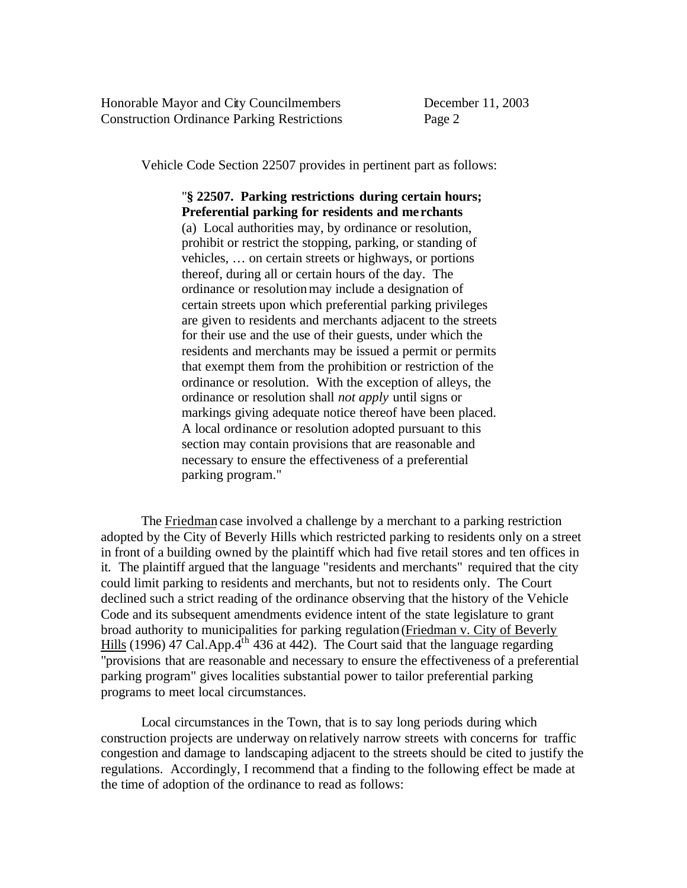Vehicle Code Section 22507 provides in pertinent part as follows:

> "**§ 22507. Parking restrictions during certain hours; Preferential parking for residents and merchants**
> (a) Local authorities may, by ordinance or resolution, prohibit or restrict the stopping, parking, or standing of vehicles, … on certain streets or highways, or portions thereof, during all or certain hours of the day. The ordinance or resolution may include a designation of certain streets upon which preferential parking privileges are given to residents and merchants adjacent to the streets for their use and the use of their guests, under which the residents and merchants may be issued a permit or permits that exempt them from the prohibition or restriction of the ordinance or resolution. With the exception of alleys, the ordinance or resolution shall *not apply* until signs or markings giving adequate notice thereof have been placed. A local ordinance or resolution adopted pursuant to this section may contain provisions that are reasonable and necessary to ensure the effectiveness of a preferential parking program."

The Friedman case involved a challenge by a merchant to a parking restriction adopted by the City of Beverly Hills which restricted parking to residents only on a street in front of a building owned by the plaintiff which had five retail stores and ten offices in it. The plaintiff argued that the language "residents and merchants" required that the city could limit parking to residents and merchants, but not to residents only. The Court declined such a strict reading of the ordinance observing that the history of the Vehicle Code and its subsequent amendments evidence intent of the state legislature to grant broad authority to municipalities for parking regulation (Friedman v. City of Beverly Hills (1996) 47 Cal.App.4th 436 at 442). The Court said that the language regarding "provisions that are reasonable and necessary to ensure the effectiveness of a preferential parking program" gives localities substantial power to tailor preferential parking programs to meet local circumstances.

Local circumstances in the Town, that is to say long periods during which construction projects are underway on relatively narrow streets with concerns for traffic congestion and damage to landscaping adjacent to the streets should be cited to justify the regulations. Accordingly, I recommend that a finding to the following effect be made at the time of adoption of the ordinance to read as follows: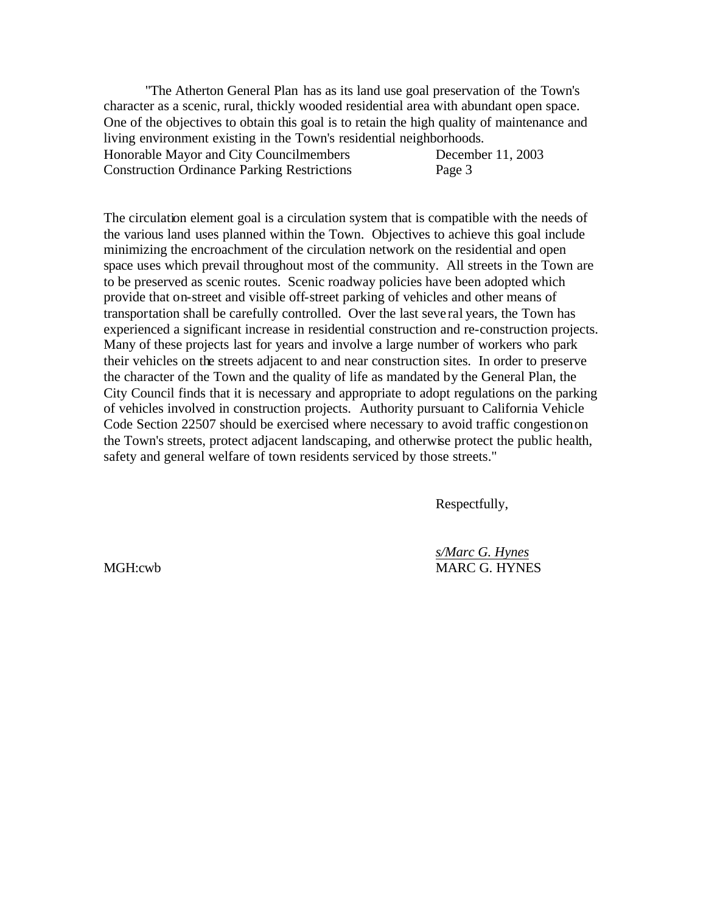"The Atherton General Plan has as its land use goal preservation of the Town's character as a scenic, rural, thickly wooded residential area with abundant open space. One of the objectives to obtain this goal is to retain the high quality of maintenance and living environment existing in the Town's residential neighborhoods.

The circulation element goal is a circulation system that is compatible with the needs of the various land uses planned within the Town. Objectives to achieve this goal include minimizing the encroachment of the circulation network on the residential and open space uses which prevail throughout most of the community. All streets in the Town are to be preserved as scenic routes. Scenic roadway policies have been adopted which provide that on-street and visible off-street parking of vehicles and other means of transportation shall be carefully controlled. Over the last several years, the Town has experienced a significant increase in residential construction and re-construction projects. Many of these projects last for years and involve a large number of workers who park their vehicles on the streets adjacent to and near construction sites. In order to preserve the character of the Town and the quality of life as mandated by the General Plan, the City Council finds that it is necessary and appropriate to adopt regulations on the parking of vehicles involved in construction projects. Authority pursuant to California Vehicle Code Section 22507 should be exercised where necessary to avoid traffic congestion on the Town's streets, protect adjacent landscaping, and otherwise protect the public health, safety and general welfare of town residents serviced by those streets."

Respectfully,

*s/Marc G. Hynes*

MGH:cwb

MARC G. HYNES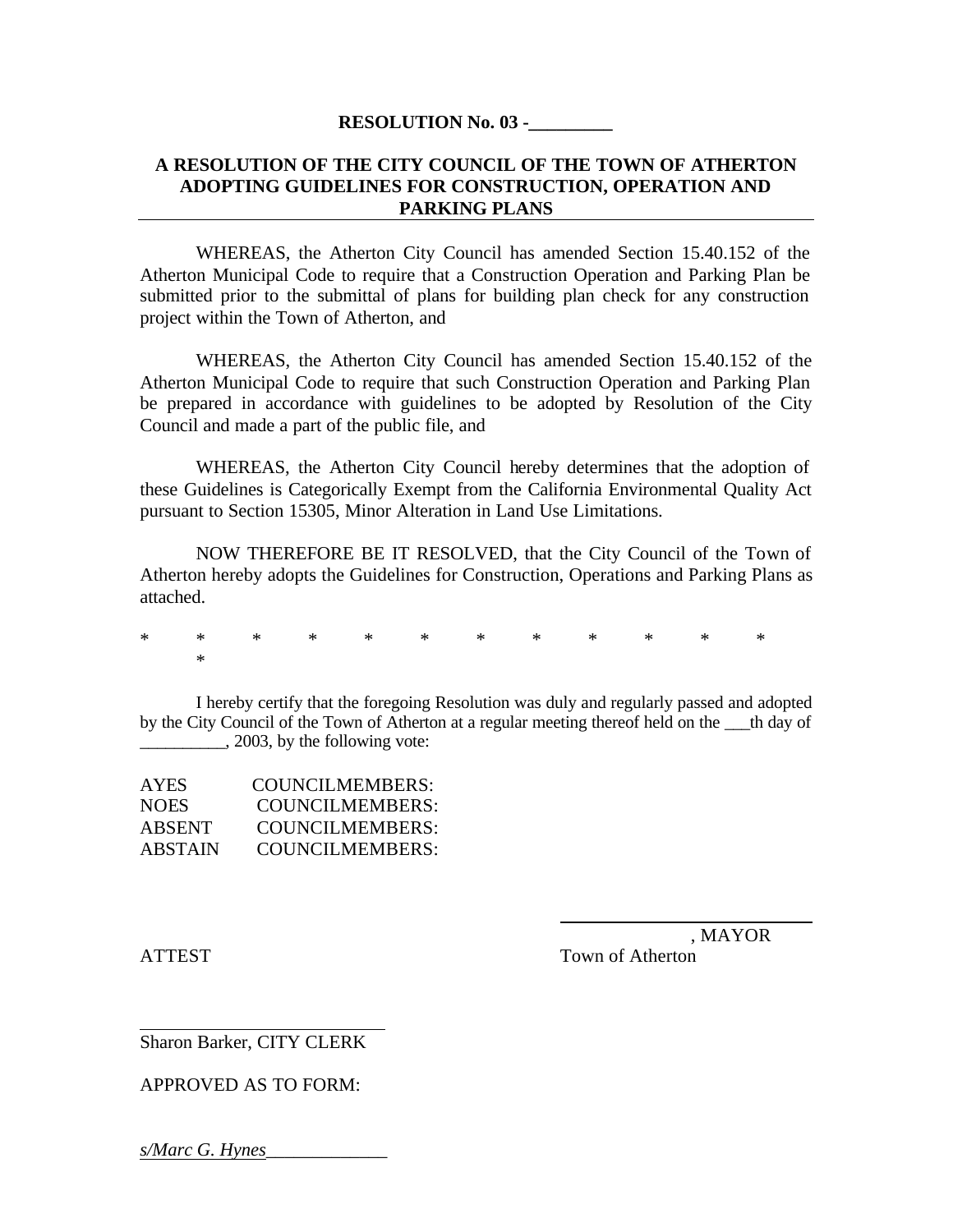**RESOLUTION No. 03 -\_\_\_\_\_\_\_\_\_**

**A RESOLUTION OF THE CITY COUNCIL OF THE TOWN OF ATHERTON ADOPTING GUIDELINES FOR CONSTRUCTION, OPERATION AND PARKING PLANS**

WHEREAS, the Atherton City Council has amended Section 15.40.152 of the Atherton Municipal Code to require that a Construction Operation and Parking Plan be submitted prior to the submittal of plans for building plan check for any construction project within the Town of Atherton, and

WHEREAS, the Atherton City Council has amended Section 15.40.152 of the Atherton Municipal Code to require that such Construction Operation and Parking Plan be prepared in accordance with guidelines to be adopted by Resolution of the City Council and made a part of the public file, and

WHEREAS, the Atherton City Council hereby determines that the adoption of these Guidelines is Categorically Exempt from the California Environmental Quality Act pursuant to Section 15305, Minor Alteration in Land Use Limitations.

NOW THEREFORE BE IT RESOLVED, that the City Council of the Town of Atherton hereby adopts the Guidelines for Construction, Operations and Parking Plans as attached.

\* \* \* \* \* \* \* \* \* \* \* \* \*

I hereby certify that the foregoing Resolution was duly and regularly passed and adopted by the City Council of the Town of Atherton at a regular meeting thereof held on the \_\_\_th day of \_\_\_\_\_\_\_\_\_\_, 2003, by the following vote:

AYES COUNCILMEMBERS:
NOES COUNCILMEMBERS:
ABSENT COUNCILMEMBERS:
ABSTAIN COUNCILMEMBERS:

\_\_\_\_\_\_\_\_\_\_\_\_\_\_\_\_\_\_\_\_\_\_\_\_\_\_
, MAYOR
Town of Atherton

ATTEST

\_\_\_\_\_\_\_\_\_\_\_\_\_\_\_\_\_\_\_\_\_\_\_\_\_\_
Sharon Barker, CITY CLERK

APPROVED AS TO FORM:

*s/Marc G. Hynes*\_\_\_\_\_\_\_\_\_\_\_\_\_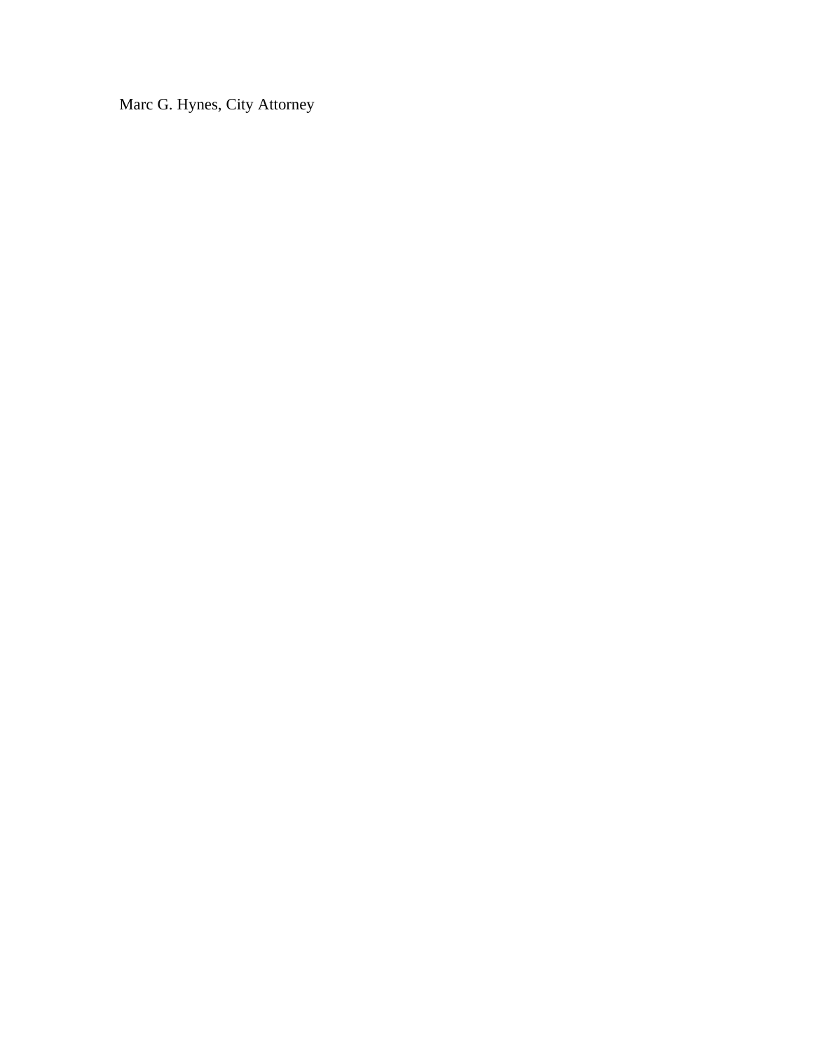Marc G. Hynes, City Attorney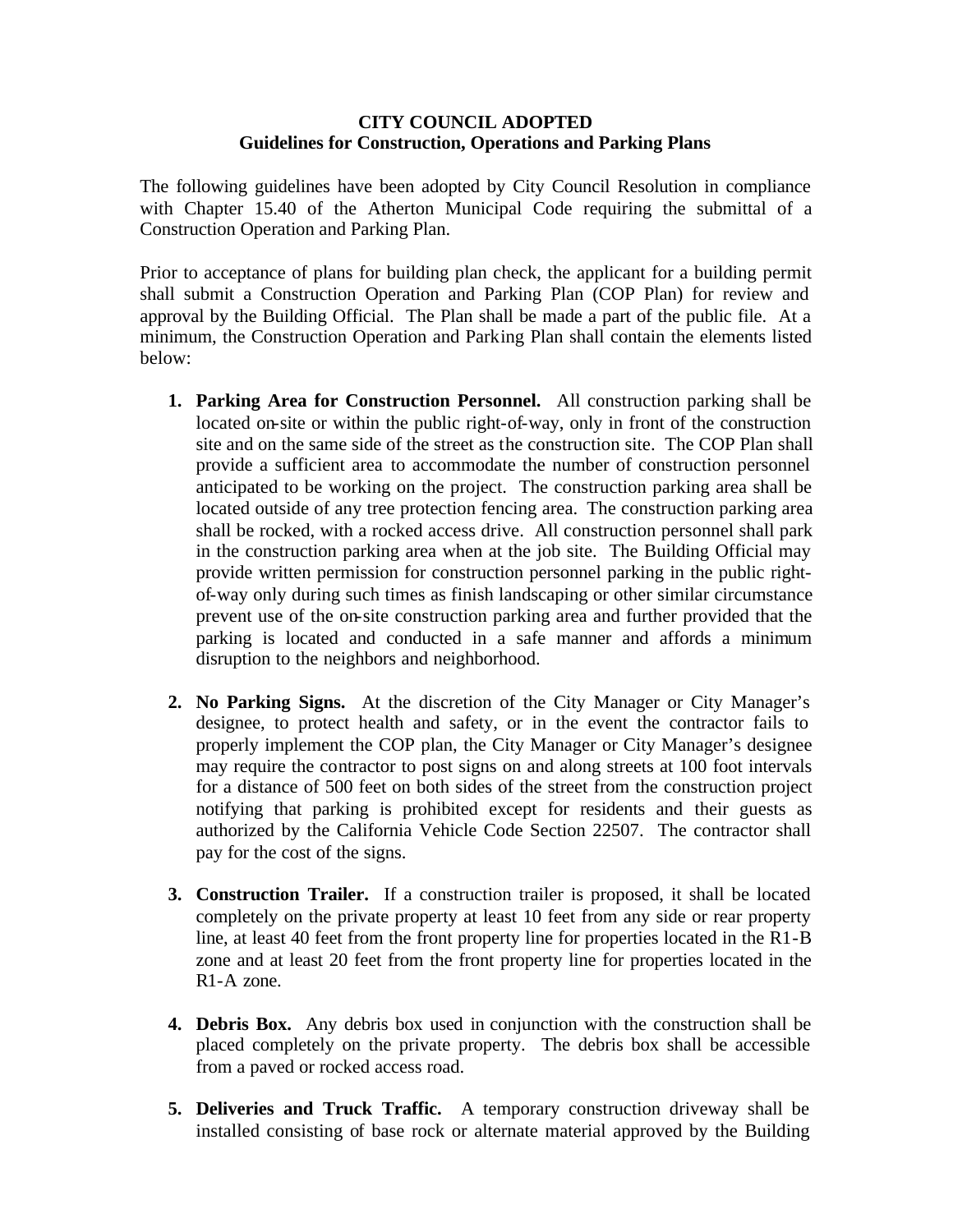**CITY COUNCIL ADOPTED**
**Guidelines for Construction, Operations and Parking Plans**

The following guidelines have been adopted by City Council Resolution in compliance with Chapter 15.40 of the Atherton Municipal Code requiring the submittal of a Construction Operation and Parking Plan.

Prior to acceptance of plans for building plan check, the applicant for a building permit shall submit a Construction Operation and Parking Plan (COP Plan) for review and approval by the Building Official. The Plan shall be made a part of the public file. At a minimum, the Construction Operation and Parking Plan shall contain the elements listed below:

1. **Parking Area for Construction Personnel.** All construction parking shall be located on-site or within the public right-of-way, only in front of the construction site and on the same side of the street as the construction site. The COP Plan shall provide a sufficient area to accommodate the number of construction personnel anticipated to be working on the project. The construction parking area shall be located outside of any tree protection fencing area. The construction parking area shall be rocked, with a rocked access drive. All construction personnel shall park in the construction parking area when at the job site. The Building Official may provide written permission for construction personnel parking in the public right-of-way only during such times as finish landscaping or other similar circumstance prevent use of the on-site construction parking area and further provided that the parking is located and conducted in a safe manner and affords a minimum disruption to the neighbors and neighborhood.

2. **No Parking Signs.** At the discretion of the City Manager or City Manager's designee, to protect health and safety, or in the event the contractor fails to properly implement the COP plan, the City Manager or City Manager's designee may require the contractor to post signs on and along streets at 100 foot intervals for a distance of 500 feet on both sides of the street from the construction project notifying that parking is prohibited except for residents and their guests as authorized by the California Vehicle Code Section 22507. The contractor shall pay for the cost of the signs.

3. **Construction Trailer.** If a construction trailer is proposed, it shall be located completely on the private property at least 10 feet from any side or rear property line, at least 40 feet from the front property line for properties located in the R1-B zone and at least 20 feet from the front property line for properties located in the R1-A zone.

4. **Debris Box.** Any debris box used in conjunction with the construction shall be placed completely on the private property. The debris box shall be accessible from a paved or rocked access road.

5. **Deliveries and Truck Traffic.** A temporary construction driveway shall be installed consisting of base rock or alternate material approved by the Building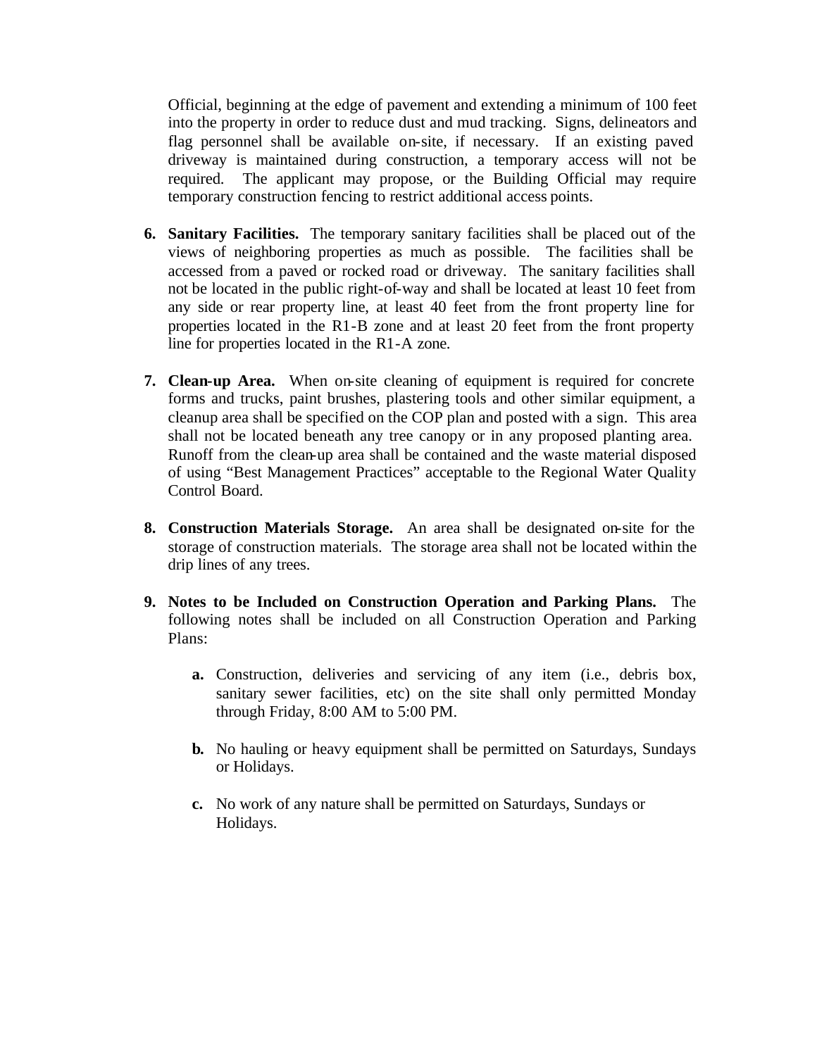Official, beginning at the edge of pavement and extending a minimum of 100 feet into the property in order to reduce dust and mud tracking. Signs, delineators and flag personnel shall be available on-site, if necessary. If an existing paved driveway is maintained during construction, a temporary access will not be required. The applicant may propose, or the Building Official may require temporary construction fencing to restrict additional access points.

6. **Sanitary Facilities.** The temporary sanitary facilities shall be placed out of the views of neighboring properties as much as possible. The facilities shall be accessed from a paved or rocked road or driveway. The sanitary facilities shall not be located in the public right-of-way and shall be located at least 10 feet from any side or rear property line, at least 40 feet from the front property line for properties located in the R1-B zone and at least 20 feet from the front property line for properties located in the R1-A zone.

7. **Clean-up Area.** When on-site cleaning of equipment is required for concrete forms and trucks, paint brushes, plastering tools and other similar equipment, a cleanup area shall be specified on the COP plan and posted with a sign. This area shall not be located beneath any tree canopy or in any proposed planting area. Runoff from the clean-up area shall be contained and the waste material disposed of using "Best Management Practices" acceptable to the Regional Water Quality Control Board.

8. **Construction Materials Storage.** An area shall be designated on-site for the storage of construction materials. The storage area shall not be located within the drip lines of any trees.

9. **Notes to be Included on Construction Operation and Parking Plans.** The following notes shall be included on all Construction Operation and Parking Plans:

    **a.** Construction, deliveries and servicing of any item (i.e., debris box, sanitary sewer facilities, etc) on the site shall only permitted Monday through Friday, 8:00 AM to 5:00 PM.

    **b.** No hauling or heavy equipment shall be permitted on Saturdays, Sundays or Holidays.

    **c.** No work of any nature shall be permitted on Saturdays, Sundays or Holidays.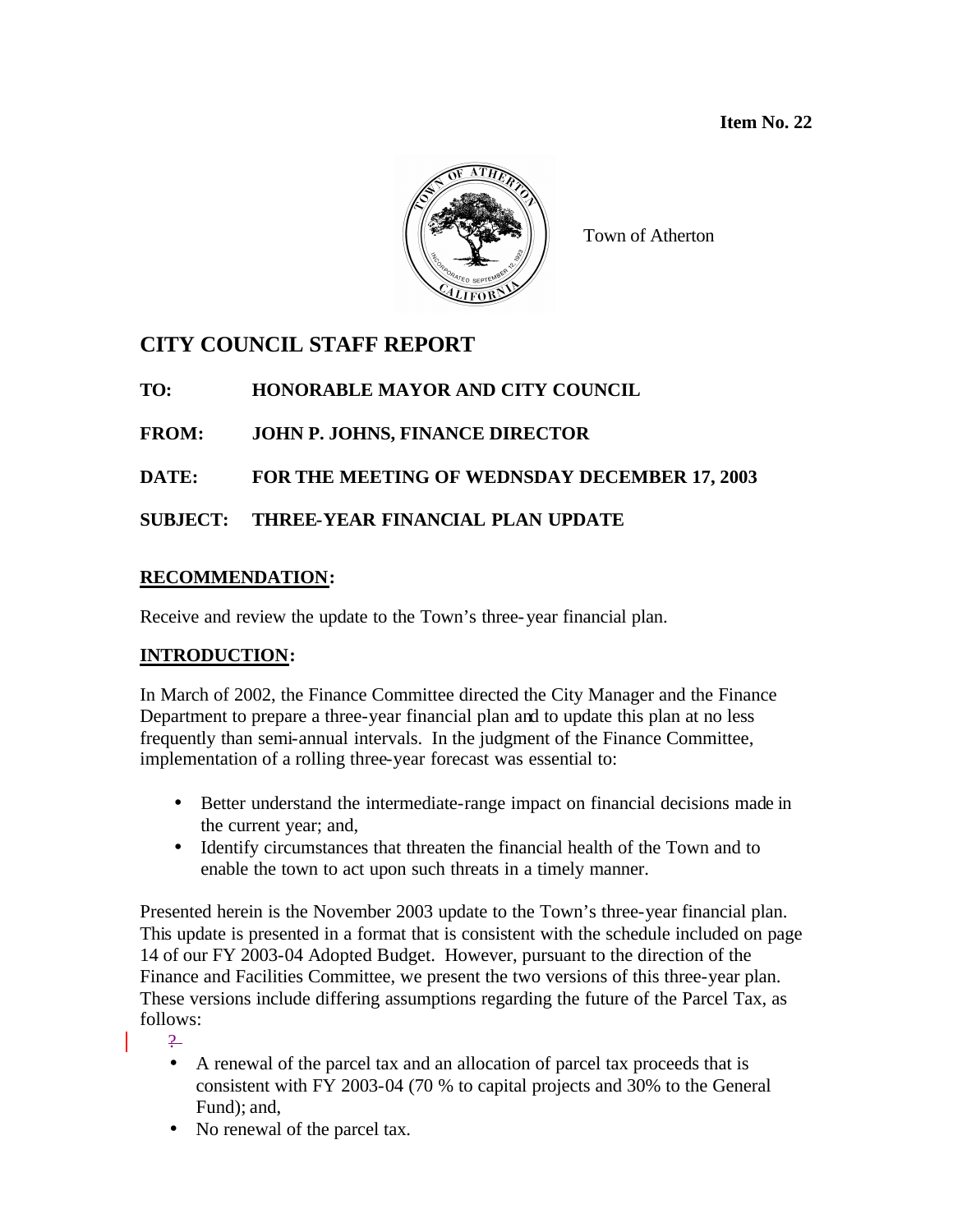**Item No. 22**

Town of Atherton

# CITY COUNCIL STAFF REPORT

**TO:** HONORABLE MAYOR AND CITY COUNCIL

**FROM:** JOHN P. JOHNS, FINANCE DIRECTOR

**DATE:** FOR THE MEETING OF WEDNSDAY DECEMBER 17, 2003

**SUBJECT:** THREE-YEAR FINANCIAL PLAN UPDATE

## RECOMMENDATION:

Receive and review the update to the Town's three-year financial plan.

## INTRODUCTION:

In March of 2002, the Finance Committee directed the City Manager and the Finance Department to prepare a three-year financial plan and to update this plan at no less frequently than semi-annual intervals. In the judgment of the Finance Committee, implementation of a rolling three-year forecast was essential to:

- Better understand the intermediate-range impact on financial decisions made in the current year; and,
- Identify circumstances that threaten the financial health of the Town and to enable the town to act upon such threats in a timely manner.

Presented herein is the November 2003 update to the Town's three-year financial plan. This update is presented in a format that is consistent with the schedule included on page 14 of our FY 2003-04 Adopted Budget. However, pursuant to the direction of the Finance and Facilities Committee, we present the two versions of this three-year plan. These versions include differing assumptions regarding the future of the Parcel Tax, as follows:

- A renewal of the parcel tax and an allocation of parcel tax proceeds that is consistent with FY 2003-04 (70 % to capital projects and 30% to the General Fund); and,
- No renewal of the parcel tax.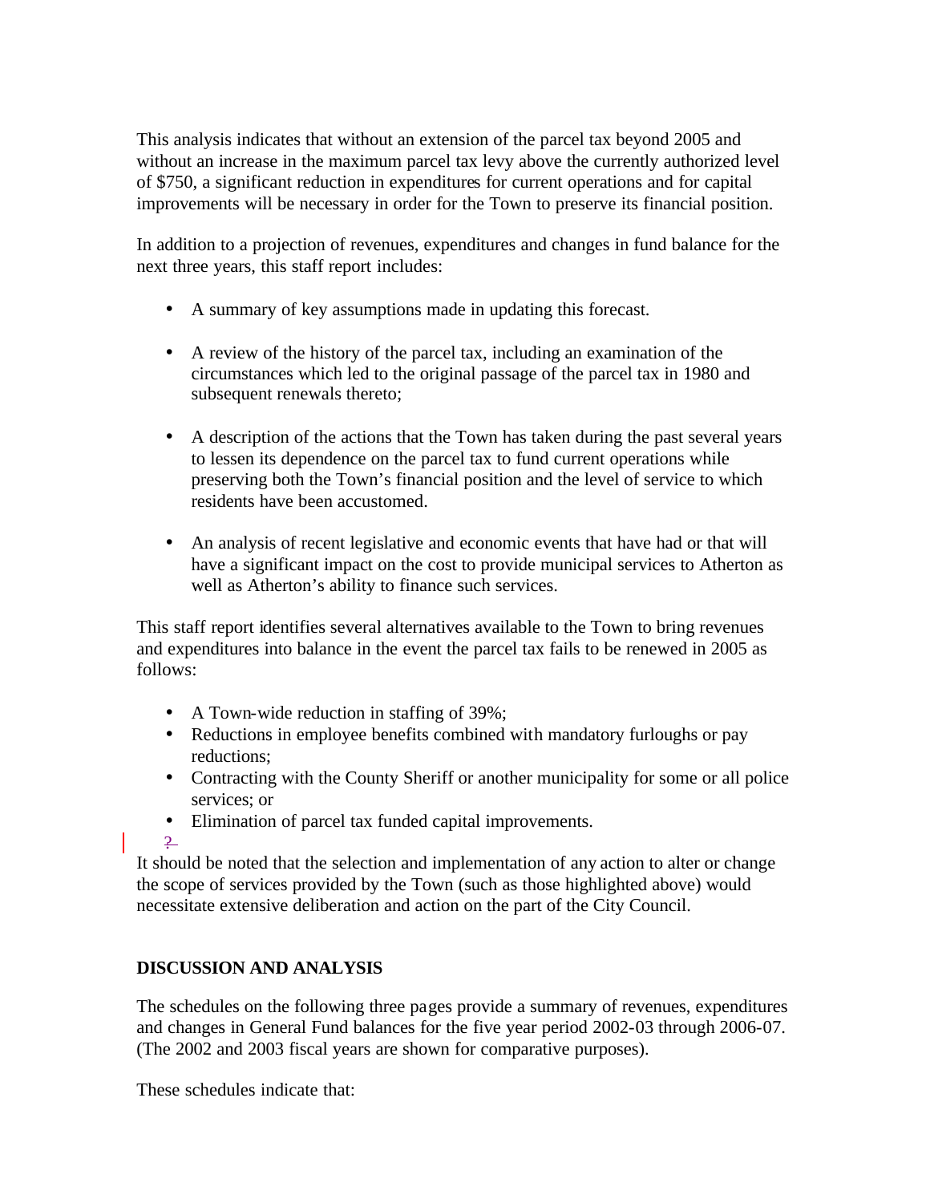This analysis indicates that without an extension of the parcel tax beyond 2005 and without an increase in the maximum parcel tax levy above the currently authorized level of $750, a significant reduction in expenditures for current operations and for capital improvements will be necessary in order for the Town to preserve its financial position.

In addition to a projection of revenues, expenditures and changes in fund balance for the next three years, this staff report includes:

- A summary of key assumptions made in updating this forecast.
- A review of the history of the parcel tax, including an examination of the circumstances which led to the original passage of the parcel tax in 1980 and subsequent renewals thereto;
- A description of the actions that the Town has taken during the past several years to lessen its dependence on the parcel tax to fund current operations while preserving both the Town's financial position and the level of service to which residents have been accustomed.
- An analysis of recent legislative and economic events that have had or that will have a significant impact on the cost to provide municipal services to Atherton as well as Atherton's ability to finance such services.

This staff report identifies several alternatives available to the Town to bring revenues and expenditures into balance in the event the parcel tax fails to be renewed in 2005 as follows:

- A Town-wide reduction in staffing of 39%;
- Reductions in employee benefits combined with mandatory furloughs or pay reductions;
- Contracting with the County Sheriff or another municipality for some or all police services; or
- Elimination of parcel tax funded capital improvements.

It should be noted that the selection and implementation of any action to alter or change the scope of services provided by the Town (such as those highlighted above) would necessitate extensive deliberation and action on the part of the City Council.

**DISCUSSION AND ANALYSIS**

The schedules on the following three pages provide a summary of revenues, expenditures and changes in General Fund balances for the five year period 2002-03 through 2006-07. (The 2002 and 2003 fiscal years are shown for comparative purposes).

These schedules indicate that: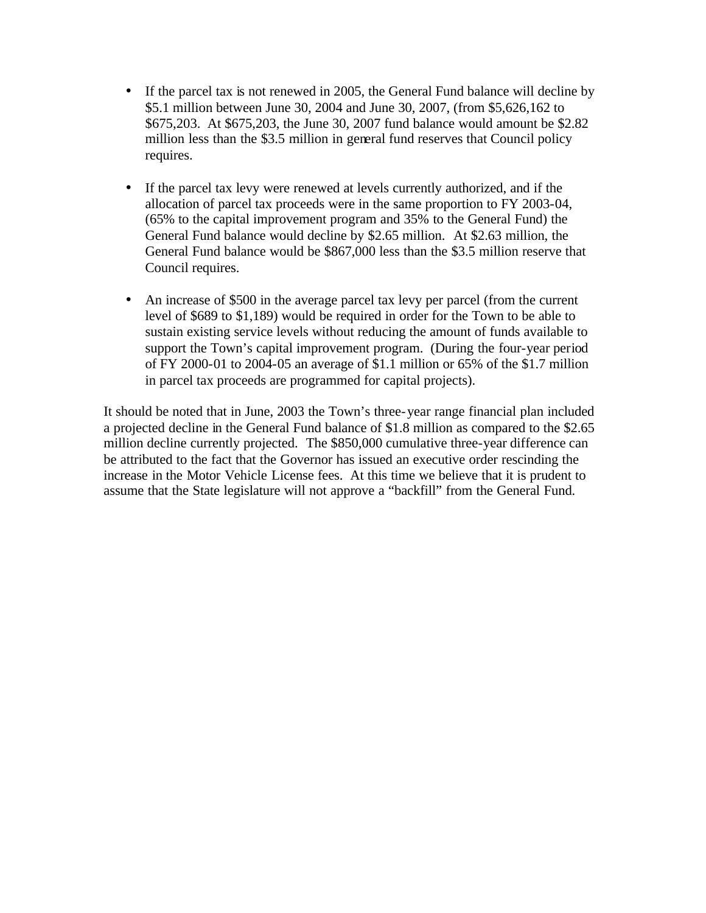- If the parcel tax is not renewed in 2005, the General Fund balance will decline by $5.1 million between June 30, 2004 and June 30, 2007, (from $5,626,162 to $675,203. At $675,203, the June 30, 2007 fund balance would amount be $2.82 million less than the $3.5 million in general fund reserves that Council policy requires.

- If the parcel tax levy were renewed at levels currently authorized, and if the allocation of parcel tax proceeds were in the same proportion to FY 2003-04, (65% to the capital improvement program and 35% to the General Fund) the General Fund balance would decline by $2.65 million. At $2.63 million, the General Fund balance would be $867,000 less than the $3.5 million reserve that Council requires.

- An increase of $500 in the average parcel tax levy per parcel (from the current level of $689 to $1,189) would be required in order for the Town to be able to sustain existing service levels without reducing the amount of funds available to support the Town's capital improvement program. (During the four-year period of FY 2000-01 to 2004-05 an average of $1.1 million or 65% of the $1.7 million in parcel tax proceeds are programmed for capital projects).

It should be noted that in June, 2003 the Town's three-year range financial plan included a projected decline in the General Fund balance of $1.8 million as compared to the $2.65 million decline currently projected. The $850,000 cumulative three-year difference can be attributed to the fact that the Governor has issued an executive order rescinding the increase in the Motor Vehicle License fees. At this time we believe that it is prudent to assume that the State legislature will not approve a "backfill" from the General Fund.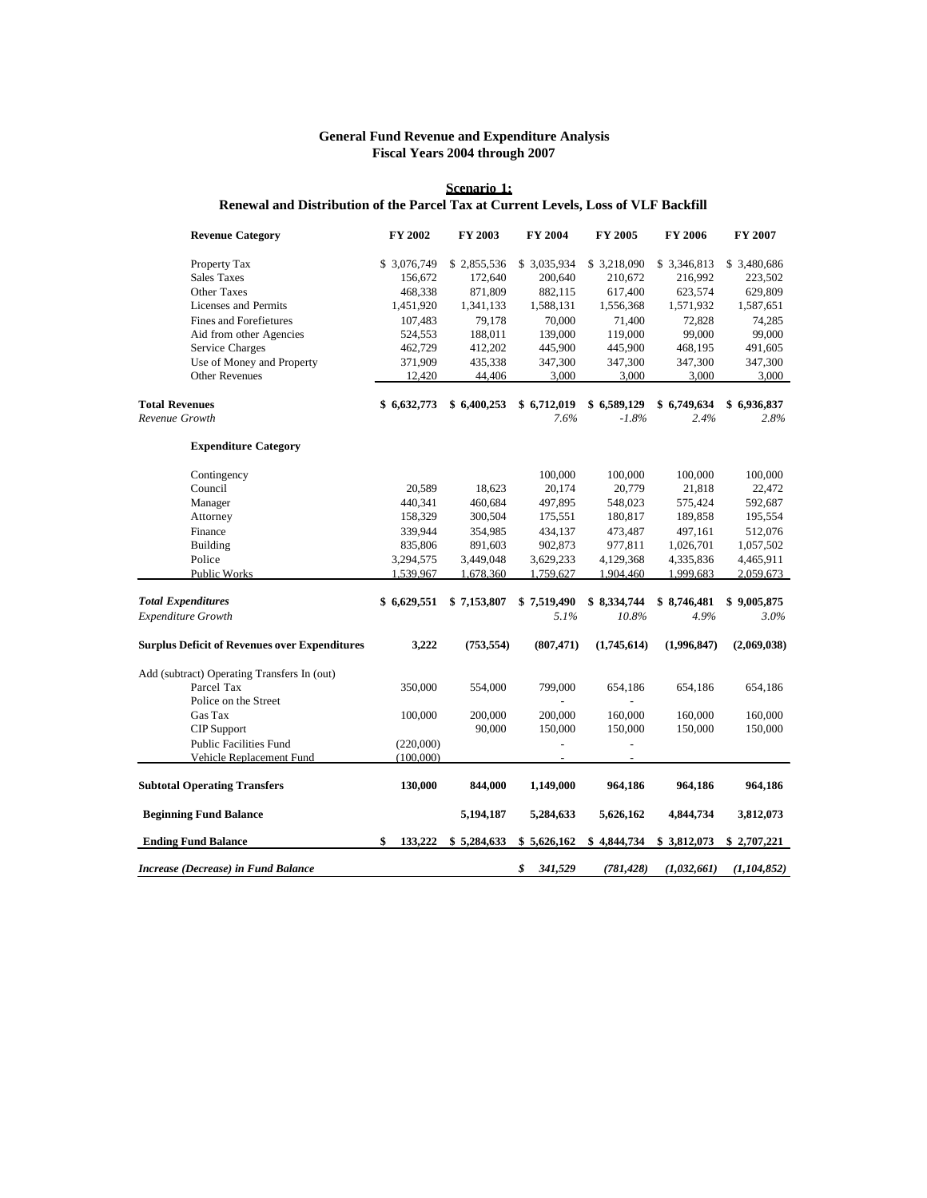**General Fund Revenue and Expenditure Analysis**
**Fiscal Years 2004 through 2007**

**Scenario 1:**
**Renewal and Distribution of the Parcel Tax at Current Levels, Loss of VLF Backfill**

| **Revenue Category** | **FY 2002** | **FY 2003** | **FY 2004** | **FY 2005** | **FY 2006** | **FY 2007** |
|---|---|---|---|---|---|---|
| Property Tax | $ 3,076,749 | $ 2,855,536 | $ 3,035,934 | $ 3,218,090 | $ 3,346,813 | $ 3,480,686 |
| Sales Taxes | 156,672 | 172,640 | 200,640 | 210,672 | 216,992 | 223,502 |
| Other Taxes | 468,338 | 871,809 | 882,115 | 617,400 | 623,574 | 629,809 |
| Licenses and Permits | 1,451,920 | 1,341,133 | 1,588,131 | 1,556,368 | 1,571,932 | 1,587,651 |
| Fines and Forefietures | 107,483 | 79,178 | 70,000 | 71,400 | 72,828 | 74,285 |
| Aid from other Agencies | 524,553 | 188,011 | 139,000 | 119,000 | 99,000 | 99,000 |
| Service Charges | 462,729 | 412,202 | 445,900 | 445,900 | 468,195 | 491,605 |
| Use of Money and Property | 371,909 | 435,338 | 347,300 | 347,300 | 347,300 | 347,300 |
| Other Revenues | 12,420 | 44,406 | 3,000 | 3,000 | 3,000 | 3,000 |
| **Total Revenues** | **$ 6,632,773** | **$ 6,400,253** | **$ 6,712,019** | **$ 6,589,129** | **$ 6,749,634** | **$ 6,936,837** |
| *Revenue Growth* | | | *7.6%* | *-1.8%* | *2.4%* | *2.8%* |
| **Expenditure Category** | | | | | | |
| Contingency | | | 100,000 | 100,000 | 100,000 | 100,000 |
| Council | 20,589 | 18,623 | 20,174 | 20,779 | 21,818 | 22,472 |
| Manager | 440,341 | 460,684 | 497,895 | 548,023 | 575,424 | 592,687 |
| Attorney | 158,329 | 300,504 | 175,551 | 180,817 | 189,858 | 195,554 |
| Finance | 339,944 | 354,985 | 434,137 | 473,487 | 497,161 | 512,076 |
| Building | 835,806 | 891,603 | 902,873 | 977,811 | 1,026,701 | 1,057,502 |
| Police | 3,294,575 | 3,449,048 | 3,629,233 | 4,129,368 | 4,335,836 | 4,465,911 |
| Public Works | 1,539,967 | 1,678,360 | 1,759,627 | 1,904,460 | 1,999,683 | 2,059,673 |
| ***Total Expenditures*** | **$ 6,629,551** | **$ 7,153,807** | **$ 7,519,490** | **$ 8,334,744** | **$ 8,746,481** | **$ 9,005,875** |
| *Expenditure Growth* | | | *5.1%* | *10.8%* | *4.9%* | *3.0%* |
| **Surplus Deficit of Revenues over Expenditures** | **3,222** | **(753,554)** | **(807,471)** | **(1,745,614)** | **(1,996,847)** | **(2,069,038)** |
| Add (subtract) Operating Transfers In (out) | | | | | | |
| Parcel Tax | 350,000 | 554,000 | 799,000 | 654,186 | 654,186 | 654,186 |
| Police on the Street | | | - | - | | |
| Gas Tax | 100,000 | 200,000 | 200,000 | 160,000 | 160,000 | 160,000 |
| CIP Support | | 90,000 | 150,000 | 150,000 | 150,000 | 150,000 |
| Public Facilities Fund | (220,000) | | - | - | | |
| Vehicle Replacement Fund | (100,000) | | - | - | | |
| **Subtotal Operating Transfers** | **130,000** | **844,000** | **1,149,000** | **964,186** | **964,186** | **964,186** |
| **Beginning Fund Balance** | | **5,194,187** | **5,284,633** | **5,626,162** | **4,844,734** | **3,812,073** |
| **Ending Fund Balance** | **$ 133,222** | **$ 5,284,633** | **$ 5,626,162** | **$ 4,844,734** | **$ 3,812,073** | **$ 2,707,221** |
| ***Increase (Decrease) in Fund Balance*** | | | ***$ 341,529*** | ***(781,428)*** | ***(1,032,661)*** | ***(1,104,852)*** |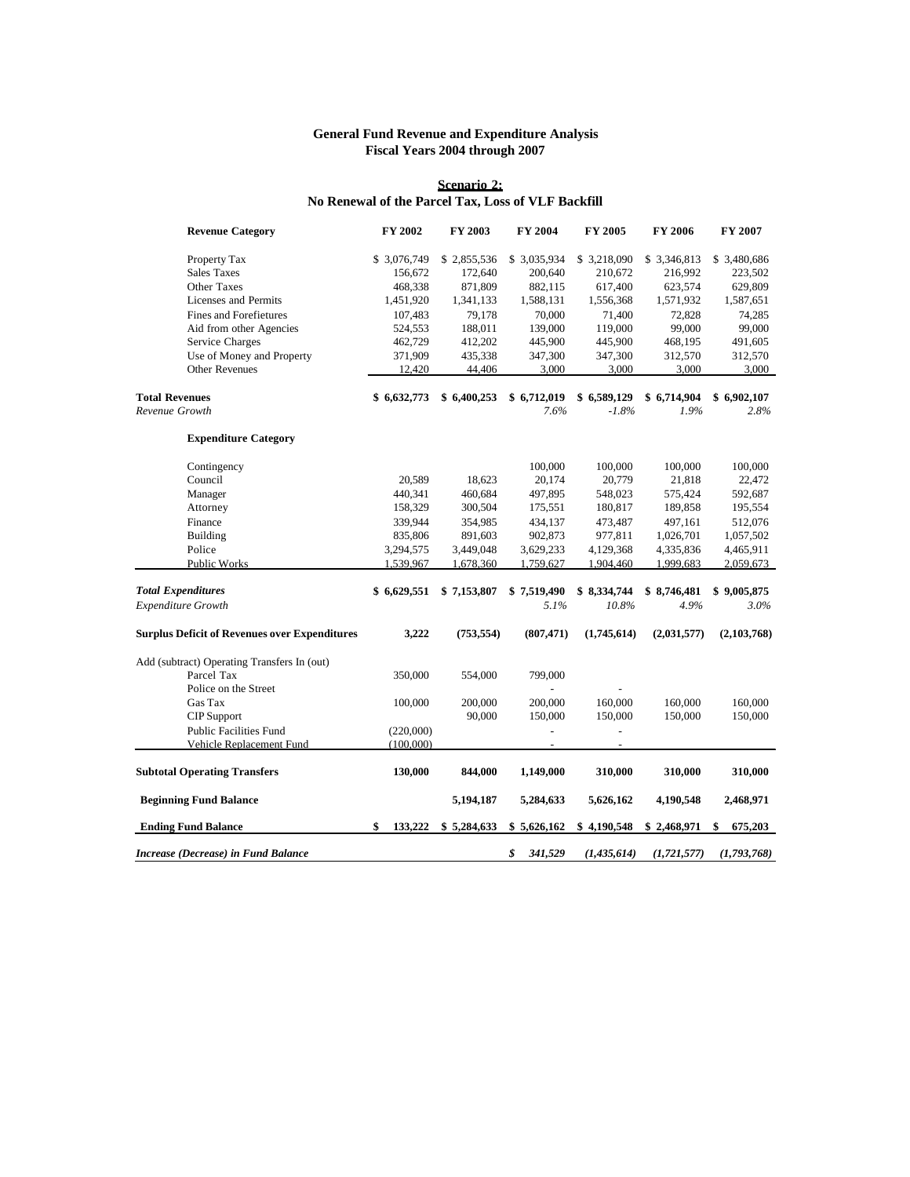## General Fund Revenue and Expenditure Analysis
## Fiscal Years 2004 through 2007

**Scenario 2:**
**No Renewal of the Parcel Tax, Loss of VLF Backfill**

| Revenue Category | FY 2002 | FY 2003 | FY 2004 | FY 2005 | FY 2006 | FY 2007 |
|---|---|---|---|---|---|---|
| Property Tax | $ 3,076,749 | $ 2,855,536 | $ 3,035,934 | $ 3,218,090 | $ 3,346,813 | $ 3,480,686 |
| Sales Taxes | 156,672 | 172,640 | 200,640 | 210,672 | 216,992 | 223,502 |
| Other Taxes | 468,338 | 871,809 | 882,115 | 617,400 | 623,574 | 629,809 |
| Licenses and Permits | 1,451,920 | 1,341,133 | 1,588,131 | 1,556,368 | 1,571,932 | 1,587,651 |
| Fines and Forefietures | 107,483 | 79,178 | 70,000 | 71,400 | 72,828 | 74,285 |
| Aid from other Agencies | 524,553 | 188,011 | 139,000 | 119,000 | 99,000 | 99,000 |
| Service Charges | 462,729 | 412,202 | 445,900 | 445,900 | 468,195 | 491,605 |
| Use of Money and Property | 371,909 | 435,338 | 347,300 | 347,300 | 312,570 | 312,570 |
| Other Revenues | 12,420 | 44,406 | 3,000 | 3,000 | 3,000 | 3,000 |
| **Total Revenues** | **$ 6,632,773** | **$ 6,400,253** | **$ 6,712,019** | **$ 6,589,129** | **$ 6,714,904** | **$ 6,902,107** |
| *Revenue Growth* | | | *7.6%* | *-1.8%* | *1.9%* | *2.8%* |
| **Expenditure Category** | | | | | | |
| Contingency | | | 100,000 | 100,000 | 100,000 | 100,000 |
| Council | 20,589 | 18,623 | 20,174 | 20,779 | 21,818 | 22,472 |
| Manager | 440,341 | 460,684 | 497,895 | 548,023 | 575,424 | 592,687 |
| Attorney | 158,329 | 300,504 | 175,551 | 180,817 | 189,858 | 195,554 |
| Finance | 339,944 | 354,985 | 434,137 | 473,487 | 497,161 | 512,076 |
| Building | 835,806 | 891,603 | 902,873 | 977,811 | 1,026,701 | 1,057,502 |
| Police | 3,294,575 | 3,449,048 | 3,629,233 | 4,129,368 | 4,335,836 | 4,465,911 |
| Public Works | 1,539,967 | 1,678,360 | 1,759,627 | 1,904,460 | 1,999,683 | 2,059,673 |
| ***Total Expenditures*** | **$ 6,629,551** | **$ 7,153,807** | **$ 7,519,490** | **$ 8,334,744** | **$ 8,746,481** | **$ 9,005,875** |
| *Expenditure Growth* | | | *5.1%* | *10.8%* | *4.9%* | *3.0%* |
| **Surplus Deficit of Revenues over Expenditures** | **3,222** | **(753,554)** | **(807,471)** | **(1,745,614)** | **(2,031,577)** | **(2,103,768)** |
| Add (subtract) Operating Transfers In (out) | | | | | | |
| Parcel Tax | 350,000 | 554,000 | 799,000 | | | |
| Police on the Street | | | - | - | | |
| Gas Tax | 100,000 | 200,000 | 200,000 | 160,000 | 160,000 | 160,000 |
| CIP Support | | 90,000 | 150,000 | 150,000 | 150,000 | 150,000 |
| Public Facilities Fund | (220,000) | | - | - | | |
| Vehicle Replacement Fund | (100,000) | | - | - | | |
| **Subtotal Operating Transfers** | **130,000** | **844,000** | **1,149,000** | **310,000** | **310,000** | **310,000** |
| **Beginning Fund Balance** | | **5,194,187** | **5,284,633** | **5,626,162** | **4,190,548** | **2,468,971** |
| **Ending Fund Balance** | **$ 133,222** | **$ 5,284,633** | **$ 5,626,162** | **$ 4,190,548** | **$ 2,468,971** | **$ 675,203** |
| ***Increase (Decrease) in Fund Balance*** | | | ***$ 341,529*** | ***(1,435,614)*** | ***(1,721,577)*** | ***(1,793,768)*** |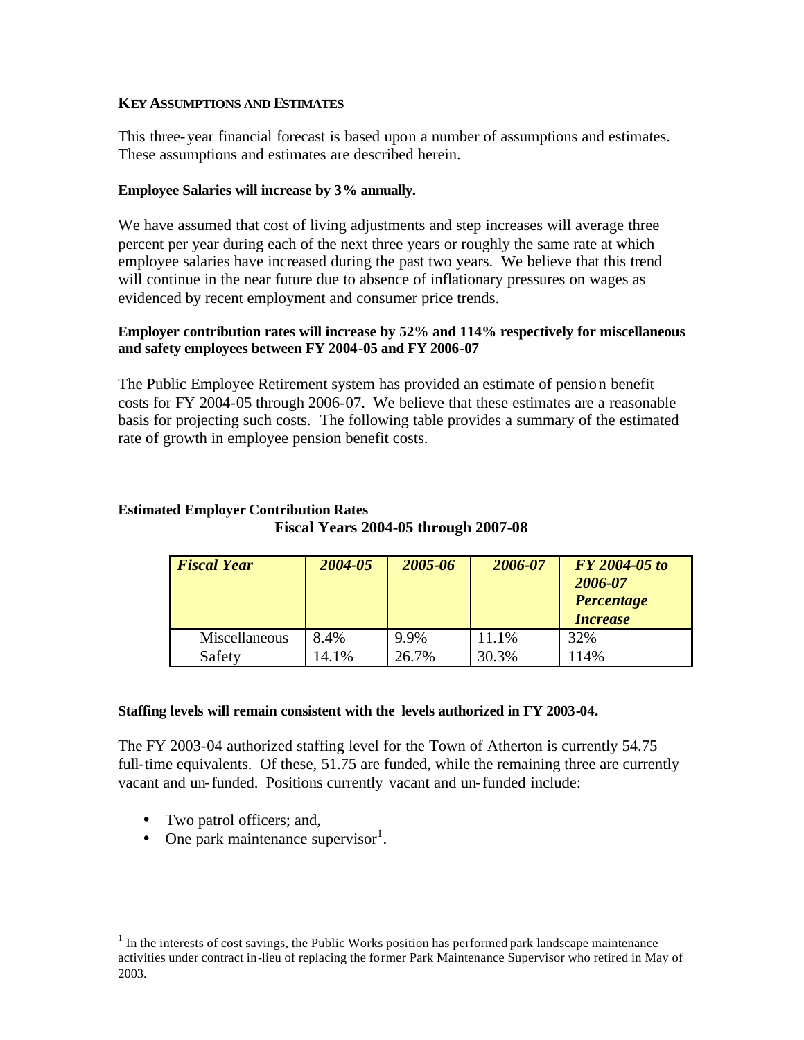**KEY ASSUMPTIONS AND ESTIMATES**

This three-year financial forecast is based upon a number of assumptions and estimates. These assumptions and estimates are described herein.

**Employee Salaries will increase by 3% annually.**

We have assumed that cost of living adjustments and step increases will average three percent per year during each of the next three years or roughly the same rate at which employee salaries have increased during the past two years. We believe that this trend will continue in the near future due to absence of inflationary pressures on wages as evidenced by recent employment and consumer price trends.

**Employer contribution rates will increase by 52% and 114% respectively for miscellaneous and safety employees between FY 2004-05 and FY 2006-07**

The Public Employee Retirement system has provided an estimate of pension benefit costs for FY 2004-05 through 2006-07. We believe that these estimates are a reasonable basis for projecting such costs. The following table provides a summary of the estimated rate of growth in employee pension benefit costs.

**Estimated Employer Contribution Rates**
**Fiscal Years 2004-05 through 2007-08**

| ***Fiscal Year*** | ***2004-05*** | ***2005-06*** | ***2006-07*** | ***FY 2004-05 to 2006-07 Percentage Increase*** |
|---|---|---|---|---|
| Miscellaneous | 8.4% | 9.9% | 11.1% | 32% |
| Safety | 14.1% | 26.7% | 30.3% | 114% |

**Staffing levels will remain consistent with the levels authorized in FY 2003-04.**

The FY 2003-04 authorized staffing level for the Town of Atherton is currently 54.75 full-time equivalents. Of these, 51.75 are funded, while the remaining three are currently vacant and un-funded. Positions currently vacant and un-funded include:

- Two patrol officers; and,
- One park maintenance supervisor[1].

[1] In the interests of cost savings, the Public Works position has performed park landscape maintenance activities under contract in-lieu of replacing the former Park Maintenance Supervisor who retired in May of 2003.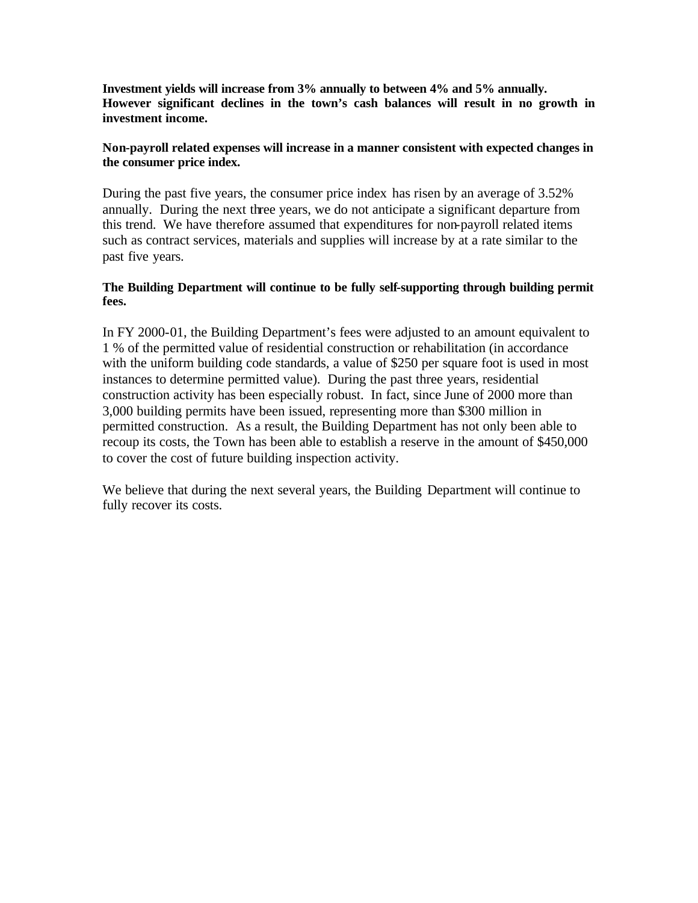**Investment yields will increase from 3% annually to between 4% and 5% annually. However significant declines in the town's cash balances will result in no growth in investment income.**

**Non-payroll related expenses will increase in a manner consistent with expected changes in the consumer price index.**

During the past five years, the consumer price index has risen by an average of 3.52% annually. During the next three years, we do not anticipate a significant departure from this trend. We have therefore assumed that expenditures for non-payroll related items such as contract services, materials and supplies will increase by at a rate similar to the past five years.

**The Building Department will continue to be fully self-supporting through building permit fees.**

In FY 2000-01, the Building Department's fees were adjusted to an amount equivalent to 1 % of the permitted value of residential construction or rehabilitation (in accordance with the uniform building code standards, a value of $250 per square foot is used in most instances to determine permitted value). During the past three years, residential construction activity has been especially robust. In fact, since June of 2000 more than 3,000 building permits have been issued, representing more than $300 million in permitted construction. As a result, the Building Department has not only been able to recoup its costs, the Town has been able to establish a reserve in the amount of $450,000 to cover the cost of future building inspection activity.

We believe that during the next several years, the Building Department will continue to fully recover its costs.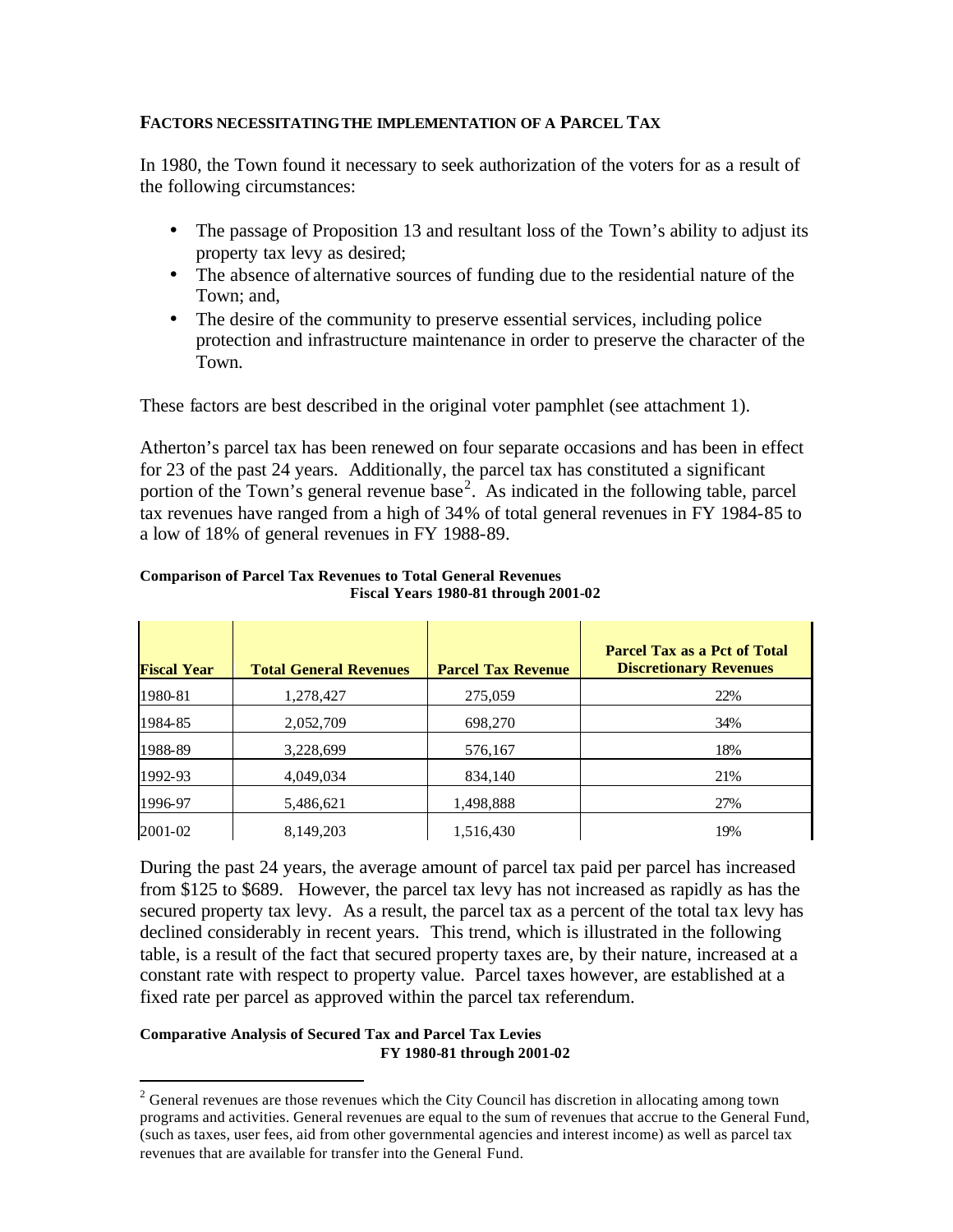**FACTORS NECESSITATING THE IMPLEMENTATION OF A PARCEL TAX**

In 1980, the Town found it necessary to seek authorization of the voters for as a result of the following circumstances:

- The passage of Proposition 13 and resultant loss of the Town's ability to adjust its property tax levy as desired;
- The absence of alternative sources of funding due to the residential nature of the Town; and,
- The desire of the community to preserve essential services, including police protection and infrastructure maintenance in order to preserve the character of the Town.

These factors are best described in the original voter pamphlet (see attachment 1).

Atherton's parcel tax has been renewed on four separate occasions and has been in effect for 23 of the past 24 years. Additionally, the parcel tax has constituted a significant portion of the Town's general revenue base[2]. As indicated in the following table, parcel tax revenues have ranged from a high of 34% of total general revenues in FY 1984-85 to a low of 18% of general revenues in FY 1988-89.

**Comparison of Parcel Tax Revenues to Total General Revenues**
**Fiscal Years 1980-81 through 2001-02**

| Fiscal Year | Total General Revenues | Parcel Tax Revenue | Parcel Tax as a Pct of Total Discretionary Revenues |
|---|---|---|---|
| 1980-81 | 1,278,427 | 275,059 | 22% |
| 1984-85 | 2,052,709 | 698,270 | 34% |
| 1988-89 | 3,228,699 | 576,167 | 18% |
| 1992-93 | 4,049,034 | 834,140 | 21% |
| 1996-97 | 5,486,621 | 1,498,888 | 27% |
| 2001-02 | 8,149,203 | 1,516,430 | 19% |

During the past 24 years, the average amount of parcel tax paid per parcel has increased from $125 to $689. However, the parcel tax levy has not increased as rapidly as has the secured property tax levy. As a result, the parcel tax as a percent of the total tax levy has declined considerably in recent years. This trend, which is illustrated in the following table, is a result of the fact that secured property taxes are, by their nature, increased at a constant rate with respect to property value. Parcel taxes however, are established at a fixed rate per parcel as approved within the parcel tax referendum.

**Comparative Analysis of Secured Tax and Parcel Tax Levies**
**FY 1980-81 through 2001-02**

[2] General revenues are those revenues which the City Council has discretion in allocating among town programs and activities. General revenues are equal to the sum of revenues that accrue to the General Fund, (such as taxes, user fees, aid from other governmental agencies and interest income) as well as parcel tax revenues that are available for transfer into the General Fund.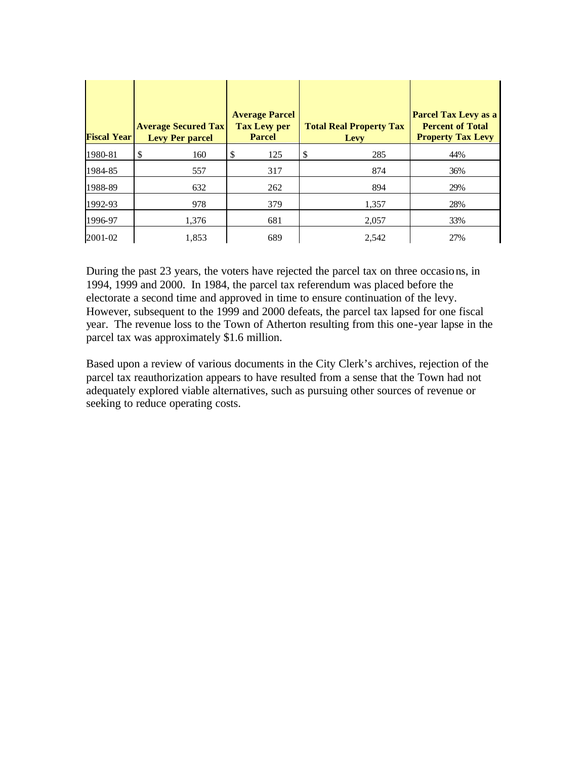| Fiscal Year | Average Secured Tax Levy Per parcel | Average Parcel Tax Levy per Parcel | Total Real Property Tax Levy | Parcel Tax Levy as a Percent of Total Property Tax Levy |
|---|---|---|---|---|
| 1980-81 | $ 160 | $ 125 | $ 285 | 44% |
| 1984-85 | 557 | 317 | 874 | 36% |
| 1988-89 | 632 | 262 | 894 | 29% |
| 1992-93 | 978 | 379 | 1,357 | 28% |
| 1996-97 | 1,376 | 681 | 2,057 | 33% |
| 2001-02 | 1,853 | 689 | 2,542 | 27% |

During the past 23 years, the voters have rejected the parcel tax on three occasions, in 1994, 1999 and 2000. In 1984, the parcel tax referendum was placed before the electorate a second time and approved in time to ensure continuation of the levy. However, subsequent to the 1999 and 2000 defeats, the parcel tax lapsed for one fiscal year. The revenue loss to the Town of Atherton resulting from this one-year lapse in the parcel tax was approximately $1.6 million.

Based upon a review of various documents in the City Clerk's archives, rejection of the parcel tax reauthorization appears to have resulted from a sense that the Town had not adequately explored viable alternatives, such as pursuing other sources of revenue or seeking to reduce operating costs.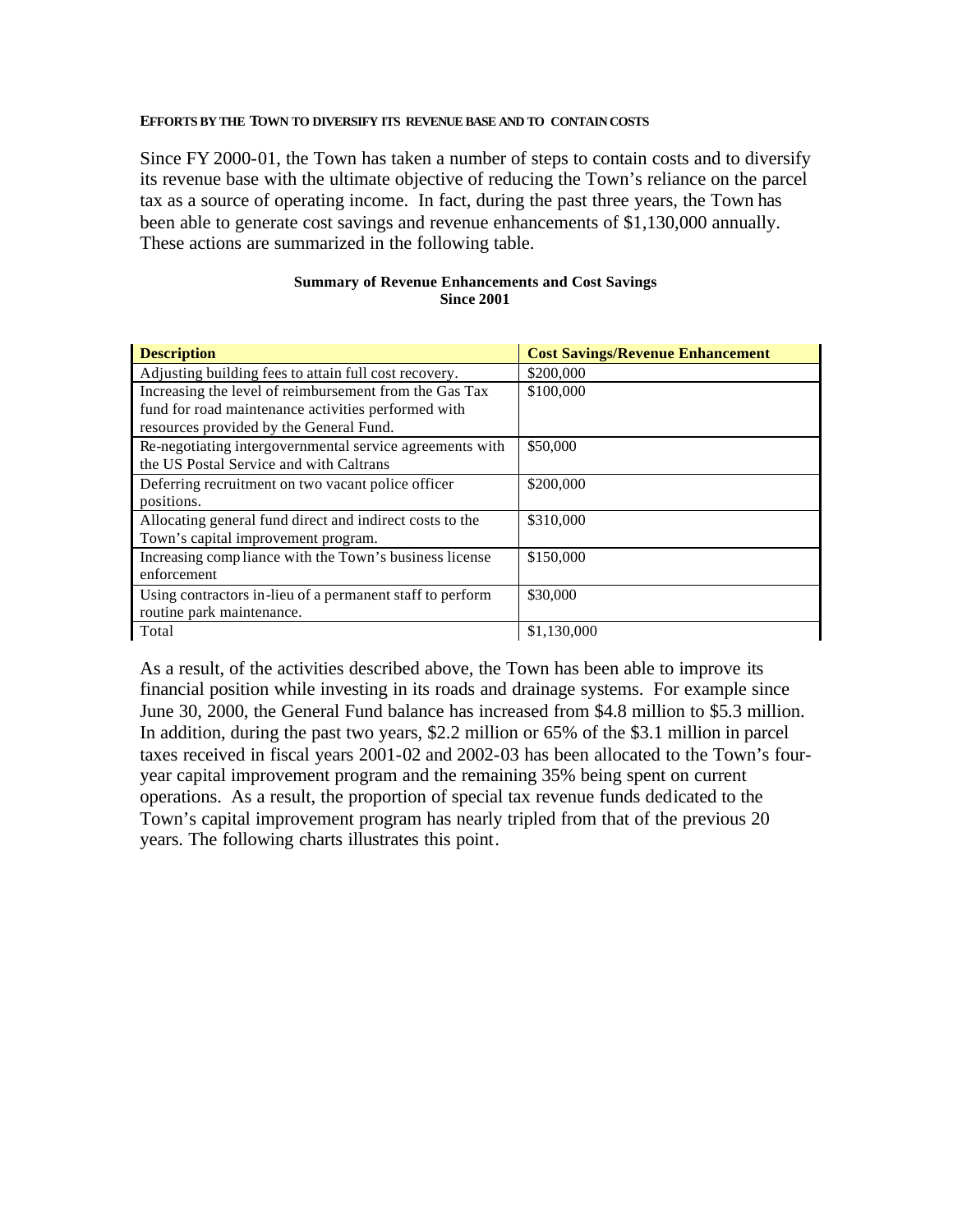#### EFFORTS BY THE TOWN TO DIVERSIFY ITS REVENUE BASE AND TO CONTAIN COSTS

Since FY 2000-01, the Town has taken a number of steps to contain costs and to diversify its revenue base with the ultimate objective of reducing the Town's reliance on the parcel tax as a source of operating income. In fact, during the past three years, the Town has been able to generate cost savings and revenue enhancements of $1,130,000 annually. These actions are summarized in the following table.

**Summary of Revenue Enhancements and Cost Savings**
**Since 2001**

| Description | Cost Savings/Revenue Enhancement |
|---|---|
| Adjusting building fees to attain full cost recovery. | $200,000 |
| Increasing the level of reimbursement from the Gas Tax fund for road maintenance activities performed with resources provided by the General Fund. | $100,000 |
| Re-negotiating intergovernmental service agreements with the US Postal Service and with Caltrans | $50,000 |
| Deferring recruitment on two vacant police officer positions. | $200,000 |
| Allocating general fund direct and indirect costs to the Town's capital improvement program. | $310,000 |
| Increasing compliance with the Town's business license enforcement | $150,000 |
| Using contractors in-lieu of a permanent staff to perform routine park maintenance. | $30,000 |
| Total | $1,130,000 |

As a result, of the activities described above, the Town has been able to improve its financial position while investing in its roads and drainage systems. For example since June 30, 2000, the General Fund balance has increased from $4.8 million to $5.3 million. In addition, during the past two years, $2.2 million or 65% of the $3.1 million in parcel taxes received in fiscal years 2001-02 and 2002-03 has been allocated to the Town's four-year capital improvement program and the remaining 35% being spent on current operations. As a result, the proportion of special tax revenue funds dedicated to the Town's capital improvement program has nearly tripled from that of the previous 20 years. The following charts illustrates this point.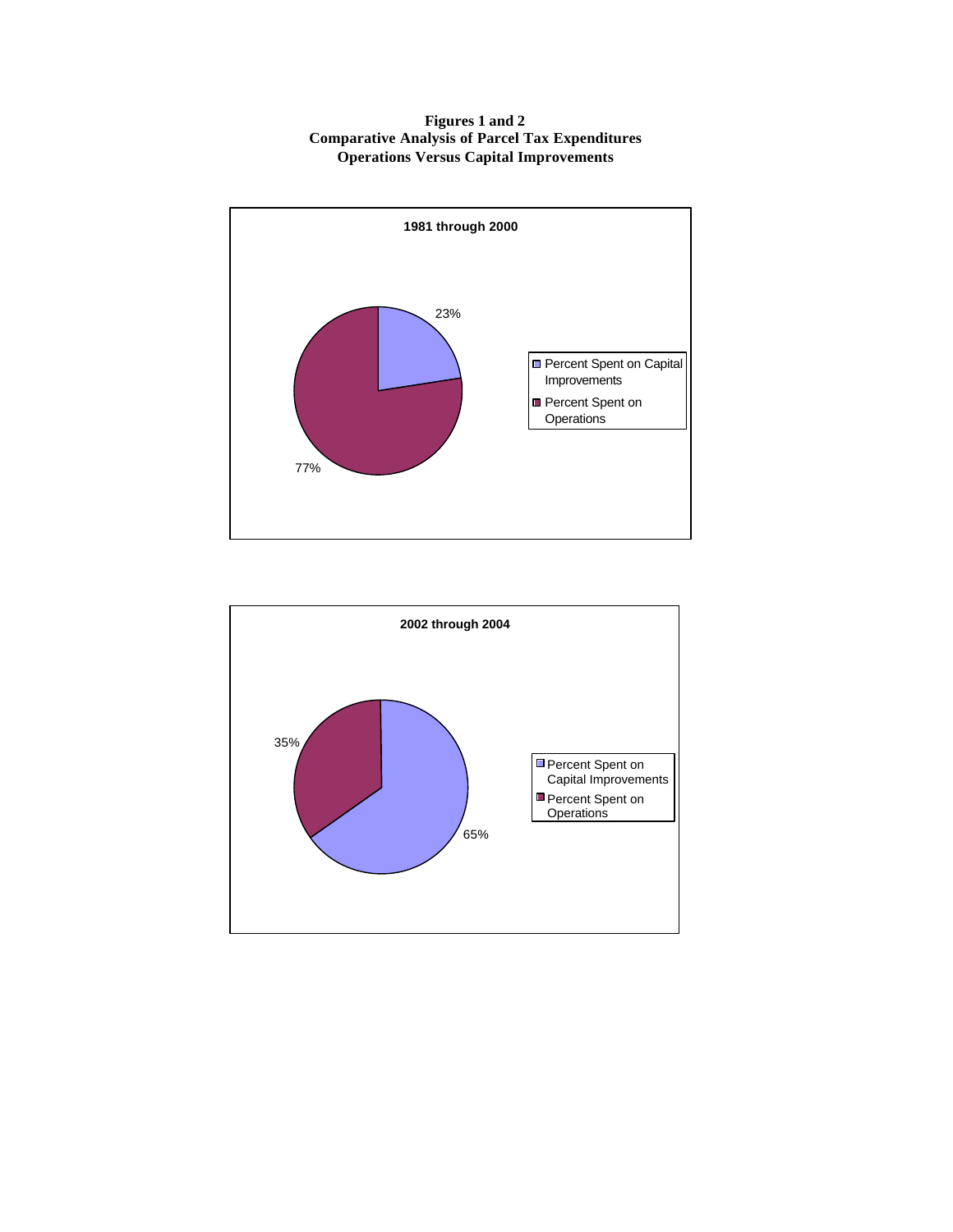**Figures 1 and 2**
**Comparative Analysis of Parcel Tax Expenditures**
**Operations Versus Capital Improvements**

**1981 through 2000**

- Percent Spent on Capital Improvements: 23%
- Percent Spent on Operations: 77%

**2002 through 2004**

- Percent Spent on Capital Improvements: 65%
- Percent Spent on Operations: 35%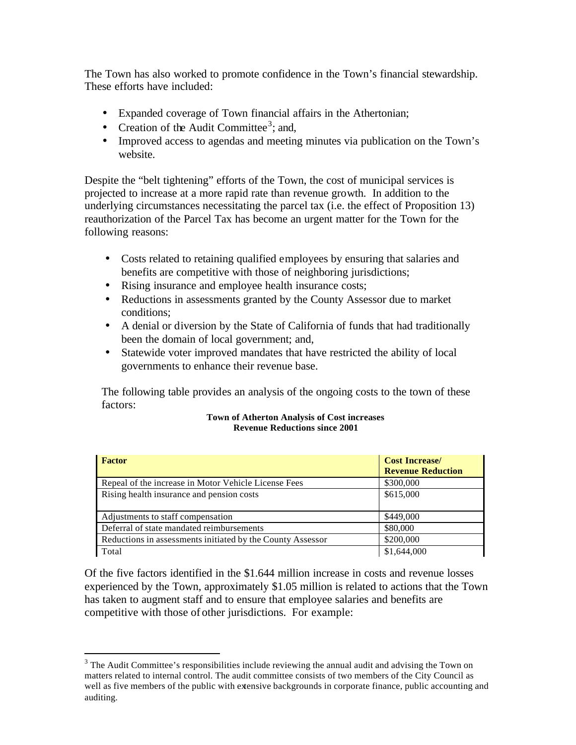The Town has also worked to promote confidence in the Town's financial stewardship. These efforts have included:

- Expanded coverage of Town financial affairs in the Athertonian;
- Creation of the Audit Committee[3]; and,
- Improved access to agendas and meeting minutes via publication on the Town's website.

Despite the "belt tightening" efforts of the Town, the cost of municipal services is projected to increase at a more rapid rate than revenue growth. In addition to the underlying circumstances necessitating the parcel tax (i.e. the effect of Proposition 13) reauthorization of the Parcel Tax has become an urgent matter for the Town for the following reasons:

- Costs related to retaining qualified employees by ensuring that salaries and benefits are competitive with those of neighboring jurisdictions;
- Rising insurance and employee health insurance costs;
- Reductions in assessments granted by the County Assessor due to market conditions;
- A denial or diversion by the State of California of funds that had traditionally been the domain of local government; and,
- Statewide voter improved mandates that have restricted the ability of local governments to enhance their revenue base.

The following table provides an analysis of the ongoing costs to the town of these factors:

**Town of Atherton Analysis of Cost increases**
**Revenue Reductions since 2001**

| Factor | Cost Increase/ Revenue Reduction |
|---|---|
| Repeal of the increase in Motor Vehicle License Fees | $300,000 |
| Rising health insurance and pension costs | $615,000 |
| Adjustments to staff compensation | $449,000 |
| Deferral of state mandated reimbursements | $80,000 |
| Reductions in assessments initiated by the County Assessor | $200,000 |
| Total | $1,644,000 |

Of the five factors identified in the $1.644 million increase in costs and revenue losses experienced by the Town, approximately $1.05 million is related to actions that the Town has taken to augment staff and to ensure that employee salaries and benefits are competitive with those of other jurisdictions. For example:

[3] The Audit Committee's responsibilities include reviewing the annual audit and advising the Town on matters related to internal control. The audit committee consists of two members of the City Council as well as five members of the public with extensive backgrounds in corporate finance, public accounting and auditing.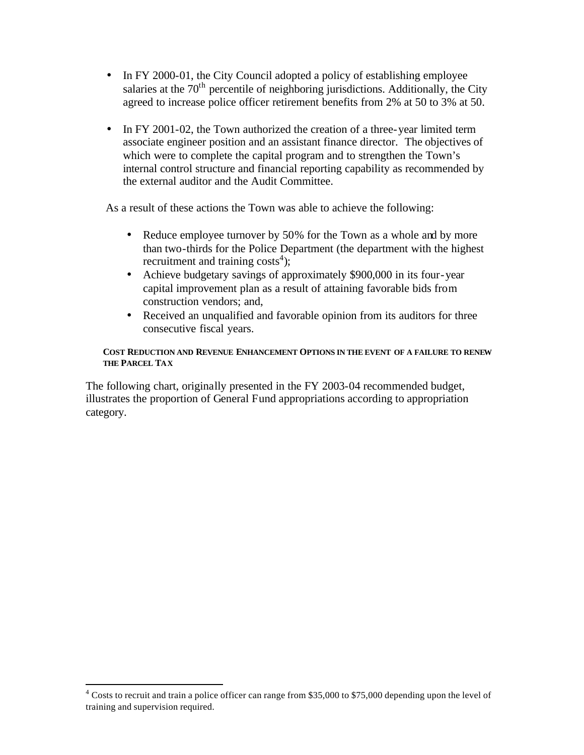- In FY 2000-01, the City Council adopted a policy of establishing employee salaries at the 70th percentile of neighboring jurisdictions. Additionally, the City agreed to increase police officer retirement benefits from 2% at 50 to 3% at 50.

- In FY 2001-02, the Town authorized the creation of a three-year limited term associate engineer position and an assistant finance director. The objectives of which were to complete the capital program and to strengthen the Town's internal control structure and financial reporting capability as recommended by the external auditor and the Audit Committee.

As a result of these actions the Town was able to achieve the following:

- Reduce employee turnover by 50% for the Town as a whole and by more than two-thirds for the Police Department (the department with the highest recruitment and training costs[4]);
- Achieve budgetary savings of approximately $900,000 in its four-year capital improvement plan as a result of attaining favorable bids from construction vendors; and,
- Received an unqualified and favorable opinion from its auditors for three consecutive fiscal years.

**COST REDUCTION AND REVENUE ENHANCEMENT OPTIONS IN THE EVENT OF A FAILURE TO RENEW THE PARCEL TAX**

The following chart, originally presented in the FY 2003-04 recommended budget, illustrates the proportion of General Fund appropriations according to appropriation category.

[4] Costs to recruit and train a police officer can range from $35,000 to $75,000 depending upon the level of training and supervision required.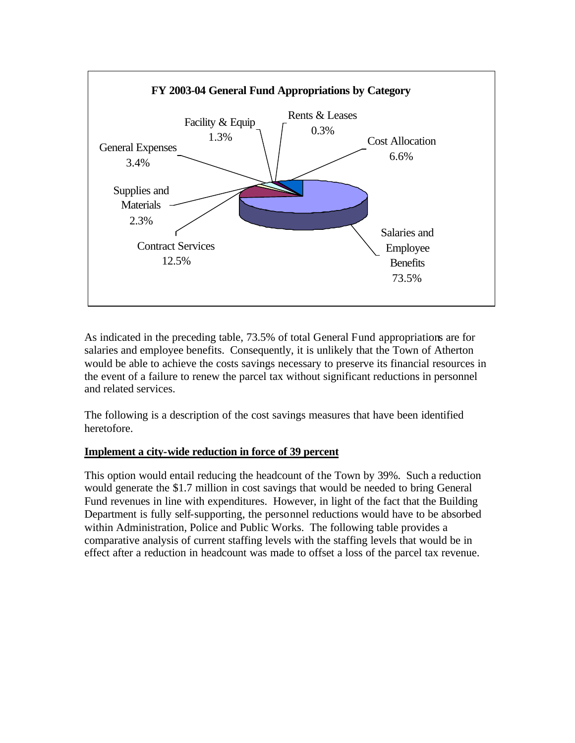**FY 2003-04 General Fund Appropriations by Category**

| Category | Percentage |
|---|---|
| Salaries and Employee Benefits | 73.5% |
| Contract Services | 12.5% |
| Supplies and Materials | 2.3% |
| General Expenses | 3.4% |
| Facility & Equip | 1.3% |
| Rents & Leases | 0.3% |
| Cost Allocation | 6.6% |

As indicated in the preceding table, 73.5% of total General Fund appropriations are for salaries and employee benefits. Consequently, it is unlikely that the Town of Atherton would be able to achieve the costs savings necessary to preserve its financial resources in the event of a failure to renew the parcel tax without significant reductions in personnel and related services.

The following is a description of the cost savings measures that have been identified heretofore.

**Implement a city-wide reduction in force of 39 percent**

This option would entail reducing the headcount of the Town by 39%. Such a reduction would generate the $1.7 million in cost savings that would be needed to bring General Fund revenues in line with expenditures. However, in light of the fact that the Building Department is fully self-supporting, the personnel reductions would have to be absorbed within Administration, Police and Public Works. The following table provides a comparative analysis of current staffing levels with the staffing levels that would be in effect after a reduction in headcount was made to offset a loss of the parcel tax revenue.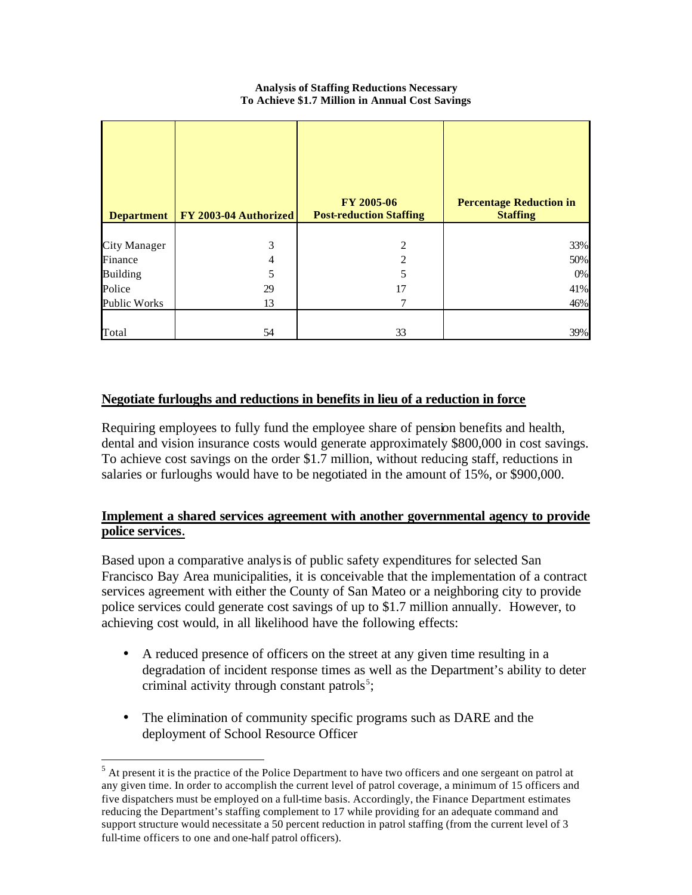**Analysis of Staffing Reductions Necessary**
**To Achieve $1.7 Million in Annual Cost Savings**

| Department | FY 2003-04 Authorized | FY 2005-06 Post-reduction Staffing | Percentage Reduction in Staffing |
|---|---|---|---|
| City Manager | 3 | 2 | 33% |
| Finance | 4 | 2 | 50% |
| Building | 5 | 5 | 0% |
| Police | 29 | 17 | 41% |
| Public Works | 13 | 7 | 46% |
| Total | 54 | 33 | 39% |

**Negotiate furloughs and reductions in benefits in lieu of a reduction in force**

Requiring employees to fully fund the employee share of pension benefits and health, dental and vision insurance costs would generate approximately $800,000 in cost savings. To achieve cost savings on the order $1.7 million, without reducing staff, reductions in salaries or furloughs would have to be negotiated in the amount of 15%, or $900,000.

**Implement a shared services agreement with another governmental agency to provide police services.**

Based upon a comparative analysis of public safety expenditures for selected San Francisco Bay Area municipalities, it is conceivable that the implementation of a contract services agreement with either the County of San Mateo or a neighboring city to provide police services could generate cost savings of up to $1.7 million annually. However, to achieving cost would, in all likelihood have the following effects:

- A reduced presence of officers on the street at any given time resulting in a degradation of incident response times as well as the Department's ability to deter criminal activity through constant patrols[5];
- The elimination of community specific programs such as DARE and the deployment of School Resource Officer

[5] At present it is the practice of the Police Department to have two officers and one sergeant on patrol at any given time. In order to accomplish the current level of patrol coverage, a minimum of 15 officers and five dispatchers must be employed on a full-time basis. Accordingly, the Finance Department estimates reducing the Department's staffing complement to 17 while providing for an adequate command and support structure would necessitate a 50 percent reduction in patrol staffing (from the current level of 3 full-time officers to one and one-half patrol officers).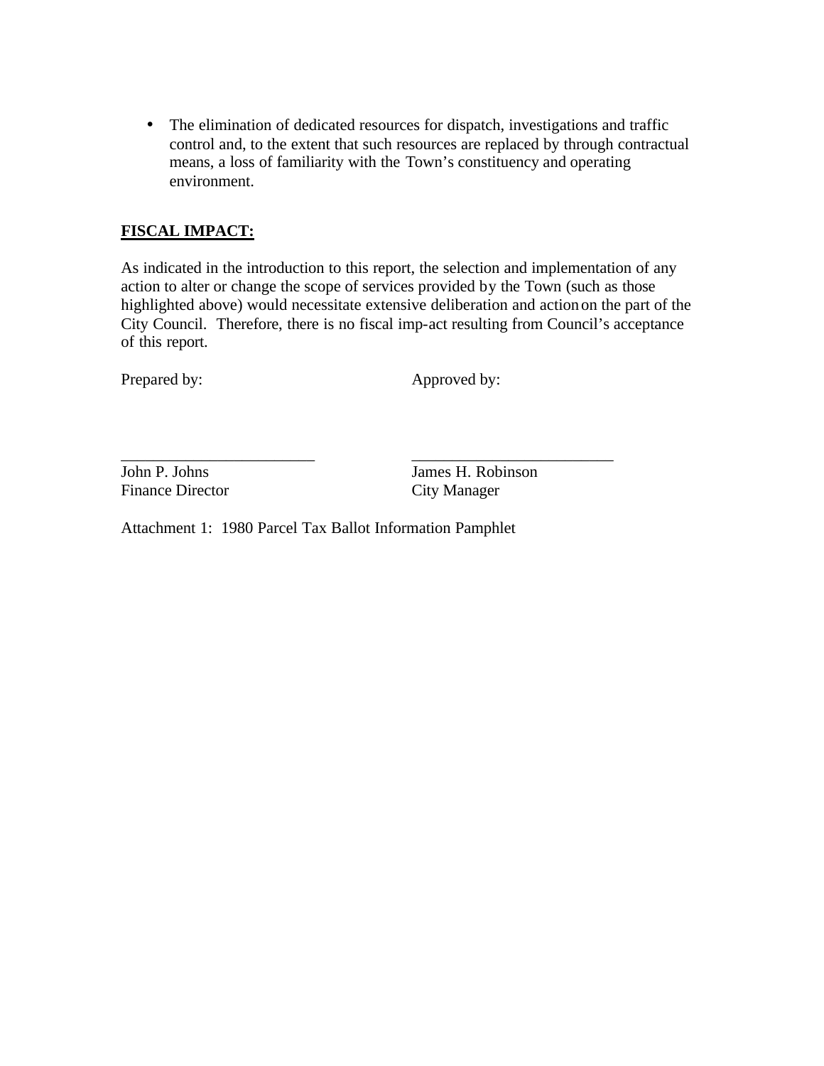- The elimination of dedicated resources for dispatch, investigations and traffic control and, to the extent that such resources are replaced by through contractual means, a loss of familiarity with the Town's constituency and operating environment.

**FISCAL IMPACT:**

As indicated in the introduction to this report, the selection and implementation of any action to alter or change the scope of services provided by the Town (such as those highlighted above) would necessitate extensive deliberation and action on the part of the City Council. Therefore, there is no fiscal imp-act resulting from Council's acceptance of this report.

Prepared by: Approved by:

________________________ ________________________

John P. Johns
Finance Director

James H. Robinson
City Manager

Attachment 1: 1980 Parcel Tax Ballot Information Pamphlet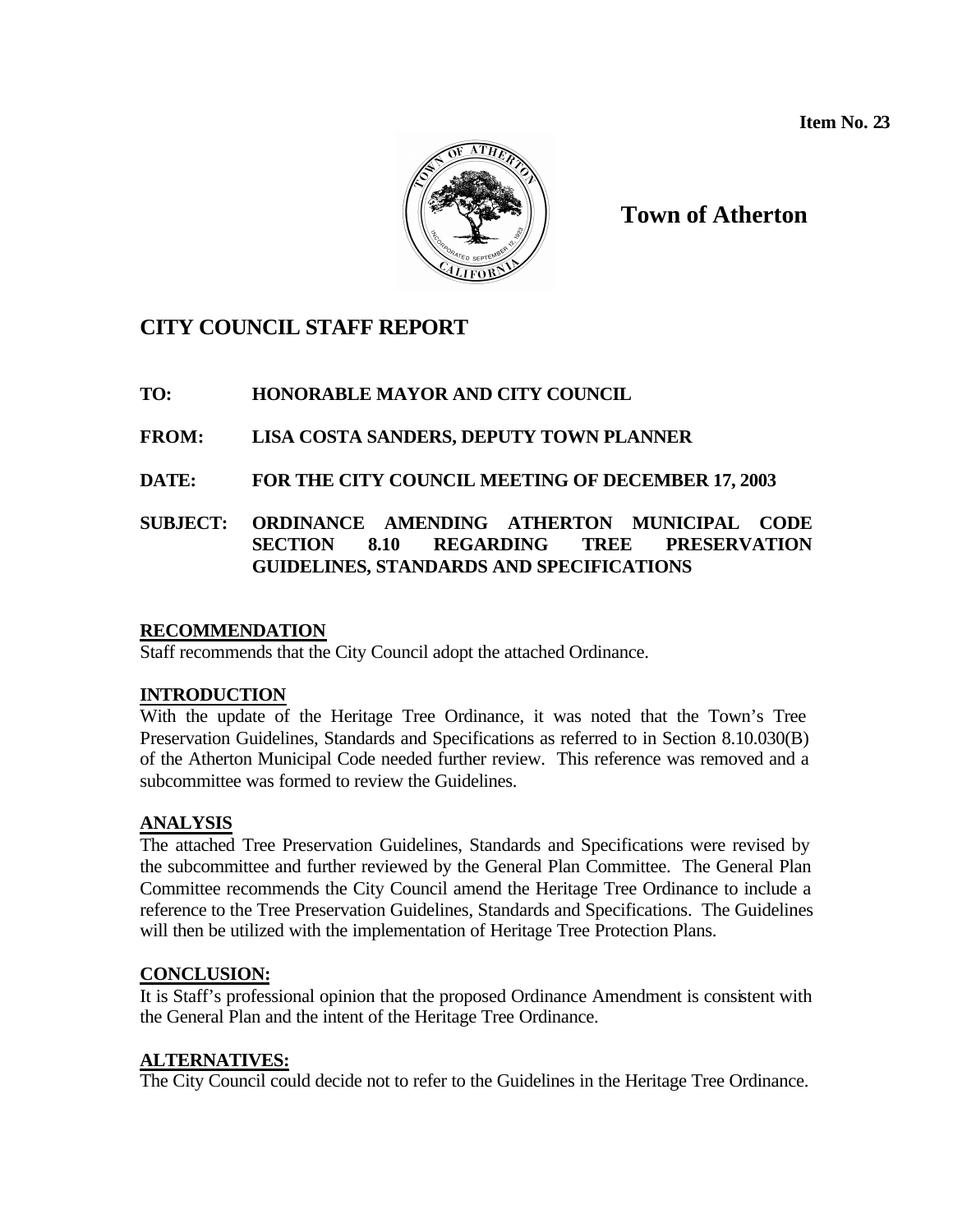Item No. 23

**Town of Atherton**

# CITY COUNCIL STAFF REPORT

**TO:** HONORABLE MAYOR AND CITY COUNCIL

**FROM:** LISA COSTA SANDERS, DEPUTY TOWN PLANNER

**DATE:** FOR THE CITY COUNCIL MEETING OF DECEMBER 17, 2003

**SUBJECT:** ORDINANCE AMENDING ATHERTON MUNICIPAL CODE SECTION 8.10 REGARDING TREE PRESERVATION GUIDELINES, STANDARDS AND SPECIFICATIONS

## RECOMMENDATION

Staff recommends that the City Council adopt the attached Ordinance.

## INTRODUCTION

With the update of the Heritage Tree Ordinance, it was noted that the Town's Tree Preservation Guidelines, Standards and Specifications as referred to in Section 8.10.030(B) of the Atherton Municipal Code needed further review. This reference was removed and a subcommittee was formed to review the Guidelines.

## ANALYSIS

The attached Tree Preservation Guidelines, Standards and Specifications were revised by the subcommittee and further reviewed by the General Plan Committee. The General Plan Committee recommends the City Council amend the Heritage Tree Ordinance to include a reference to the Tree Preservation Guidelines, Standards and Specifications. The Guidelines will then be utilized with the implementation of Heritage Tree Protection Plans.

## CONCLUSION:

It is Staff's professional opinion that the proposed Ordinance Amendment is consistent with the General Plan and the intent of the Heritage Tree Ordinance.

## ALTERNATIVES:

The City Council could decide not to refer to the Guidelines in the Heritage Tree Ordinance.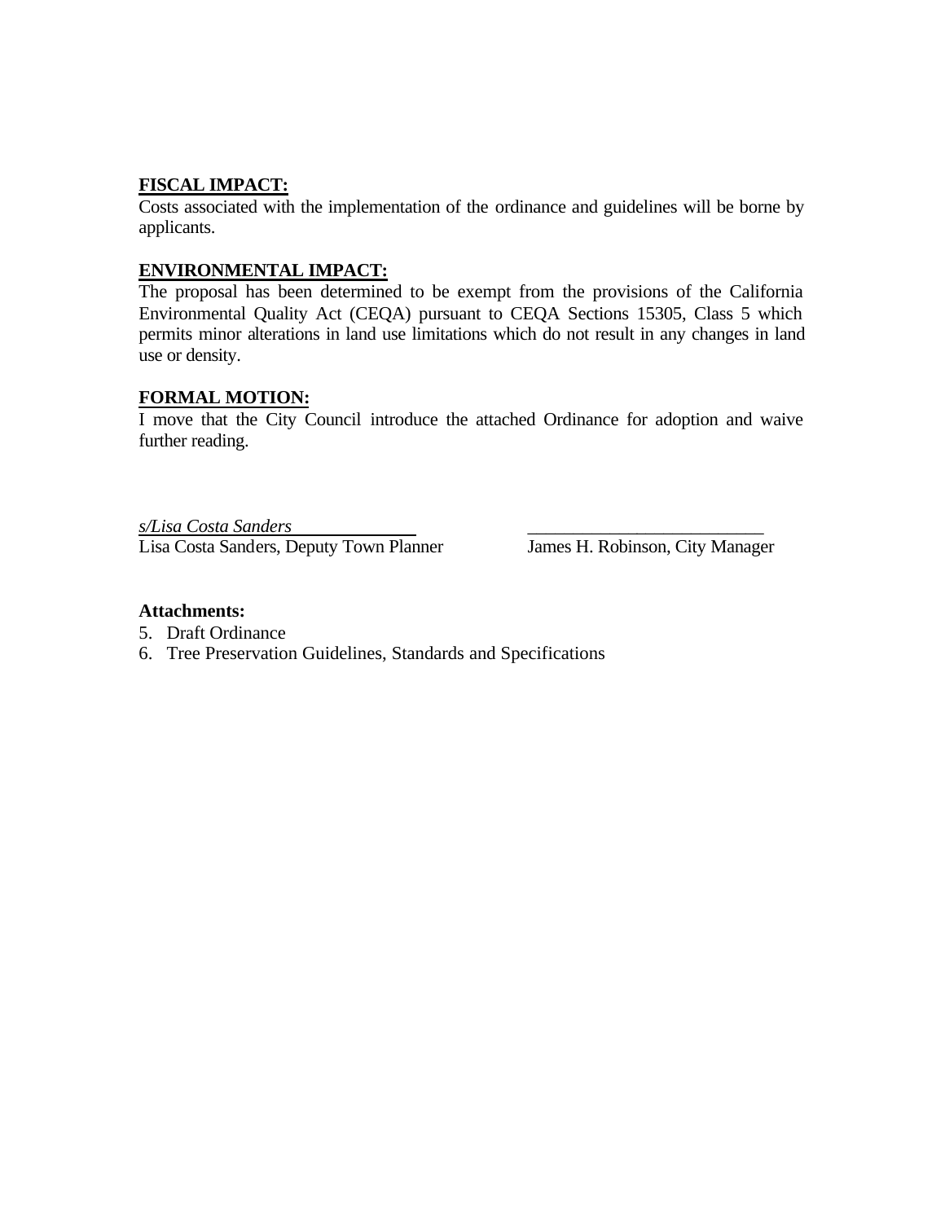**FISCAL IMPACT:**
Costs associated with the implementation of the ordinance and guidelines will be borne by applicants.

**ENVIRONMENTAL IMPACT:**
The proposal has been determined to be exempt from the provisions of the California Environmental Quality Act (CEQA) pursuant to CEQA Sections 15305, Class 5 which permits minor alterations in land use limitations which do not result in any changes in land use or density.

**FORMAL MOTION:**
I move that the City Council introduce the attached Ordinance for adoption and waive further reading.

*s/Lisa Costa Sanders*
Lisa Costa Sanders, Deputy Town Planner

\_\_\_\_\_\_\_\_\_\_\_\_\_\_\_\_\_\_\_\_\_\_\_\_\_\_
James H. Robinson, City Manager

**Attachments:**

5. Draft Ordinance
6. Tree Preservation Guidelines, Standards and Specifications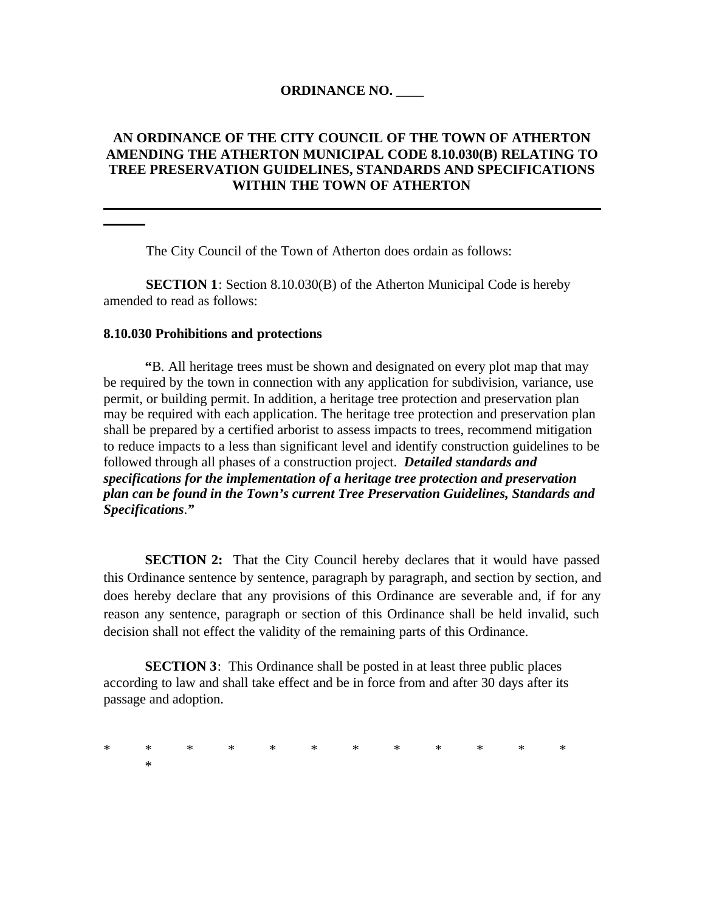**ORDINANCE NO. ____**

**AN ORDINANCE OF THE CITY COUNCIL OF THE TOWN OF ATHERTON AMENDING THE ATHERTON MUNICIPAL CODE 8.10.030(B) RELATING TO TREE PRESERVATION GUIDELINES, STANDARDS AND SPECIFICATIONS WITHIN THE TOWN OF ATHERTON**

---

The City Council of the Town of Atherton does ordain as follows:

**SECTION 1**: Section 8.10.030(B) of the Atherton Municipal Code is hereby amended to read as follows:

**8.10.030 Prohibitions and protections**

**"**B. All heritage trees must be shown and designated on every plot map that may be required by the town in connection with any application for subdivision, variance, use permit, or building permit. In addition, a heritage tree protection and preservation plan may be required with each application. The heritage tree protection and preservation plan shall be prepared by a certified arborist to assess impacts to trees, recommend mitigation to reduce impacts to a less than significant level and identify construction guidelines to be followed through all phases of a construction project. ***Detailed standards and specifications for the implementation of a heritage tree protection and preservation plan can be found in the Town's current Tree Preservation Guidelines, Standards and Specifications*.**"**

**SECTION 2:** That the City Council hereby declares that it would have passed this Ordinance sentence by sentence, paragraph by paragraph, and section by section, and does hereby declare that any provisions of this Ordinance are severable and, if for any reason any sentence, paragraph or section of this Ordinance shall be held invalid, such decision shall not effect the validity of the remaining parts of this Ordinance.

**SECTION 3**: This Ordinance shall be posted in at least three public places according to law and shall take effect and be in force from and after 30 days after its passage and adoption.

* * * * * * * * * * * * *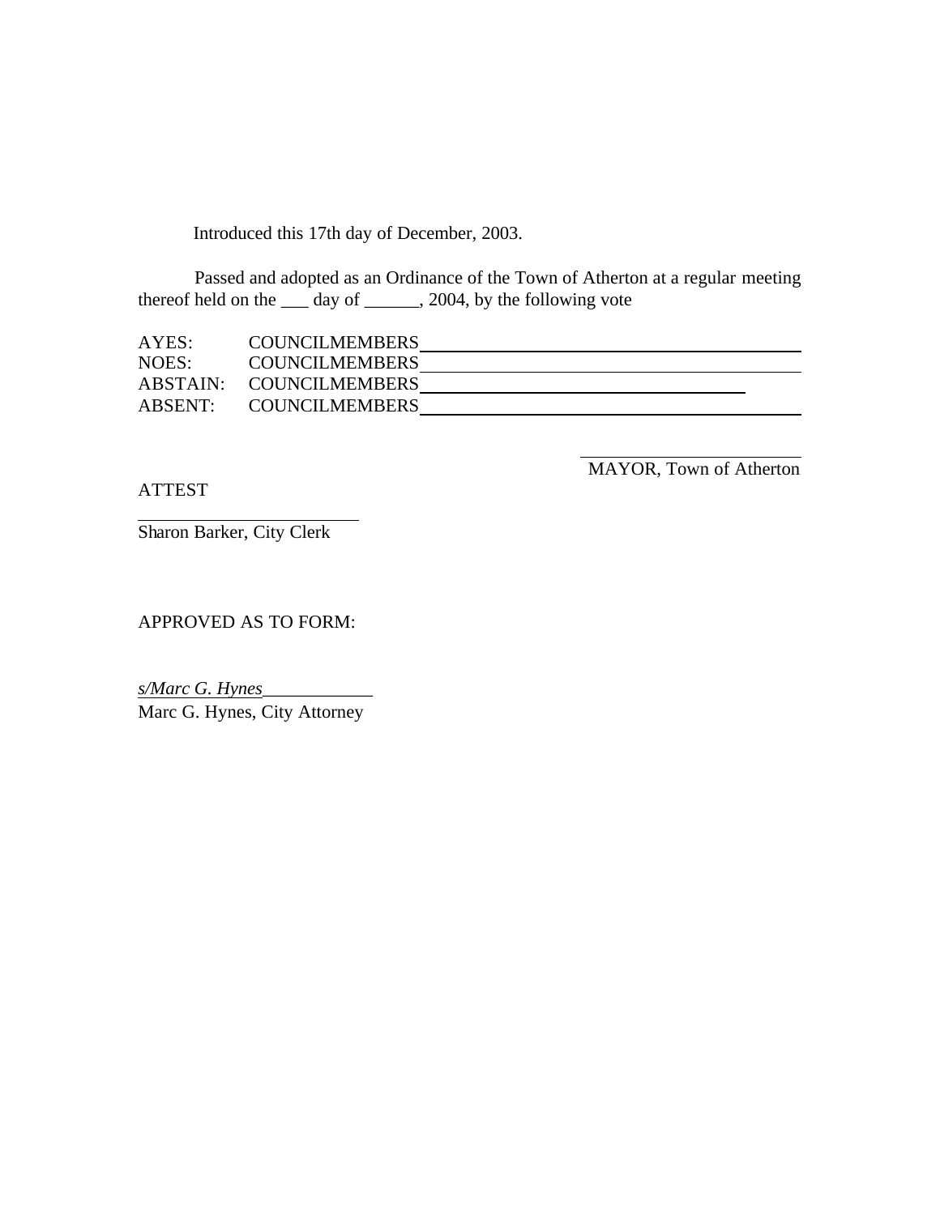Introduced this 17th day of December, 2003.

Passed and adopted as an Ordinance of the Town of Atherton at a regular meeting thereof held on the ___ day of ______, 2004, by the following vote

AYES: COUNCILMEMBERS ____________________________________
NOES: COUNCILMEMBERS ____________________________________
ABSTAIN: COUNCILMEMBERS ________________________________
ABSENT: COUNCILMEMBERS __________________________________

______________________
MAYOR, Town of Atherton

ATTEST

______________________
Sharon Barker, City Clerk

APPROVED AS TO FORM:

*s/Marc G. Hynes*____________
Marc G. Hynes, City Attorney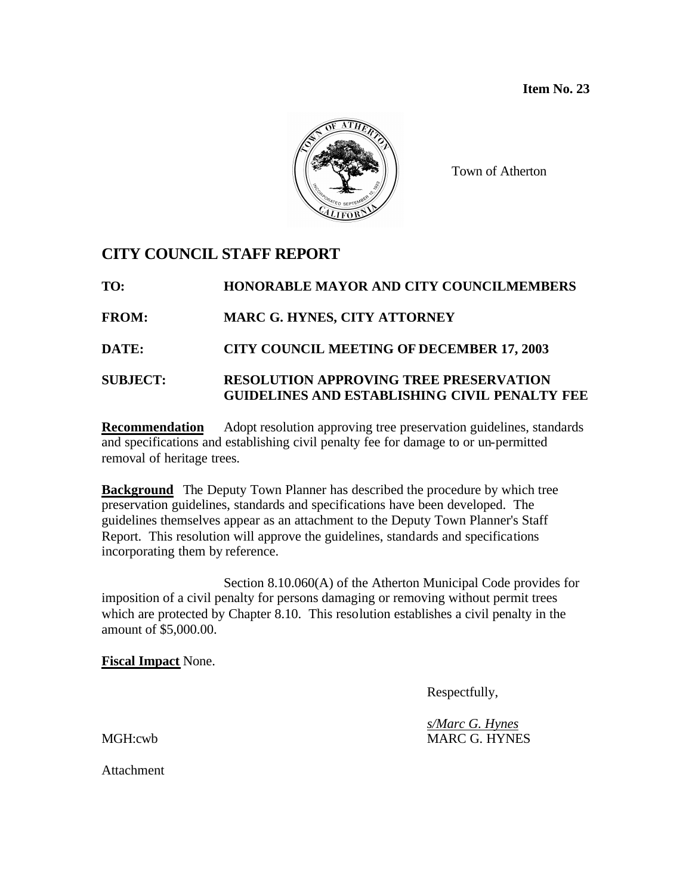**Item No. 23**

Town of Atherton

# CITY COUNCIL STAFF REPORT

**TO:** HONORABLE MAYOR AND CITY COUNCILMEMBERS

**FROM:** MARC G. HYNES, CITY ATTORNEY

**DATE:** CITY COUNCIL MEETING OF DECEMBER 17, 2003

**SUBJECT:** RESOLUTION APPROVING TREE PRESERVATION GUIDELINES AND ESTABLISHING CIVIL PENALTY FEE

**Recommendation** Adopt resolution approving tree preservation guidelines, standards and specifications and establishing civil penalty fee for damage to or un-permitted removal of heritage trees.

**Background** The Deputy Town Planner has described the procedure by which tree preservation guidelines, standards and specifications have been developed. The guidelines themselves appear as an attachment to the Deputy Town Planner's Staff Report. This resolution will approve the guidelines, standards and specifications incorporating them by reference.

Section 8.10.060(A) of the Atherton Municipal Code provides for imposition of a civil penalty for persons damaging or removing without permit trees which are protected by Chapter 8.10. This resolution establishes a civil penalty in the amount of $5,000.00.

**Fiscal Impact** None.

Respectfully,

*s/Marc G. Hynes*
MARC G. HYNES

MGH:cwb

Attachment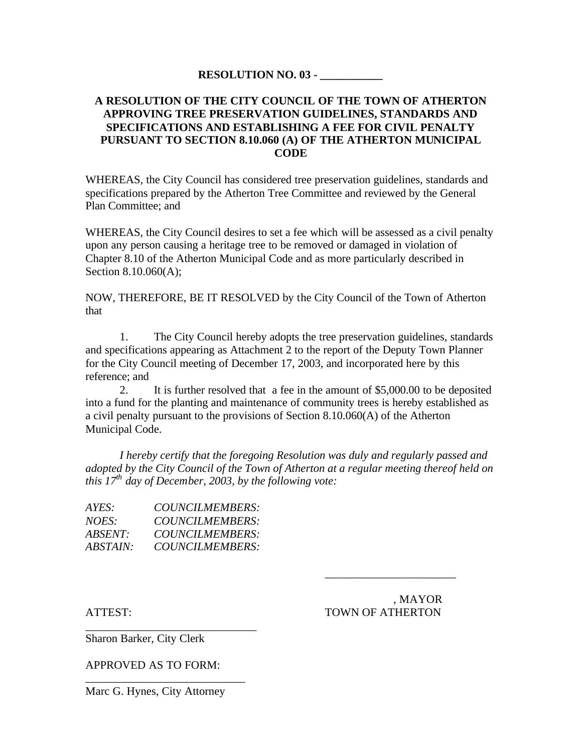**RESOLUTION NO. 03 - ___________**

**A RESOLUTION OF THE CITY COUNCIL OF THE TOWN OF ATHERTON APPROVING TREE PRESERVATION GUIDELINES, STANDARDS AND SPECIFICATIONS AND ESTABLISHING A FEE FOR CIVIL PENALTY PURSUANT TO SECTION 8.10.060 (A) OF THE ATHERTON MUNICIPAL CODE**

WHEREAS, the City Council has considered tree preservation guidelines, standards and specifications prepared by the Atherton Tree Committee and reviewed by the General Plan Committee; and

WHEREAS, the City Council desires to set a fee which will be assessed as a civil penalty upon any person causing a heritage tree to be removed or damaged in violation of Chapter 8.10 of the Atherton Municipal Code and as more particularly described in Section 8.10.060(A);

NOW, THEREFORE, BE IT RESOLVED by the City Council of the Town of Atherton that

1. The City Council hereby adopts the tree preservation guidelines, standards and specifications appearing as Attachment 2 to the report of the Deputy Town Planner for the City Council meeting of December 17, 2003, and incorporated here by this reference; and
2. It is further resolved that a fee in the amount of $5,000.00 to be deposited into a fund for the planting and maintenance of community trees is hereby established as a civil penalty pursuant to the provisions of Section 8.10.060(A) of the Atherton Municipal Code.

*I hereby certify that the foregoing Resolution was duly and regularly passed and adopted by the City Council of the Town of Atherton at a regular meeting thereof held on this 17th day of December, 2003, by the following vote:*

*AYES: COUNCILMEMBERS:*
*NOES: COUNCILMEMBERS:*
*ABSENT: COUNCILMEMBERS:*
*ABSTAIN: COUNCILMEMBERS:*

_______________________
, MAYOR
TOWN OF ATHERTON

ATTEST:

______________________________
Sharon Barker, City Clerk

APPROVED AS TO FORM:

____________________________
Marc G. Hynes, City Attorney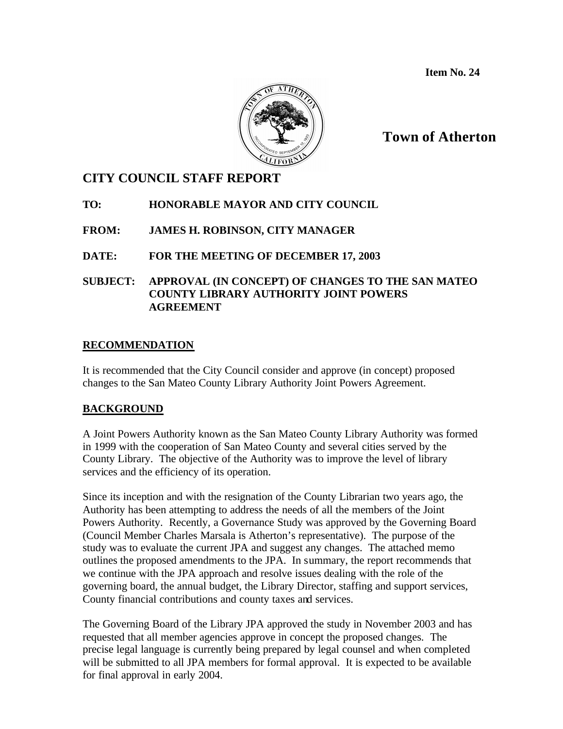**Item No. 24**

**Town of Atherton**

## CITY COUNCIL STAFF REPORT

**TO:** HONORABLE MAYOR AND CITY COUNCIL

**FROM:** JAMES H. ROBINSON, CITY MANAGER

**DATE:** FOR THE MEETING OF DECEMBER 17, 2003

**SUBJECT:** APPROVAL (IN CONCEPT) OF CHANGES TO THE SAN MATEO COUNTY LIBRARY AUTHORITY JOINT POWERS AGREEMENT

### RECOMMENDATION

It is recommended that the City Council consider and approve (in concept) proposed changes to the San Mateo County Library Authority Joint Powers Agreement.

### BACKGROUND

A Joint Powers Authority known as the San Mateo County Library Authority was formed in 1999 with the cooperation of San Mateo County and several cities served by the County Library. The objective of the Authority was to improve the level of library services and the efficiency of its operation.

Since its inception and with the resignation of the County Librarian two years ago, the Authority has been attempting to address the needs of all the members of the Joint Powers Authority. Recently, a Governance Study was approved by the Governing Board (Council Member Charles Marsala is Atherton's representative). The purpose of the study was to evaluate the current JPA and suggest any changes. The attached memo outlines the proposed amendments to the JPA. In summary, the report recommends that we continue with the JPA approach and resolve issues dealing with the role of the governing board, the annual budget, the Library Director, staffing and support services, County financial contributions and county taxes and services.

The Governing Board of the Library JPA approved the study in November 2003 and has requested that all member agencies approve in concept the proposed changes. The precise legal language is currently being prepared by legal counsel and when completed will be submitted to all JPA members for formal approval. It is expected to be available for final approval in early 2004.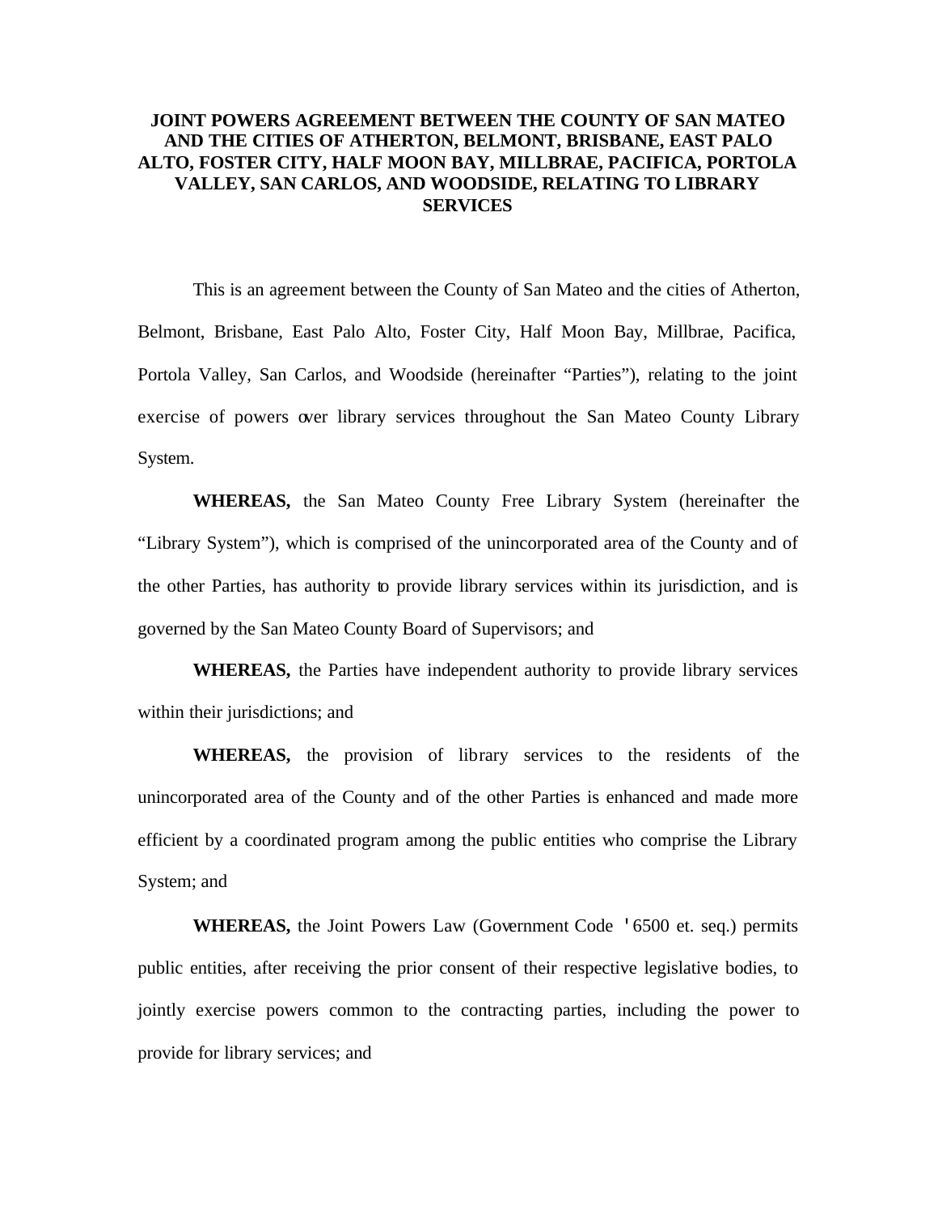# JOINT POWERS AGREEMENT BETWEEN THE COUNTY OF SAN MATEO AND THE CITIES OF ATHERTON, BELMONT, BRISBANE, EAST PALO ALTO, FOSTER CITY, HALF MOON BAY, MILLBRAE, PACIFICA, PORTOLA VALLEY, SAN CARLOS, AND WOODSIDE, RELATING TO LIBRARY SERVICES

This is an agreement between the County of San Mateo and the cities of Atherton, Belmont, Brisbane, East Palo Alto, Foster City, Half Moon Bay, Millbrae, Pacifica, Portola Valley, San Carlos, and Woodside (hereinafter "Parties"), relating to the joint exercise of powers over library services throughout the San Mateo County Library System.

**WHEREAS,** the San Mateo County Free Library System (hereinafter the "Library System"), which is comprised of the unincorporated area of the County and of the other Parties, has authority to provide library services within its jurisdiction, and is governed by the San Mateo County Board of Supervisors; and

**WHEREAS,** the Parties have independent authority to provide library services within their jurisdictions; and

**WHEREAS,** the provision of library services to the residents of the unincorporated area of the County and of the other Parties is enhanced and made more efficient by a coordinated program among the public entities who comprise the Library System; and

**WHEREAS,** the Joint Powers Law (Government Code ' 6500 et. seq.) permits public entities, after receiving the prior consent of their respective legislative bodies, to jointly exercise powers common to the contracting parties, including the power to provide for library services; and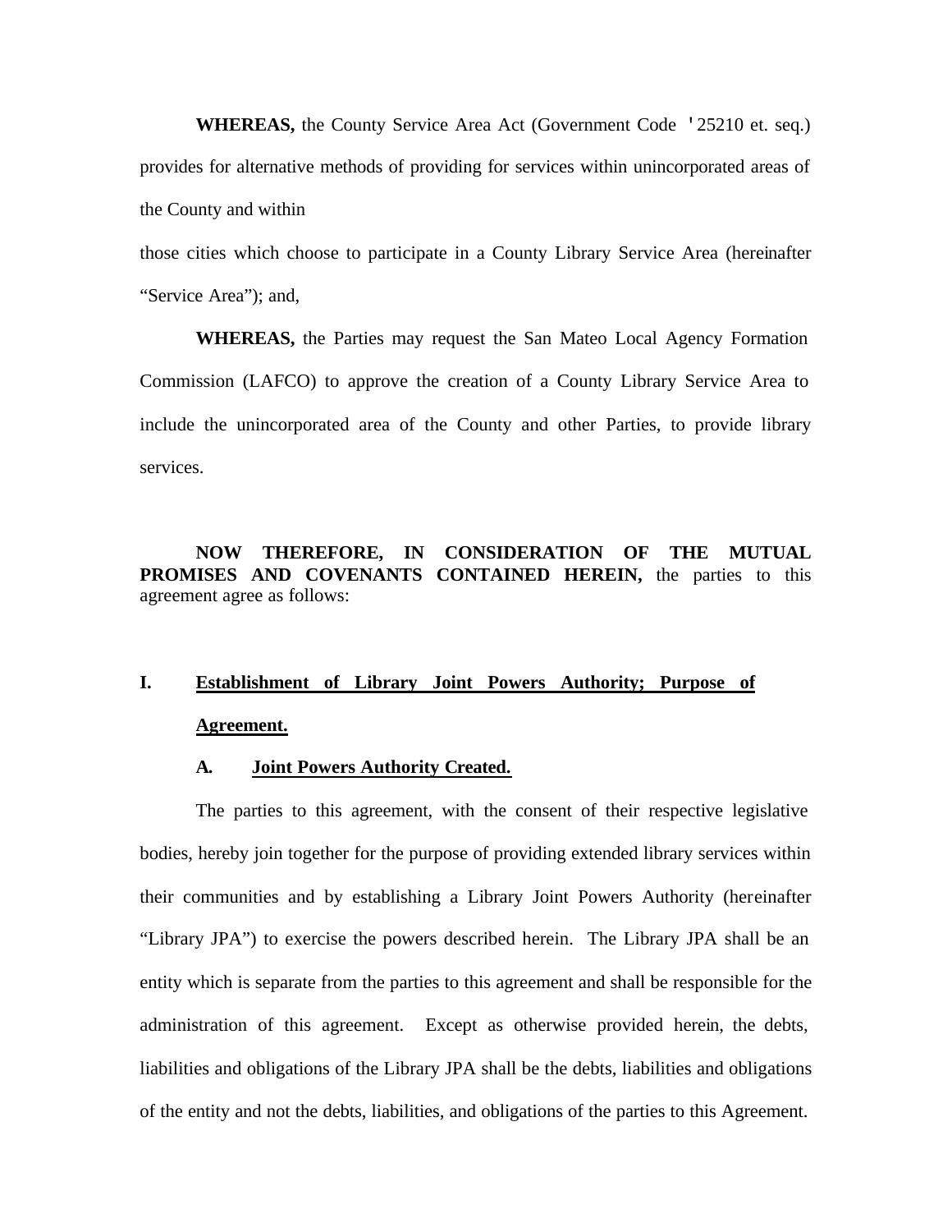**WHEREAS,** the County Service Area Act (Government Code ' 25210 et. seq.) provides for alternative methods of providing for services within unincorporated areas of the County and within those cities which choose to participate in a County Library Service Area (hereinafter "Service Area"); and,

**WHEREAS,** the Parties may request the San Mateo Local Agency Formation Commission (LAFCO) to approve the creation of a County Library Service Area to include the unincorporated area of the County and other Parties, to provide library services.

**NOW THEREFORE, IN CONSIDERATION OF THE MUTUAL PROMISES AND COVENANTS CONTAINED HEREIN,** the parties to this agreement agree as follows:

## I. Establishment of Library Joint Powers Authority; Purpose of Agreement.

### A. Joint Powers Authority Created.

The parties to this agreement, with the consent of their respective legislative bodies, hereby join together for the purpose of providing extended library services within their communities and by establishing a Library Joint Powers Authority (hereinafter "Library JPA") to exercise the powers described herein. The Library JPA shall be an entity which is separate from the parties to this agreement and shall be responsible for the administration of this agreement. Except as otherwise provided herein, the debts, liabilities and obligations of the Library JPA shall be the debts, liabilities and obligations of the entity and not the debts, liabilities, and obligations of the parties to this Agreement.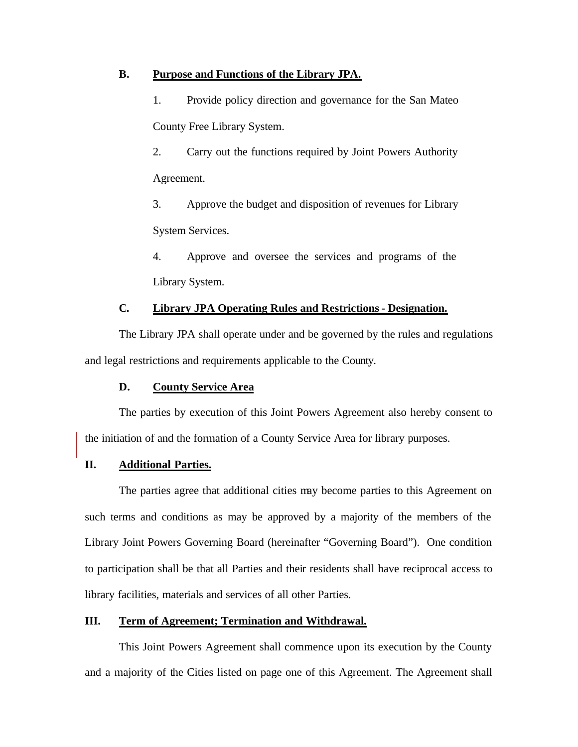### B. Purpose and Functions of the Library JPA.

1. Provide policy direction and governance for the San Mateo County Free Library System.

2. Carry out the functions required by Joint Powers Authority Agreement.

3. Approve the budget and disposition of revenues for Library System Services.

4. Approve and oversee the services and programs of the Library System.

### C. Library JPA Operating Rules and Restrictions - Designation.

The Library JPA shall operate under and be governed by the rules and regulations and legal restrictions and requirements applicable to the County.

### D. County Service Area

The parties by execution of this Joint Powers Agreement also hereby consent to the initiation of and the formation of a County Service Area for library purposes.

## II. Additional Parties.

The parties agree that additional cities may become parties to this Agreement on such terms and conditions as may be approved by a majority of the members of the Library Joint Powers Governing Board (hereinafter "Governing Board"). One condition to participation shall be that all Parties and their residents shall have reciprocal access to library facilities, materials and services of all other Parties.

## III. Term of Agreement; Termination and Withdrawal.

This Joint Powers Agreement shall commence upon its execution by the County and a majority of the Cities listed on page one of this Agreement. The Agreement shall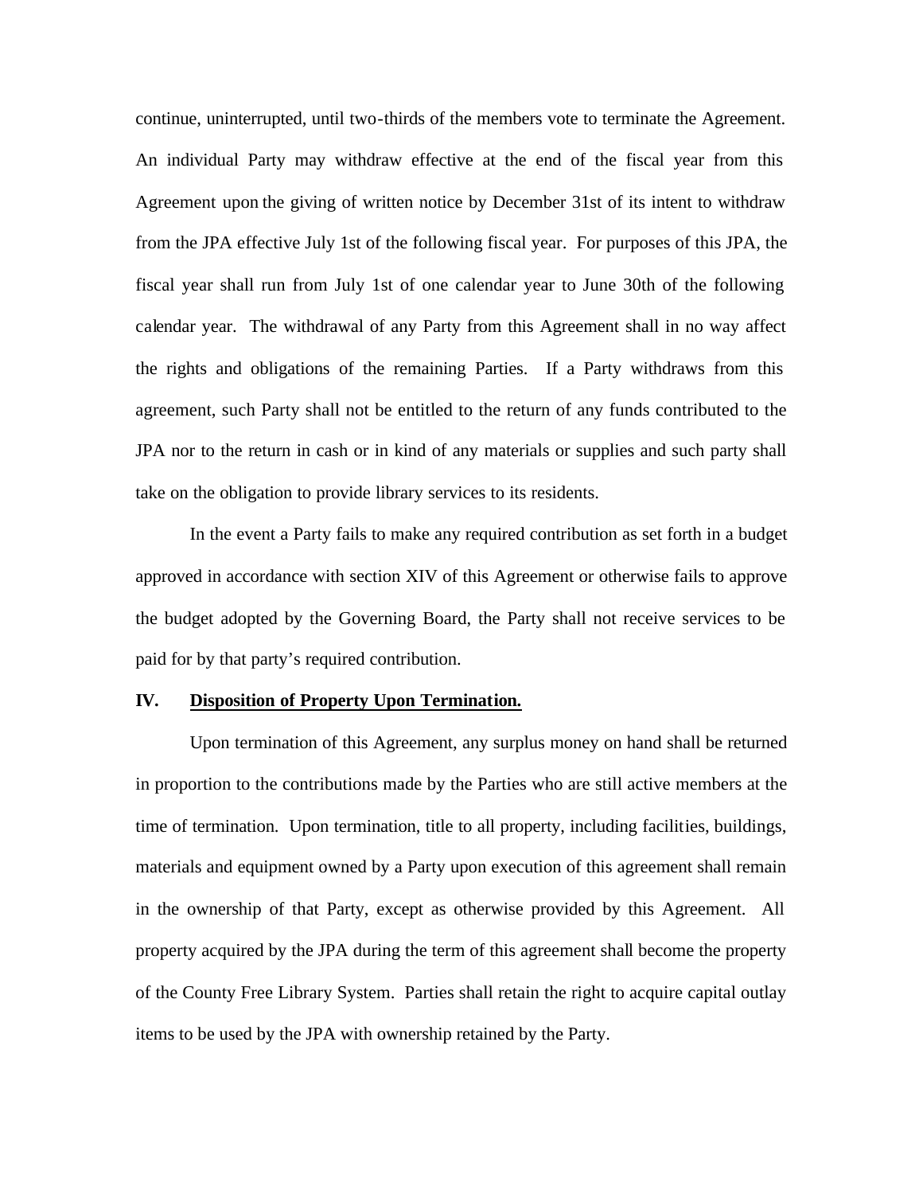continue, uninterrupted, until two-thirds of the members vote to terminate the Agreement. An individual Party may withdraw effective at the end of the fiscal year from this Agreement upon the giving of written notice by December 31st of its intent to withdraw from the JPA effective July 1st of the following fiscal year. For purposes of this JPA, the fiscal year shall run from July 1st of one calendar year to June 30th of the following calendar year. The withdrawal of any Party from this Agreement shall in no way affect the rights and obligations of the remaining Parties. If a Party withdraws from this agreement, such Party shall not be entitled to the return of any funds contributed to the JPA nor to the return in cash or in kind of any materials or supplies and such party shall take on the obligation to provide library services to its residents.

In the event a Party fails to make any required contribution as set forth in a budget approved in accordance with section XIV of this Agreement or otherwise fails to approve the budget adopted by the Governing Board, the Party shall not receive services to be paid for by that party's required contribution.

**IV. <u>Disposition of Property Upon Termination.</u>**

Upon termination of this Agreement, any surplus money on hand shall be returned in proportion to the contributions made by the Parties who are still active members at the time of termination. Upon termination, title to all property, including facilities, buildings, materials and equipment owned by a Party upon execution of this agreement shall remain in the ownership of that Party, except as otherwise provided by this Agreement. All property acquired by the JPA during the term of this agreement shall become the property of the County Free Library System. Parties shall retain the right to acquire capital outlay items to be used by the JPA with ownership retained by the Party.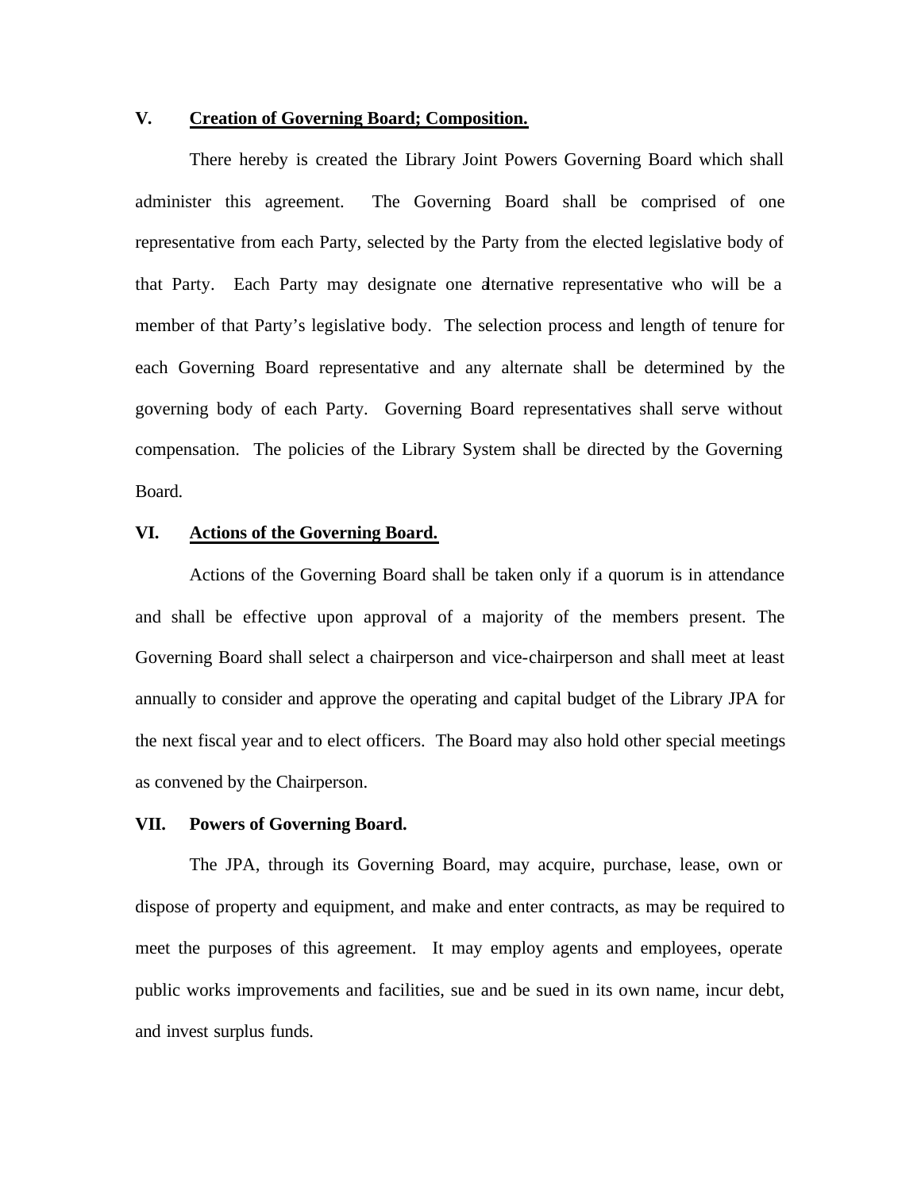**V. <u>Creation of Governing Board; Composition.</u>**

There hereby is created the Library Joint Powers Governing Board which shall administer this agreement. The Governing Board shall be comprised of one representative from each Party, selected by the Party from the elected legislative body of that Party. Each Party may designate one alternative representative who will be a member of that Party's legislative body. The selection process and length of tenure for each Governing Board representative and any alternate shall be determined by the governing body of each Party. Governing Board representatives shall serve without compensation. The policies of the Library System shall be directed by the Governing Board.

**VI. <u>Actions of the Governing Board.</u>**

Actions of the Governing Board shall be taken only if a quorum is in attendance and shall be effective upon approval of a majority of the members present. The Governing Board shall select a chairperson and vice-chairperson and shall meet at least annually to consider and approve the operating and capital budget of the Library JPA for the next fiscal year and to elect officers. The Board may also hold other special meetings as convened by the Chairperson.

**VII. Powers of Governing Board.**

The JPA, through its Governing Board, may acquire, purchase, lease, own or dispose of property and equipment, and make and enter contracts, as may be required to meet the purposes of this agreement. It may employ agents and employees, operate public works improvements and facilities, sue and be sued in its own name, incur debt, and invest surplus funds.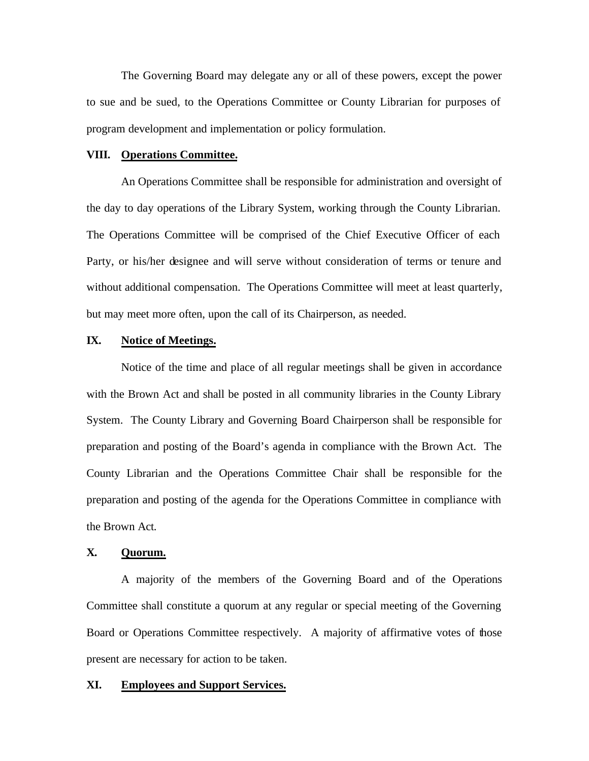The Governing Board may delegate any or all of these powers, except the power to sue and be sued, to the Operations Committee or County Librarian for purposes of program development and implementation or policy formulation.

## VIII. Operations Committee.

An Operations Committee shall be responsible for administration and oversight of the day to day operations of the Library System, working through the County Librarian. The Operations Committee will be comprised of the Chief Executive Officer of each Party, or his/her designee and will serve without consideration of terms or tenure and without additional compensation. The Operations Committee will meet at least quarterly, but may meet more often, upon the call of its Chairperson, as needed.

## IX. Notice of Meetings.

Notice of the time and place of all regular meetings shall be given in accordance with the Brown Act and shall be posted in all community libraries in the County Library System. The County Library and Governing Board Chairperson shall be responsible for preparation and posting of the Board's agenda in compliance with the Brown Act. The County Librarian and the Operations Committee Chair shall be responsible for the preparation and posting of the agenda for the Operations Committee in compliance with the Brown Act.

## X. Quorum.

A majority of the members of the Governing Board and of the Operations Committee shall constitute a quorum at any regular or special meeting of the Governing Board or Operations Committee respectively. A majority of affirmative votes of those present are necessary for action to be taken.

## XI. Employees and Support Services.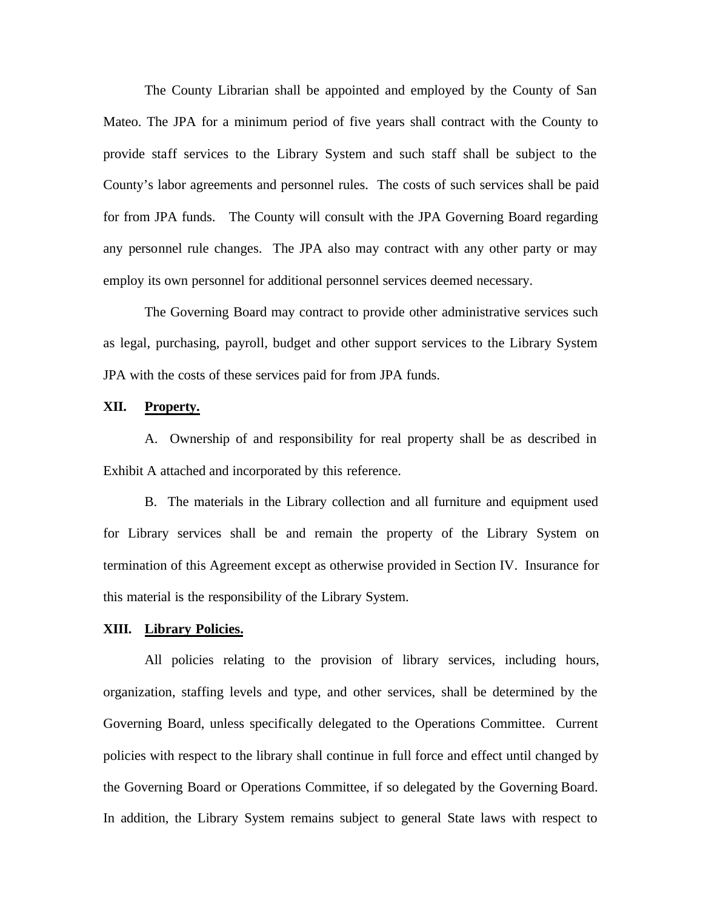The County Librarian shall be appointed and employed by the County of San Mateo. The JPA for a minimum period of five years shall contract with the County to provide staff services to the Library System and such staff shall be subject to the County's labor agreements and personnel rules. The costs of such services shall be paid for from JPA funds. The County will consult with the JPA Governing Board regarding any personnel rule changes. The JPA also may contract with any other party or may employ its own personnel for additional personnel services deemed necessary.

The Governing Board may contract to provide other administrative services such as legal, purchasing, payroll, budget and other support services to the Library System JPA with the costs of these services paid for from JPA funds.

**XII. <u>Property.</u>**

A. Ownership of and responsibility for real property shall be as described in Exhibit A attached and incorporated by this reference.

B. The materials in the Library collection and all furniture and equipment used for Library services shall be and remain the property of the Library System on termination of this Agreement except as otherwise provided in Section IV. Insurance for this material is the responsibility of the Library System.

**XIII. <u>Library Policies.</u>**

All policies relating to the provision of library services, including hours, organization, staffing levels and type, and other services, shall be determined by the Governing Board, unless specifically delegated to the Operations Committee. Current policies with respect to the library shall continue in full force and effect until changed by the Governing Board or Operations Committee, if so delegated by the Governing Board. In addition, the Library System remains subject to general State laws with respect to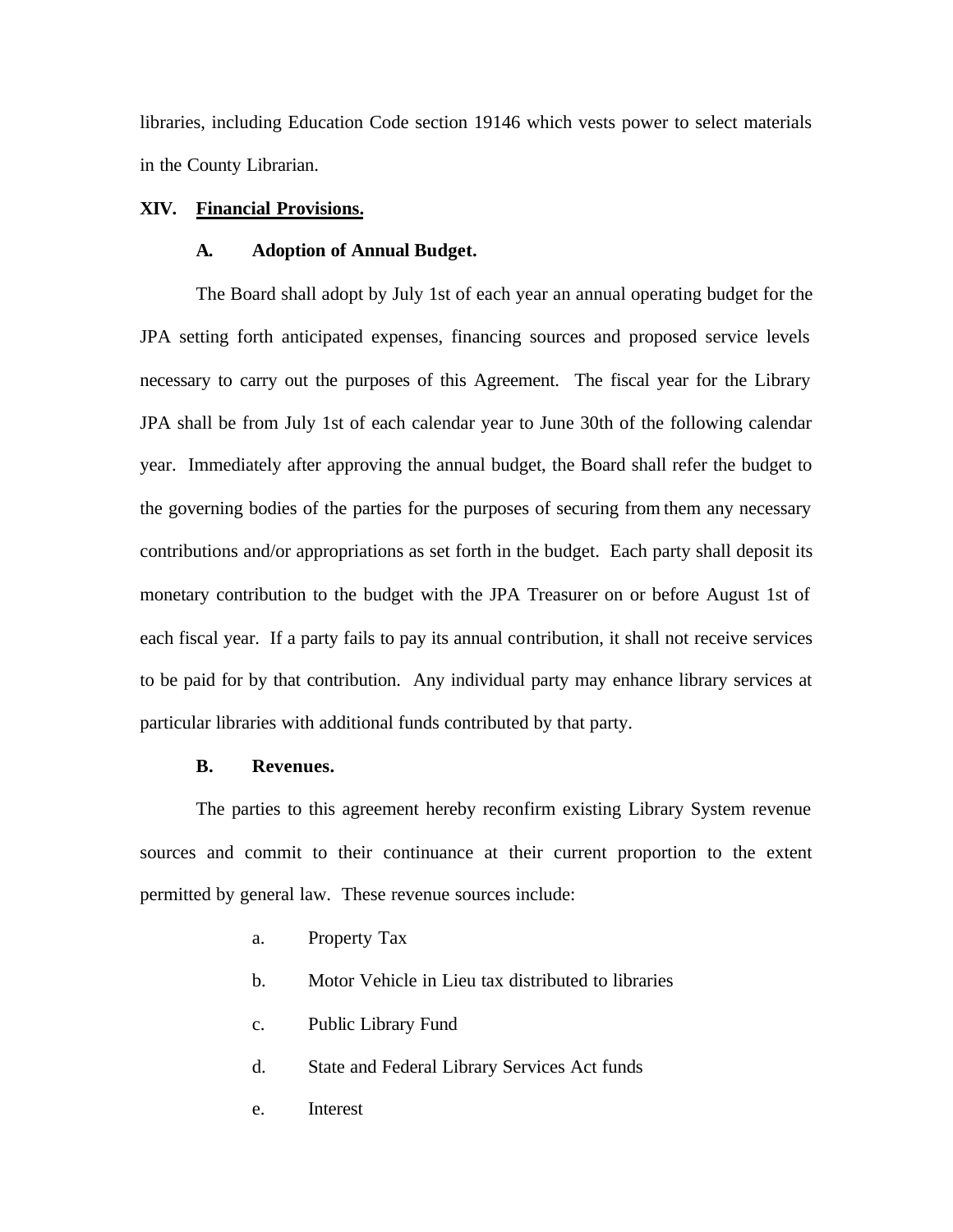libraries, including Education Code section 19146 which vests power to select materials in the County Librarian.

## XIV. Financial Provisions.

### A. Adoption of Annual Budget.

The Board shall adopt by July 1st of each year an annual operating budget for the JPA setting forth anticipated expenses, financing sources and proposed service levels necessary to carry out the purposes of this Agreement. The fiscal year for the Library JPA shall be from July 1st of each calendar year to June 30th of the following calendar year. Immediately after approving the annual budget, the Board shall refer the budget to the governing bodies of the parties for the purposes of securing from them any necessary contributions and/or appropriations as set forth in the budget. Each party shall deposit its monetary contribution to the budget with the JPA Treasurer on or before August 1st of each fiscal year. If a party fails to pay its annual contribution, it shall not receive services to be paid for by that contribution. Any individual party may enhance library services at particular libraries with additional funds contributed by that party.

### B. Revenues.

The parties to this agreement hereby reconfirm existing Library System revenue sources and commit to their continuance at their current proportion to the extent permitted by general law. These revenue sources include:

a. Property Tax

b. Motor Vehicle in Lieu tax distributed to libraries

c. Public Library Fund

d. State and Federal Library Services Act funds

e. Interest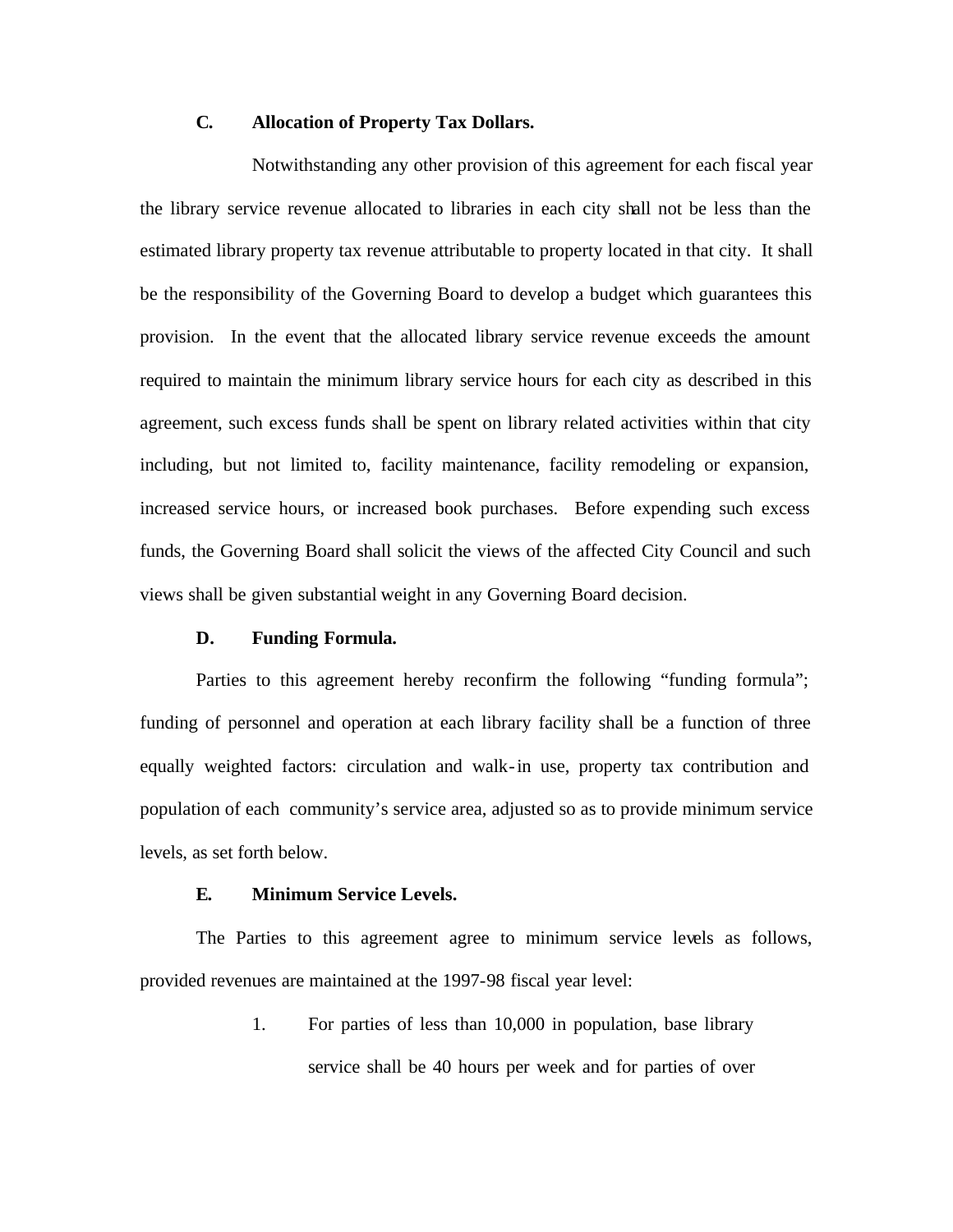**C. Allocation of Property Tax Dollars.**

Notwithstanding any other provision of this agreement for each fiscal year the library service revenue allocated to libraries in each city shall not be less than the estimated library property tax revenue attributable to property located in that city. It shall be the responsibility of the Governing Board to develop a budget which guarantees this provision. In the event that the allocated library service revenue exceeds the amount required to maintain the minimum library service hours for each city as described in this agreement, such excess funds shall be spent on library related activities within that city including, but not limited to, facility maintenance, facility remodeling or expansion, increased service hours, or increased book purchases. Before expending such excess funds, the Governing Board shall solicit the views of the affected City Council and such views shall be given substantial weight in any Governing Board decision.

**D. Funding Formula.**

Parties to this agreement hereby reconfirm the following "funding formula"; funding of personnel and operation at each library facility shall be a function of three equally weighted factors: circulation and walk-in use, property tax contribution and population of each community's service area, adjusted so as to provide minimum service levels, as set forth below.

**E. Minimum Service Levels.**

The Parties to this agreement agree to minimum service levels as follows, provided revenues are maintained at the 1997-98 fiscal year level:

1. For parties of less than 10,000 in population, base library service shall be 40 hours per week and for parties of over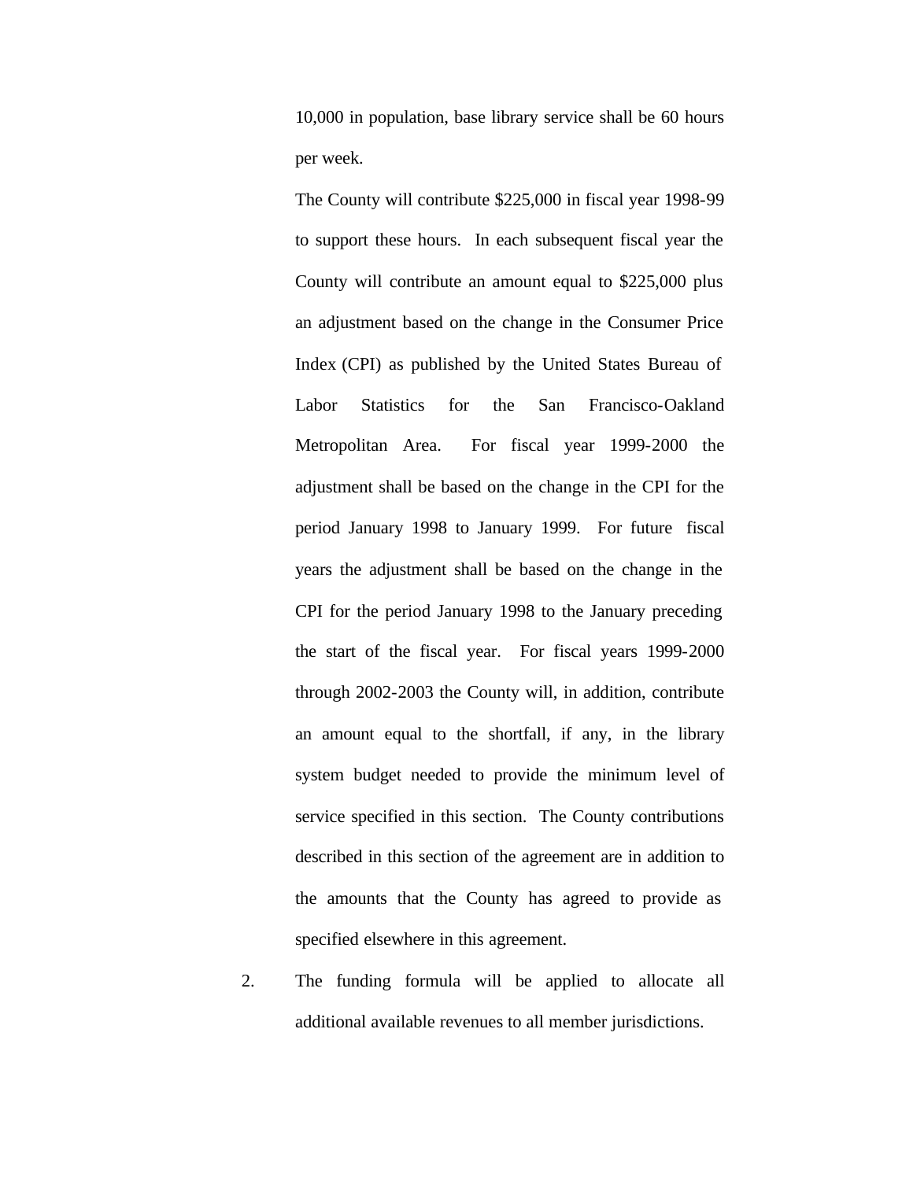10,000 in population, base library service shall be 60 hours per week.

The County will contribute $225,000 in fiscal year 1998-99 to support these hours. In each subsequent fiscal year the County will contribute an amount equal to $225,000 plus an adjustment based on the change in the Consumer Price Index (CPI) as published by the United States Bureau of Labor Statistics for the San Francisco-Oakland Metropolitan Area. For fiscal year 1999-2000 the adjustment shall be based on the change in the CPI for the period January 1998 to January 1999. For future fiscal years the adjustment shall be based on the change in the CPI for the period January 1998 to the January preceding the start of the fiscal year. For fiscal years 1999-2000 through 2002-2003 the County will, in addition, contribute an amount equal to the shortfall, if any, in the library system budget needed to provide the minimum level of service specified in this section. The County contributions described in this section of the agreement are in addition to the amounts that the County has agreed to provide as specified elsewhere in this agreement.

2. The funding formula will be applied to allocate all additional available revenues to all member jurisdictions.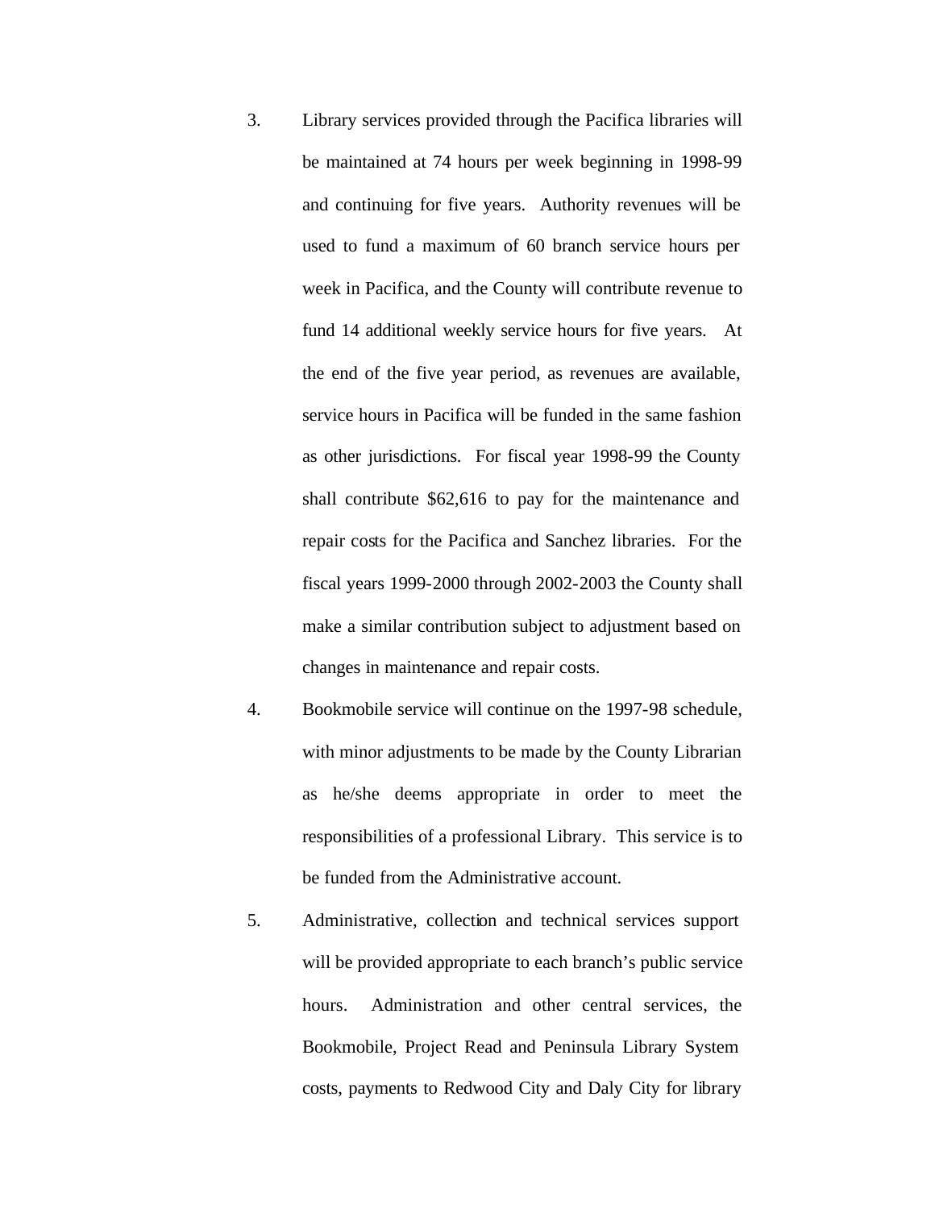3. Library services provided through the Pacifica libraries will be maintained at 74 hours per week beginning in 1998-99 and continuing for five years. Authority revenues will be used to fund a maximum of 60 branch service hours per week in Pacifica, and the County will contribute revenue to fund 14 additional weekly service hours for five years. At the end of the five year period, as revenues are available, service hours in Pacifica will be funded in the same fashion as other jurisdictions. For fiscal year 1998-99 the County shall contribute $62,616 to pay for the maintenance and repair costs for the Pacifica and Sanchez libraries. For the fiscal years 1999-2000 through 2002-2003 the County shall make a similar contribution subject to adjustment based on changes in maintenance and repair costs.

4. Bookmobile service will continue on the 1997-98 schedule, with minor adjustments to be made by the County Librarian as he/she deems appropriate in order to meet the responsibilities of a professional Library. This service is to be funded from the Administrative account.

5. Administrative, collection and technical services support will be provided appropriate to each branch's public service hours. Administration and other central services, the Bookmobile, Project Read and Peninsula Library System costs, payments to Redwood City and Daly City for library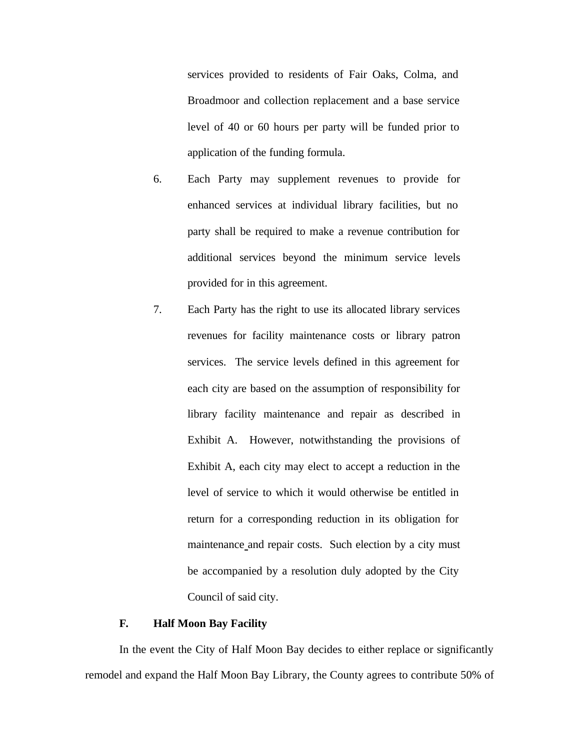services provided to residents of Fair Oaks, Colma, and Broadmoor and collection replacement and a base service level of 40 or 60 hours per party will be funded prior to application of the funding formula.

6. Each Party may supplement revenues to provide for enhanced services at individual library facilities, but no party shall be required to make a revenue contribution for additional services beyond the minimum service levels provided for in this agreement.

7. Each Party has the right to use its allocated library services revenues for facility maintenance costs or library patron services. The service levels defined in this agreement for each city are based on the assumption of responsibility for library facility maintenance and repair as described in Exhibit A. However, notwithstanding the provisions of Exhibit A, each city may elect to accept a reduction in the level of service to which it would otherwise be entitled in return for a corresponding reduction in its obligation for maintenance and repair costs. Such election by a city must be accompanied by a resolution duly adopted by the City Council of said city.

**F. Half Moon Bay Facility**

In the event the City of Half Moon Bay decides to either replace or significantly remodel and expand the Half Moon Bay Library, the County agrees to contribute 50% of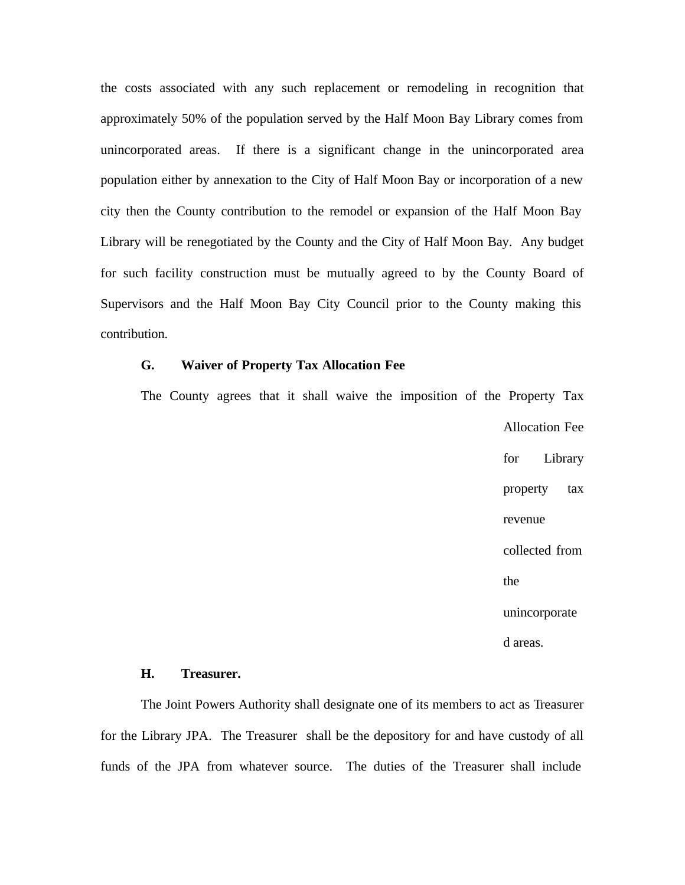the costs associated with any such replacement or remodeling in recognition that approximately 50% of the population served by the Half Moon Bay Library comes from unincorporated areas. If there is a significant change in the unincorporated area population either by annexation to the City of Half Moon Bay or incorporation of a new city then the County contribution to the remodel or expansion of the Half Moon Bay Library will be renegotiated by the County and the City of Half Moon Bay. Any budget for such facility construction must be mutually agreed to by the County Board of Supervisors and the Half Moon Bay City Council prior to the County making this contribution.

**G. Waiver of Property Tax Allocation Fee**

The County agrees that it shall waive the imposition of the Property Tax Allocation Fee for Library property tax revenue collected from the unincorporated areas.

**H. Treasurer.**

The Joint Powers Authority shall designate one of its members to act as Treasurer for the Library JPA. The Treasurer shall be the depository for and have custody of all funds of the JPA from whatever source. The duties of the Treasurer shall include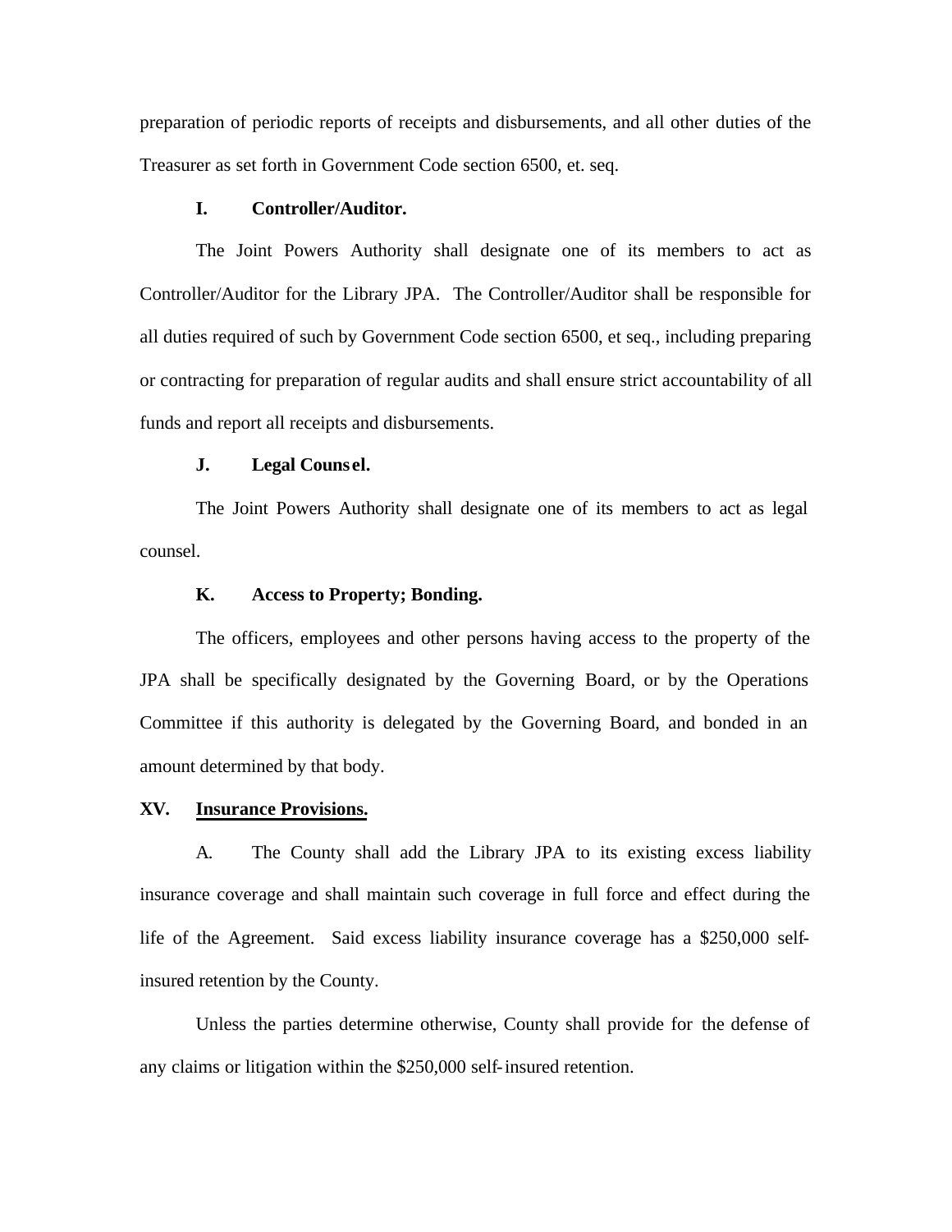preparation of periodic reports of receipts and disbursements, and all other duties of the Treasurer as set forth in Government Code section 6500, et. seq.

**I. Controller/Auditor.**

The Joint Powers Authority shall designate one of its members to act as Controller/Auditor for the Library JPA. The Controller/Auditor shall be responsible for all duties required of such by Government Code section 6500, et seq., including preparing or contracting for preparation of regular audits and shall ensure strict accountability of all funds and report all receipts and disbursements.

**J. Legal Counsel.**

The Joint Powers Authority shall designate one of its members to act as legal counsel.

**K. Access to Property; Bonding.**

The officers, employees and other persons having access to the property of the JPA shall be specifically designated by the Governing Board, or by the Operations Committee if this authority is delegated by the Governing Board, and bonded in an amount determined by that body.

**XV. <u>Insurance Provisions.</u>**

A. The County shall add the Library JPA to its existing excess liability insurance coverage and shall maintain such coverage in full force and effect during the life of the Agreement. Said excess liability insurance coverage has a $250,000 self-insured retention by the County.

Unless the parties determine otherwise, County shall provide for the defense of any claims or litigation within the $250,000 self-insured retention.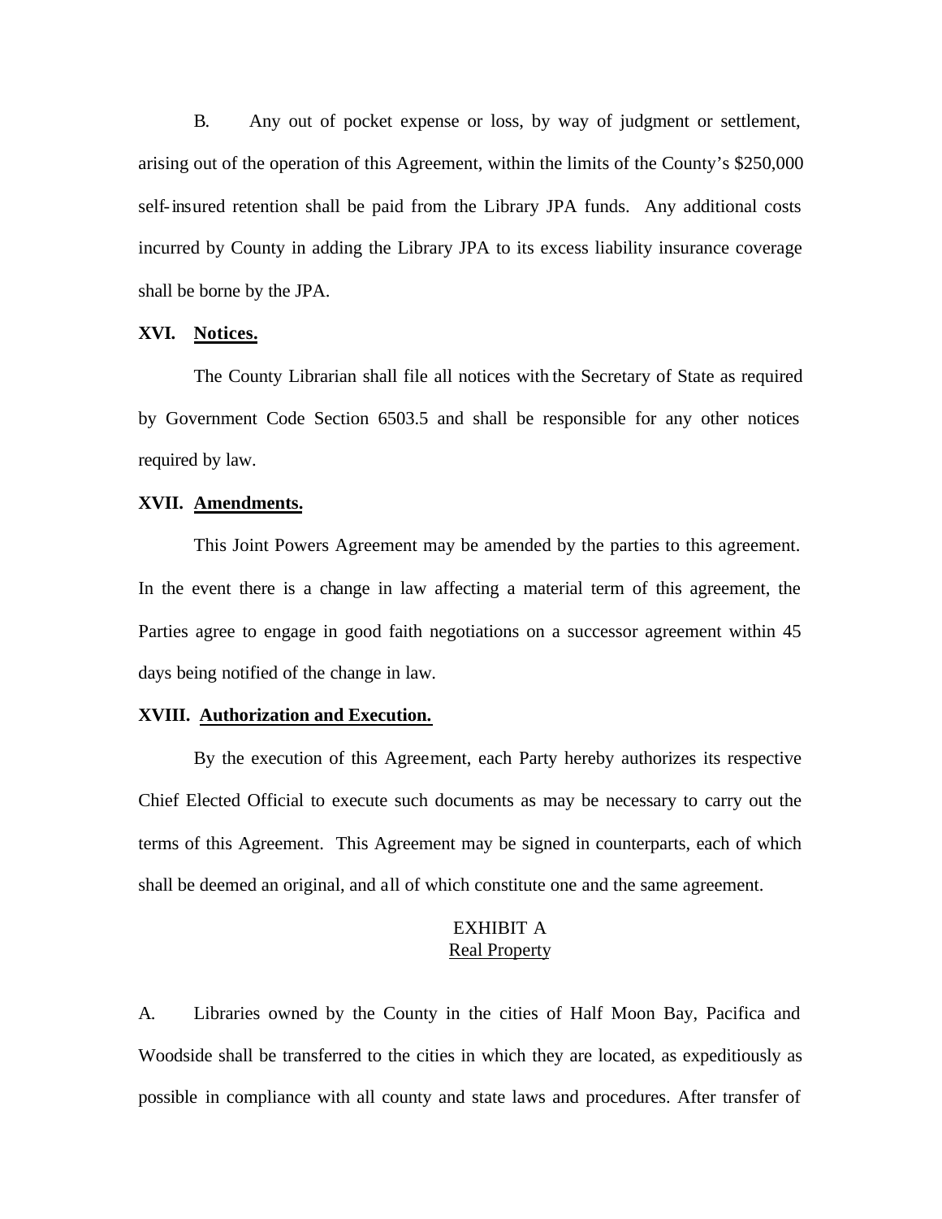B. Any out of pocket expense or loss, by way of judgment or settlement, arising out of the operation of this Agreement, within the limits of the County's $250,000 self-insured retention shall be paid from the Library JPA funds. Any additional costs incurred by County in adding the Library JPA to its excess liability insurance coverage shall be borne by the JPA.

**XVI. Notices.**

The County Librarian shall file all notices with the Secretary of State as required by Government Code Section 6503.5 and shall be responsible for any other notices required by law.

**XVII. Amendments.**

This Joint Powers Agreement may be amended by the parties to this agreement. In the event there is a change in law affecting a material term of this agreement, the Parties agree to engage in good faith negotiations on a successor agreement within 45 days being notified of the change in law.

**XVIII. Authorization and Execution.**

By the execution of this Agreement, each Party hereby authorizes its respective Chief Elected Official to execute such documents as may be necessary to carry out the terms of this Agreement. This Agreement may be signed in counterparts, each of which shall be deemed an original, and all of which constitute one and the same agreement.

EXHIBIT A
Real Property

A. Libraries owned by the County in the cities of Half Moon Bay, Pacifica and Woodside shall be transferred to the cities in which they are located, as expeditiously as possible in compliance with all county and state laws and procedures. After transfer of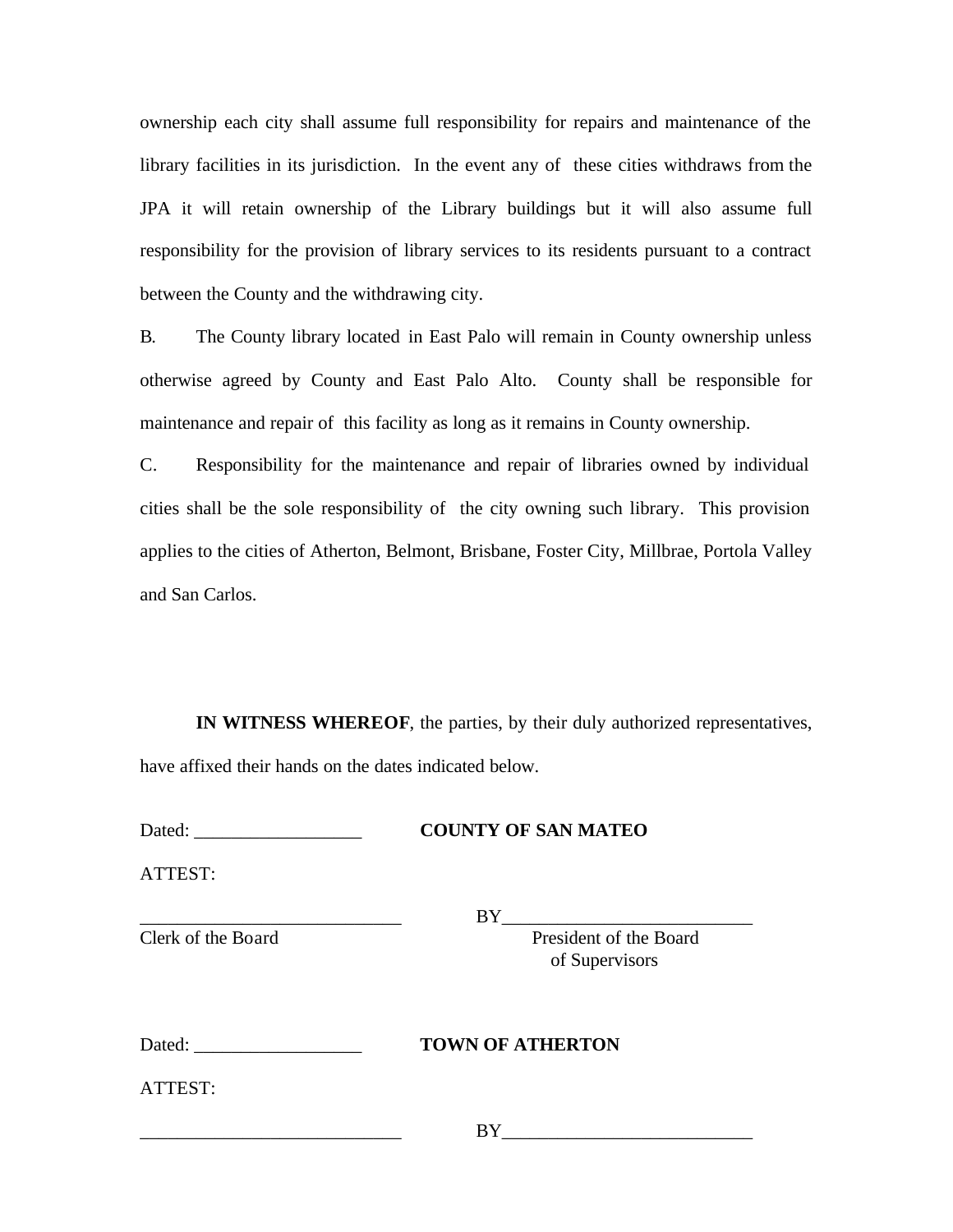ownership each city shall assume full responsibility for repairs and maintenance of the library facilities in its jurisdiction. In the event any of these cities withdraws from the JPA it will retain ownership of the Library buildings but it will also assume full responsibility for the provision of library services to its residents pursuant to a contract between the County and the withdrawing city.

B. The County library located in East Palo will remain in County ownership unless otherwise agreed by County and East Palo Alto. County shall be responsible for maintenance and repair of this facility as long as it remains in County ownership.

C. Responsibility for the maintenance and repair of libraries owned by individual cities shall be the sole responsibility of the city owning such library. This provision applies to the cities of Atherton, Belmont, Brisbane, Foster City, Millbrae, Portola Valley and San Carlos.

**IN WITNESS WHEREOF**, the parties, by their duly authorized representatives, have affixed their hands on the dates indicated below.

Dated: __________________ **COUNTY OF SAN MATEO**

ATTEST:

____________________________ BY__________________________

Clerk of the Board President of the Board of Supervisors

Dated: __________________ **TOWN OF ATHERTON**

ATTEST:

____________________________ BY__________________________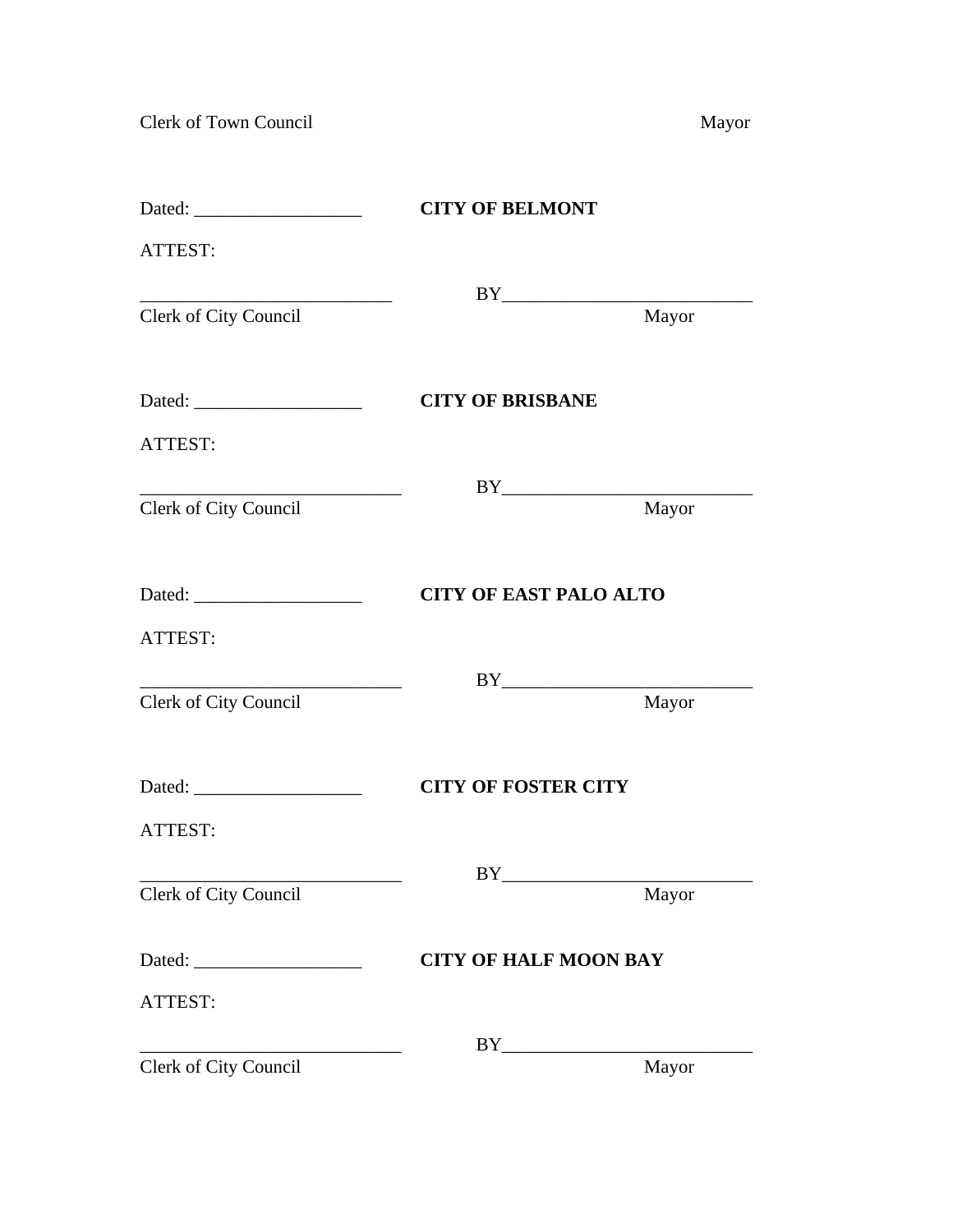Clerk of Town Council Mayor

Dated: __________________ **CITY OF BELMONT**

ATTEST:

____________________________ BY___________________________

Clerk of City Council Mayor

Dated: __________________ **CITY OF BRISBANE**

ATTEST:

_____________________________ BY___________________________

Clerk of City Council Mayor

Dated: __________________ **CITY OF EAST PALO ALTO**

ATTEST:

_____________________________ BY___________________________

Clerk of City Council Mayor

Dated: __________________ **CITY OF FOSTER CITY**

ATTEST:

_____________________________ BY___________________________

Clerk of City Council Mayor

Dated: __________________ **CITY OF HALF MOON BAY**

ATTEST:

_____________________________ BY___________________________

Clerk of City Council Mayor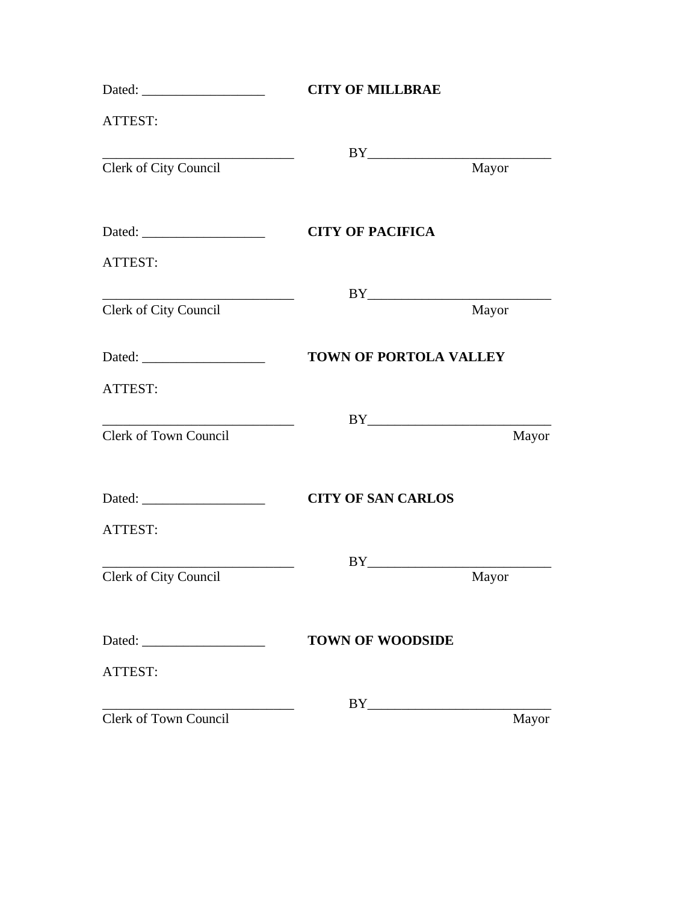Dated: __________________ **CITY OF MILLBRAE**

ATTEST:

____________________________ BY___________________________

Clerk of City Council Mayor

Dated: __________________ **CITY OF PACIFICA**

ATTEST:

____________________________ BY___________________________

Clerk of City Council Mayor

Dated: __________________ **TOWN OF PORTOLA VALLEY**

ATTEST:

____________________________ BY___________________________

Clerk of Town Council Mayor

Dated: __________________ **CITY OF SAN CARLOS**

ATTEST:

____________________________ BY___________________________

Clerk of City Council Mayor

Dated: __________________ **TOWN OF WOODSIDE**

ATTEST:

____________________________ BY___________________________

Clerk of Town Council Mayor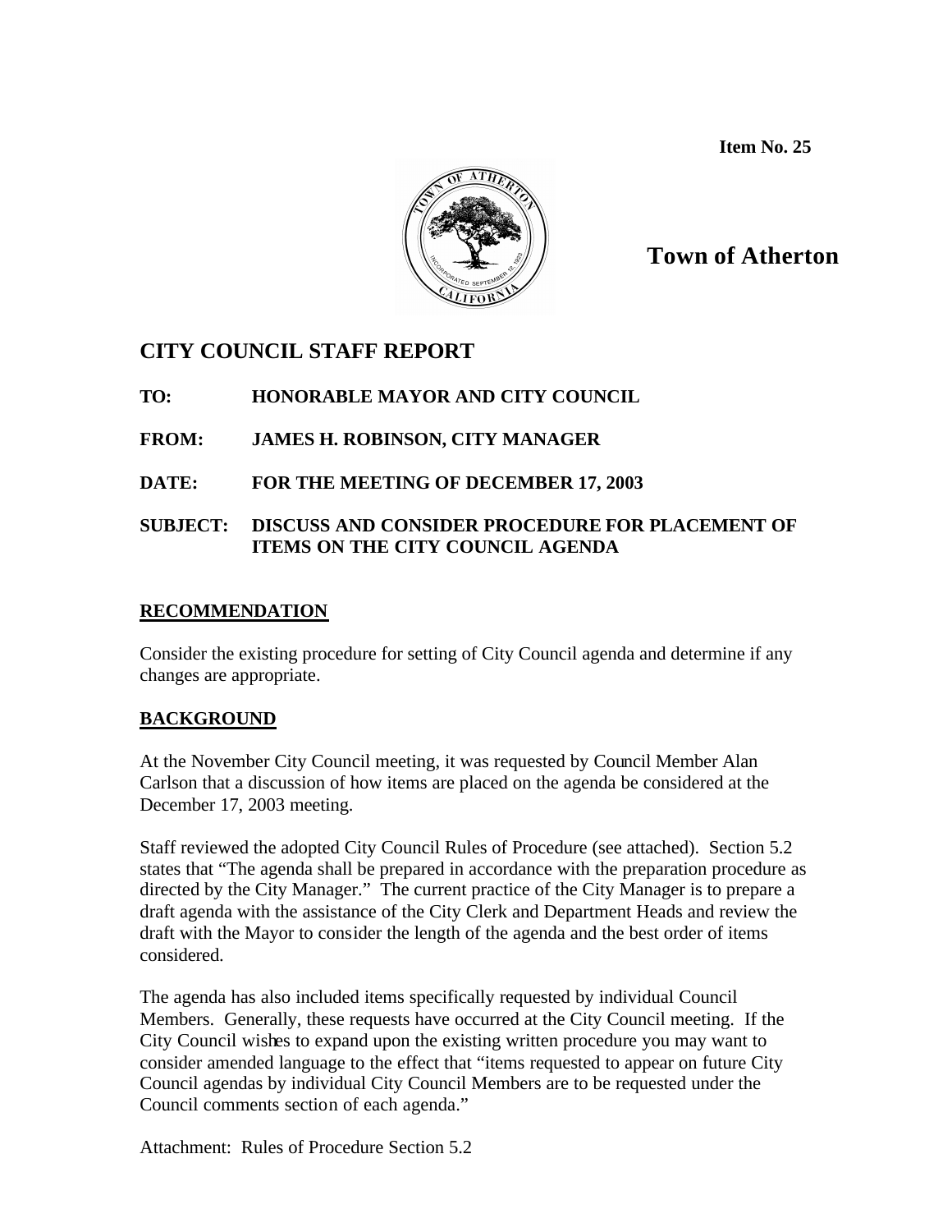**Item No. 25**

**Town of Atherton**

## CITY COUNCIL STAFF REPORT

**TO:** HONORABLE MAYOR AND CITY COUNCIL

**FROM:** JAMES H. ROBINSON, CITY MANAGER

**DATE:** FOR THE MEETING OF DECEMBER 17, 2003

**SUBJECT:** DISCUSS AND CONSIDER PROCEDURE FOR PLACEMENT OF ITEMS ON THE CITY COUNCIL AGENDA

### RECOMMENDATION

Consider the existing procedure for setting of City Council agenda and determine if any changes are appropriate.

### BACKGROUND

At the November City Council meeting, it was requested by Council Member Alan Carlson that a discussion of how items are placed on the agenda be considered at the December 17, 2003 meeting.

Staff reviewed the adopted City Council Rules of Procedure (see attached). Section 5.2 states that "The agenda shall be prepared in accordance with the preparation procedure as directed by the City Manager." The current practice of the City Manager is to prepare a draft agenda with the assistance of the City Clerk and Department Heads and review the draft with the Mayor to consider the length of the agenda and the best order of items considered.

The agenda has also included items specifically requested by individual Council Members. Generally, these requests have occurred at the City Council meeting. If the City Council wishes to expand upon the existing written procedure you may want to consider amended language to the effect that "items requested to appear on future City Council agendas by individual City Council Members are to be requested under the Council comments section of each agenda."

Attachment: Rules of Procedure Section 5.2